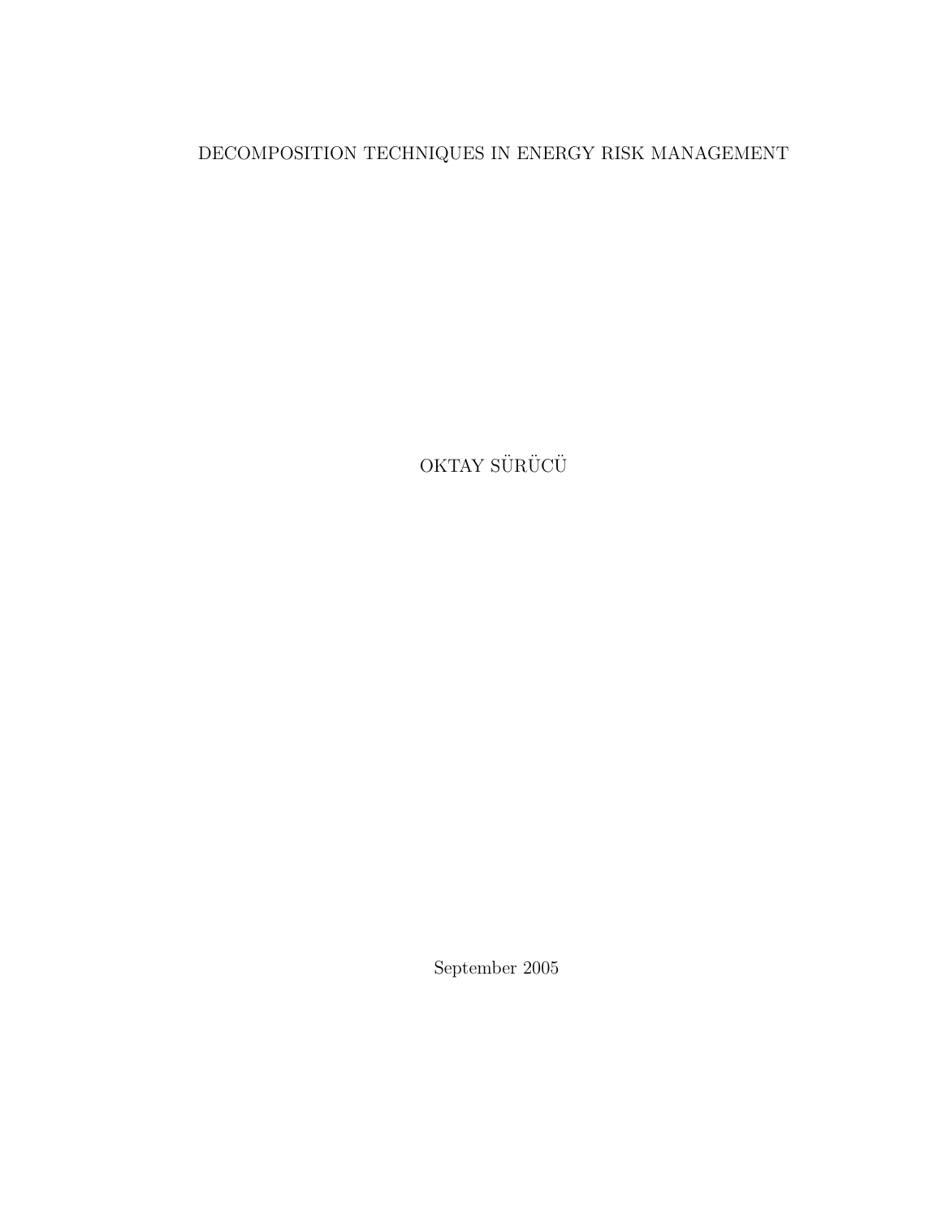# DECOMPOSITION TECHNIQUES IN ENERGY RISK MANAGEMENT

OKTAY SÜRÜCÜ

September 2005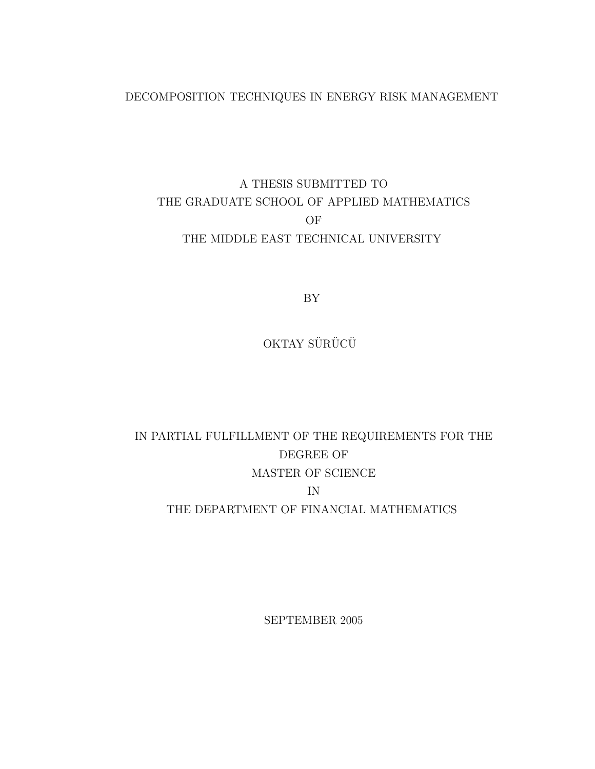# DECOMPOSITION TECHNIQUES IN ENERGY RISK MANAGEMENT

A THESIS SUBMITTED TO
THE GRADUATE SCHOOL OF APPLIED MATHEMATICS
OF
THE MIDDLE EAST TECHNICAL UNIVERSITY

BY

OKTAY SÜRÜCÜ

IN PARTIAL FULFILLMENT OF THE REQUIREMENTS FOR THE
DEGREE OF
MASTER OF SCIENCE
IN
THE DEPARTMENT OF FINANCIAL MATHEMATICS

SEPTEMBER 2005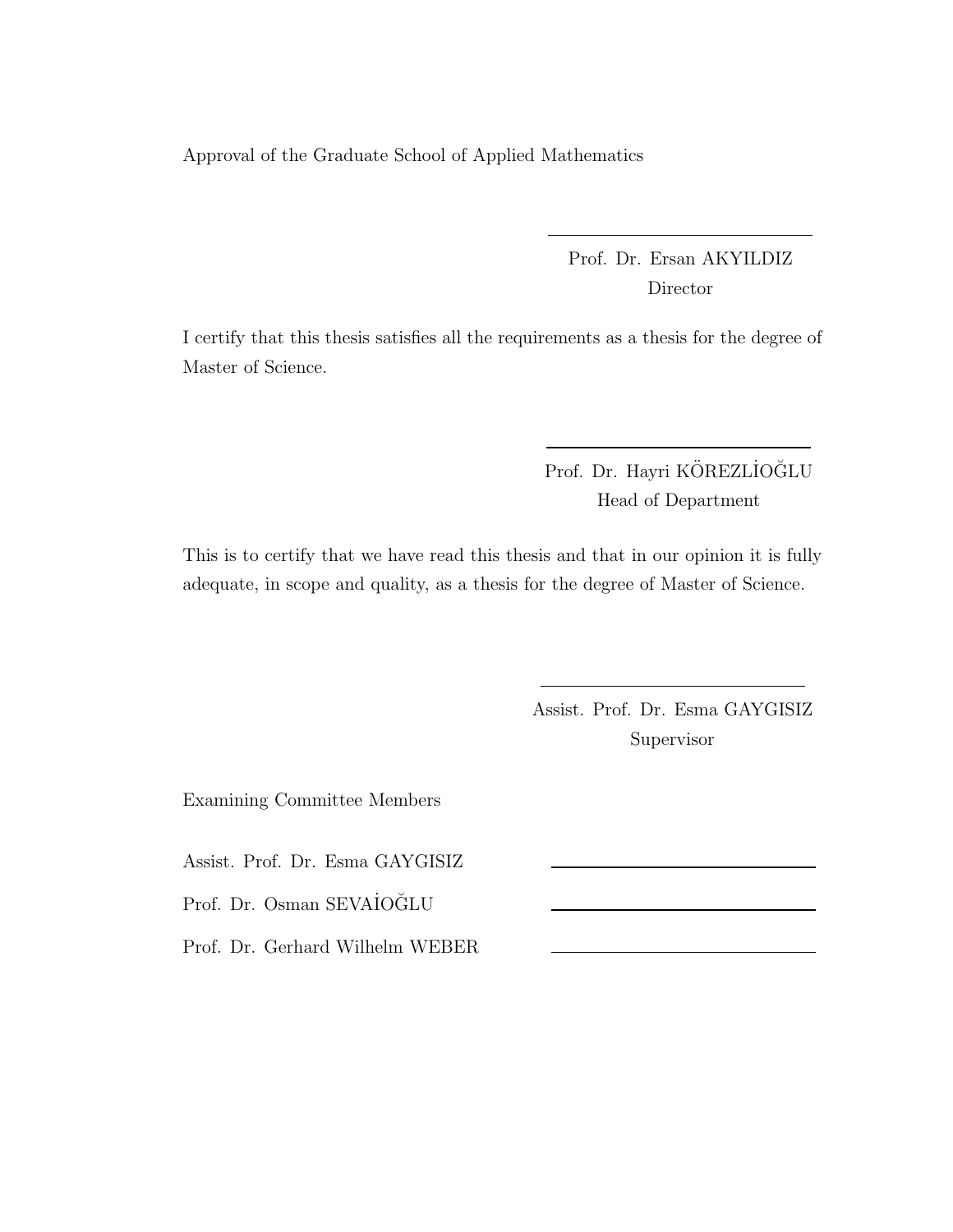Approval of the Graduate School of Applied Mathematics

Prof. Dr. Ersan AKYILDIZ
Director

I certify that this thesis satisfies all the requirements as a thesis for the degree of Master of Science.

Prof. Dr. Hayri KÖREZLİOĞLU
Head of Department

This is to certify that we have read this thesis and that in our opinion it is fully adequate, in scope and quality, as a thesis for the degree of Master of Science.

Assist. Prof. Dr. Esma GAYGISIZ
Supervisor

Examining Committee Members

Assist. Prof. Dr. Esma GAYGISIZ

Prof. Dr. Osman SEVAİOĞLU

Prof. Dr. Gerhard Wilhelm WEBER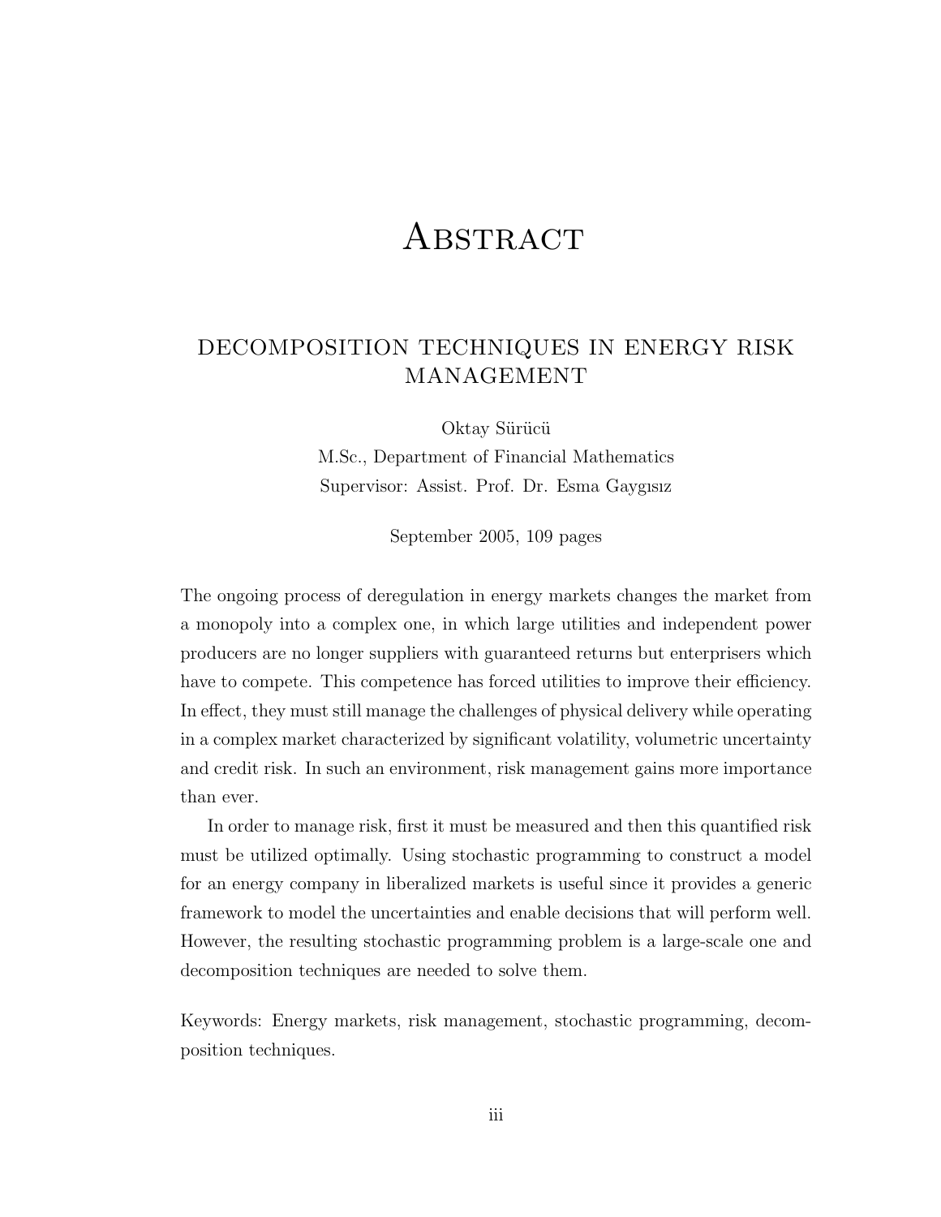# Abstract

## DECOMPOSITION TECHNIQUES IN ENERGY RISK MANAGEMENT

Oktay Sürücü

M.Sc., Department of Financial Mathematics

Supervisor: Assist. Prof. Dr. Esma Gaygısız

September 2005, 109 pages

The ongoing process of deregulation in energy markets changes the market from a monopoly into a complex one, in which large utilities and independent power producers are no longer suppliers with guaranteed returns but enterprisers which have to compete. This competence has forced utilities to improve their efficiency. In effect, they must still manage the challenges of physical delivery while operating in a complex market characterized by significant volatility, volumetric uncertainty and credit risk. In such an environment, risk management gains more importance than ever.

In order to manage risk, first it must be measured and then this quantified risk must be utilized optimally. Using stochastic programming to construct a model for an energy company in liberalized markets is useful since it provides a generic framework to model the uncertainties and enable decisions that will perform well. However, the resulting stochastic programming problem is a large-scale one and decomposition techniques are needed to solve them.

Keywords: Energy markets, risk management, stochastic programming, decomposition techniques.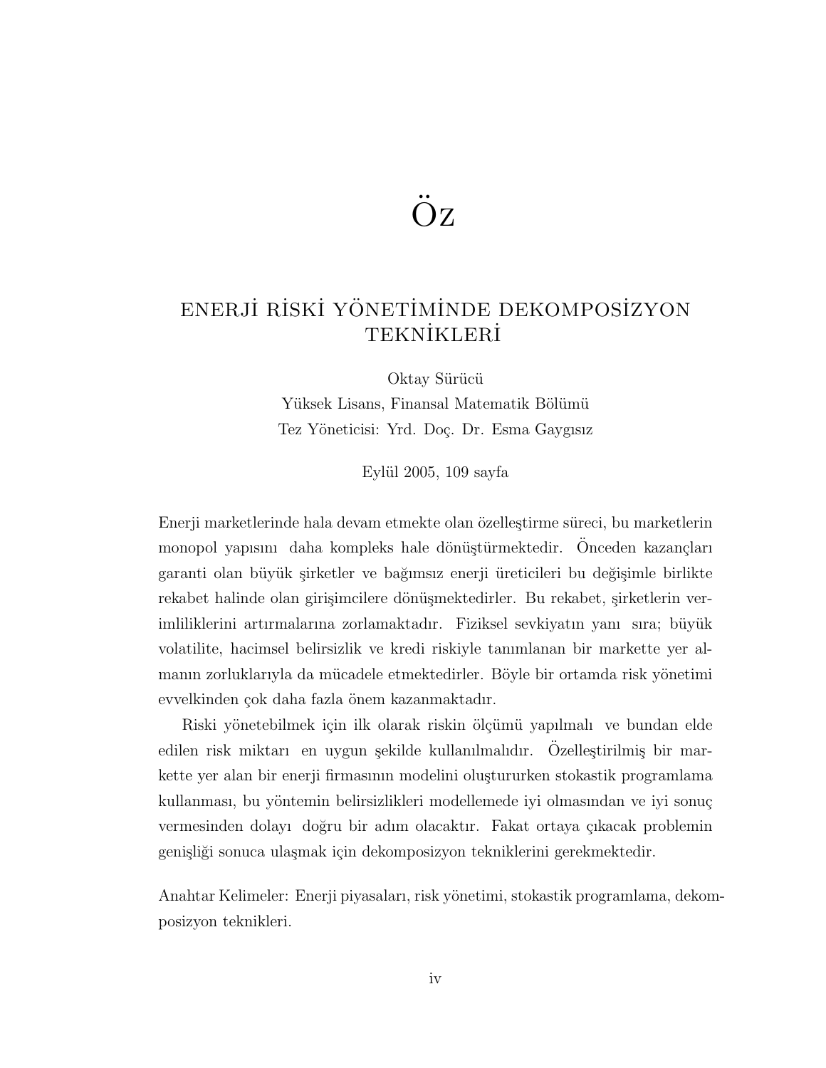# Öz

## ENERJİ RİSKİ YÖNETİMİNDE DEKOMPOSİZYON TEKNİKLERİ

Oktay Sürücü
Yüksek Lisans, Finansal Matematik Bölümü
Tez Yöneticisi: Yrd. Doç. Dr. Esma Gaygısız

Eylül 2005, 109 sayfa

Enerji marketlerinde hala devam etmekte olan özelleştirme süreci, bu marketlerin monopol yapısını daha kompleks hale dönüştürmektedir. Önceden kazançları garanti olan büyük şirketler ve bağımsız enerji üreticileri bu değişimle birlikte rekabet halinde olan girişimcilere dönüşmektedirler. Bu rekabet, şirketlerin verimliliklerini artırmalarına zorlamaktadır. Fiziksel sevkiyatın yanı sıra; büyük volatilite, hacimsel belirsizlik ve kredi riskiyle tanımlanan bir markette yer almanın zorluklarıyla da mücadele etmektedirler. Böyle bir ortamda risk yönetimi evvelkinden çok daha fazla önem kazanmaktadır.

Riski yönetebilmek için ilk olarak riskin ölçümü yapılmalı ve bundan elde edilen risk miktarı en uygun şekilde kullanılmalıdır. Özelleştirilmiş bir markette yer alan bir enerji firmasının modelini oluştururken stokastik programlama kullanması, bu yöntemin belirsizlikleri modellemede iyi olmasından ve iyi sonuç vermesinden dolayı doğru bir adım olacaktır. Fakat ortaya çıkacak problemin genişliği sonuca ulaşmak için dekomposizyon tekniklerini gerekmektedir.

Anahtar Kelimeler: Enerji piyasaları, risk yönetimi, stokastik programlama, dekomposizyon teknikleri.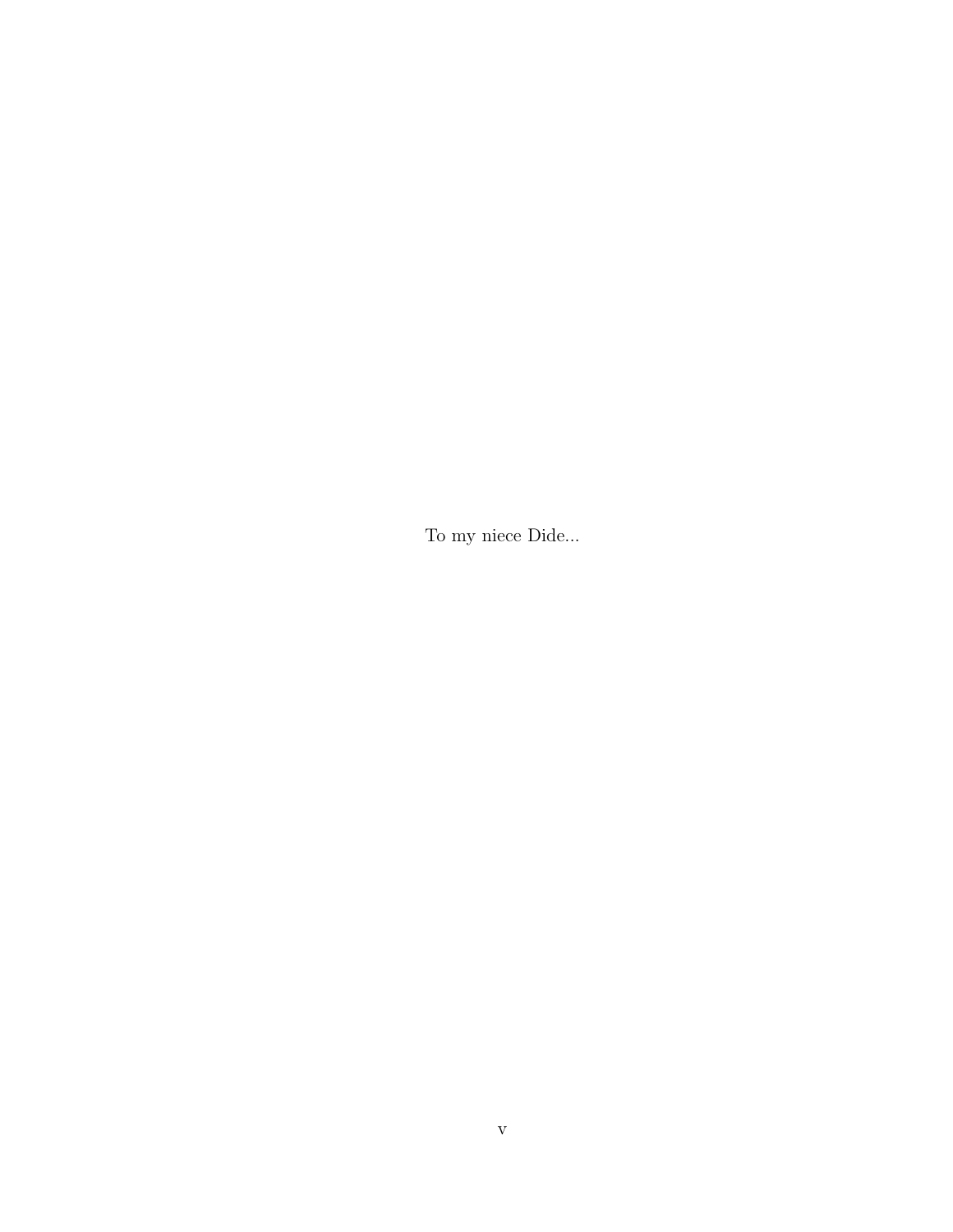To my niece Dide...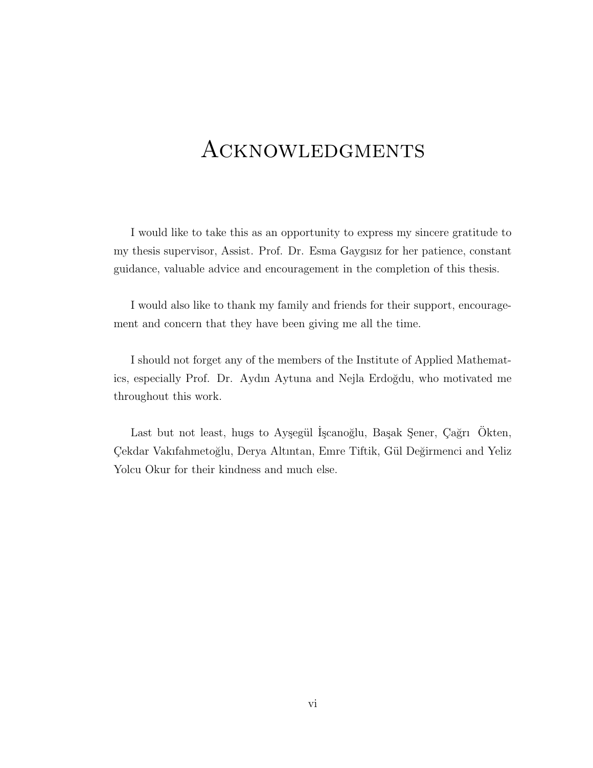# Acknowledgments

I would like to take this as an opportunity to express my sincere gratitude to my thesis supervisor, Assist. Prof. Dr. Esma Gaygısız for her patience, constant guidance, valuable advice and encouragement in the completion of this thesis.

I would also like to thank my family and friends for their support, encouragement and concern that they have been giving me all the time.

I should not forget any of the members of the Institute of Applied Mathematics, especially Prof. Dr. Aydın Aytuna and Nejla Erdoğdu, who motivated me throughout this work.

Last but not least, hugs to Ayşegül İşcanoğlu, Başak Şener, Çağrı Ökten, Çekdar Vakıfahmetoğlu, Derya Altıntan, Emre Tiftik, Gül Değirmenci and Yeliz Yolcu Okur for their kindness and much else.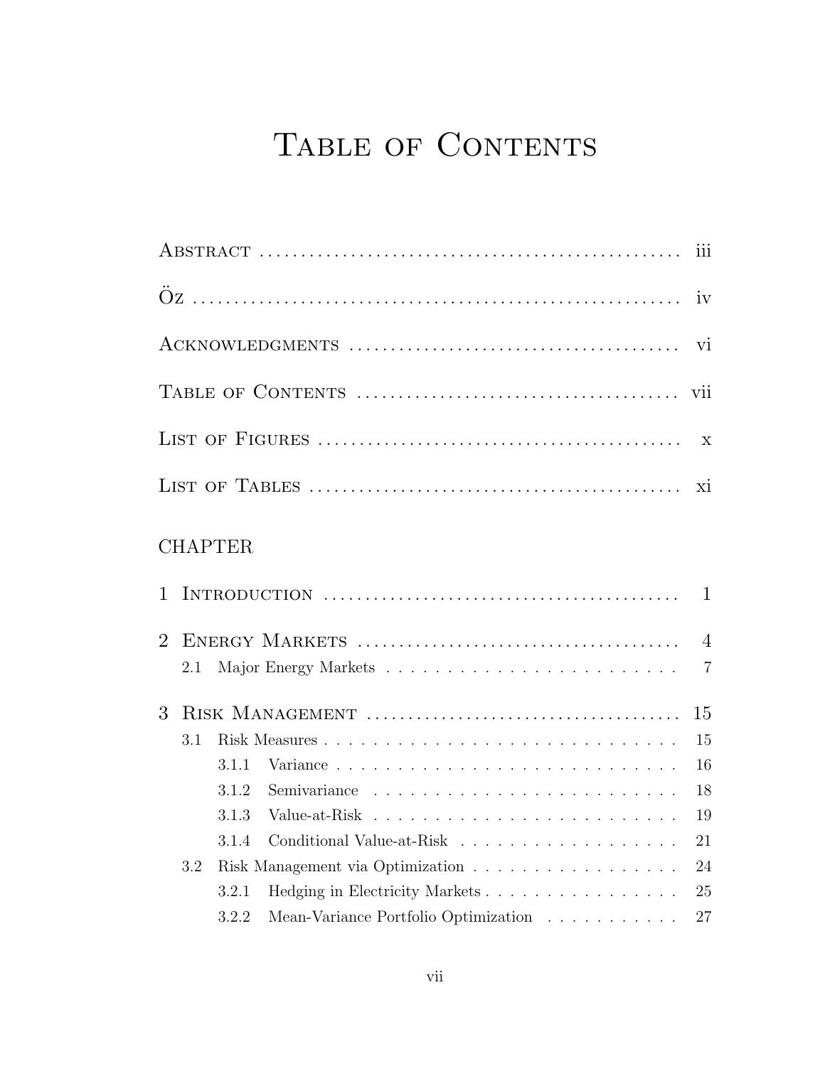# Table of Contents

Abstract . . . . . . . . . . . . . . . . . . . . . . . . . . . . . . . . . . . . . . . . . . . . . . . . . . . iii

Öz . . . . . . . . . . . . . . . . . . . . . . . . . . . . . . . . . . . . . . . . . . . . . . . . . . . . . . . . iv

Acknowledgments . . . . . . . . . . . . . . . . . . . . . . . . . . . . . . . . . . . . . . . vi

Table of Contents . . . . . . . . . . . . . . . . . . . . . . . . . . . . . . . . . . . . . . . vii

List of Figures . . . . . . . . . . . . . . . . . . . . . . . . . . . . . . . . . . . . . . . . . . . x

List of Tables . . . . . . . . . . . . . . . . . . . . . . . . . . . . . . . . . . . . . . . . . . . xi

CHAPTER

1 Introduction . . . . . . . . . . . . . . . . . . . . . . . . . . . . . . . . . . . . . . . . . . . 1

2 Energy Markets . . . . . . . . . . . . . . . . . . . . . . . . . . . . . . . . . . . . . . . 4
- 2.1 Major Energy Markets . . . . . . . . . . . . . . . . . . . . . . . . . 7

3 Risk Management . . . . . . . . . . . . . . . . . . . . . . . . . . . . . . . . . . . . . 15
- 3.1 Risk Measures . . . . . . . . . . . . . . . . . . . . . . . . . . . . . . . 15
  - 3.1.1 Variance . . . . . . . . . . . . . . . . . . . . . . . . . . . . . 16
  - 3.1.2 Semivariance . . . . . . . . . . . . . . . . . . . . . . . . . . 18
  - 3.1.3 Value-at-Risk . . . . . . . . . . . . . . . . . . . . . . . . . . 19
  - 3.1.4 Conditional Value-at-Risk . . . . . . . . . . . . . . . . . . . 21
- 3.2 Risk Management via Optimization . . . . . . . . . . . . . . . . . . 24
  - 3.2.1 Hedging in Electricity Markets . . . . . . . . . . . . . . . . . 25
  - 3.2.2 Mean-Variance Portfolio Optimization . . . . . . . . . . . 27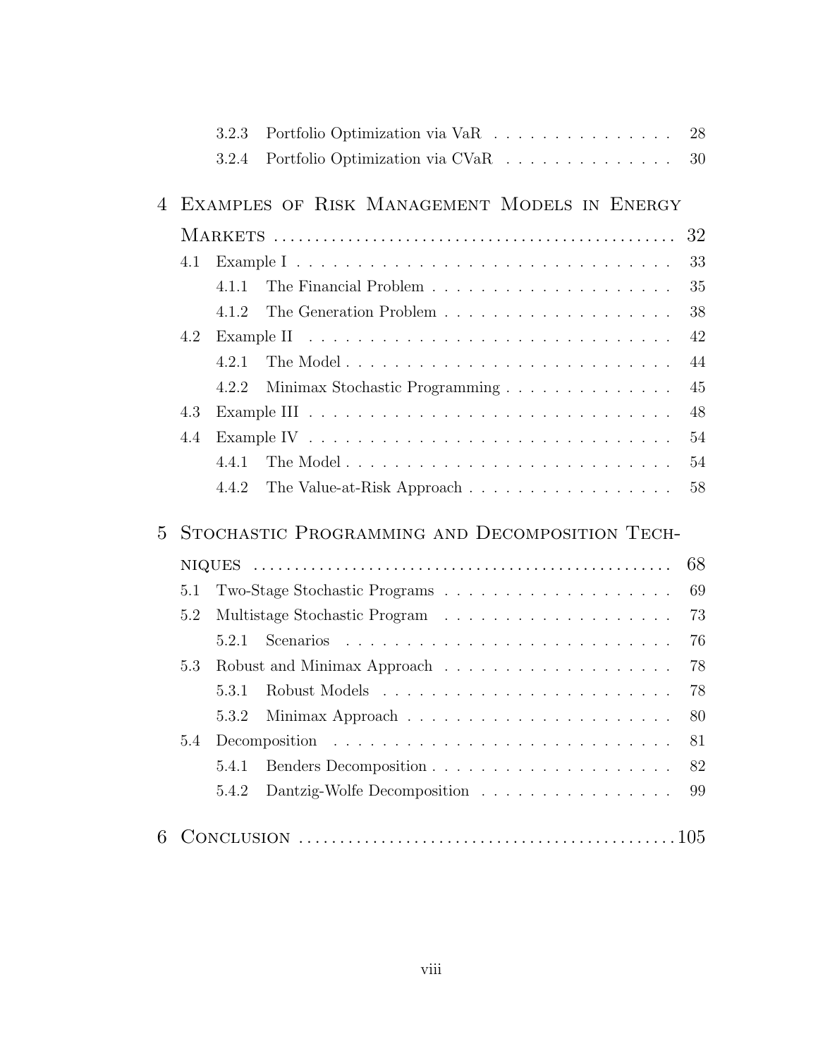- 3.2.3 Portfolio Optimization via VaR . . . . . . . . . . . . . . . . 28
- 3.2.4 Portfolio Optimization via CVaR . . . . . . . . . . . . . . . 30

**4 Examples of Risk Management Models in Energy Markets** . . . . . . . . . . . . . . . . 32

- 4.1 Example I . . . . . . . . . . . . . . . . . . . . . . . . . . . . . . . 33
  - 4.1.1 The Financial Problem . . . . . . . . . . . . . . . . . . . . 35
  - 4.1.2 The Generation Problem . . . . . . . . . . . . . . . . . . . 38
- 4.2 Example II . . . . . . . . . . . . . . . . . . . . . . . . . . . . . . 42
  - 4.2.1 The Model . . . . . . . . . . . . . . . . . . . . . . . . . . . 44
  - 4.2.2 Minimax Stochastic Programming . . . . . . . . . . . . . . 45
- 4.3 Example III . . . . . . . . . . . . . . . . . . . . . . . . . . . . . 48
- 4.4 Example IV . . . . . . . . . . . . . . . . . . . . . . . . . . . . . 54
  - 4.4.1 The Model . . . . . . . . . . . . . . . . . . . . . . . . . . . 54
  - 4.4.2 The Value-at-Risk Approach . . . . . . . . . . . . . . . . . 58

**5 Stochastic Programming and Decomposition Techniques** . . . . . . . . . . . . . . . . 68

- 5.1 Two-Stage Stochastic Programs . . . . . . . . . . . . . . . . . . . 69
- 5.2 Multistage Stochastic Program . . . . . . . . . . . . . . . . . . . 73
  - 5.2.1 Scenarios . . . . . . . . . . . . . . . . . . . . . . . . . . . 76
- 5.3 Robust and Minimax Approach . . . . . . . . . . . . . . . . . . . 78
  - 5.3.1 Robust Models . . . . . . . . . . . . . . . . . . . . . . . . 78
  - 5.3.2 Minimax Approach . . . . . . . . . . . . . . . . . . . . . . 80
- 5.4 Decomposition . . . . . . . . . . . . . . . . . . . . . . . . . . . . 81
  - 5.4.1 Benders Decomposition . . . . . . . . . . . . . . . . . . . . 82
  - 5.4.2 Dantzig-Wolfe Decomposition . . . . . . . . . . . . . . . . 99

**6 Conclusion** . . . . . . . . . . . . . . . . . . . . . . . . . . . . . . . . . . 105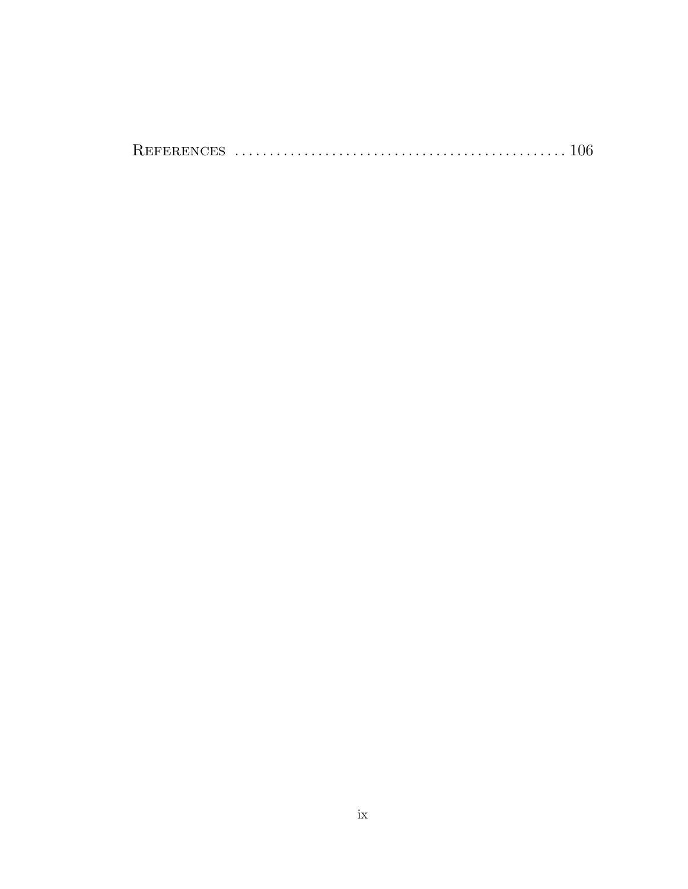References . . . . . . . . . . . . . . . . . . . . . . . . . . . . . . . . . . . . . . . . . . . . . . . 106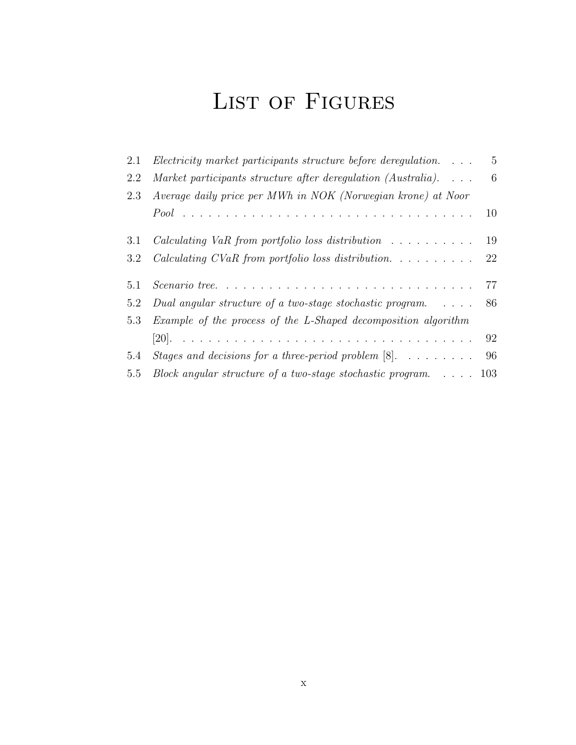# List of Figures

2.1 *Electricity market participants structure before deregulation.* . . . 5

2.2 *Market participants structure after deregulation (Australia).* . . . 6

2.3 *Average daily price per MWh in NOK (Norwegian krone) at Noor Pool* . . . 10

3.1 *Calculating VaR from portfolio loss distribution* . . . 19

3.2 *Calculating CVaR from portfolio loss distribution.* . . . 22

5.1 *Scenario tree.* . . . 77

5.2 *Dual angular structure of a two-stage stochastic program.* . . . 86

5.3 *Example of the process of the L-Shaped decomposition algorithm* [20]. . . . 92

5.4 *Stages and decisions for a three-period problem* [8]. . . . 96

5.5 *Block angular structure of a two-stage stochastic program.* . . . 103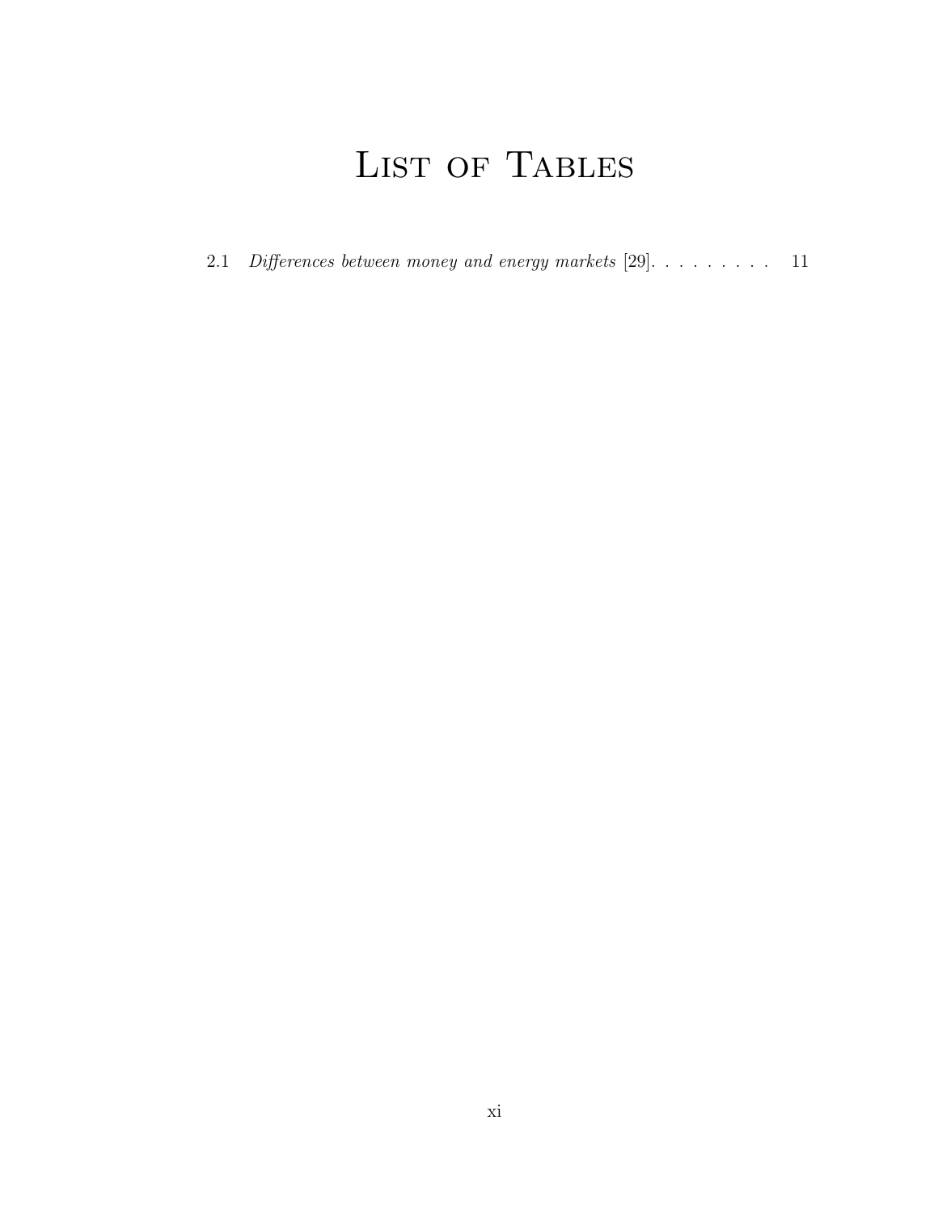# List of Tables

2.1 *Differences between money and energy markets* [29]. . . . . . . . . 11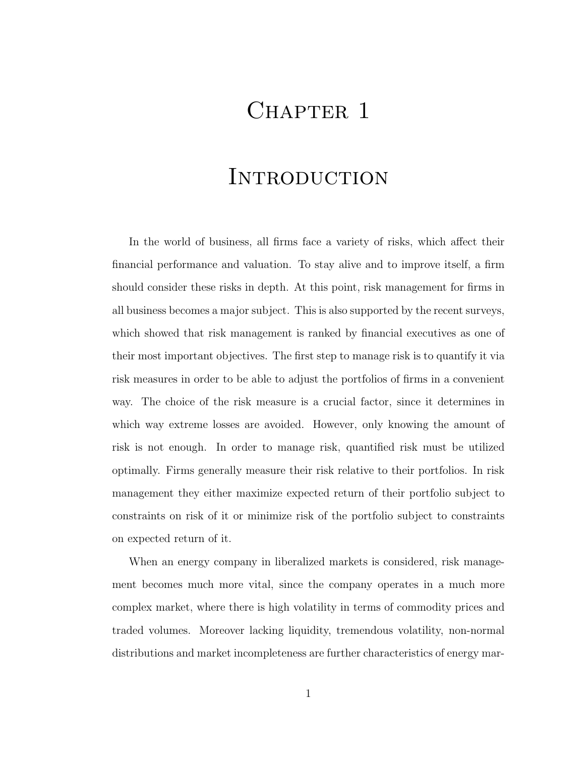# Chapter 1

# Introduction

In the world of business, all firms face a variety of risks, which affect their financial performance and valuation. To stay alive and to improve itself, a firm should consider these risks in depth. At this point, risk management for firms in all business becomes a major subject. This is also supported by the recent surveys, which showed that risk management is ranked by financial executives as one of their most important objectives. The first step to manage risk is to quantify it via risk measures in order to be able to adjust the portfolios of firms in a convenient way. The choice of the risk measure is a crucial factor, since it determines in which way extreme losses are avoided. However, only knowing the amount of risk is not enough. In order to manage risk, quantified risk must be utilized optimally. Firms generally measure their risk relative to their portfolios. In risk management they either maximize expected return of their portfolio subject to constraints on risk of it or minimize risk of the portfolio subject to constraints on expected return of it.

When an energy company in liberalized markets is considered, risk management becomes much more vital, since the company operates in a much more complex market, where there is high volatility in terms of commodity prices and traded volumes. Moreover lacking liquidity, tremendous volatility, non-normal distributions and market incompleteness are further characteristics of energy mar-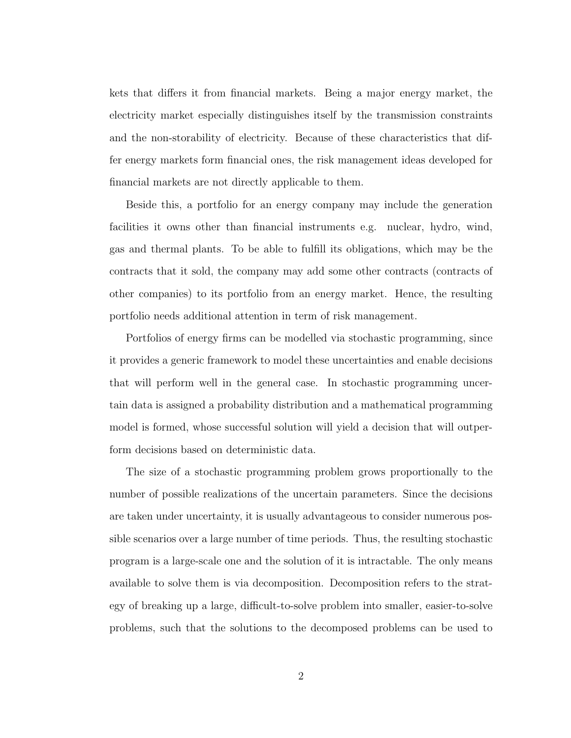kets that differs it from financial markets. Being a major energy market, the electricity market especially distinguishes itself by the transmission constraints and the non-storability of electricity. Because of these characteristics that differ energy markets form financial ones, the risk management ideas developed for financial markets are not directly applicable to them.

Beside this, a portfolio for an energy company may include the generation facilities it owns other than financial instruments e.g. nuclear, hydro, wind, gas and thermal plants. To be able to fulfill its obligations, which may be the contracts that it sold, the company may add some other contracts (contracts of other companies) to its portfolio from an energy market. Hence, the resulting portfolio needs additional attention in term of risk management.

Portfolios of energy firms can be modelled via stochastic programming, since it provides a generic framework to model these uncertainties and enable decisions that will perform well in the general case. In stochastic programming uncertain data is assigned a probability distribution and a mathematical programming model is formed, whose successful solution will yield a decision that will outperform decisions based on deterministic data.

The size of a stochastic programming problem grows proportionally to the number of possible realizations of the uncertain parameters. Since the decisions are taken under uncertainty, it is usually advantageous to consider numerous possible scenarios over a large number of time periods. Thus, the resulting stochastic program is a large-scale one and the solution of it is intractable. The only means available to solve them is via decomposition. Decomposition refers to the strategy of breaking up a large, difficult-to-solve problem into smaller, easier-to-solve problems, such that the solutions to the decomposed problems can be used to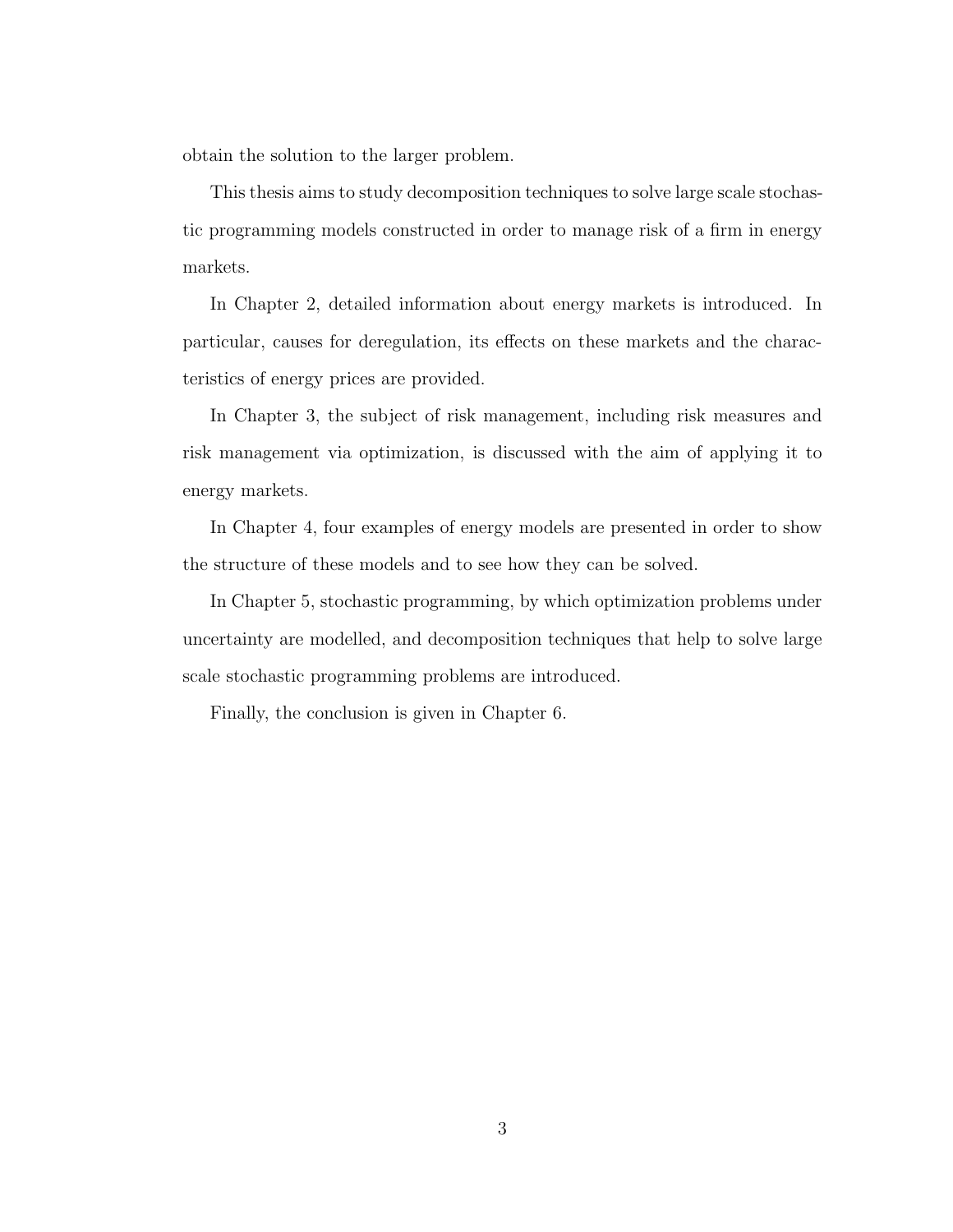obtain the solution to the larger problem.

This thesis aims to study decomposition techniques to solve large scale stochastic programming models constructed in order to manage risk of a firm in energy markets.

In Chapter 2, detailed information about energy markets is introduced. In particular, causes for deregulation, its effects on these markets and the characteristics of energy prices are provided.

In Chapter 3, the subject of risk management, including risk measures and risk management via optimization, is discussed with the aim of applying it to energy markets.

In Chapter 4, four examples of energy models are presented in order to show the structure of these models and to see how they can be solved.

In Chapter 5, stochastic programming, by which optimization problems under uncertainty are modelled, and decomposition techniques that help to solve large scale stochastic programming problems are introduced.

Finally, the conclusion is given in Chapter 6.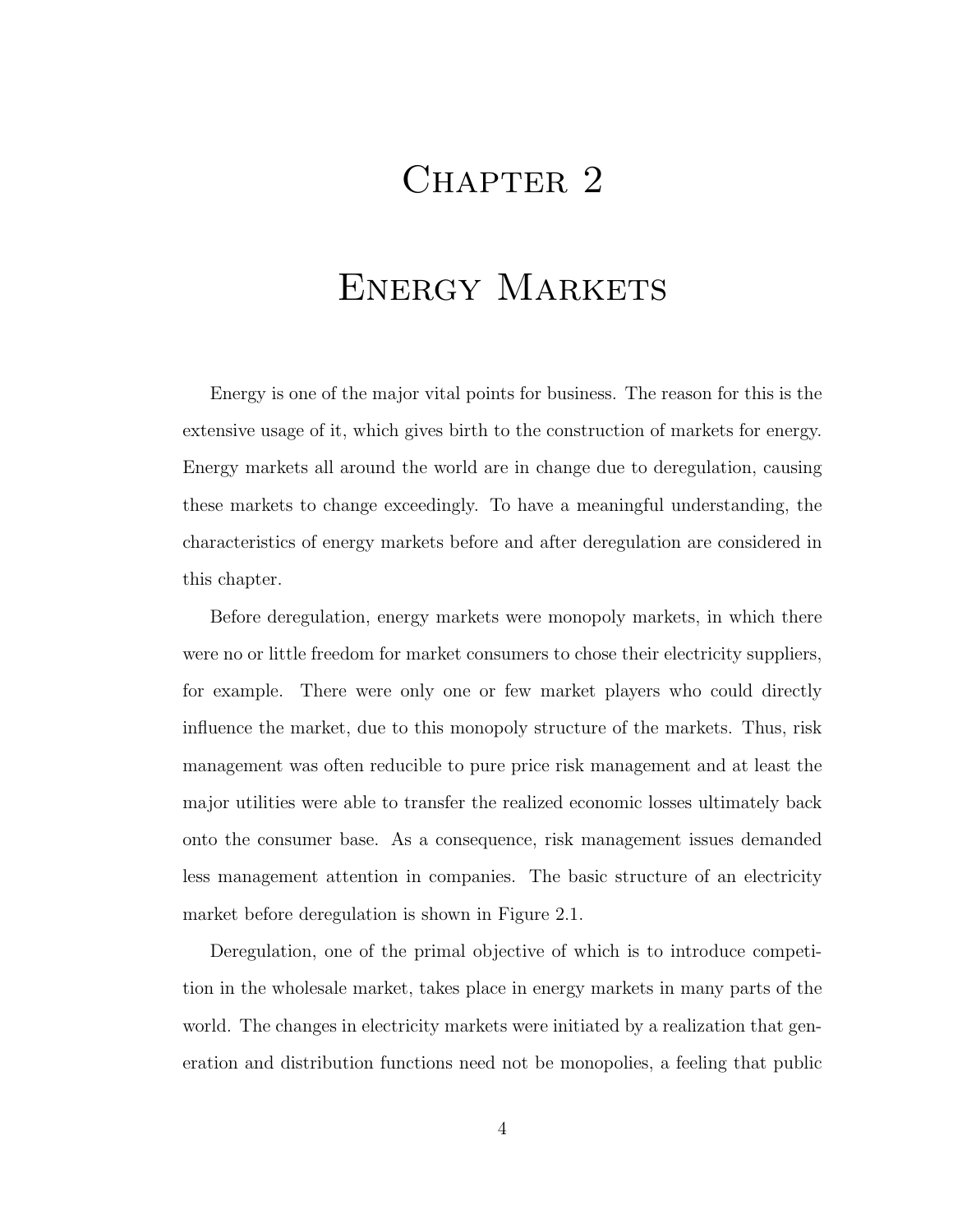# Chapter 2

# Energy Markets

Energy is one of the major vital points for business. The reason for this is the extensive usage of it, which gives birth to the construction of markets for energy. Energy markets all around the world are in change due to deregulation, causing these markets to change exceedingly. To have a meaningful understanding, the characteristics of energy markets before and after deregulation are considered in this chapter.

Before deregulation, energy markets were monopoly markets, in which there were no or little freedom for market consumers to chose their electricity suppliers, for example. There were only one or few market players who could directly influence the market, due to this monopoly structure of the markets. Thus, risk management was often reducible to pure price risk management and at least the major utilities were able to transfer the realized economic losses ultimately back onto the consumer base. As a consequence, risk management issues demanded less management attention in companies. The basic structure of an electricity market before deregulation is shown in Figure 2.1.

Deregulation, one of the primal objective of which is to introduce competition in the wholesale market, takes place in energy markets in many parts of the world. The changes in electricity markets were initiated by a realization that generation and distribution functions need not be monopolies, a feeling that public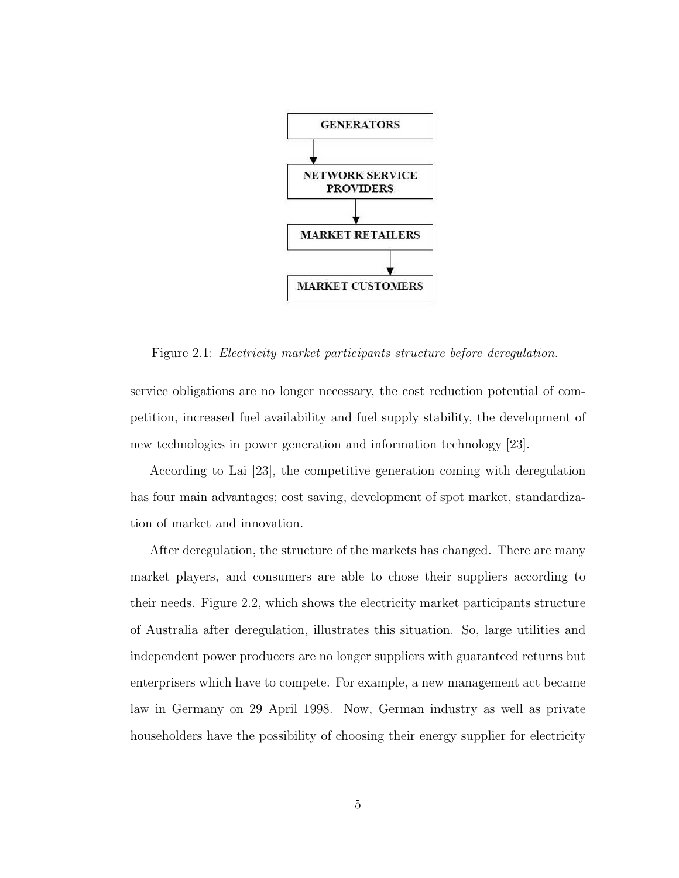GENERATORS

NETWORK SERVICE PROVIDERS

MARKET RETAILERS

MARKET CUSTOMERS

Figure 2.1: *Electricity market participants structure before deregulation.*

service obligations are no longer necessary, the cost reduction potential of competition, increased fuel availability and fuel supply stability, the development of new technologies in power generation and information technology [23].

According to Lai [23], the competitive generation coming with deregulation has four main advantages; cost saving, development of spot market, standardization of market and innovation.

After deregulation, the structure of the markets has changed. There are many market players, and consumers are able to chose their suppliers according to their needs. Figure 2.2, which shows the electricity market participants structure of Australia after deregulation, illustrates this situation. So, large utilities and independent power producers are no longer suppliers with guaranteed returns but enterprisers which have to compete. For example, a new management act became law in Germany on 29 April 1998. Now, German industry as well as private householders have the possibility of choosing their energy supplier for electricity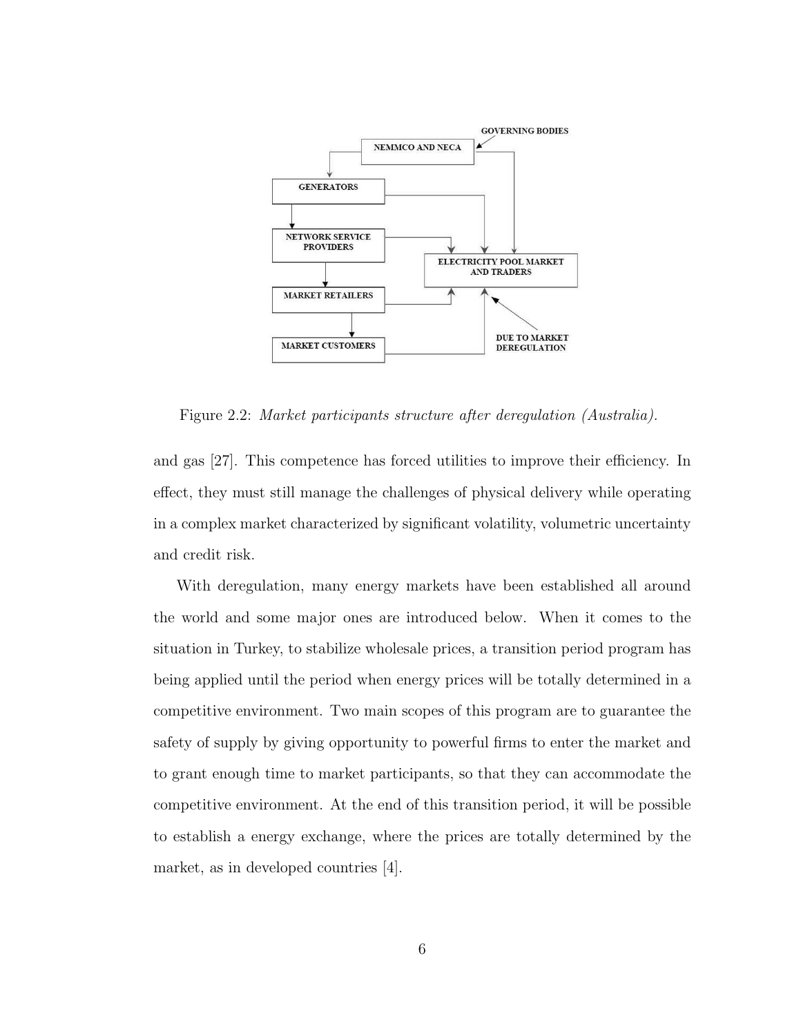Figure 2.2: *Market participants structure after deregulation (Australia).*

and gas [27]. This competence has forced utilities to improve their efficiency. In effect, they must still manage the challenges of physical delivery while operating in a complex market characterized by significant volatility, volumetric uncertainty and credit risk.

With deregulation, many energy markets have been established all around the world and some major ones are introduced below. When it comes to the situation in Turkey, to stabilize wholesale prices, a transition period program has being applied until the period when energy prices will be totally determined in a competitive environment. Two main scopes of this program are to guarantee the safety of supply by giving opportunity to powerful firms to enter the market and to grant enough time to market participants, so that they can accommodate the competitive environment. At the end of this transition period, it will be possible to establish a energy exchange, where the prices are totally determined by the market, as in developed countries [4].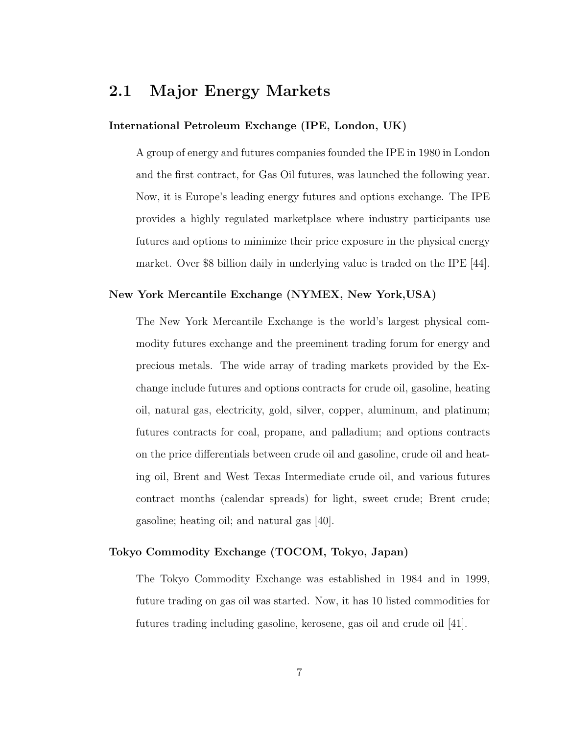## 2.1 Major Energy Markets

**International Petroleum Exchange (IPE, London, UK)**

A group of energy and futures companies founded the IPE in 1980 in London and the first contract, for Gas Oil futures, was launched the following year. Now, it is Europe's leading energy futures and options exchange. The IPE provides a highly regulated marketplace where industry participants use futures and options to minimize their price exposure in the physical energy market. Over $8 billion daily in underlying value is traded on the IPE [44].

**New York Mercantile Exchange (NYMEX, New York,USA)**

The New York Mercantile Exchange is the world's largest physical commodity futures exchange and the preeminent trading forum for energy and precious metals. The wide array of trading markets provided by the Exchange include futures and options contracts for crude oil, gasoline, heating oil, natural gas, electricity, gold, silver, copper, aluminum, and platinum; futures contracts for coal, propane, and palladium; and options contracts on the price differentials between crude oil and gasoline, crude oil and heating oil, Brent and West Texas Intermediate crude oil, and various futures contract months (calendar spreads) for light, sweet crude; Brent crude; gasoline; heating oil; and natural gas [40].

**Tokyo Commodity Exchange (TOCOM, Tokyo, Japan)**

The Tokyo Commodity Exchange was established in 1984 and in 1999, future trading on gas oil was started. Now, it has 10 listed commodities for futures trading including gasoline, kerosene, gas oil and crude oil [41].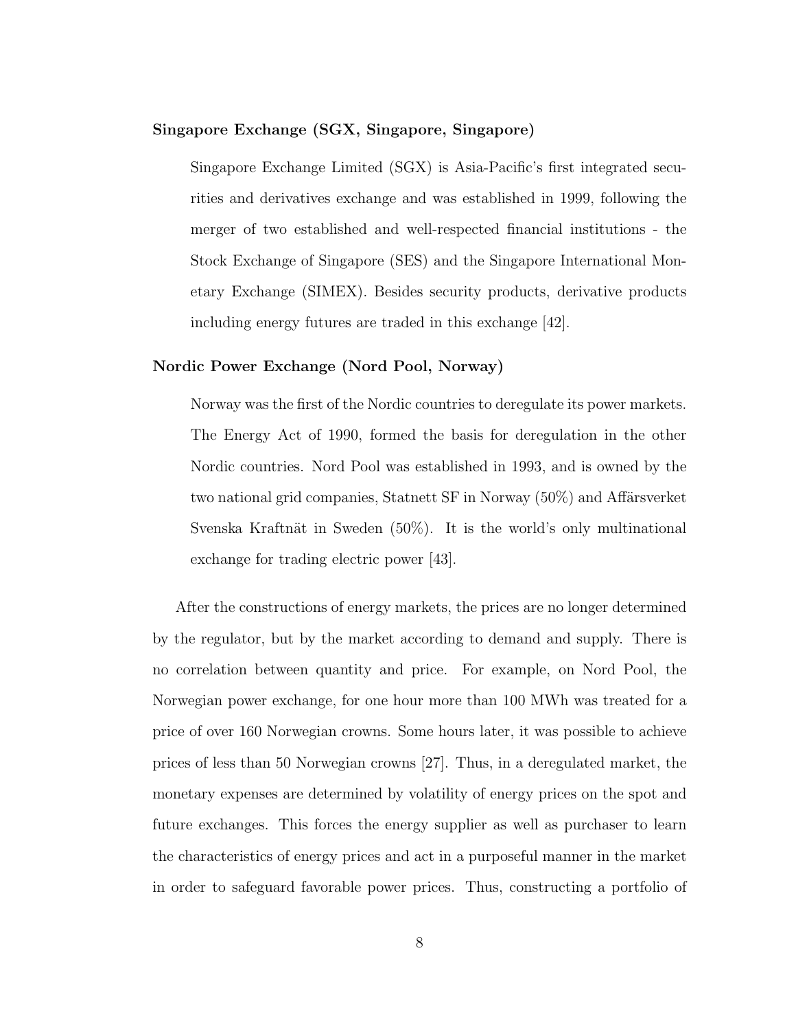**Singapore Exchange (SGX, Singapore, Singapore)**

> Singapore Exchange Limited (SGX) is Asia-Pacific's first integrated securities and derivatives exchange and was established in 1999, following the merger of two established and well-respected financial institutions - the Stock Exchange of Singapore (SES) and the Singapore International Monetary Exchange (SIMEX). Besides security products, derivative products including energy futures are traded in this exchange [42].

**Nordic Power Exchange (Nord Pool, Norway)**

> Norway was the first of the Nordic countries to deregulate its power markets. The Energy Act of 1990, formed the basis for deregulation in the other Nordic countries. Nord Pool was established in 1993, and is owned by the two national grid companies, Statnett SF in Norway (50%) and Affärsverket Svenska Kraftnät in Sweden (50%). It is the world's only multinational exchange for trading electric power [43].

After the constructions of energy markets, the prices are no longer determined by the regulator, but by the market according to demand and supply. There is no correlation between quantity and price. For example, on Nord Pool, the Norwegian power exchange, for one hour more than 100 MWh was treated for a price of over 160 Norwegian crowns. Some hours later, it was possible to achieve prices of less than 50 Norwegian crowns [27]. Thus, in a deregulated market, the monetary expenses are determined by volatility of energy prices on the spot and future exchanges. This forces the energy supplier as well as purchaser to learn the characteristics of energy prices and act in a purposeful manner in the market in order to safeguard favorable power prices. Thus, constructing a portfolio of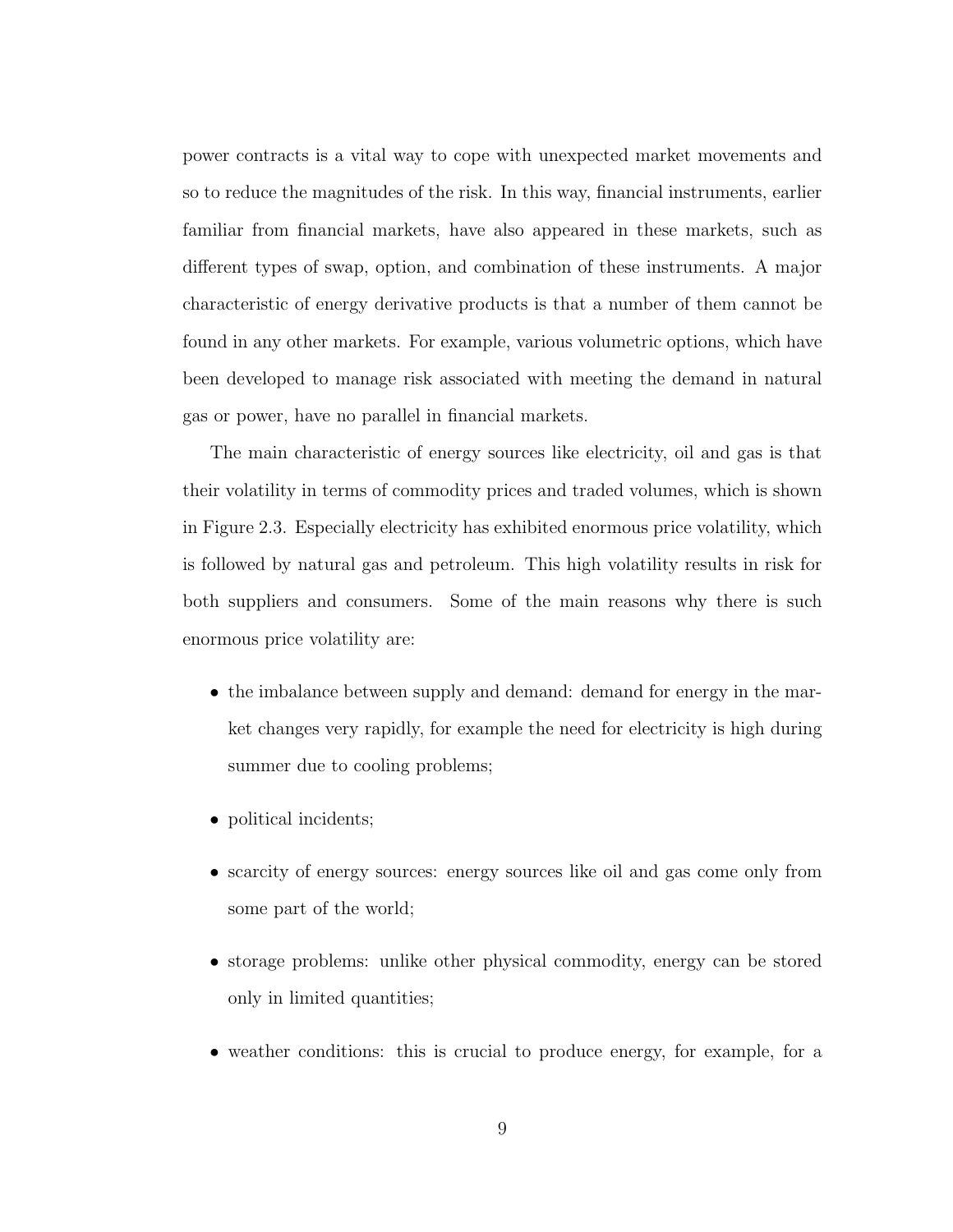power contracts is a vital way to cope with unexpected market movements and so to reduce the magnitudes of the risk. In this way, financial instruments, earlier familiar from financial markets, have also appeared in these markets, such as different types of swap, option, and combination of these instruments. A major characteristic of energy derivative products is that a number of them cannot be found in any other markets. For example, various volumetric options, which have been developed to manage risk associated with meeting the demand in natural gas or power, have no parallel in financial markets.

The main characteristic of energy sources like electricity, oil and gas is that their volatility in terms of commodity prices and traded volumes, which is shown in Figure 2.3. Especially electricity has exhibited enormous price volatility, which is followed by natural gas and petroleum. This high volatility results in risk for both suppliers and consumers. Some of the main reasons why there is such enormous price volatility are:

- the imbalance between supply and demand: demand for energy in the market changes very rapidly, for example the need for electricity is high during summer due to cooling problems;
- political incidents;
- scarcity of energy sources: energy sources like oil and gas come only from some part of the world;
- storage problems: unlike other physical commodity, energy can be stored only in limited quantities;
- weather conditions: this is crucial to produce energy, for example, for a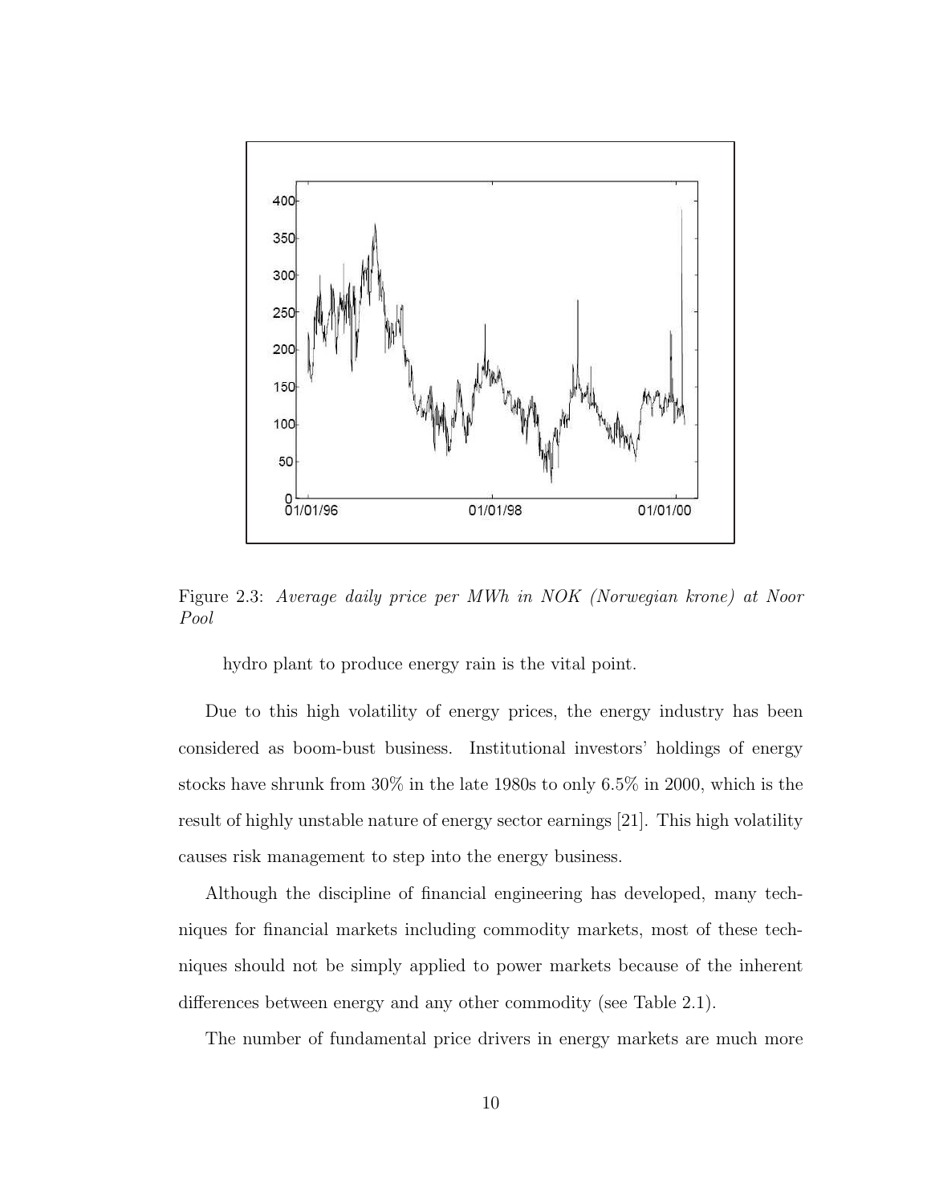Figure 2.3: *Average daily price per MWh in NOK (Norwegian krone) at Noor Pool*

hydro plant to produce energy rain is the vital point.

Due to this high volatility of energy prices, the energy industry has been considered as boom-bust business. Institutional investors' holdings of energy stocks have shrunk from 30% in the late 1980s to only 6.5% in 2000, which is the result of highly unstable nature of energy sector earnings [21]. This high volatility causes risk management to step into the energy business.

Although the discipline of financial engineering has developed, many techniques for financial markets including commodity markets, most of these techniques should not be simply applied to power markets because of the inherent differences between energy and any other commodity (see Table 2.1).

The number of fundamental price drivers in energy markets are much more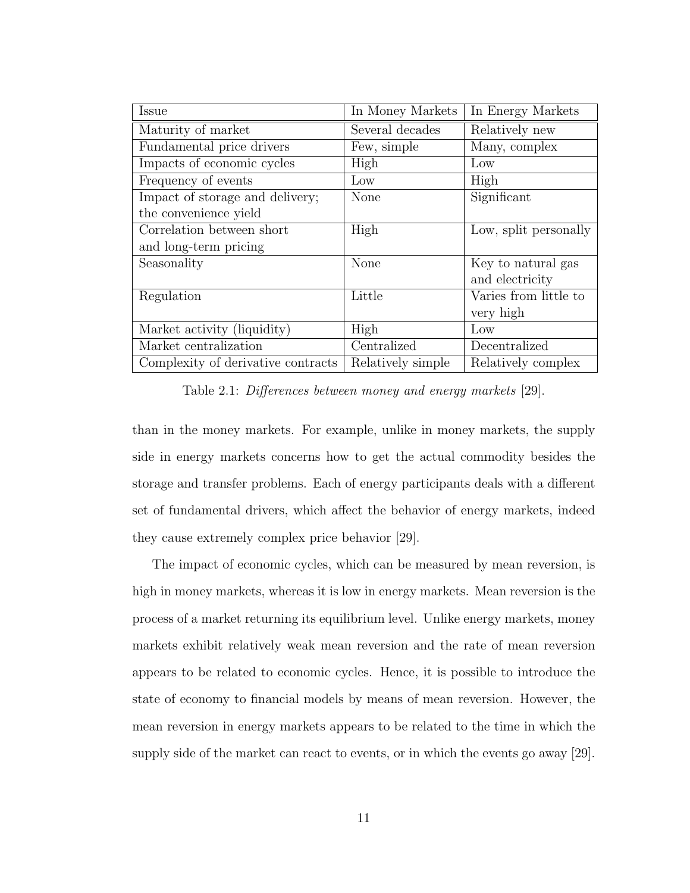| Issue | In Money Markets | In Energy Markets |
|---|---|---|
| Maturity of market | Several decades | Relatively new |
| Fundamental price drivers | Few, simple | Many, complex |
| Impacts of economic cycles | High | Low |
| Frequency of events | Low | High |
| Impact of storage and delivery; the convenience yield | None | Significant |
| Correlation between short and long-term pricing | High | Low, split personally |
| Seasonality | None | Key to natural gas and electricity |
| Regulation | Little | Varies from little to very high |
| Market activity (liquidity) | High | Low |
| Market centralization | Centralized | Decentralized |
| Complexity of derivative contracts | Relatively simple | Relatively complex |

Table 2.1: *Differences between money and energy markets* [29].

than in the money markets. For example, unlike in money markets, the supply side in energy markets concerns how to get the actual commodity besides the storage and transfer problems. Each of energy participants deals with a different set of fundamental drivers, which affect the behavior of energy markets, indeed they cause extremely complex price behavior [29].

The impact of economic cycles, which can be measured by mean reversion, is high in money markets, whereas it is low in energy markets. Mean reversion is the process of a market returning its equilibrium level. Unlike energy markets, money markets exhibit relatively weak mean reversion and the rate of mean reversion appears to be related to economic cycles. Hence, it is possible to introduce the state of economy to financial models by means of mean reversion. However, the mean reversion in energy markets appears to be related to the time in which the supply side of the market can react to events, or in which the events go away [29].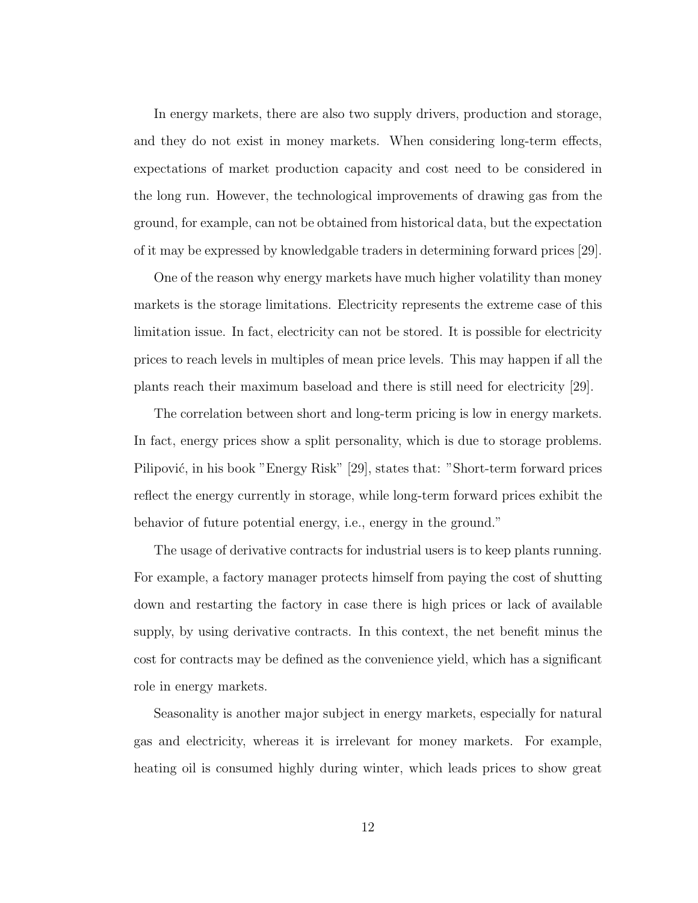In energy markets, there are also two supply drivers, production and storage, and they do not exist in money markets. When considering long-term effects, expectations of market production capacity and cost need to be considered in the long run. However, the technological improvements of drawing gas from the ground, for example, can not be obtained from historical data, but the expectation of it may be expressed by knowledgable traders in determining forward prices [29].

One of the reason why energy markets have much higher volatility than money markets is the storage limitations. Electricity represents the extreme case of this limitation issue. In fact, electricity can not be stored. It is possible for electricity prices to reach levels in multiples of mean price levels. This may happen if all the plants reach their maximum baseload and there is still need for electricity [29].

The correlation between short and long-term pricing is low in energy markets. In fact, energy prices show a split personality, which is due to storage problems. Pilipović, in his book "Energy Risk" [29], states that: "Short-term forward prices reflect the energy currently in storage, while long-term forward prices exhibit the behavior of future potential energy, i.e., energy in the ground."

The usage of derivative contracts for industrial users is to keep plants running. For example, a factory manager protects himself from paying the cost of shutting down and restarting the factory in case there is high prices or lack of available supply, by using derivative contracts. In this context, the net benefit minus the cost for contracts may be defined as the convenience yield, which has a significant role in energy markets.

Seasonality is another major subject in energy markets, especially for natural gas and electricity, whereas it is irrelevant for money markets. For example, heating oil is consumed highly during winter, which leads prices to show great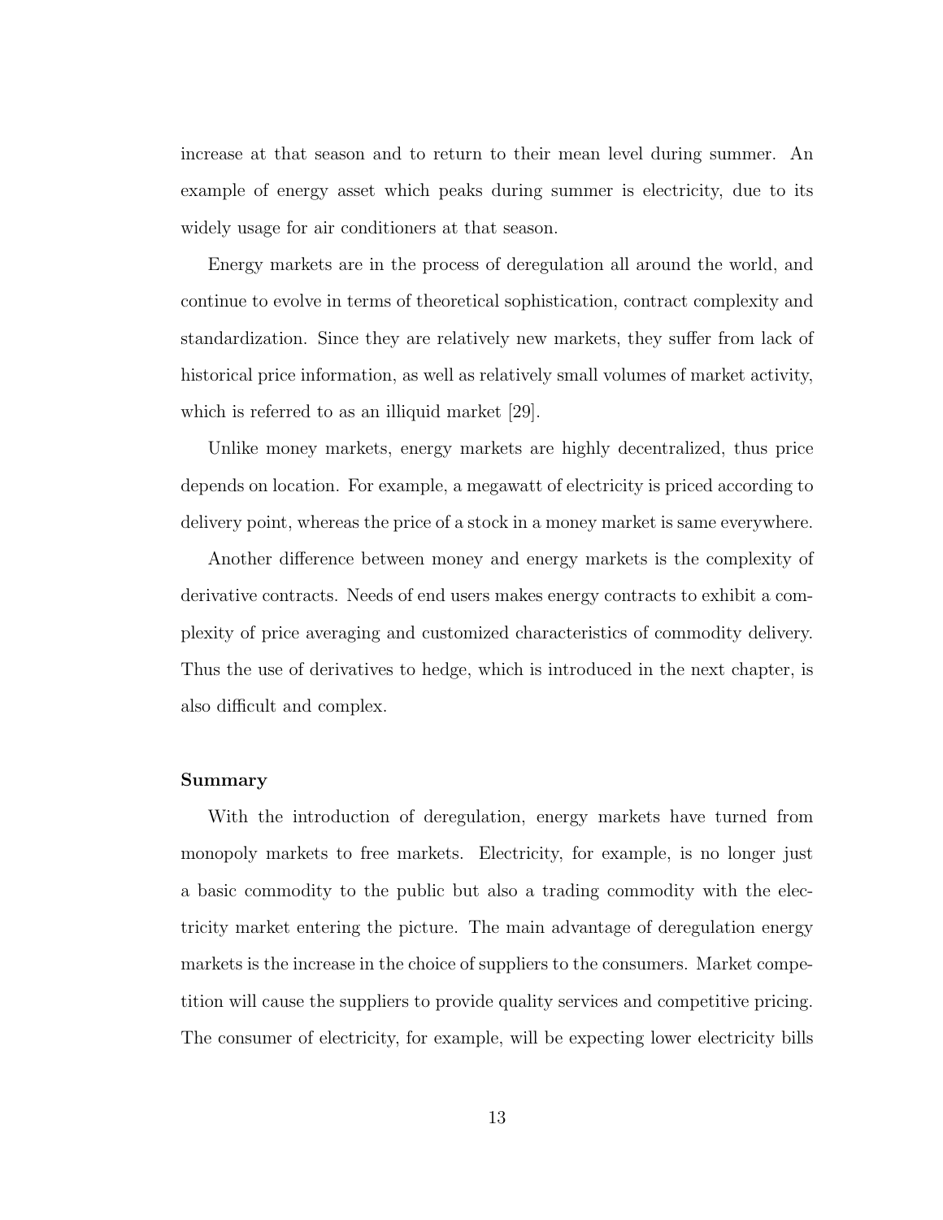increase at that season and to return to their mean level during summer. An example of energy asset which peaks during summer is electricity, due to its widely usage for air conditioners at that season.

Energy markets are in the process of deregulation all around the world, and continue to evolve in terms of theoretical sophistication, contract complexity and standardization. Since they are relatively new markets, they suffer from lack of historical price information, as well as relatively small volumes of market activity, which is referred to as an illiquid market [29].

Unlike money markets, energy markets are highly decentralized, thus price depends on location. For example, a megawatt of electricity is priced according to delivery point, whereas the price of a stock in a money market is same everywhere.

Another difference between money and energy markets is the complexity of derivative contracts. Needs of end users makes energy contracts to exhibit a complexity of price averaging and customized characteristics of commodity delivery. Thus the use of derivatives to hedge, which is introduced in the next chapter, is also difficult and complex.

**Summary**

With the introduction of deregulation, energy markets have turned from monopoly markets to free markets. Electricity, for example, is no longer just a basic commodity to the public but also a trading commodity with the electricity market entering the picture. The main advantage of deregulation energy markets is the increase in the choice of suppliers to the consumers. Market competition will cause the suppliers to provide quality services and competitive pricing. The consumer of electricity, for example, will be expecting lower electricity bills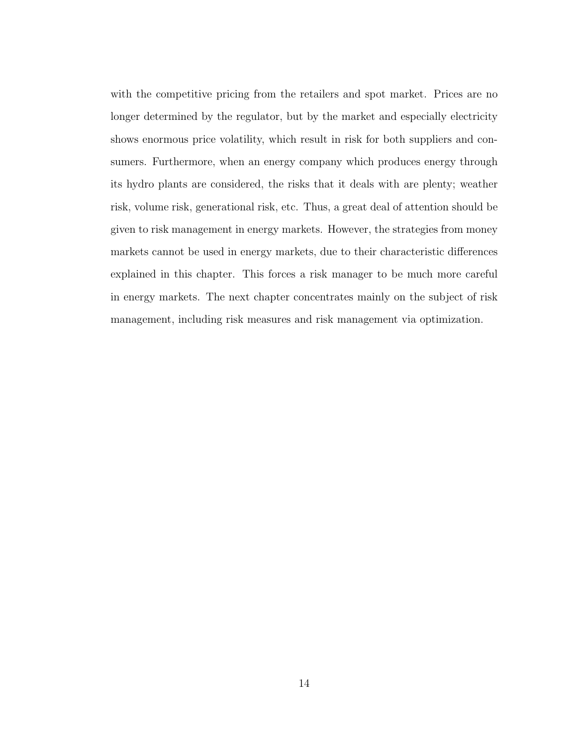with the competitive pricing from the retailers and spot market. Prices are no longer determined by the regulator, but by the market and especially electricity shows enormous price volatility, which result in risk for both suppliers and consumers. Furthermore, when an energy company which produces energy through its hydro plants are considered, the risks that it deals with are plenty; weather risk, volume risk, generational risk, etc. Thus, a great deal of attention should be given to risk management in energy markets. However, the strategies from money markets cannot be used in energy markets, due to their characteristic differences explained in this chapter. This forces a risk manager to be much more careful in energy markets. The next chapter concentrates mainly on the subject of risk management, including risk measures and risk management via optimization.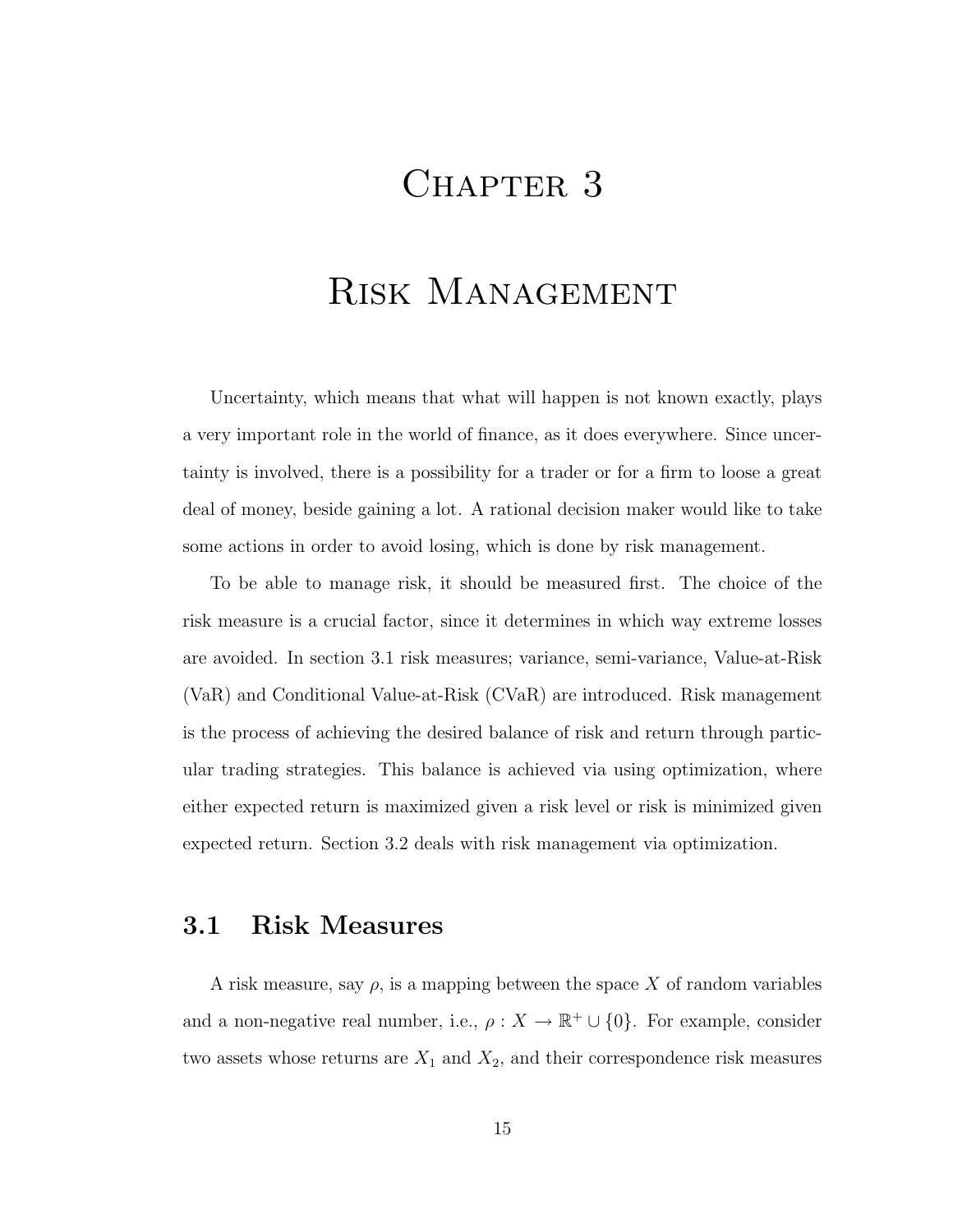# Chapter 3

# Risk Management

Uncertainty, which means that what will happen is not known exactly, plays a very important role in the world of finance, as it does everywhere. Since uncertainty is involved, there is a possibility for a trader or for a firm to loose a great deal of money, beside gaining a lot. A rational decision maker would like to take some actions in order to avoid losing, which is done by risk management.

To be able to manage risk, it should be measured first. The choice of the risk measure is a crucial factor, since it determines in which way extreme losses are avoided. In section 3.1 risk measures; variance, semi-variance, Value-at-Risk (VaR) and Conditional Value-at-Risk (CVaR) are introduced. Risk management is the process of achieving the desired balance of risk and return through particular trading strategies. This balance is achieved via using optimization, where either expected return is maximized given a risk level or risk is minimized given expected return. Section 3.2 deals with risk management via optimization.

## 3.1 Risk Measures

A risk measure, say $\rho$, is a mapping between the space $X$ of random variables and a non-negative real number, i.e., $\rho : X \rightarrow \mathbb{R}^{+} \cup \{0\}$. For example, consider two assets whose returns are $X_1$ and $X_2$, and their correspondence risk measures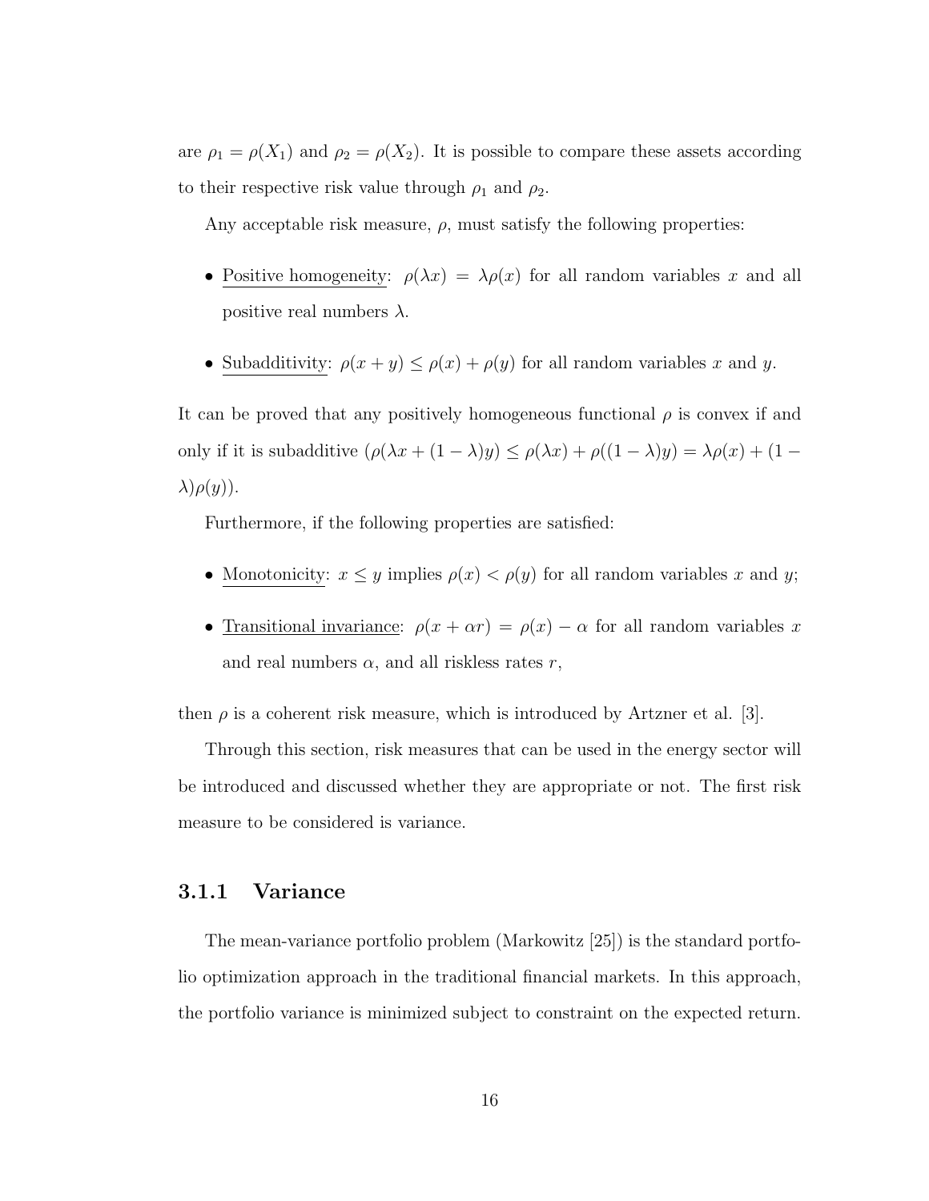are $\rho_1 = \rho(X_1)$ and $\rho_2 = \rho(X_2)$. It is possible to compare these assets according to their respective risk value through $\rho_1$ and $\rho_2$.

Any acceptable risk measure, $\rho$, must satisfy the following properties:

- <u>Positive homogeneity</u>: $\rho(\lambda x) = \lambda \rho(x)$ for all random variables $x$ and all positive real numbers $\lambda$.
- <u>Subadditivity</u>: $\rho(x + y) \leq \rho(x) + \rho(y)$ for all random variables $x$ and $y$.

It can be proved that any positively homogeneous functional $\rho$ is convex if and only if it is subadditive ($\rho(\lambda x + (1-\lambda)y) \leq \rho(\lambda x) + \rho((1-\lambda)y) = \lambda \rho(x) + (1-\lambda)\rho(y)$).

Furthermore, if the following properties are satisfied:

- <u>Monotonicity</u>: $x \leq y$ implies $\rho(x) < \rho(y)$ for all random variables $x$ and $y$;
- <u>Transitional invariance</u>: $\rho(x + \alpha r) = \rho(x) - \alpha$ for all random variables $x$ and real numbers $\alpha$, and all riskless rates $r$,

then $\rho$ is a coherent risk measure, which is introduced by Artzner et al. [3].

Through this section, risk measures that can be used in the energy sector will be introduced and discussed whether they are appropriate or not. The first risk measure to be considered is variance.

### 3.1.1 Variance

The mean-variance portfolio problem (Markowitz [25]) is the standard portfolio optimization approach in the traditional financial markets. In this approach, the portfolio variance is minimized subject to constraint on the expected return.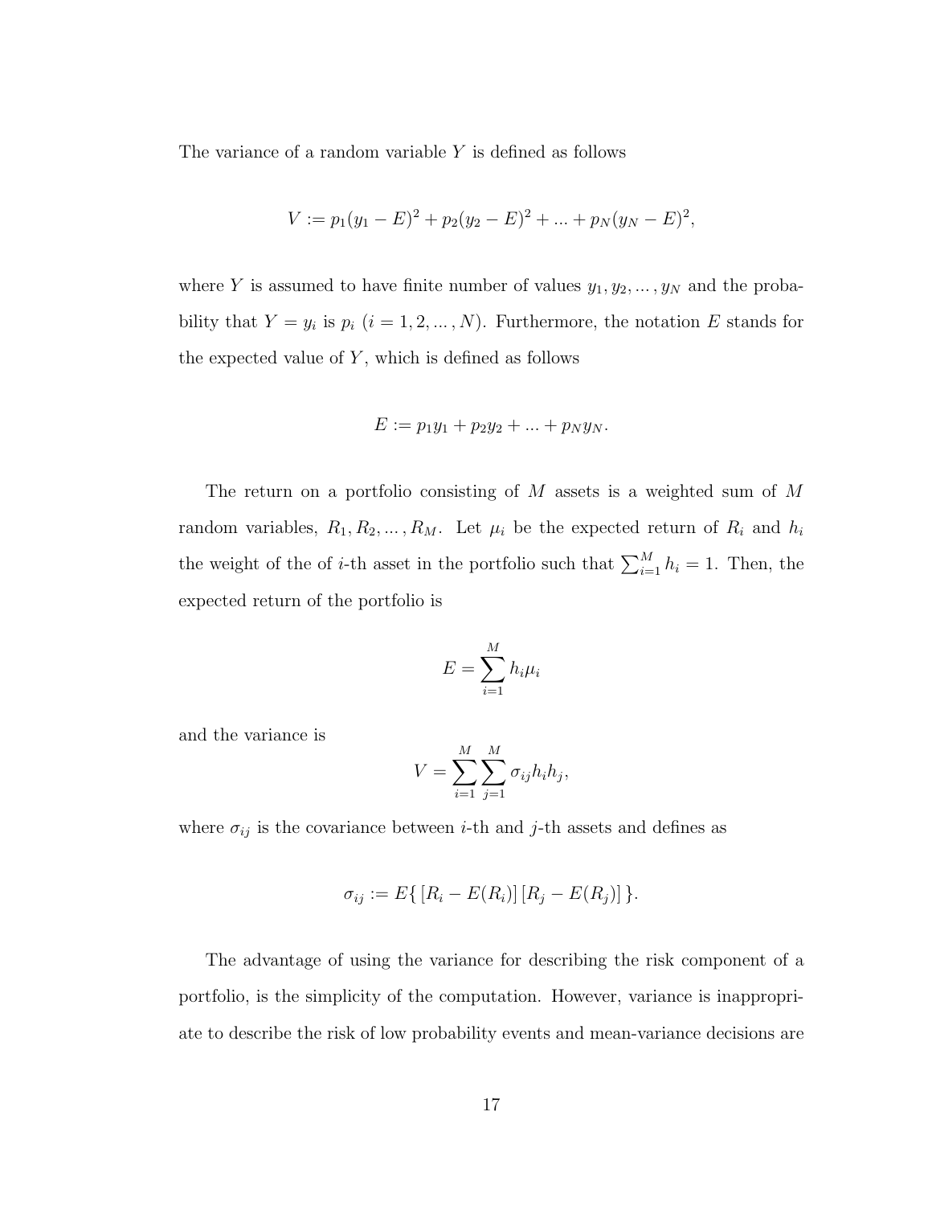The variance of a random variable $Y$ is defined as follows

$$V := p_1(y_1 - E)^2 + p_2(y_2 - E)^2 + ... + p_N(y_N - E)^2,$$

where $Y$ is assumed to have finite number of values $y_1, y_2, ..., y_N$ and the probability that $Y = y_i$ is $p_i$ ($i = 1, 2, ..., N$). Furthermore, the notation $E$ stands for the expected value of $Y$, which is defined as follows

$$E := p_1y_1 + p_2y_2 + ... + p_Ny_N.$$

The return on a portfolio consisting of $M$ assets is a weighted sum of $M$ random variables, $R_1, R_2, ..., R_M$. Let $\mu_i$ be the expected return of $R_i$ and $h_i$ the weight of the of $i$-th asset in the portfolio such that $\sum_{i=1}^{M} h_i = 1$. Then, the expected return of the portfolio is

$$E = \sum_{i=1}^{M} h_i \mu_i$$

and the variance is

$$V = \sum_{i=1}^{M} \sum_{j=1}^{M} \sigma_{ij} h_i h_j,$$

where $\sigma_{ij}$ is the covariance between $i$-th and $j$-th assets and defines as

$$\sigma_{ij} := E\{\,[R_i - E(R_i)]\,[R_j - E(R_j)]\,\}.$$

The advantage of using the variance for describing the risk component of a portfolio, is the simplicity of the computation. However, variance is inappropriate to describe the risk of low probability events and mean-variance decisions are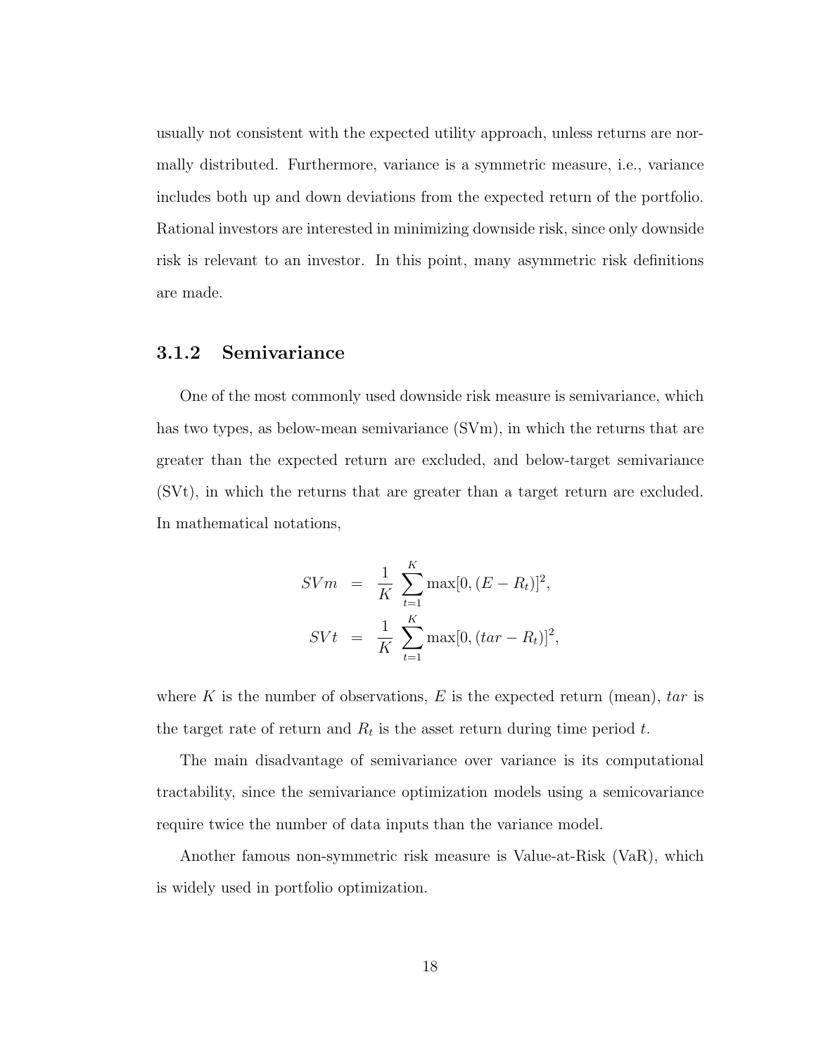usually not consistent with the expected utility approach, unless returns are normally distributed. Furthermore, variance is a symmetric measure, i.e., variance includes both up and down deviations from the expected return of the portfolio. Rational investors are interested in minimizing downside risk, since only downside risk is relevant to an investor. In this point, many asymmetric risk definitions are made.

### 3.1.2 Semivariance

One of the most commonly used downside risk measure is semivariance, which has two types, as below-mean semivariance (SVm), in which the returns that are greater than the expected return are excluded, and below-target semivariance (SVt), in which the returns that are greater than a target return are excluded. In mathematical notations,

$$
\begin{aligned}
SVm &= \frac{1}{K} \sum_{t=1}^{K} \max[0, (E - R_t)]^2, \\
SVt &= \frac{1}{K} \sum_{t=1}^{K} \max[0, (tar - R_t)]^2,
\end{aligned}
$$

where $K$ is the number of observations, $E$ is the expected return (mean), $tar$ is the target rate of return and $R_t$ is the asset return during time period $t$.

The main disadvantage of semivariance over variance is its computational tractability, since the semivariance optimization models using a semicovariance require twice the number of data inputs than the variance model.

Another famous non-symmetric risk measure is Value-at-Risk (VaR), which is widely used in portfolio optimization.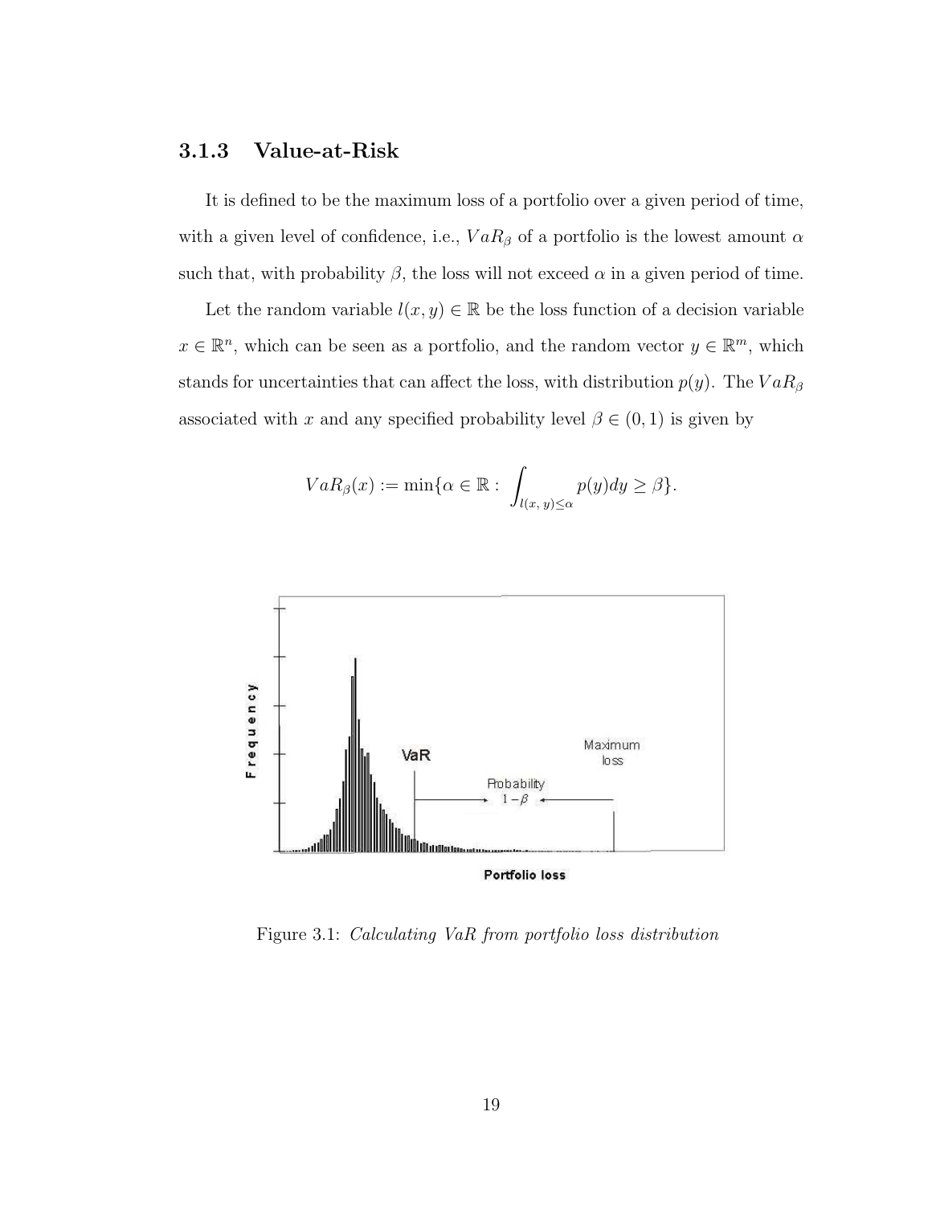### 3.1.3 Value-at-Risk

It is defined to be the maximum loss of a portfolio over a given period of time, with a given level of confidence, i.e., $VaR_\beta$ of a portfolio is the lowest amount $\alpha$ such that, with probability $\beta$, the loss will not exceed $\alpha$ in a given period of time.

Let the random variable $l(x, y) \in \mathbb{R}$ be the loss function of a decision variable $x \in \mathbb{R}^n$, which can be seen as a portfolio, and the random vector $y \in \mathbb{R}^m$, which stands for uncertainties that can affect the loss, with distribution $p(y)$. The $VaR_\beta$ associated with $x$ and any specified probability level $\beta \in (0, 1)$ is given by

$$VaR_\beta(x) := \min\{\alpha \in \mathbb{R} : \int_{l(x,\, y) \leq \alpha} p(y)dy \geq \beta\}.$$

Figure 3.1: *Calculating VaR from portfolio loss distribution*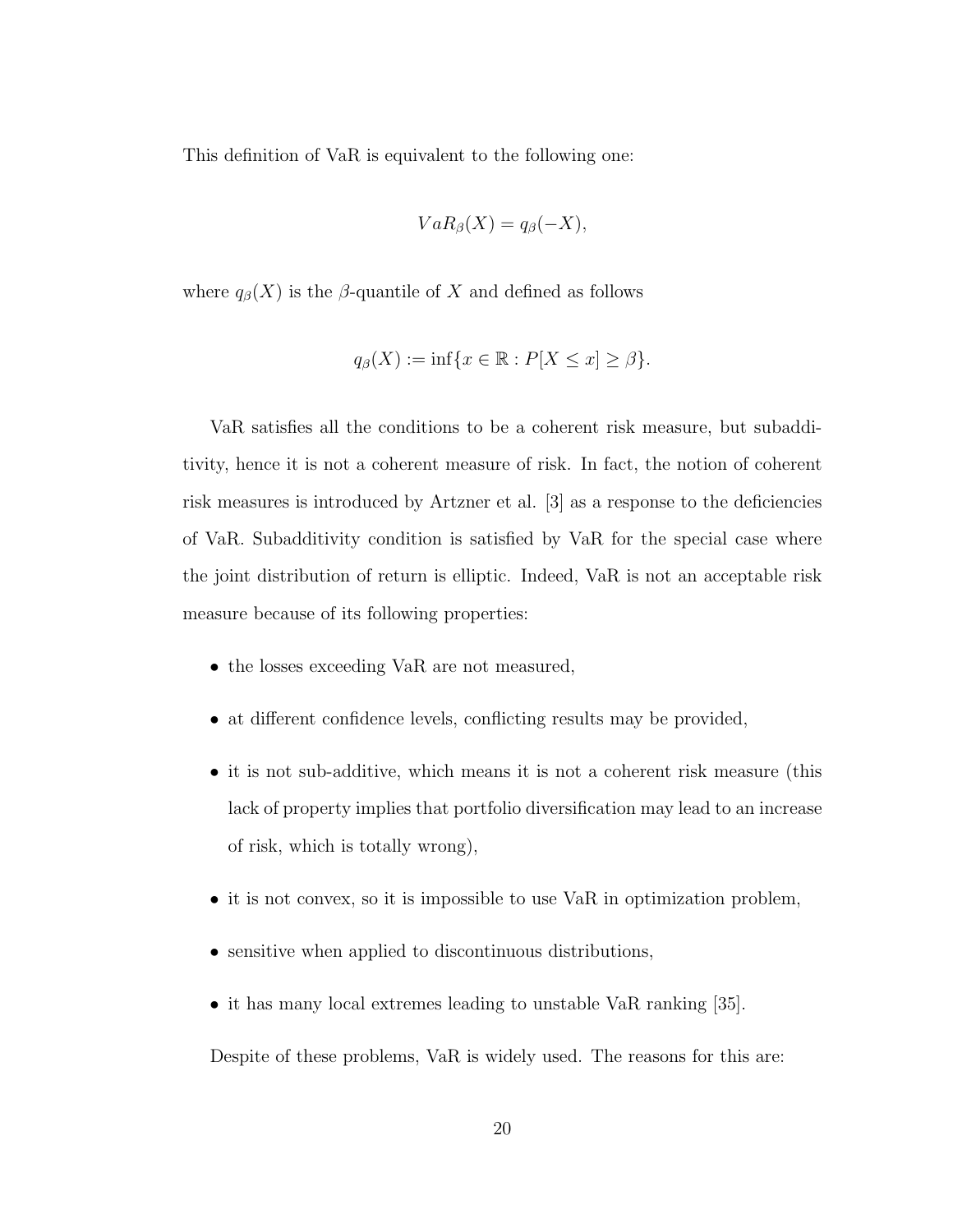This definition of VaR is equivalent to the following one:

$$VaR_\beta(X) = q_\beta(-X),$$

where $q_\beta(X)$ is the $\beta$-quantile of $X$ and defined as follows

$$q_\beta(X) := \inf\{x \in \mathbb{R} : P[X \leq x] \geq \beta\}.$$

VaR satisfies all the conditions to be a coherent risk measure, but subadditivity, hence it is not a coherent measure of risk. In fact, the notion of coherent risk measures is introduced by Artzner et al. [3] as a response to the deficiencies of VaR. Subadditivity condition is satisfied by VaR for the special case where the joint distribution of return is elliptic. Indeed, VaR is not an acceptable risk measure because of its following properties:

- the losses exceeding VaR are not measured,
- at different confidence levels, conflicting results may be provided,
- it is not sub-additive, which means it is not a coherent risk measure (this lack of property implies that portfolio diversification may lead to an increase of risk, which is totally wrong),
- it is not convex, so it is impossible to use VaR in optimization problem,
- sensitive when applied to discontinuous distributions,
- it has many local extremes leading to unstable VaR ranking [35].

Despite of these problems, VaR is widely used. The reasons for this are: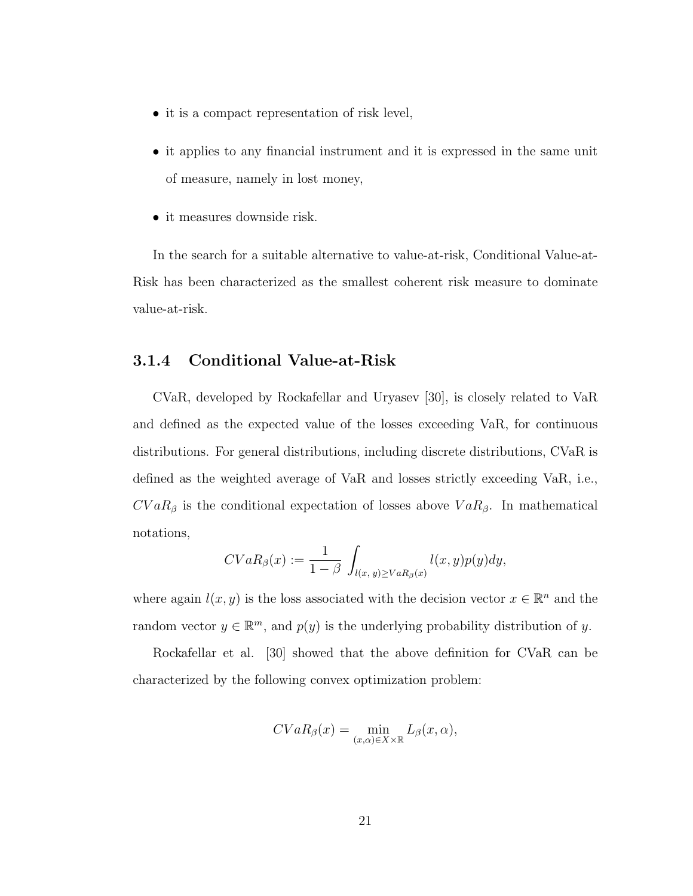- it is a compact representation of risk level,
- it applies to any financial instrument and it is expressed in the same unit of measure, namely in lost money,
- it measures downside risk.

In the search for a suitable alternative to value-at-risk, Conditional Value-at-Risk has been characterized as the smallest coherent risk measure to dominate value-at-risk.

### 3.1.4 Conditional Value-at-Risk

CVaR, developed by Rockafellar and Uryasev [30], is closely related to VaR and defined as the expected value of the losses exceeding VaR, for continuous distributions. For general distributions, including discrete distributions, CVaR is defined as the weighted average of VaR and losses strictly exceeding VaR, i.e., $CVaR_\beta$ is the conditional expectation of losses above $VaR_\beta$. In mathematical notations,

$$CVaR_\beta(x) := \frac{1}{1-\beta} \int_{l(x,\,y) \geq VaR_\beta(x)} l(x,y)p(y)dy,$$

where again $l(x,y)$ is the loss associated with the decision vector $x \in \mathbb{R}^n$ and the random vector $y \in \mathbb{R}^m$, and $p(y)$ is the underlying probability distribution of $y$.

Rockafellar et al. [30] showed that the above definition for CVaR can be characterized by the following convex optimization problem:

$$CVaR_\beta(x) = \min_{(x,\alpha) \in X \times \mathbb{R}} L_\beta(x, \alpha),$$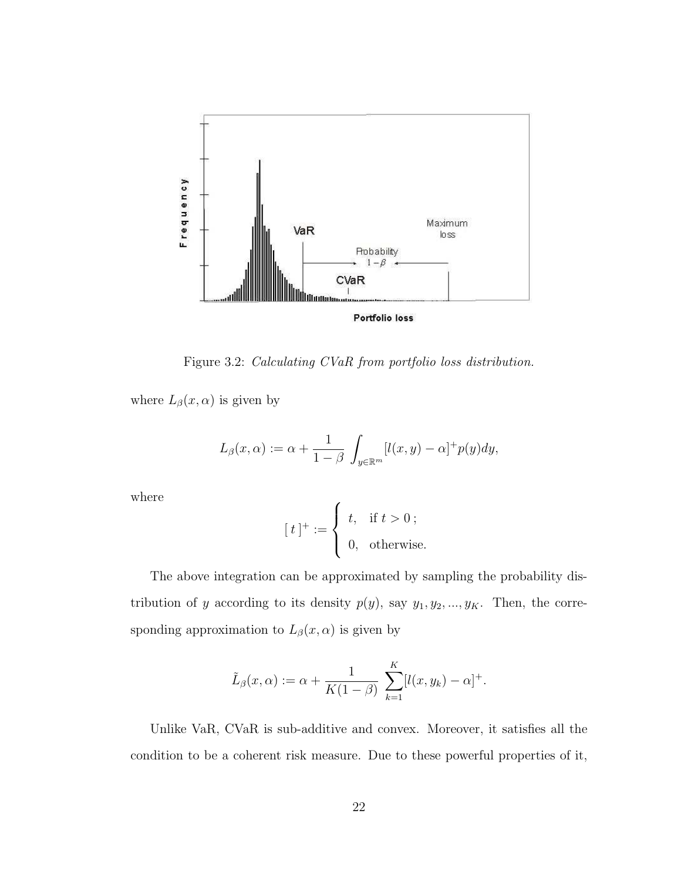Figure 3.2: *Calculating CVaR from portfolio loss distribution.*

where $L_\beta(x, \alpha)$ is given by

$$L_\beta(x, \alpha) := \alpha + \frac{1}{1-\beta} \int_{y \in \mathbb{R}^m} [l(x, y) - \alpha]^+ p(y) dy,$$

where

$$[\, t\,]^+ := \begin{cases} t, & \text{if } t > 0\,; \\ 0, & \text{otherwise.} \end{cases}$$

The above integration can be approximated by sampling the probability distribution of $y$ according to its density $p(y)$, say $y_1, y_2, ..., y_K$. Then, the corresponding approximation to $L_\beta(x, \alpha)$ is given by

$$\tilde{L}_\beta(x, \alpha) := \alpha + \frac{1}{K(1-\beta)} \sum_{k=1}^{K} [l(x, y_k) - \alpha]^+.$$

Unlike VaR, CVaR is sub-additive and convex. Moreover, it satisfies all the condition to be a coherent risk measure. Due to these powerful properties of it,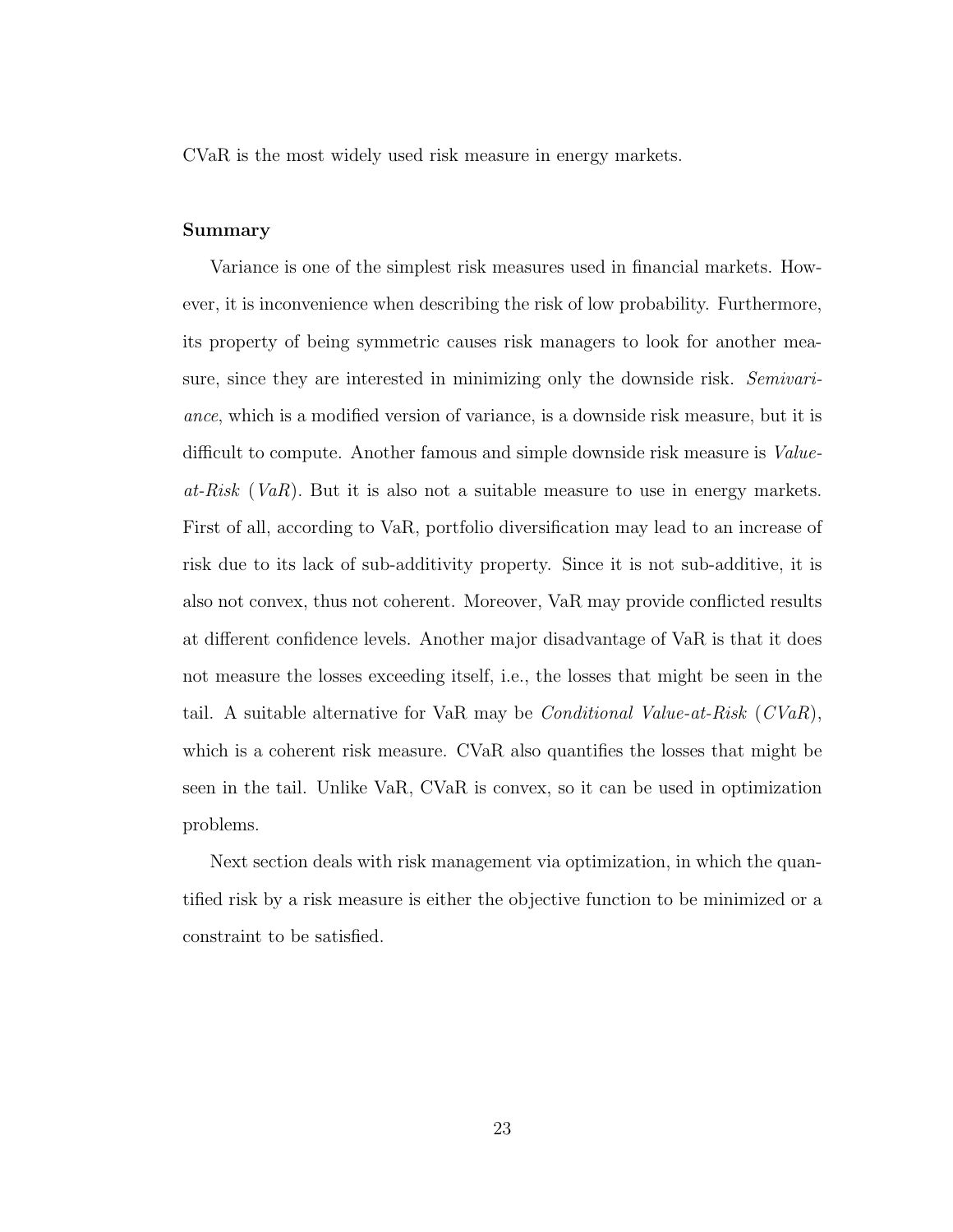CVaR is the most widely used risk measure in energy markets.

**Summary**

Variance is one of the simplest risk measures used in financial markets. However, it is inconvenience when describing the risk of low probability. Furthermore, its property of being symmetric causes risk managers to look for another measure, since they are interested in minimizing only the downside risk. *Semivariance*, which is a modified version of variance, is a downside risk measure, but it is difficult to compute. Another famous and simple downside risk measure is *Value-at-Risk* (*VaR*). But it is also not a suitable measure to use in energy markets. First of all, according to VaR, portfolio diversification may lead to an increase of risk due to its lack of sub-additivity property. Since it is not sub-additive, it is also not convex, thus not coherent. Moreover, VaR may provide conflicted results at different confidence levels. Another major disadvantage of VaR is that it does not measure the losses exceeding itself, i.e., the losses that might be seen in the tail. A suitable alternative for VaR may be *Conditional Value-at-Risk* (*CVaR*), which is a coherent risk measure. CVaR also quantifies the losses that might be seen in the tail. Unlike VaR, CVaR is convex, so it can be used in optimization problems.

Next section deals with risk management via optimization, in which the quantified risk by a risk measure is either the objective function to be minimized or a constraint to be satisfied.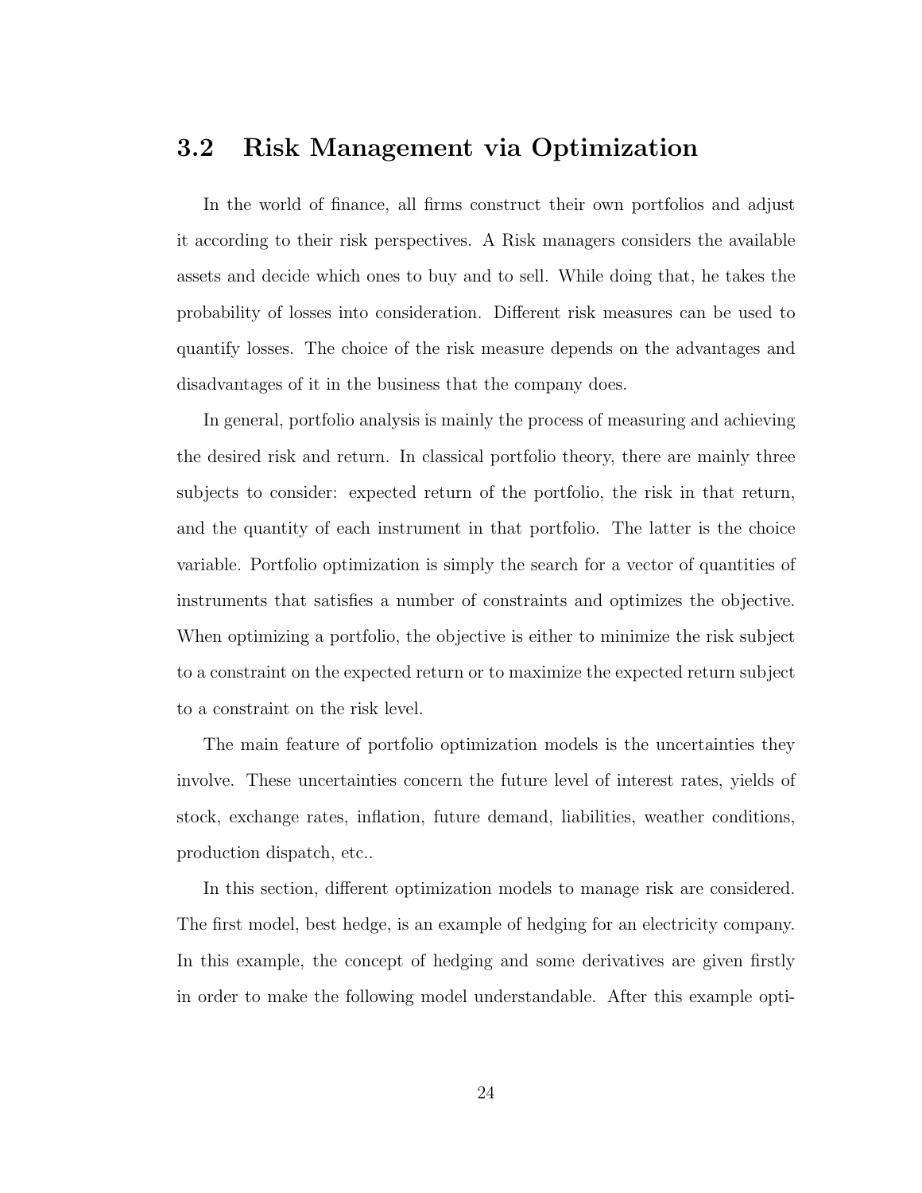## 3.2 Risk Management via Optimization

In the world of finance, all firms construct their own portfolios and adjust it according to their risk perspectives. A Risk managers considers the available assets and decide which ones to buy and to sell. While doing that, he takes the probability of losses into consideration. Different risk measures can be used to quantify losses. The choice of the risk measure depends on the advantages and disadvantages of it in the business that the company does.

In general, portfolio analysis is mainly the process of measuring and achieving the desired risk and return. In classical portfolio theory, there are mainly three subjects to consider: expected return of the portfolio, the risk in that return, and the quantity of each instrument in that portfolio. The latter is the choice variable. Portfolio optimization is simply the search for a vector of quantities of instruments that satisfies a number of constraints and optimizes the objective. When optimizing a portfolio, the objective is either to minimize the risk subject to a constraint on the expected return or to maximize the expected return subject to a constraint on the risk level.

The main feature of portfolio optimization models is the uncertainties they involve. These uncertainties concern the future level of interest rates, yields of stock, exchange rates, inflation, future demand, liabilities, weather conditions, production dispatch, etc..

In this section, different optimization models to manage risk are considered. The first model, best hedge, is an example of hedging for an electricity company. In this example, the concept of hedging and some derivatives are given firstly in order to make the following model understandable. After this example opti-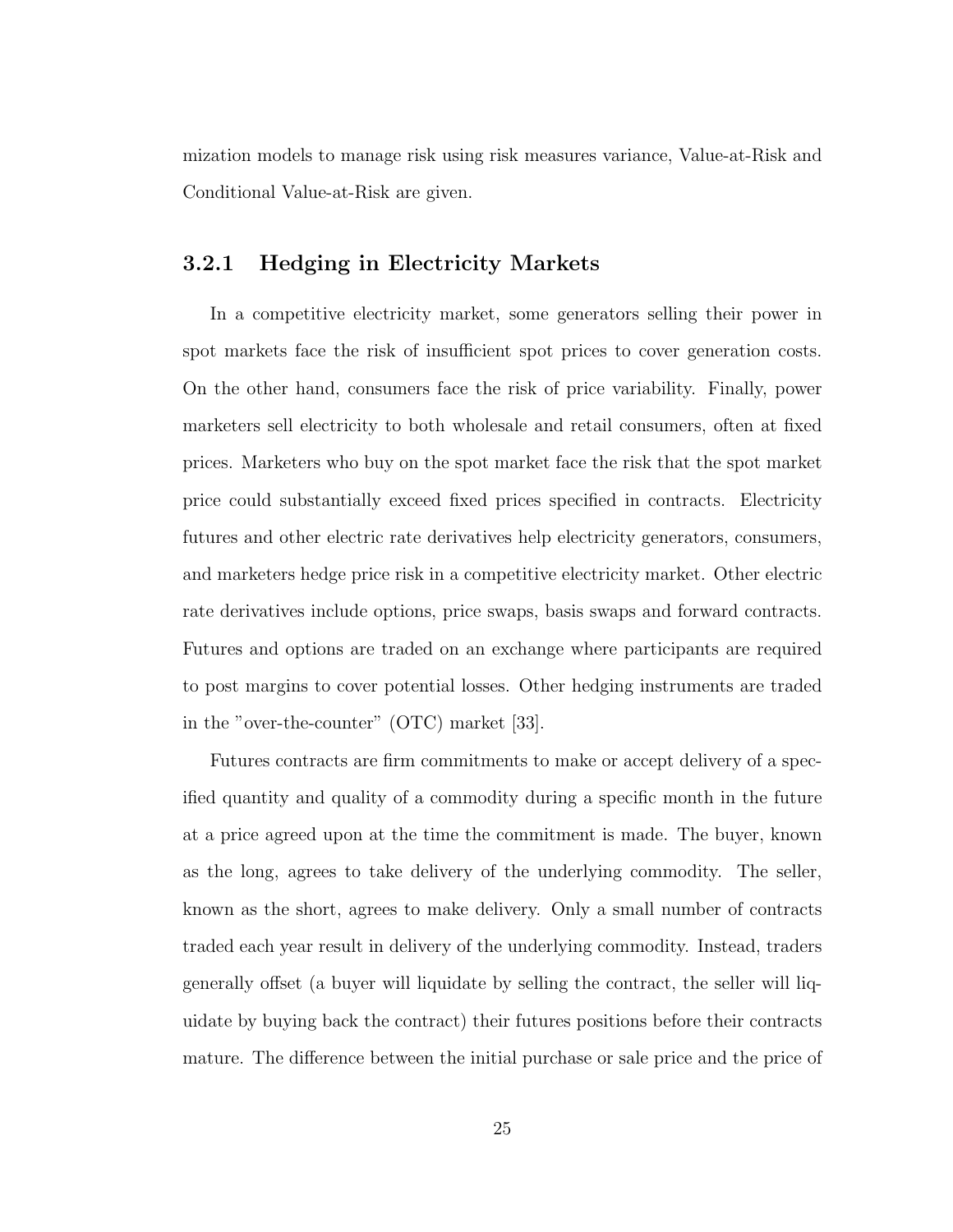mization models to manage risk using risk measures variance, Value-at-Risk and Conditional Value-at-Risk are given.

### 3.2.1 Hedging in Electricity Markets

In a competitive electricity market, some generators selling their power in spot markets face the risk of insufficient spot prices to cover generation costs. On the other hand, consumers face the risk of price variability. Finally, power marketers sell electricity to both wholesale and retail consumers, often at fixed prices. Marketers who buy on the spot market face the risk that the spot market price could substantially exceed fixed prices specified in contracts. Electricity futures and other electric rate derivatives help electricity generators, consumers, and marketers hedge price risk in a competitive electricity market. Other electric rate derivatives include options, price swaps, basis swaps and forward contracts. Futures and options are traded on an exchange where participants are required to post margins to cover potential losses. Other hedging instruments are traded in the "over-the-counter" (OTC) market [33].

Futures contracts are firm commitments to make or accept delivery of a specified quantity and quality of a commodity during a specific month in the future at a price agreed upon at the time the commitment is made. The buyer, known as the long, agrees to take delivery of the underlying commodity. The seller, known as the short, agrees to make delivery. Only a small number of contracts traded each year result in delivery of the underlying commodity. Instead, traders generally offset (a buyer will liquidate by selling the contract, the seller will liquidate by buying back the contract) their futures positions before their contracts mature. The difference between the initial purchase or sale price and the price of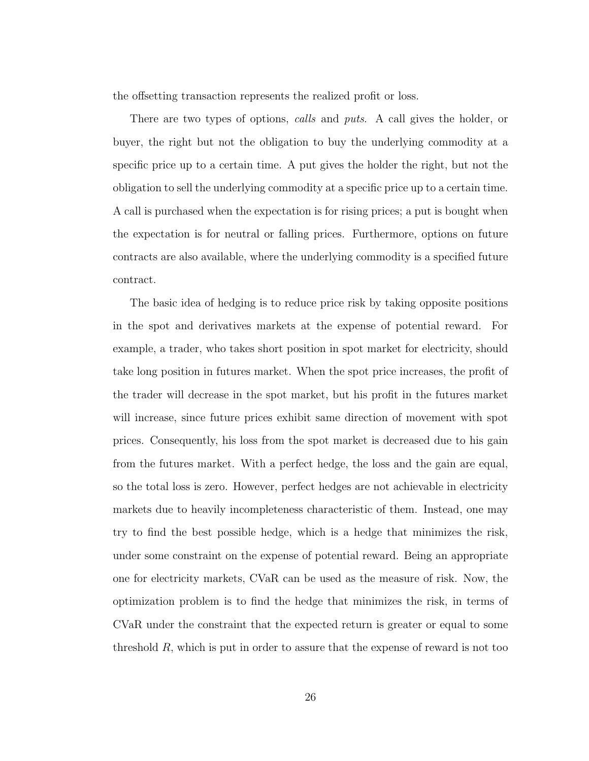the offsetting transaction represents the realized profit or loss.

There are two types of options, *calls* and *puts*. A call gives the holder, or buyer, the right but not the obligation to buy the underlying commodity at a specific price up to a certain time. A put gives the holder the right, but not the obligation to sell the underlying commodity at a specific price up to a certain time. A call is purchased when the expectation is for rising prices; a put is bought when the expectation is for neutral or falling prices. Furthermore, options on future contracts are also available, where the underlying commodity is a specified future contract.

The basic idea of hedging is to reduce price risk by taking opposite positions in the spot and derivatives markets at the expense of potential reward. For example, a trader, who takes short position in spot market for electricity, should take long position in futures market. When the spot price increases, the profit of the trader will decrease in the spot market, but his profit in the futures market will increase, since future prices exhibit same direction of movement with spot prices. Consequently, his loss from the spot market is decreased due to his gain from the futures market. With a perfect hedge, the loss and the gain are equal, so the total loss is zero. However, perfect hedges are not achievable in electricity markets due to heavily incompleteness characteristic of them. Instead, one may try to find the best possible hedge, which is a hedge that minimizes the risk, under some constraint on the expense of potential reward. Being an appropriate one for electricity markets, CVaR can be used as the measure of risk. Now, the optimization problem is to find the hedge that minimizes the risk, in terms of CVaR under the constraint that the expected return is greater or equal to some threshold $R$, which is put in order to assure that the expense of reward is not too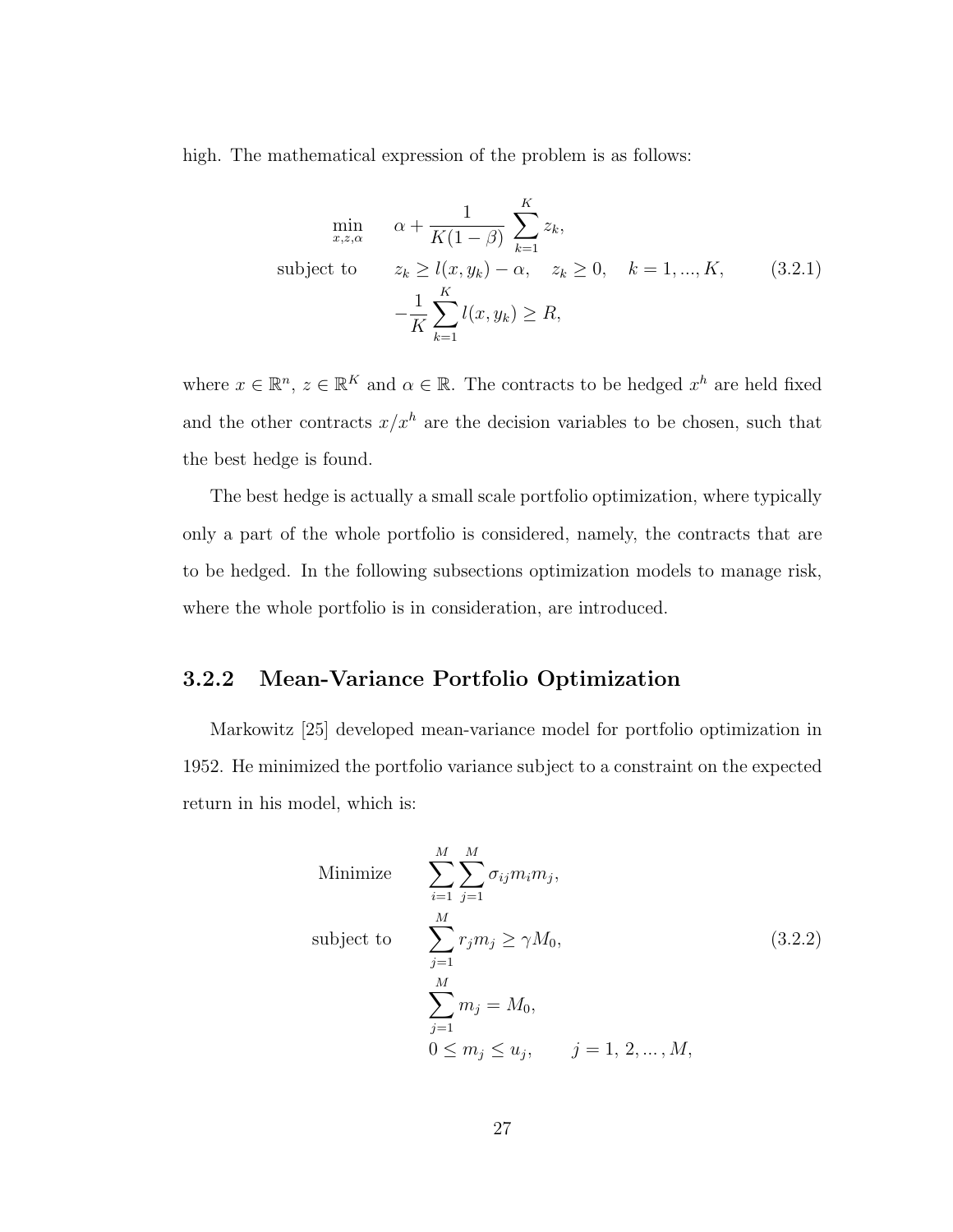high. The mathematical expression of the problem is as follows:

$$
\begin{aligned}
\min_{x,z,\alpha} \quad & \alpha + \frac{1}{K(1-\beta)} \sum_{k=1}^{K} z_k, \\
\text{subject to} \quad & z_k \geq l(x, y_k) - \alpha, \quad z_k \geq 0, \quad k = 1, ..., K, \\
& -\frac{1}{K} \sum_{k=1}^{K} l(x, y_k) \geq R,
\end{aligned}
\tag{3.2.1}
$$

where $x \in \mathbb{R}^n$, $z \in \mathbb{R}^K$ and $\alpha \in \mathbb{R}$. The contracts to be hedged $x^h$ are held fixed and the other contracts $x/x^h$ are the decision variables to be chosen, such that the best hedge is found.

The best hedge is actually a small scale portfolio optimization, where typically only a part of the whole portfolio is considered, namely, the contracts that are to be hedged. In the following subsections optimization models to manage risk, where the whole portfolio is in consideration, are introduced.

### 3.2.2 Mean-Variance Portfolio Optimization

Markowitz [25] developed mean-variance model for portfolio optimization in 1952. He minimized the portfolio variance subject to a constraint on the expected return in his model, which is:

$$
\begin{aligned}
\text{Minimize} \quad & \sum_{i=1}^{M} \sum_{j=1}^{M} \sigma_{ij} m_i m_j, \\
\text{subject to} \quad & \sum_{j=1}^{M} r_j m_j \geq \gamma M_0, \\
& \sum_{j=1}^{M} m_j = M_0, \\
& 0 \leq m_j \leq u_j, \qquad j = 1, 2, ..., M,
\end{aligned}
\tag{3.2.2}
$$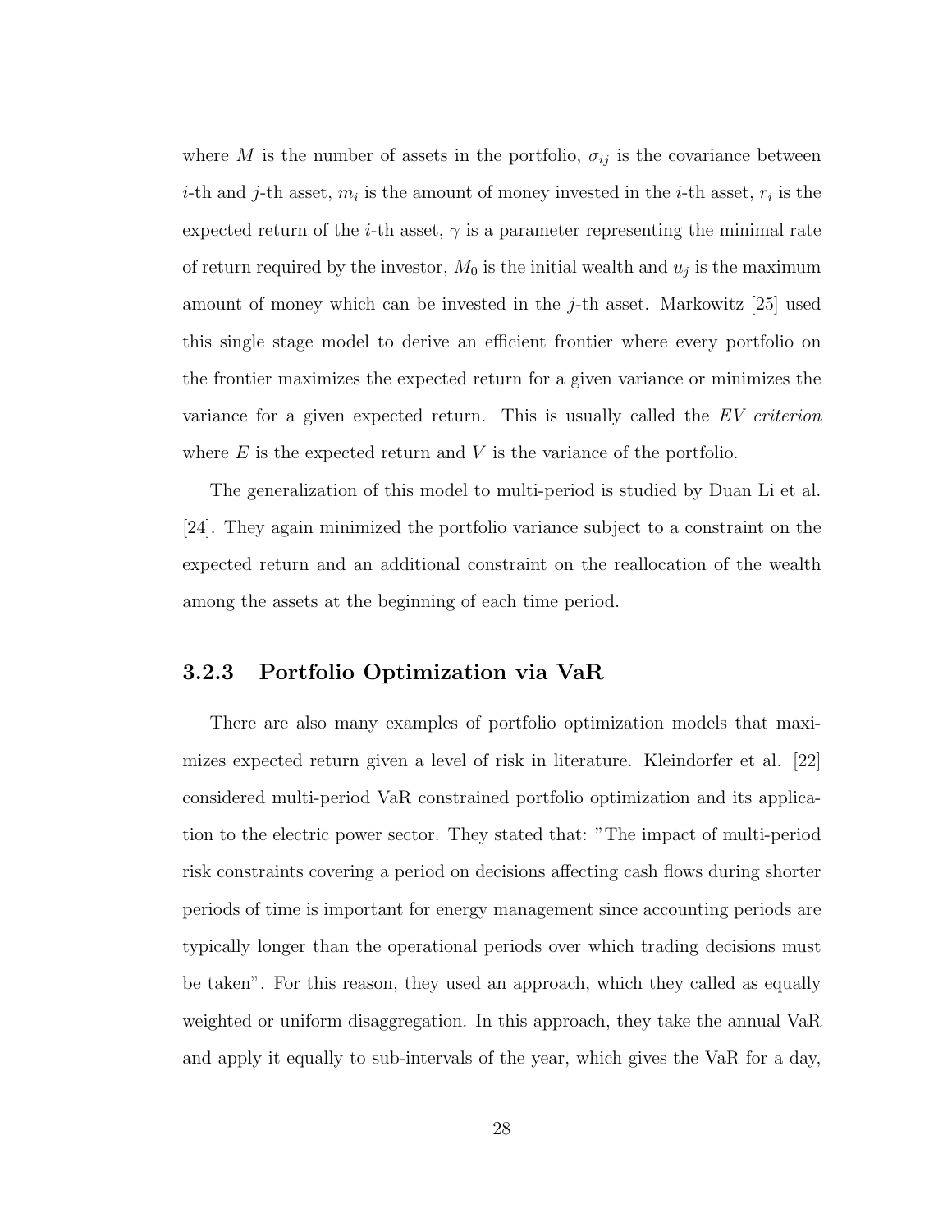where $M$ is the number of assets in the portfolio, $\sigma_{ij}$ is the covariance between $i$-th and $j$-th asset, $m_i$ is the amount of money invested in the $i$-th asset, $r_i$ is the expected return of the $i$-th asset, $\gamma$ is a parameter representing the minimal rate of return required by the investor, $M_0$ is the initial wealth and $u_j$ is the maximum amount of money which can be invested in the $j$-th asset. Markowitz [25] used this single stage model to derive an efficient frontier where every portfolio on the frontier maximizes the expected return for a given variance or minimizes the variance for a given expected return. This is usually called the *EV criterion* where $E$ is the expected return and $V$ is the variance of the portfolio.

The generalization of this model to multi-period is studied by Duan Li et al. [24]. They again minimized the portfolio variance subject to a constraint on the expected return and an additional constraint on the reallocation of the wealth among the assets at the beginning of each time period.

### 3.2.3 Portfolio Optimization via VaR

There are also many examples of portfolio optimization models that maximizes expected return given a level of risk in literature. Kleindorfer et al. [22] considered multi-period VaR constrained portfolio optimization and its application to the electric power sector. They stated that: "The impact of multi-period risk constraints covering a period on decisions affecting cash flows during shorter periods of time is important for energy management since accounting periods are typically longer than the operational periods over which trading decisions must be taken". For this reason, they used an approach, which they called as equally weighted or uniform disaggregation. In this approach, they take the annual VaR and apply it equally to sub-intervals of the year, which gives the VaR for a day,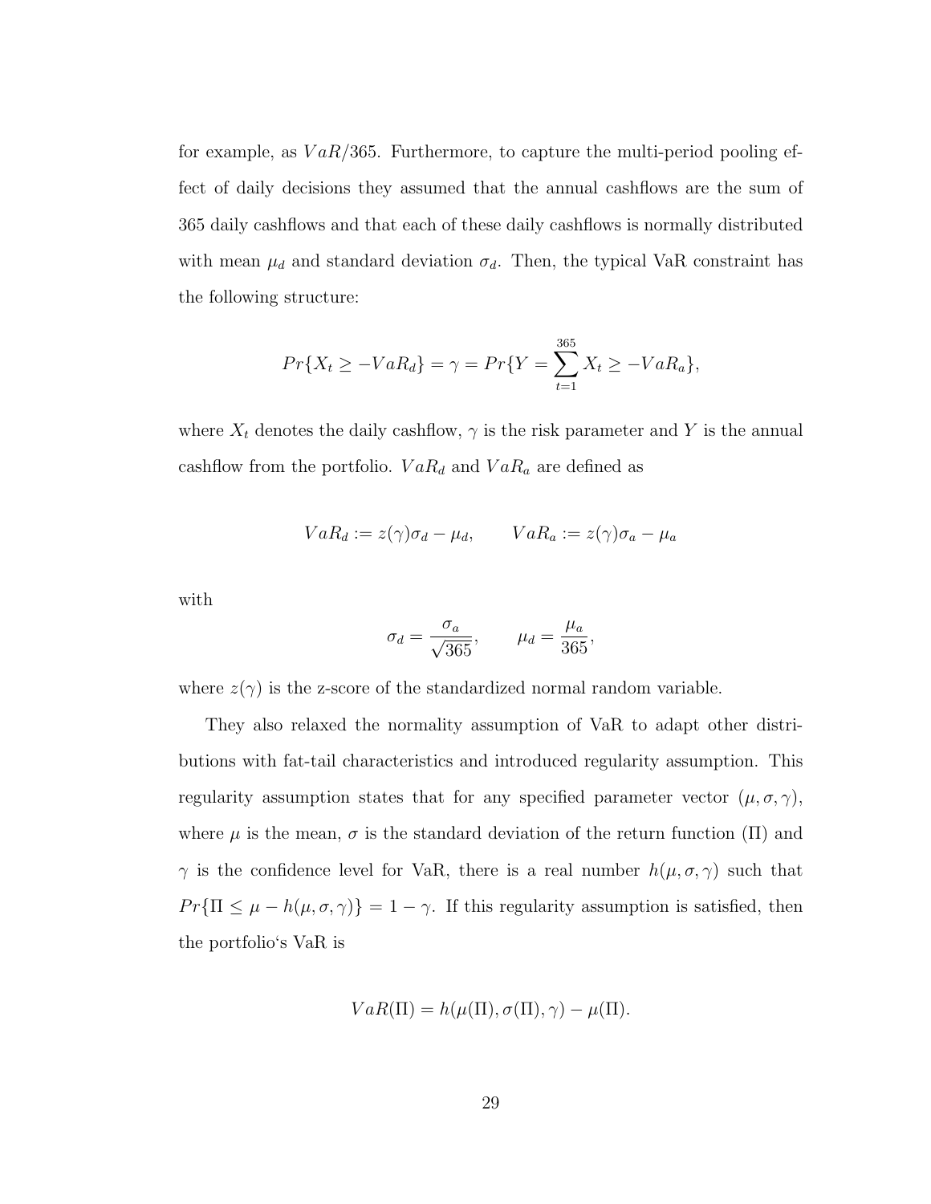for example, as $VaR/365$. Furthermore, to capture the multi-period pooling effect of daily decisions they assumed that the annual cashflows are the sum of 365 daily cashflows and that each of these daily cashflows is normally distributed with mean $\mu_d$ and standard deviation $\sigma_d$. Then, the typical VaR constraint has the following structure:

$$Pr\{X_t \geq -VaR_d\} = \gamma = Pr\{Y = \sum_{t=1}^{365} X_t \geq -VaR_a\},$$

where $X_t$ denotes the daily cashflow, $\gamma$ is the risk parameter and $Y$ is the annual cashflow from the portfolio. $VaR_d$ and $VaR_a$ are defined as

$$VaR_d := z(\gamma)\sigma_d - \mu_d, \qquad VaR_a := z(\gamma)\sigma_a - \mu_a$$

with

$$\sigma_d = \frac{\sigma_a}{\sqrt{365}}, \qquad \mu_d = \frac{\mu_a}{365},$$

where $z(\gamma)$ is the z-score of the standardized normal random variable.

They also relaxed the normality assumption of VaR to adapt other distributions with fat-tail characteristics and introduced regularity assumption. This regularity assumption states that for any specified parameter vector $(\mu, \sigma, \gamma)$, where $\mu$ is the mean, $\sigma$ is the standard deviation of the return function ($\Pi$) and $\gamma$ is the confidence level for VaR, there is a real number $h(\mu, \sigma, \gamma)$ such that $Pr\{\Pi \leq \mu - h(\mu, \sigma, \gamma)\} = 1 - \gamma$. If this regularity assumption is satisfied, then the portfolio's VaR is

$$VaR(\Pi) = h(\mu(\Pi), \sigma(\Pi), \gamma) - \mu(\Pi).$$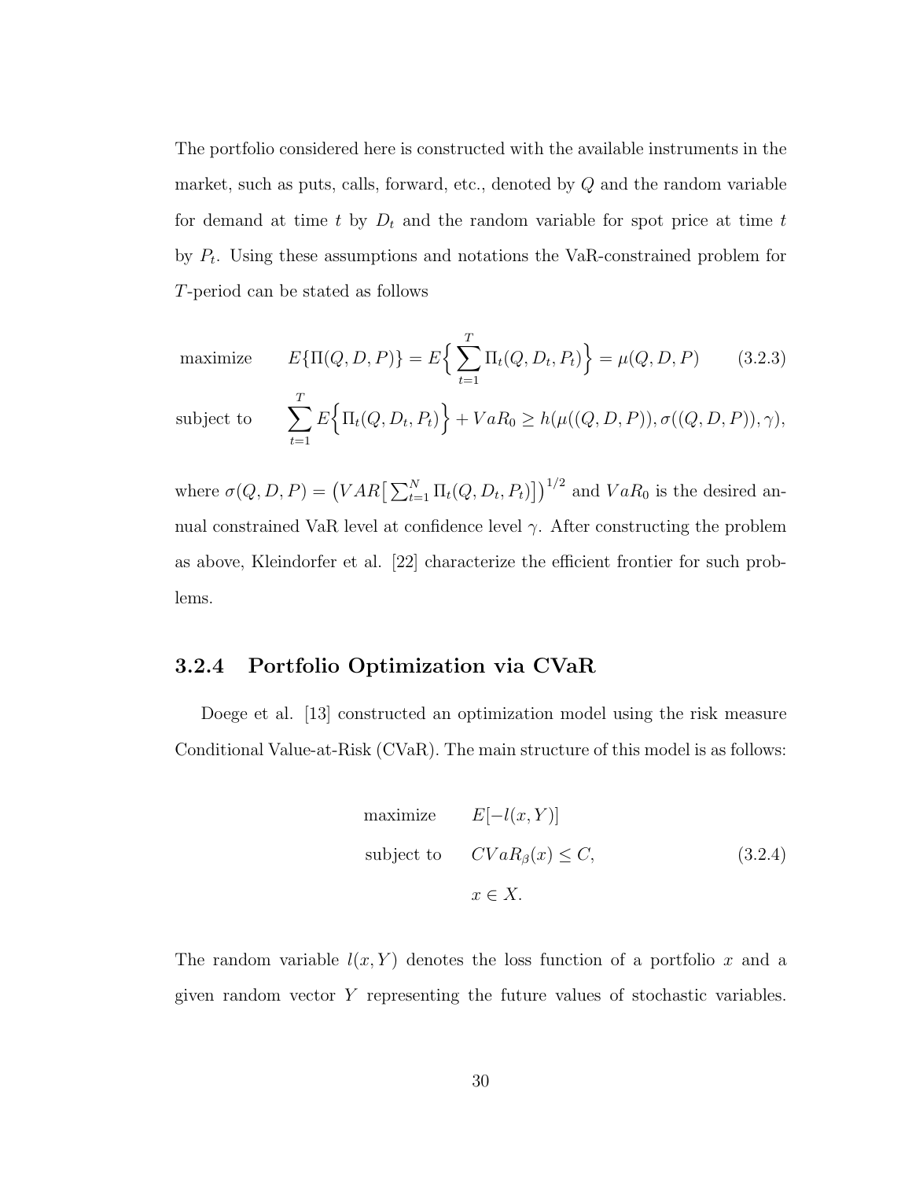The portfolio considered here is constructed with the available instruments in the market, such as puts, calls, forward, etc., denoted by $Q$ and the random variable for demand at time $t$ by $D_t$ and the random variable for spot price at time $t$ by $P_t$. Using these assumptions and notations the VaR-constrained problem for $T$-period can be stated as follows

$$
\begin{aligned}
\text{maximize} \quad & E\{\Pi(Q,D,P)\} = E\Big\{\sum_{t=1}^{T}\Pi_t(Q,D_t,P_t)\Big\} = \mu(Q,D,P) \qquad (3.2.3)\\
\text{subject to} \quad & \sum_{t=1}^{T} E\Big\{\Pi_t(Q,D_t,P_t)\Big\} + VaR_0 \geq h(\mu((Q,D,P)),\sigma((Q,D,P)),\gamma),
\end{aligned}
$$

where $\sigma(Q,D,P) = \big(VAR\big[\sum_{t=1}^{N}\Pi_t(Q,D_t,P_t)\big]\big)^{1/2}$ and $VaR_0$ is the desired annual constrained VaR level at confidence level $\gamma$. After constructing the problem as above, Kleindorfer et al. [22] characterize the efficient frontier for such problems.

### 3.2.4 Portfolio Optimization via CVaR

Doege et al. [13] constructed an optimization model using the risk measure Conditional Value-at-Risk (CVaR). The main structure of this model is as follows:

$$
\begin{aligned}
\text{maximize} \quad & E[-l(x,Y)]\\
\text{subject to} \quad & CVaR_\beta(x) \leq C, \qquad (3.2.4)\\
& x \in X.
\end{aligned}
$$

The random variable $l(x,Y)$ denotes the loss function of a portfolio $x$ and a given random vector $Y$ representing the future values of stochastic variables.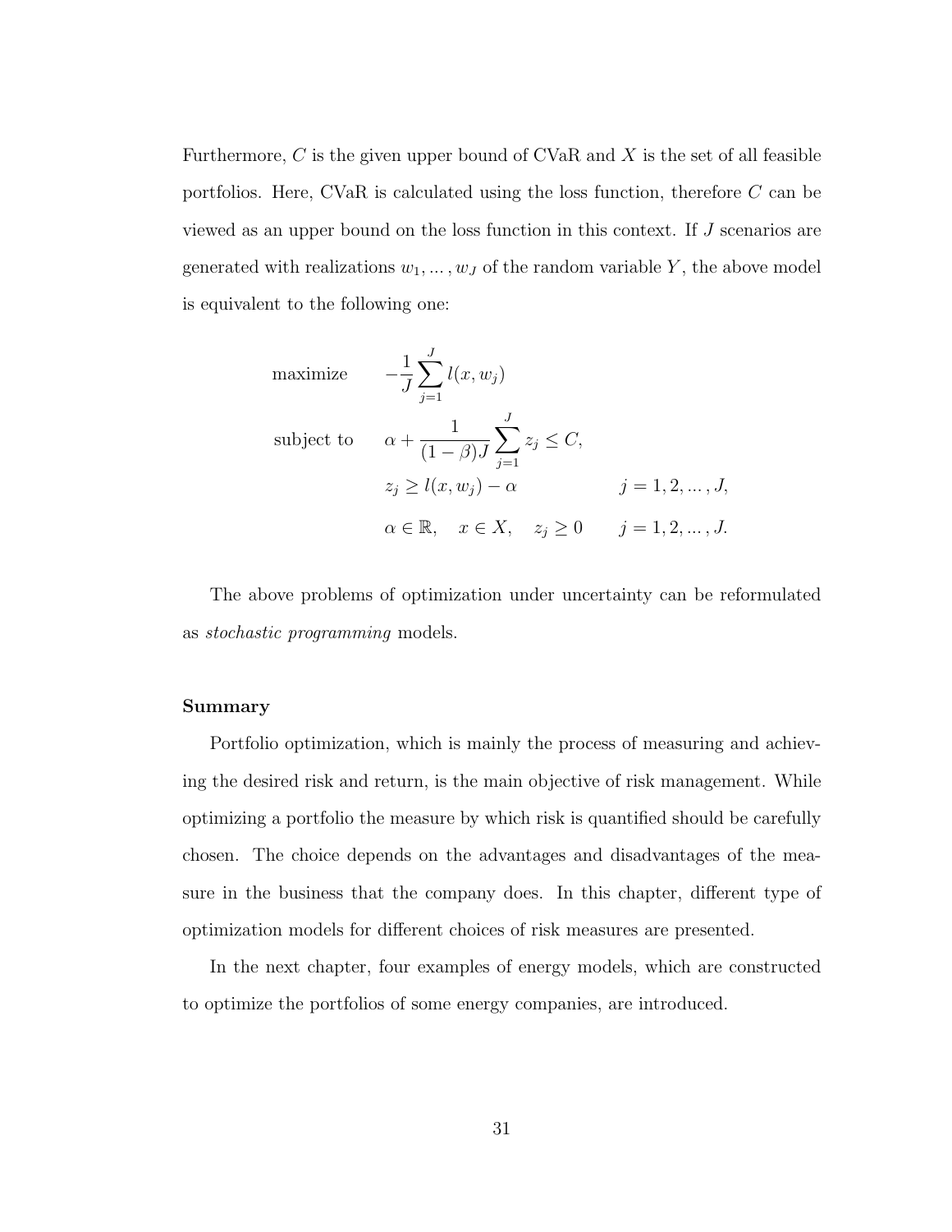Furthermore, $C$ is the given upper bound of CVaR and $X$ is the set of all feasible portfolios. Here, CVaR is calculated using the loss function, therefore $C$ can be viewed as an upper bound on the loss function in this context. If $J$ scenarios are generated with realizations $w_1, \dots, w_J$ of the random variable $Y$, the above model is equivalent to the following one:

$$
\begin{aligned}
\text{maximize} \quad & -\frac{1}{J}\sum_{j=1}^{J} l(x, w_j) \\
\text{subject to} \quad & \alpha + \frac{1}{(1-\beta)J}\sum_{j=1}^{J} z_j \leq C, \\
& z_j \geq l(x, w_j) - \alpha \qquad\qquad j = 1, 2, \dots, J, \\
& \alpha \in \mathbb{R}, \quad x \in X, \quad z_j \geq 0 \qquad j = 1, 2, \dots, J.
\end{aligned}
$$

The above problems of optimization under uncertainty can be reformulated as *stochastic programming* models.

**Summary**

Portfolio optimization, which is mainly the process of measuring and achieving the desired risk and return, is the main objective of risk management. While optimizing a portfolio the measure by which risk is quantified should be carefully chosen. The choice depends on the advantages and disadvantages of the measure in the business that the company does. In this chapter, different type of optimization models for different choices of risk measures are presented.

In the next chapter, four examples of energy models, which are constructed to optimize the portfolios of some energy companies, are introduced.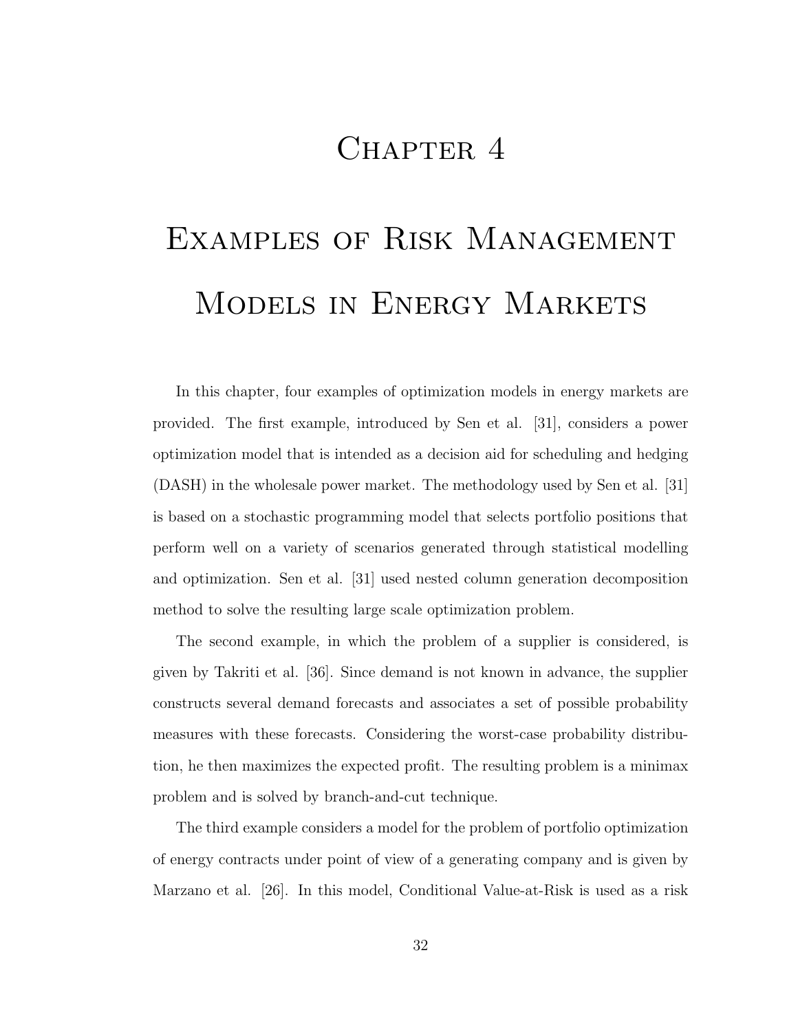# Chapter 4

# Examples of Risk Management Models in Energy Markets

In this chapter, four examples of optimization models in energy markets are provided. The first example, introduced by Sen et al. [31], considers a power optimization model that is intended as a decision aid for scheduling and hedging (DASH) in the wholesale power market. The methodology used by Sen et al. [31] is based on a stochastic programming model that selects portfolio positions that perform well on a variety of scenarios generated through statistical modelling and optimization. Sen et al. [31] used nested column generation decomposition method to solve the resulting large scale optimization problem.

The second example, in which the problem of a supplier is considered, is given by Takriti et al. [36]. Since demand is not known in advance, the supplier constructs several demand forecasts and associates a set of possible probability measures with these forecasts. Considering the worst-case probability distribution, he then maximizes the expected profit. The resulting problem is a minimax problem and is solved by branch-and-cut technique.

The third example considers a model for the problem of portfolio optimization of energy contracts under point of view of a generating company and is given by Marzano et al. [26]. In this model, Conditional Value-at-Risk is used as a risk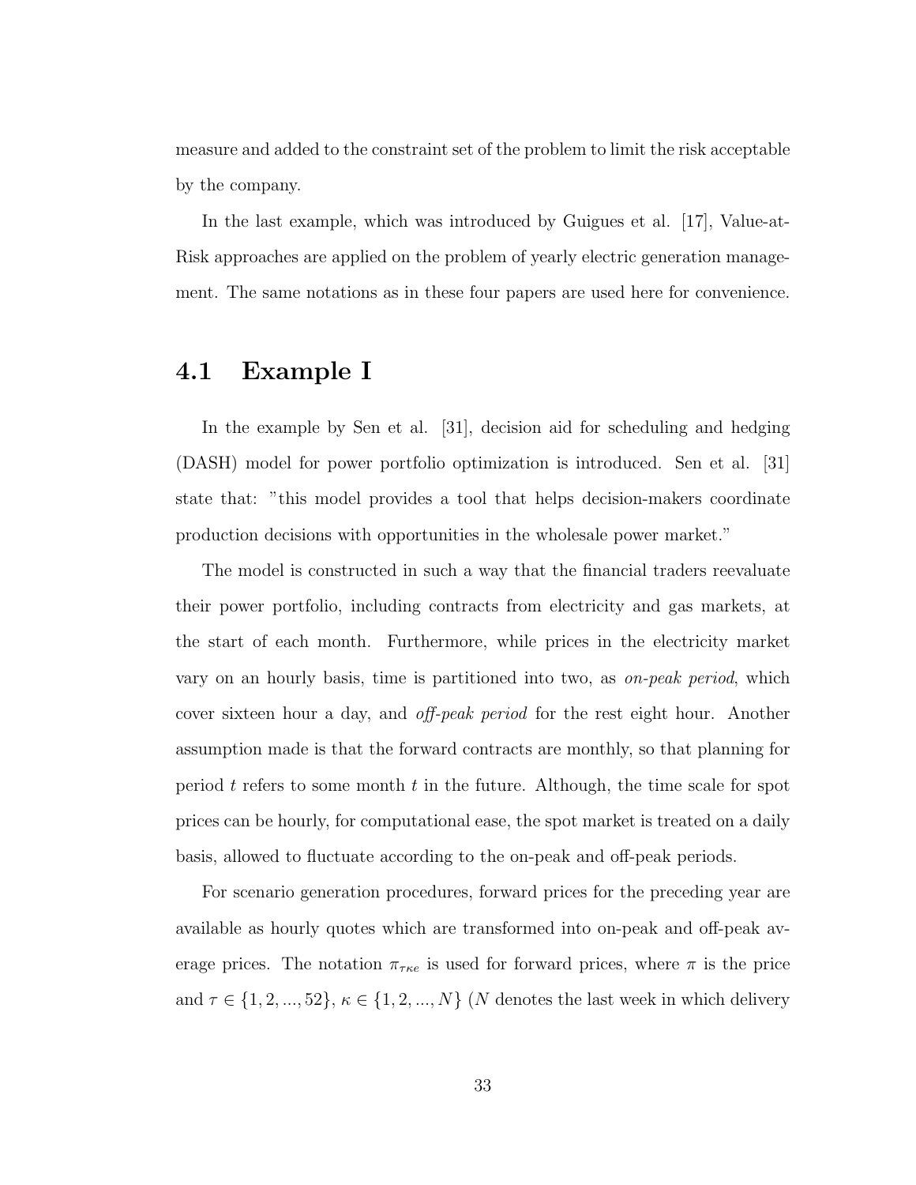measure and added to the constraint set of the problem to limit the risk acceptable by the company.

In the last example, which was introduced by Guigues et al. [17], Value-at-Risk approaches are applied on the problem of yearly electric generation management. The same notations as in these four papers are used here for convenience.

## 4.1 Example I

In the example by Sen et al. [31], decision aid for scheduling and hedging (DASH) model for power portfolio optimization is introduced. Sen et al. [31] state that: "this model provides a tool that helps decision-makers coordinate production decisions with opportunities in the wholesale power market."

The model is constructed in such a way that the financial traders reevaluate their power portfolio, including contracts from electricity and gas markets, at the start of each month. Furthermore, while prices in the electricity market vary on an hourly basis, time is partitioned into two, as *on-peak period*, which cover sixteen hour a day, and *off-peak period* for the rest eight hour. Another assumption made is that the forward contracts are monthly, so that planning for period $t$ refers to some month $t$ in the future. Although, the time scale for spot prices can be hourly, for computational ease, the spot market is treated on a daily basis, allowed to fluctuate according to the on-peak and off-peak periods.

For scenario generation procedures, forward prices for the preceding year are available as hourly quotes which are transformed into on-peak and off-peak average prices. The notation $\pi_{\tau\kappa e}$ is used for forward prices, where $\pi$ is the price and $\tau \in \{1, 2, ..., 52\}$, $\kappa \in \{1, 2, ..., N\}$ ($N$ denotes the last week in which delivery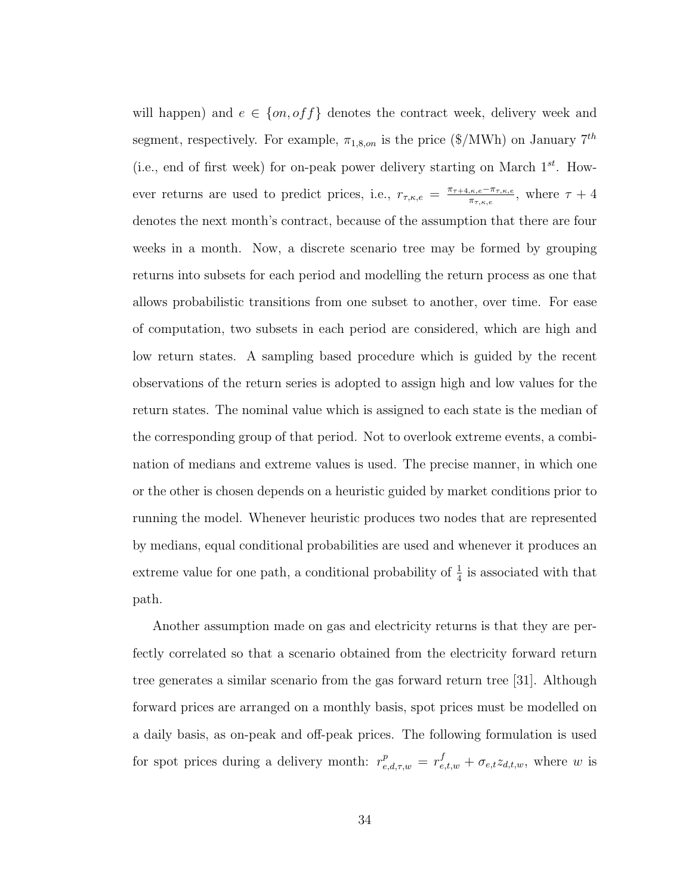will happen) and $e \in \{on, off\}$ denotes the contract week, delivery week and segment, respectively. For example, $\pi_{1,8,on}$ is the price (\$/MWh) on January $7^{th}$ (i.e., end of first week) for on-peak power delivery starting on March $1^{st}$. However returns are used to predict prices, i.e., $r_{\tau,\kappa,e} = \frac{\pi_{\tau+4,\kappa,e} - \pi_{\tau,\kappa,e}}{\pi_{\tau,\kappa,e}}$, where $\tau + 4$ denotes the next month's contract, because of the assumption that there are four weeks in a month. Now, a discrete scenario tree may be formed by grouping returns into subsets for each period and modelling the return process as one that allows probabilistic transitions from one subset to another, over time. For ease of computation, two subsets in each period are considered, which are high and low return states. A sampling based procedure which is guided by the recent observations of the return series is adopted to assign high and low values for the return states. The nominal value which is assigned to each state is the median of the corresponding group of that period. Not to overlook extreme events, a combination of medians and extreme values is used. The precise manner, in which one or the other is chosen depends on a heuristic guided by market conditions prior to running the model. Whenever heuristic produces two nodes that are represented by medians, equal conditional probabilities are used and whenever it produces an extreme value for one path, a conditional probability of $\frac{1}{4}$ is associated with that path.

Another assumption made on gas and electricity returns is that they are perfectly correlated so that a scenario obtained from the electricity forward return tree generates a similar scenario from the gas forward return tree [31]. Although forward prices are arranged on a monthly basis, spot prices must be modelled on a daily basis, as on-peak and off-peak prices. The following formulation is used for spot prices during a delivery month: $r^{p}_{e,d,\tau,w} = r^{f}_{e,t,w} + \sigma_{e,t} z_{d,t,w}$, where $w$ is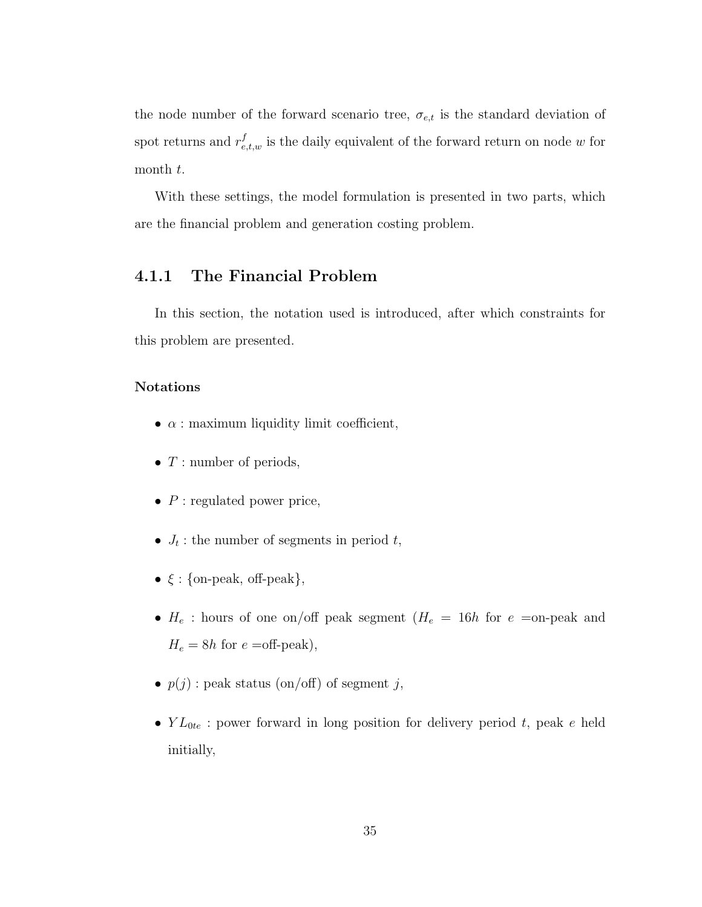the node number of the forward scenario tree, $\sigma_{e,t}$ is the standard deviation of spot returns and $r^f_{e,t,w}$ is the daily equivalent of the forward return on node $w$ for month $t$.

With these settings, the model formulation is presented in two parts, which are the financial problem and generation costing problem.

### 4.1.1 The Financial Problem

In this section, the notation used is introduced, after which constraints for this problem are presented.

#### Notations

- $\alpha$ : maximum liquidity limit coefficient,
- $T$ : number of periods,
- $P$ : regulated power price,
- $J_t$ : the number of segments in period $t$,
- $\xi$ : {on-peak, off-peak},
- $H_e$ : hours of one on/off peak segment ($H_e = 16h$ for $e$ =on-peak and $H_e = 8h$ for $e$ =off-peak),
- $p(j)$ : peak status (on/off) of segment $j$,
- $YL_{0te}$ : power forward in long position for delivery period $t$, peak $e$ held initially,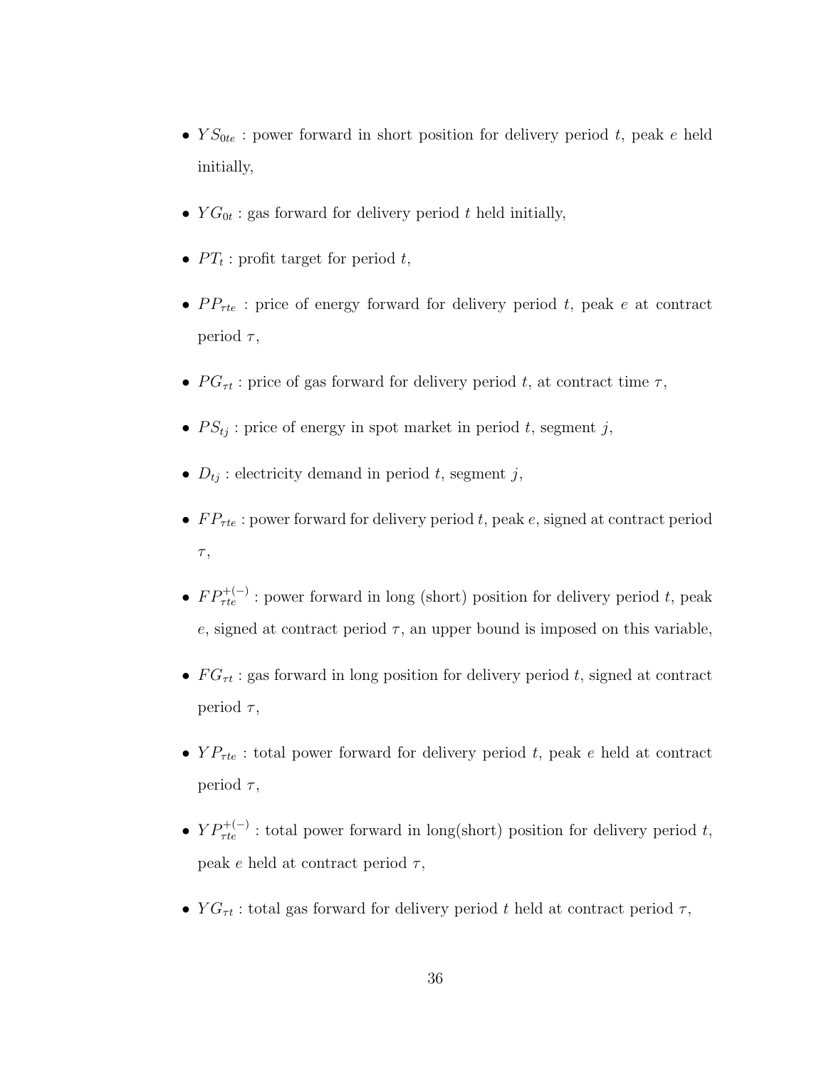- $YS_{0te}$ : power forward in short position for delivery period $t$, peak $e$ held initially,
- $YG_{0t}$ : gas forward for delivery period $t$ held initially,
- $PT_t$ : profit target for period $t$,
- $PP_{\tau te}$ : price of energy forward for delivery period $t$, peak $e$ at contract period $\tau$,
- $PG_{\tau t}$ : price of gas forward for delivery period $t$, at contract time $\tau$,
- $PS_{tj}$ : price of energy in spot market in period $t$, segment $j$,
- $D_{tj}$ : electricity demand in period $t$, segment $j$,
- $FP_{\tau te}$ : power forward for delivery period $t$, peak $e$, signed at contract period $\tau$,
- $FP^{+(-)}_{\tau te}$ : power forward in long (short) position for delivery period $t$, peak $e$, signed at contract period $\tau$, an upper bound is imposed on this variable,
- $FG_{\tau t}$ : gas forward in long position for delivery period $t$, signed at contract period $\tau$,
- $YP_{\tau te}$ : total power forward for delivery period $t$, peak $e$ held at contract period $\tau$,
- $YP^{+(-)}_{\tau te}$ : total power forward in long(short) position for delivery period $t$, peak $e$ held at contract period $\tau$,
- $YG_{\tau t}$ : total gas forward for delivery period $t$ held at contract period $\tau$,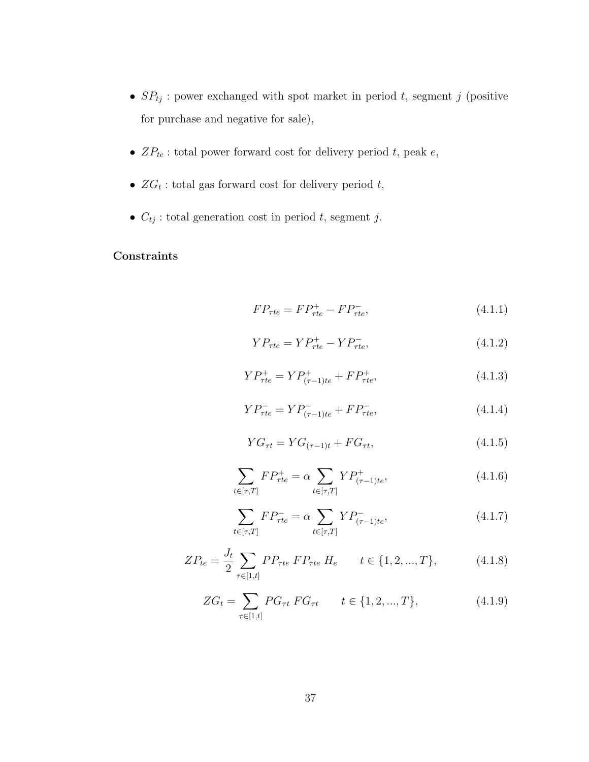- $SP_{tj}$ : power exchanged with spot market in period $t$, segment $j$ (positive for purchase and negative for sale),

- $ZP_{te}$ : total power forward cost for delivery period $t$, peak $e$,

- $ZG_t$ : total gas forward cost for delivery period $t$,

- $C_{tj}$ : total generation cost in period $t$, segment $j$.

**Constraints**

$$FP_{\tau te} = FP^{+}_{\tau te} - FP^{-}_{\tau te}, \tag{4.1.1}$$

$$YP_{\tau te} = YP^{+}_{\tau te} - YP^{-}_{\tau te}, \tag{4.1.2}$$

$$YP^{+}_{\tau te} = YP^{+}_{(\tau-1)te} + FP^{+}_{\tau te}, \tag{4.1.3}$$

$$YP^{-}_{\tau te} = YP^{-}_{(\tau-1)te} + FP^{-}_{\tau te}, \tag{4.1.4}$$

$$YG_{\tau t} = YG_{(\tau-1)t} + FG_{\tau t}, \tag{4.1.5}$$

$$\sum_{t\in[\tau,T]} FP^{+}_{\tau te} = \alpha \sum_{t\in[\tau,T]} YP^{+}_{(\tau-1)te}, \tag{4.1.6}$$

$$\sum_{t\in[\tau,T]} FP^{-}_{\tau te} = \alpha \sum_{t\in[\tau,T]} YP^{-}_{(\tau-1)te}, \tag{4.1.7}$$

$$ZP_{te} = \frac{J_t}{2} \sum_{\tau\in[1,t]} PP_{\tau te}\; FP_{\tau te}\; H_e \qquad t \in \{1,2,...,T\}, \tag{4.1.8}$$

$$ZG_t = \sum_{\tau\in[1,t]} PG_{\tau t}\; FG_{\tau t} \qquad t \in \{1,2,...,T\}, \tag{4.1.9}$$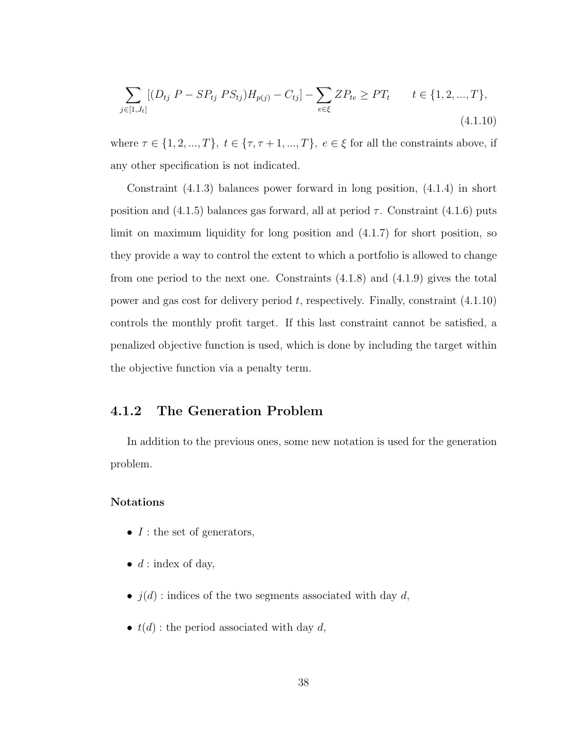$$\sum_{j \in [1, J_t]} [(D_{tj}\ P - SP_{tj}\ PS_{tj}) H_{p(j)} - C_{tj}] - \sum_{e \in \xi} ZP_{te} \geq PT_t \qquad t \in \{1, 2, ..., T\}, \tag{4.1.10}$$

where $\tau \in \{1, 2, ..., T\},\ t \in \{\tau, \tau + 1, ..., T\},\ e \in \xi$ for all the constraints above, if any other specification is not indicated.

Constraint (4.1.3) balances power forward in long position, (4.1.4) in short position and (4.1.5) balances gas forward, all at period $\tau$. Constraint (4.1.6) puts limit on maximum liquidity for long position and (4.1.7) for short position, so they provide a way to control the extent to which a portfolio is allowed to change from one period to the next one. Constraints (4.1.8) and (4.1.9) gives the total power and gas cost for delivery period $t$, respectively. Finally, constraint (4.1.10) controls the monthly profit target. If this last constraint cannot be satisfied, a penalized objective function is used, which is done by including the target within the objective function via a penalty term.

### 4.1.2 The Generation Problem

In addition to the previous ones, some new notation is used for the generation problem.

#### Notations

- $I$ : the set of generators,
- $d$ : index of day,
- $j(d)$ : indices of the two segments associated with day $d$,
- $t(d)$ : the period associated with day $d$,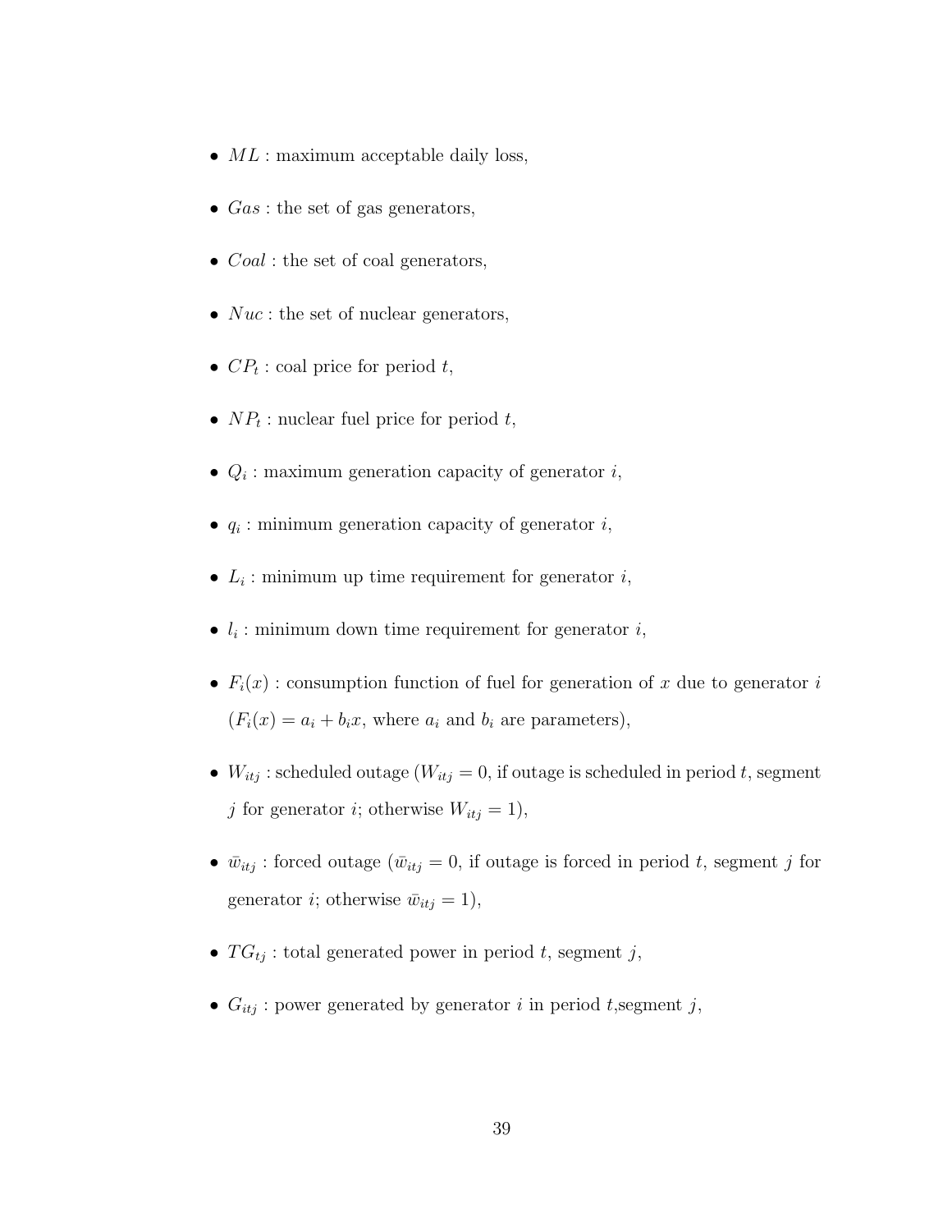- $ML$ : maximum acceptable daily loss,
- $Gas$ : the set of gas generators,
- $Coal$ : the set of coal generators,
- $Nuc$ : the set of nuclear generators,
- $CP_t$ : coal price for period $t$,
- $NP_t$ : nuclear fuel price for period $t$,
- $Q_i$ : maximum generation capacity of generator $i$,
- $q_i$ : minimum generation capacity of generator $i$,
- $L_i$ : minimum up time requirement for generator $i$,
- $l_i$ : minimum down time requirement for generator $i$,
- $F_i(x)$ : consumption function of fuel for generation of $x$ due to generator $i$ ($F_i(x) = a_i + b_i x$, where $a_i$ and $b_i$ are parameters),
- $W_{itj}$ : scheduled outage ($W_{itj} = 0$, if outage is scheduled in period $t$, segment $j$ for generator $i$; otherwise $W_{itj} = 1$),
- $\bar{w}_{itj}$ : forced outage ($\bar{w}_{itj} = 0$, if outage is forced in period $t$, segment $j$ for generator $i$; otherwise $\bar{w}_{itj} = 1$),
- $TG_{tj}$ : total generated power in period $t$, segment $j$,
- $G_{itj}$ : power generated by generator $i$ in period $t$,segment $j$,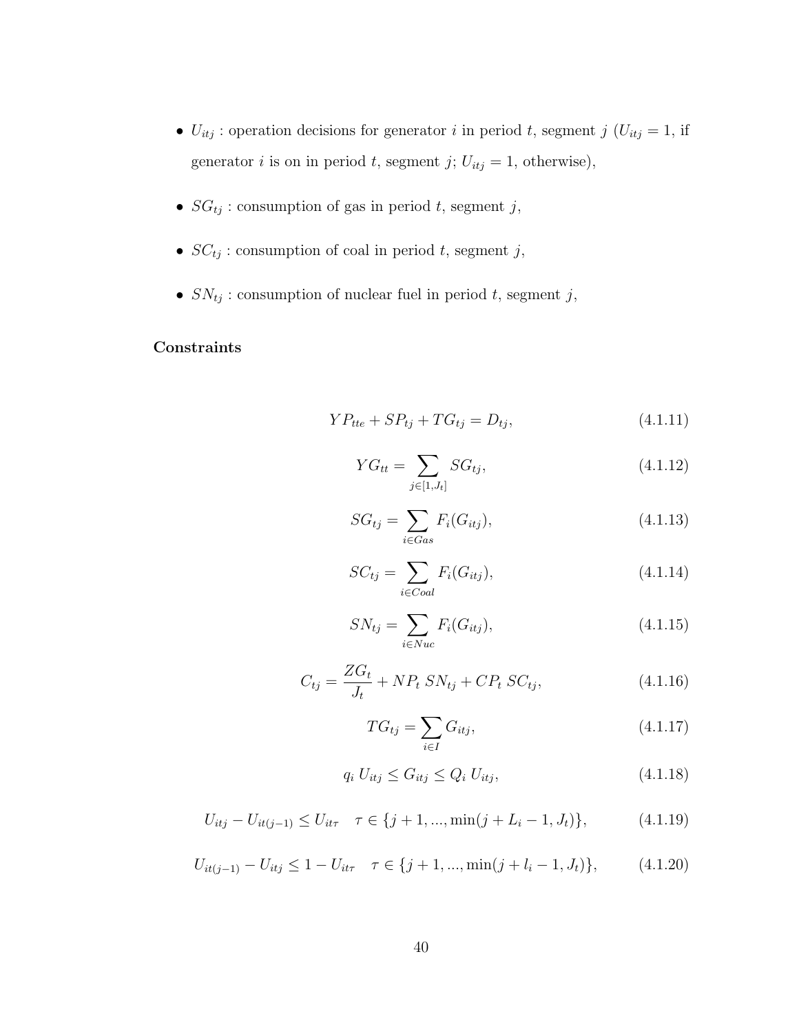- $U_{itj}$ : operation decisions for generator $i$ in period $t$, segment $j$ ($U_{itj} = 1$, if generator $i$ is on in period $t$, segment $j$; $U_{itj} = 1$, otherwise),
- $SG_{tj}$ : consumption of gas in period $t$, segment $j$,
- $SC_{tj}$ : consumption of coal in period $t$, segment $j$,
- $SN_{tj}$ : consumption of nuclear fuel in period $t$, segment $j$,

**Constraints**

$$YP_{tte} + SP_{tj} + TG_{tj} = D_{tj}, \tag{4.1.11}$$

$$YG_{tt} = \sum_{j \in [1, J_t]} SG_{tj}, \tag{4.1.12}$$

$$SG_{tj} = \sum_{i \in Gas} F_i(G_{itj}), \tag{4.1.13}$$

$$SC_{tj} = \sum_{i \in Coal} F_i(G_{itj}), \tag{4.1.14}$$

$$SN_{tj} = \sum_{i \in Nuc} F_i(G_{itj}), \tag{4.1.15}$$

$$C_{tj} = \frac{ZG_t}{J_t} + NP_t \, SN_{tj} + CP_t \, SC_{tj}, \tag{4.1.16}$$

$$TG_{tj} = \sum_{i \in I} G_{itj}, \tag{4.1.17}$$

$$q_i \, U_{itj} \leq G_{itj} \leq Q_i \, U_{itj}, \tag{4.1.18}$$

$$U_{itj} - U_{it(j-1)} \leq U_{it\tau} \quad \tau \in \{j+1, ..., \min(j + L_i - 1, J_t)\}, \tag{4.1.19}$$

$$U_{it(j-1)} - U_{itj} \leq 1 - U_{it\tau} \quad \tau \in \{j+1, ..., \min(j + l_i - 1, J_t)\}, \tag{4.1.20}$$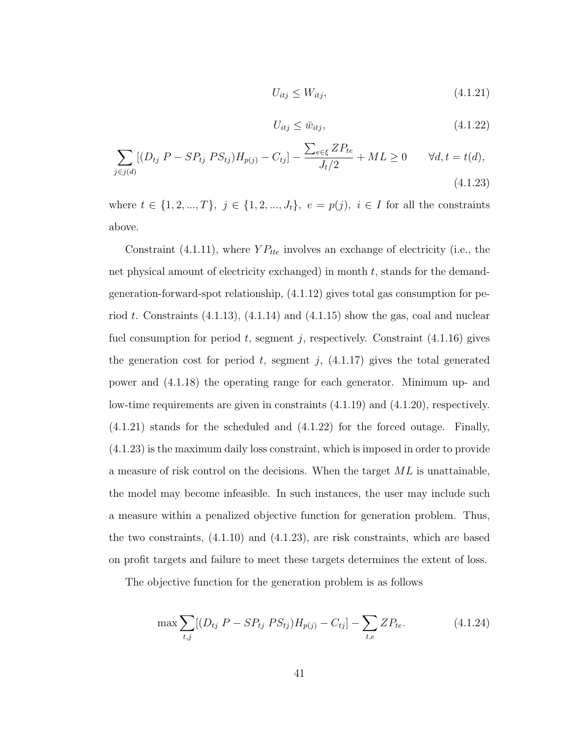$$U_{itj} \leq W_{itj}, \tag{4.1.21}$$

$$U_{itj} \leq \bar{w}_{itj}, \tag{4.1.22}$$

$$\sum_{j \in j(d)} [(D_{tj}\ P - SP_{tj}\ PS_{tj})H_{p(j)} - C_{tj}] - \frac{\sum_{e \in \xi} ZP_{te}}{J_t/2} + ML \geq 0 \qquad \forall d, t = t(d), \tag{4.1.23}$$

where $t \in \{1, 2, ..., T\}$, $j \in \{1, 2, ..., J_t\}$, $e = p(j)$, $i \in I$ for all the constraints above.

Constraint (4.1.11), where $YP_{tte}$ involves an exchange of electricity (i.e., the net physical amount of electricity exchanged) in month $t$, stands for the demand-generation-forward-spot relationship, (4.1.12) gives total gas consumption for period $t$. Constraints (4.1.13), (4.1.14) and (4.1.15) show the gas, coal and nuclear fuel consumption for period $t$, segment $j$, respectively. Constraint (4.1.16) gives the generation cost for period $t$, segment $j$, (4.1.17) gives the total generated power and (4.1.18) the operating range for each generator. Minimum up- and low-time requirements are given in constraints (4.1.19) and (4.1.20), respectively. (4.1.21) stands for the scheduled and (4.1.22) for the forced outage. Finally, (4.1.23) is the maximum daily loss constraint, which is imposed in order to provide a measure of risk control on the decisions. When the target $ML$ is unattainable, the model may become infeasible. In such instances, the user may include such a measure within a penalized objective function for generation problem. Thus, the two constraints, (4.1.10) and (4.1.23), are risk constraints, which are based on profit targets and failure to meet these targets determines the extent of loss.

The objective function for the generation problem is as follows

$$\max \sum_{t,j} [(D_{tj}\ P - SP_{tj}\ PS_{tj})H_{p(j)} - C_{tj}] - \sum_{t,e} ZP_{te}. \tag{4.1.24}$$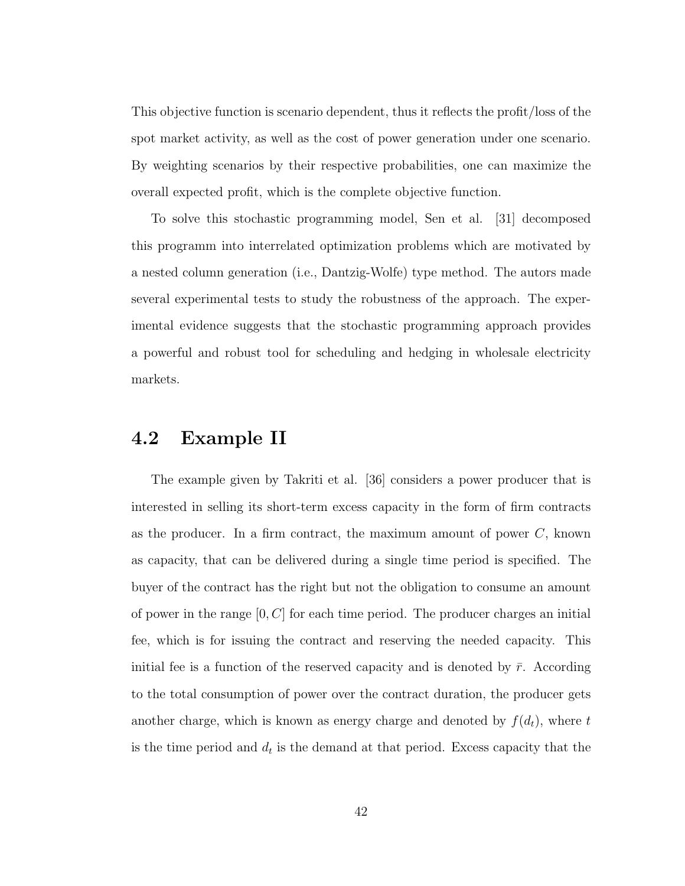This objective function is scenario dependent, thus it reflects the profit/loss of the spot market activity, as well as the cost of power generation under one scenario. By weighting scenarios by their respective probabilities, one can maximize the overall expected profit, which is the complete objective function.

To solve this stochastic programming model, Sen et al. [31] decomposed this programm into interrelated optimization problems which are motivated by a nested column generation (i.e., Dantzig-Wolfe) type method. The autors made several experimental tests to study the robustness of the approach. The experimental evidence suggests that the stochastic programming approach provides a powerful and robust tool for scheduling and hedging in wholesale electricity markets.

## 4.2 Example II

The example given by Takriti et al. [36] considers a power producer that is interested in selling its short-term excess capacity in the form of firm contracts as the producer. In a firm contract, the maximum amount of power $C$, known as capacity, that can be delivered during a single time period is specified. The buyer of the contract has the right but not the obligation to consume an amount of power in the range $[0, C]$ for each time period. The producer charges an initial fee, which is for issuing the contract and reserving the needed capacity. This initial fee is a function of the reserved capacity and is denoted by $\bar{r}$. According to the total consumption of power over the contract duration, the producer gets another charge, which is known as energy charge and denoted by $f(d_t)$, where $t$ is the time period and $d_t$ is the demand at that period. Excess capacity that the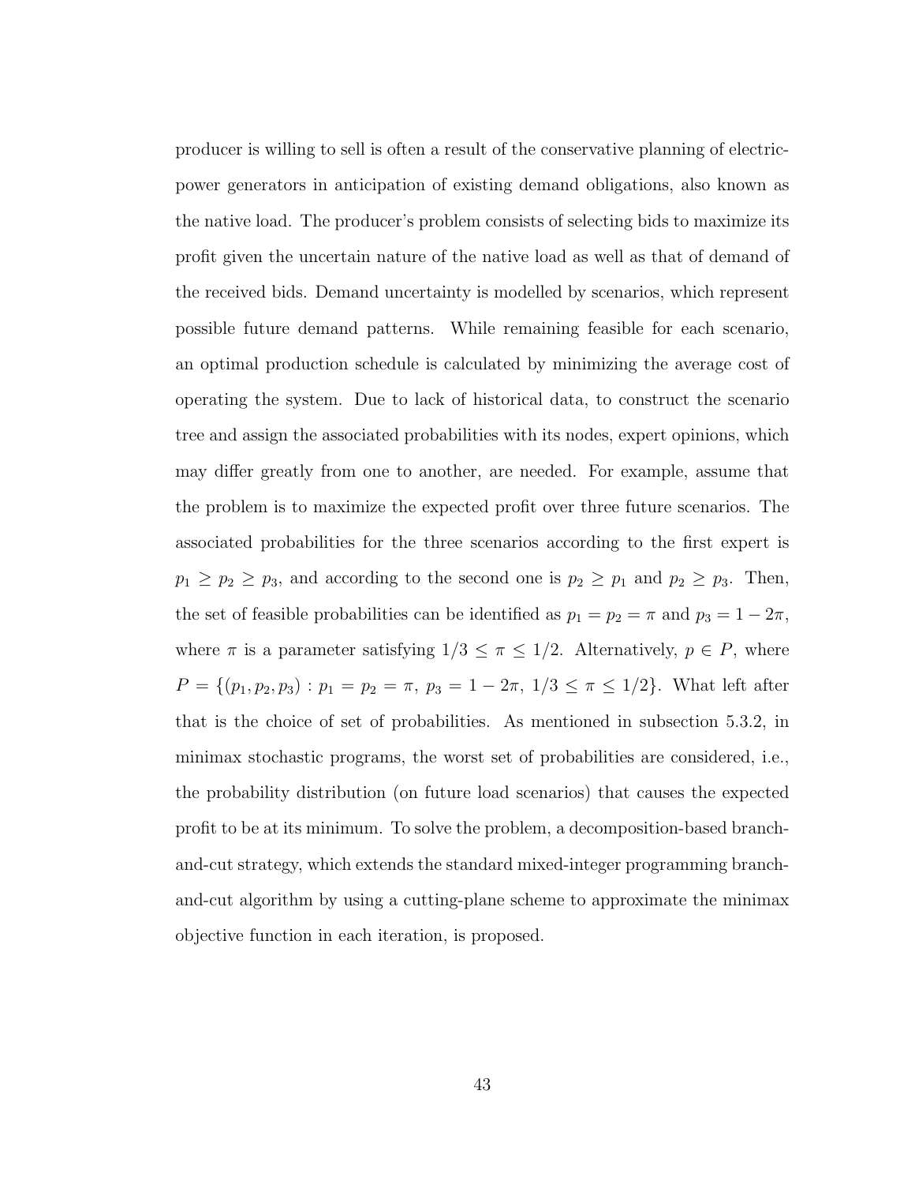producer is willing to sell is often a result of the conservative planning of electric-power generators in anticipation of existing demand obligations, also known as the native load. The producer's problem consists of selecting bids to maximize its profit given the uncertain nature of the native load as well as that of demand of the received bids. Demand uncertainty is modelled by scenarios, which represent possible future demand patterns. While remaining feasible for each scenario, an optimal production schedule is calculated by minimizing the average cost of operating the system. Due to lack of historical data, to construct the scenario tree and assign the associated probabilities with its nodes, expert opinions, which may differ greatly from one to another, are needed. For example, assume that the problem is to maximize the expected profit over three future scenarios. The associated probabilities for the three scenarios according to the first expert is $p_1 \geq p_2 \geq p_3$, and according to the second one is $p_2 \geq p_1$ and $p_2 \geq p_3$. Then, the set of feasible probabilities can be identified as $p_1 = p_2 = \pi$ and $p_3 = 1 - 2\pi$, where $\pi$ is a parameter satisfying $1/3 \leq \pi \leq 1/2$. Alternatively, $p \in P$, where $P = \{(p_1, p_2, p_3) : p_1 = p_2 = \pi,\ p_3 = 1 - 2\pi,\ 1/3 \leq \pi \leq 1/2\}$. What left after that is the choice of set of probabilities. As mentioned in subsection 5.3.2, in minimax stochastic programs, the worst set of probabilities are considered, i.e., the probability distribution (on future load scenarios) that causes the expected profit to be at its minimum. To solve the problem, a decomposition-based branch-and-cut strategy, which extends the standard mixed-integer programming branch-and-cut algorithm by using a cutting-plane scheme to approximate the minimax objective function in each iteration, is proposed.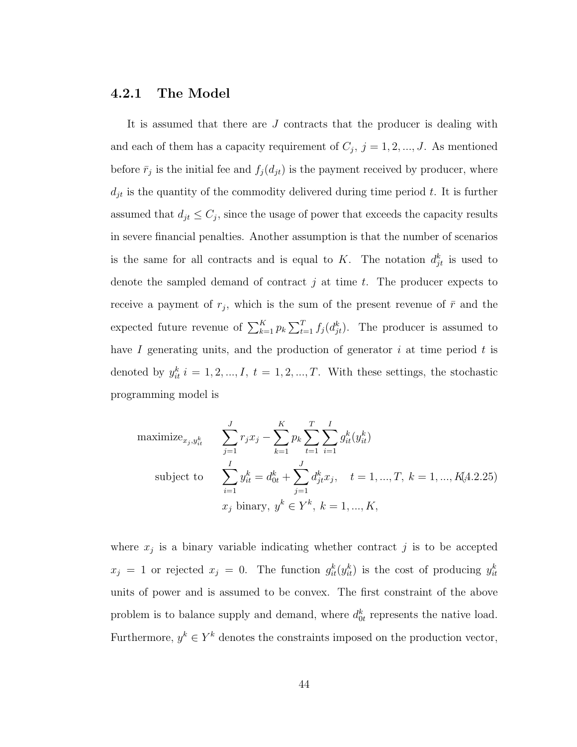### 4.2.1 The Model

It is assumed that there are $J$ contracts that the producer is dealing with and each of them has a capacity requirement of $C_j$, $j = 1, 2, ..., J$. As mentioned before $\bar{r}_j$ is the initial fee and $f_j(d_{jt})$ is the payment received by producer, where $d_{jt}$ is the quantity of the commodity delivered during time period $t$. It is further assumed that $d_{jt} \leq C_j$, since the usage of power that exceeds the capacity results in severe financial penalties. Another assumption is that the number of scenarios is the same for all contracts and is equal to $K$. The notation $d_{jt}^k$ is used to denote the sampled demand of contract $j$ at time $t$. The producer expects to receive a payment of $r_j$, which is the sum of the present revenue of $\bar{r}$ and the expected future revenue of $\sum_{k=1}^{K} p_k \sum_{t=1}^{T} f_j(d_{jt}^k)$. The producer is assumed to have $I$ generating units, and the production of generator $i$ at time period $t$ is denoted by $y_{it}^k$ $i = 1, 2, ..., I$, $t = 1, 2, ..., T$. With these settings, the stochastic programming model is

$$
\begin{aligned}
\text{maximize}_{x_j, y_{it}^k} \quad & \sum_{j=1}^{J} r_j x_j - \sum_{k=1}^{K} p_k \sum_{t=1}^{T} \sum_{i=1}^{I} g_{it}^k(y_{it}^k) \\
\text{subject to} \quad & \sum_{i=1}^{I} y_{it}^k = d_{0t}^k + \sum_{j=1}^{J} d_{jt}^k x_j, \quad t = 1, ..., T, \ k = 1, ..., K, \\
& x_j \text{ binary}, \ y^k \in Y^k, \ k = 1, ..., K,
\end{aligned}
\tag{4.2.25}
$$

where $x_j$ is a binary variable indicating whether contract $j$ is to be accepted $x_j = 1$ or rejected $x_j = 0$. The function $g_{it}^k(y_{it}^k)$ is the cost of producing $y_{it}^k$ units of power and is assumed to be convex. The first constraint of the above problem is to balance supply and demand, where $d_{0t}^k$ represents the native load. Furthermore, $y^k \in Y^k$ denotes the constraints imposed on the production vector,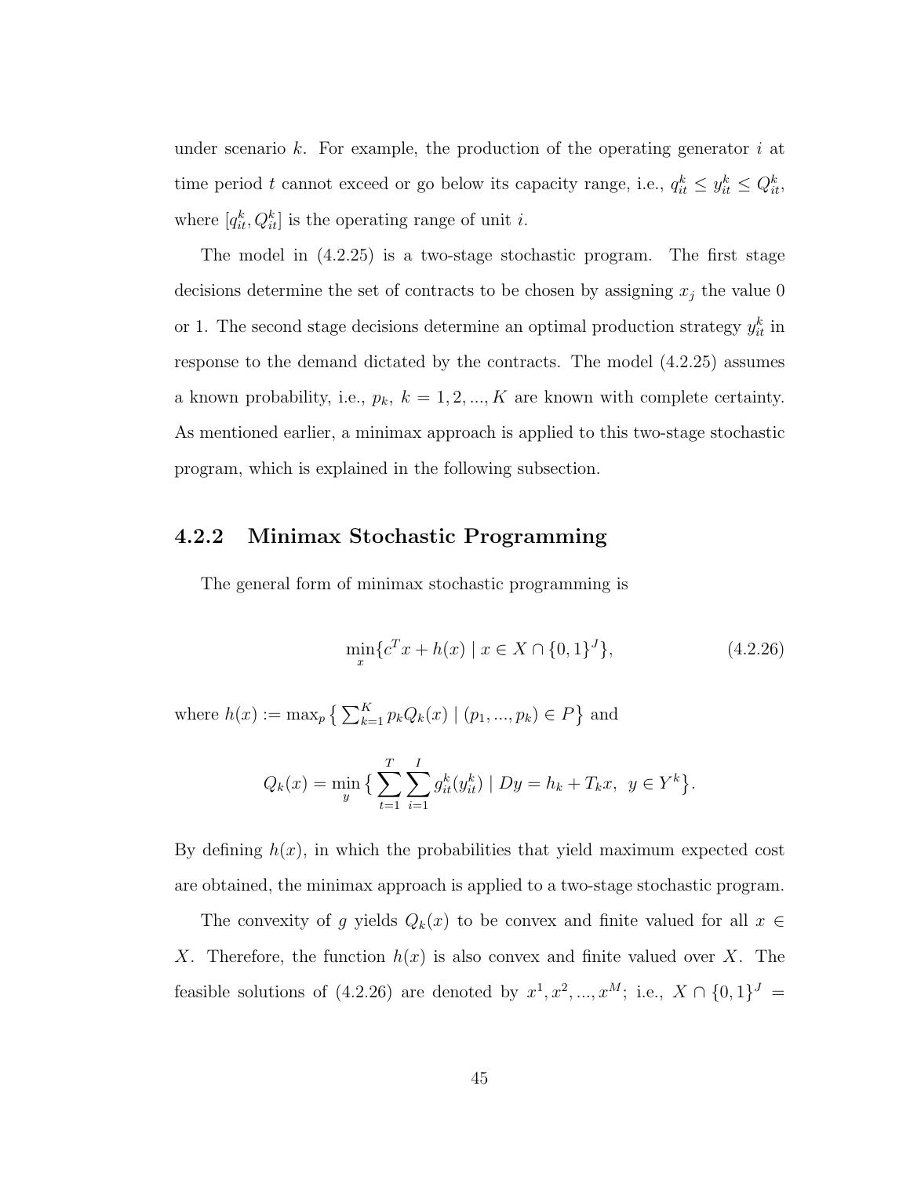under scenario $k$. For example, the production of the operating generator $i$ at time period $t$ cannot exceed or go below its capacity range, i.e., $q_{it}^k \leq y_{it}^k \leq Q_{it}^k$, where $[q_{it}^k, Q_{it}^k]$ is the operating range of unit $i$.

The model in (4.2.25) is a two-stage stochastic program. The first stage decisions determine the set of contracts to be chosen by assigning $x_j$ the value 0 or 1. The second stage decisions determine an optimal production strategy $y_{it}^k$ in response to the demand dictated by the contracts. The model (4.2.25) assumes a known probability, i.e., $p_k,\ k = 1, 2, ..., K$ are known with complete certainty. As mentioned earlier, a minimax approach is applied to this two-stage stochastic program, which is explained in the following subsection.

### 4.2.2 Minimax Stochastic Programming

The general form of minimax stochastic programming is

$$\min_x \{c^T x + h(x) \mid x \in X \cap \{0, 1\}^J\}, \tag{4.2.26}$$

where $h(x) := \max_p \big\{ \sum_{k=1}^{K} p_k Q_k(x) \mid (p_1, ..., p_k) \in P \big\}$ and

$$Q_k(x) = \min_y \big\{ \sum_{t=1}^{T} \sum_{i=1}^{I} g_{it}^k(y_{it}^k) \mid Dy = h_k + T_k x,\ \ y \in Y^k \big\}.$$

By defining $h(x)$, in which the probabilities that yield maximum expected cost are obtained, the minimax approach is applied to a two-stage stochastic program.

The convexity of $g$ yields $Q_k(x)$ to be convex and finite valued for all $x \in X$. Therefore, the function $h(x)$ is also convex and finite valued over $X$. The feasible solutions of (4.2.26) are denoted by $x^1, x^2, ..., x^M$; i.e., $X \cap \{0, 1\}^J =$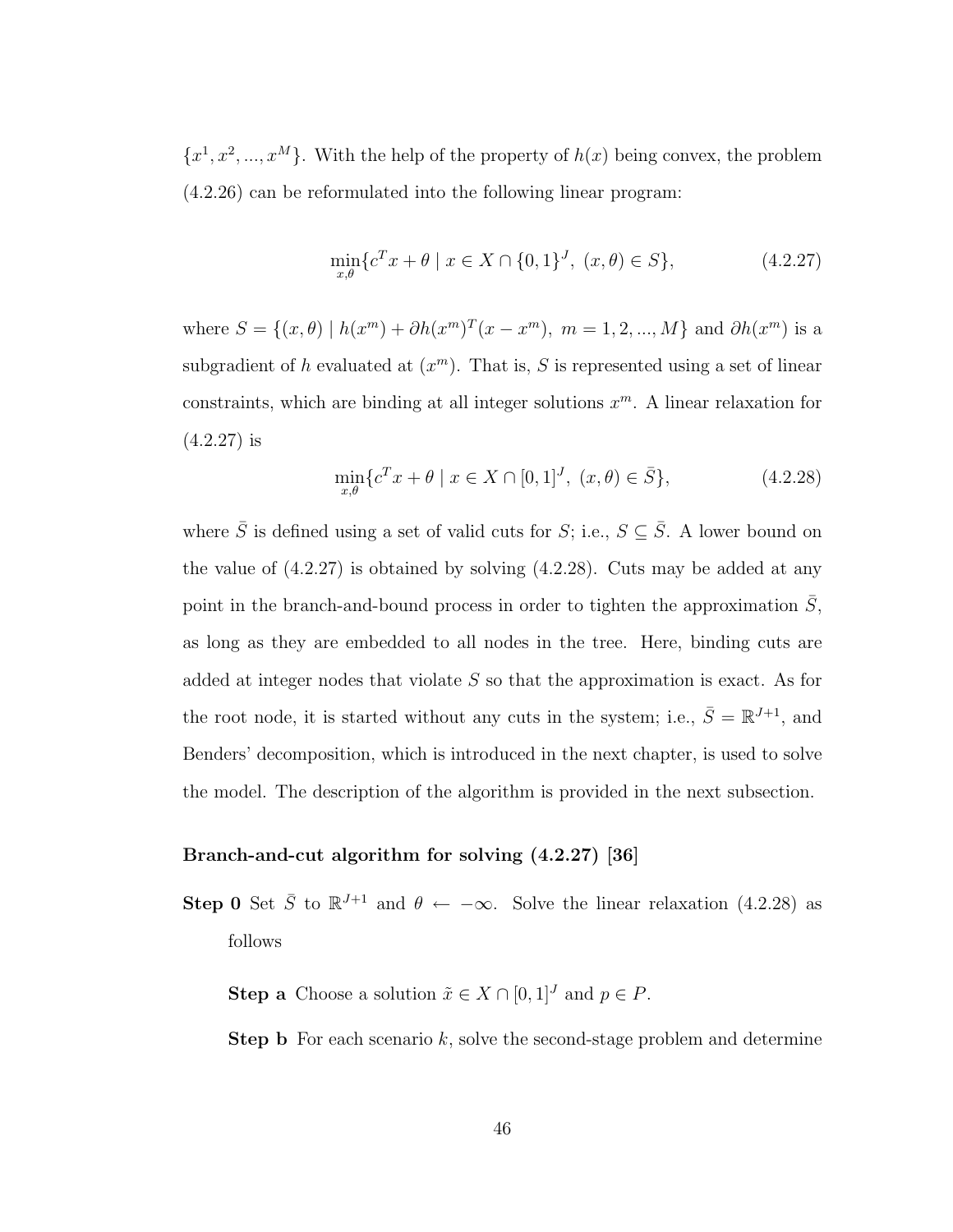$\{x^1, x^2, ..., x^M\}$. With the help of the property of $h(x)$ being convex, the problem (4.2.26) can be reformulated into the following linear program:

$$\min_{x,\theta}\{c^T x + \theta \mid x \in X \cap \{0,1\}^J,\ (x,\theta) \in S\}, \tag{4.2.27}$$

where $S = \{(x,\theta) \mid h(x^m) + \partial h(x^m)^T(x - x^m),\ m = 1, 2, ..., M\}$ and $\partial h(x^m)$ is a subgradient of $h$ evaluated at $(x^m)$. That is, $S$ is represented using a set of linear constraints, which are binding at all integer solutions $x^m$. A linear relaxation for (4.2.27) is

$$\min_{x,\theta}\{c^T x + \theta \mid x \in X \cap [0,1]^J,\ (x,\theta) \in \bar{S}\}, \tag{4.2.28}$$

where $\bar{S}$ is defined using a set of valid cuts for $S$; i.e., $S \subseteq \bar{S}$. A lower bound on the value of (4.2.27) is obtained by solving (4.2.28). Cuts may be added at any point in the branch-and-bound process in order to tighten the approximation $\bar{S}$, as long as they are embedded to all nodes in the tree. Here, binding cuts are added at integer nodes that violate $S$ so that the approximation is exact. As for the root node, it is started without any cuts in the system; i.e., $\bar{S} = \mathbb{R}^{J+1}$, and Benders' decomposition, which is introduced in the next chapter, is used to solve the model. The description of the algorithm is provided in the next subsection.

**Branch-and-cut algorithm for solving (4.2.27) [36]**

**Step 0** Set $\bar{S}$ to $\mathbb{R}^{J+1}$ and $\theta \leftarrow -\infty$. Solve the linear relaxation (4.2.28) as follows

**Step a** Choose a solution $\tilde{x} \in X \cap [0,1]^J$ and $p \in P$.

**Step b** For each scenario $k$, solve the second-stage problem and determine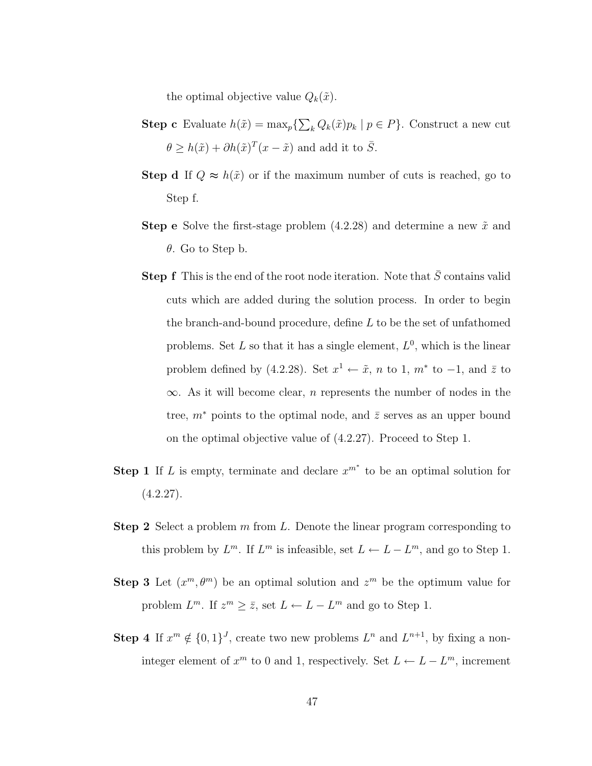the optimal objective value $Q_k(\tilde{x})$.

**Step c** Evaluate $h(\tilde{x}) = \max_p\{\sum_k Q_k(\tilde{x})p_k \mid p \in P\}$. Construct a new cut $\theta \geq h(\tilde{x}) + \partial h(\tilde{x})^T(x - \tilde{x})$ and add it to $\bar{S}$.

**Step d** If $Q \approx h(\tilde{x})$ or if the maximum number of cuts is reached, go to Step f.

**Step e** Solve the first-stage problem (4.2.28) and determine a new $\tilde{x}$ and $\theta$. Go to Step b.

**Step f** This is the end of the root node iteration. Note that $\bar{S}$ contains valid cuts which are added during the solution process. In order to begin the branch-and-bound procedure, define $L$ to be the set of unfathomed problems. Set $L$ so that it has a single element, $L^0$, which is the linear problem defined by (4.2.28). Set $x^1 \leftarrow \tilde{x}$, $n$ to 1, $m^*$ to $-1$, and $\bar{z}$ to $\infty$. As it will become clear, $n$ represents the number of nodes in the tree, $m^*$ points to the optimal node, and $\bar{z}$ serves as an upper bound on the optimal objective value of (4.2.27). Proceed to Step 1.

**Step 1** If $L$ is empty, terminate and declare $x^{m^*}$ to be an optimal solution for (4.2.27).

**Step 2** Select a problem $m$ from $L$. Denote the linear program corresponding to this problem by $L^m$. If $L^m$ is infeasible, set $L \leftarrow L - L^m$, and go to Step 1.

**Step 3** Let $(x^m, \theta^m)$ be an optimal solution and $z^m$ be the optimum value for problem $L^m$. If $z^m \geq \bar{z}$, set $L \leftarrow L - L^m$ and go to Step 1.

**Step 4** If $x^m \notin \{0, 1\}^J$, create two new problems $L^n$ and $L^{n+1}$, by fixing a non-integer element of $x^m$ to 0 and 1, respectively. Set $L \leftarrow L - L^m$, increment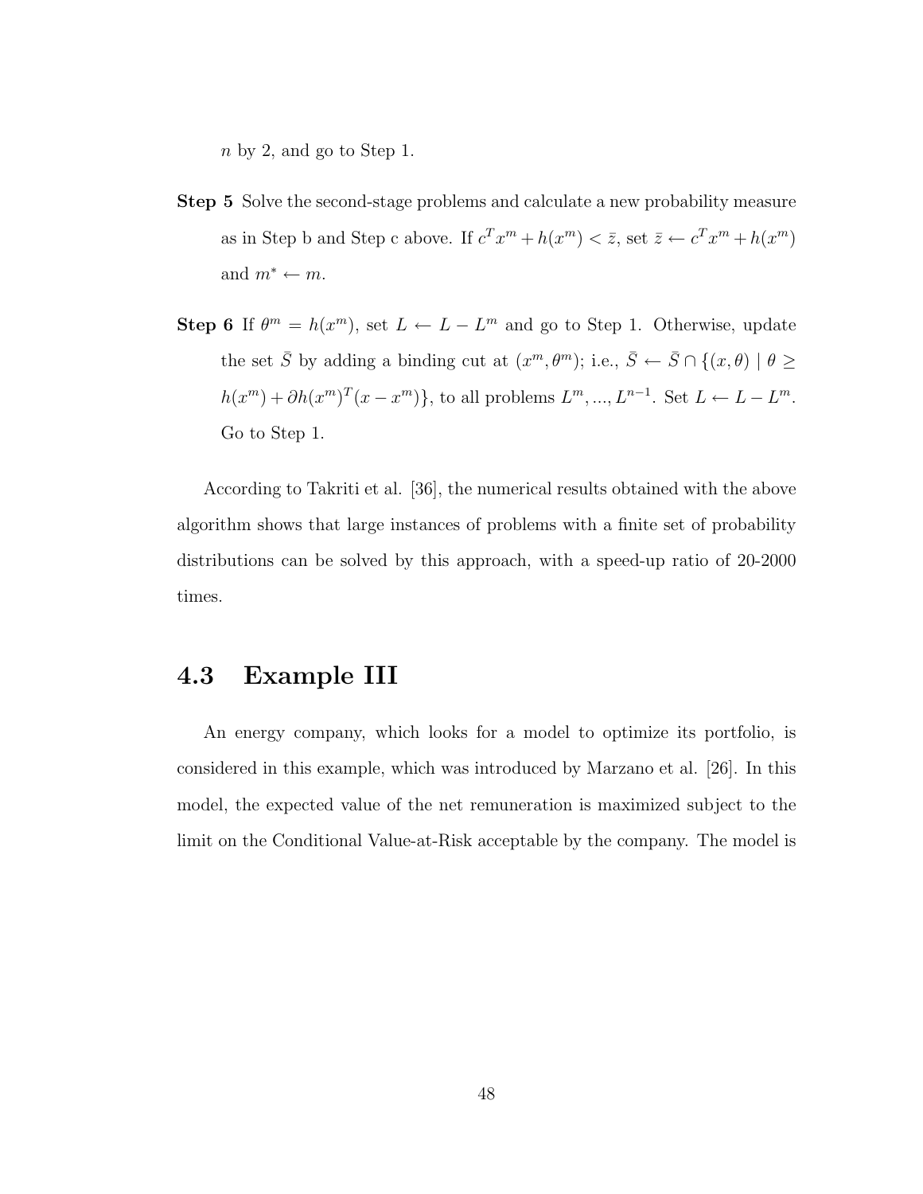$n$ by 2, and go to Step 1.

**Step 5** Solve the second-stage problems and calculate a new probability measure as in Step b and Step c above. If $c^T x^m + h(x^m) < \bar{z}$, set $\bar{z} \leftarrow c^T x^m + h(x^m)$ and $m^* \leftarrow m$.

**Step 6** If $\theta^m = h(x^m)$, set $L \leftarrow L - L^m$ and go to Step 1. Otherwise, update the set $\bar{S}$ by adding a binding cut at $(x^m, \theta^m)$; i.e., $\bar{S} \leftarrow \bar{S} \cap \{(x, \theta) \mid \theta \geq h(x^m) + \partial h(x^m)^T (x - x^m)\}$, to all problems $L^m, ..., L^{n-1}$. Set $L \leftarrow L - L^m$. Go to Step 1.

According to Takriti et al. [36], the numerical results obtained with the above algorithm shows that large instances of problems with a finite set of probability distributions can be solved by this approach, with a speed-up ratio of 20-2000 times.

## 4.3 Example III

An energy company, which looks for a model to optimize its portfolio, is considered in this example, which was introduced by Marzano et al. [26]. In this model, the expected value of the net remuneration is maximized subject to the limit on the Conditional Value-at-Risk acceptable by the company. The model is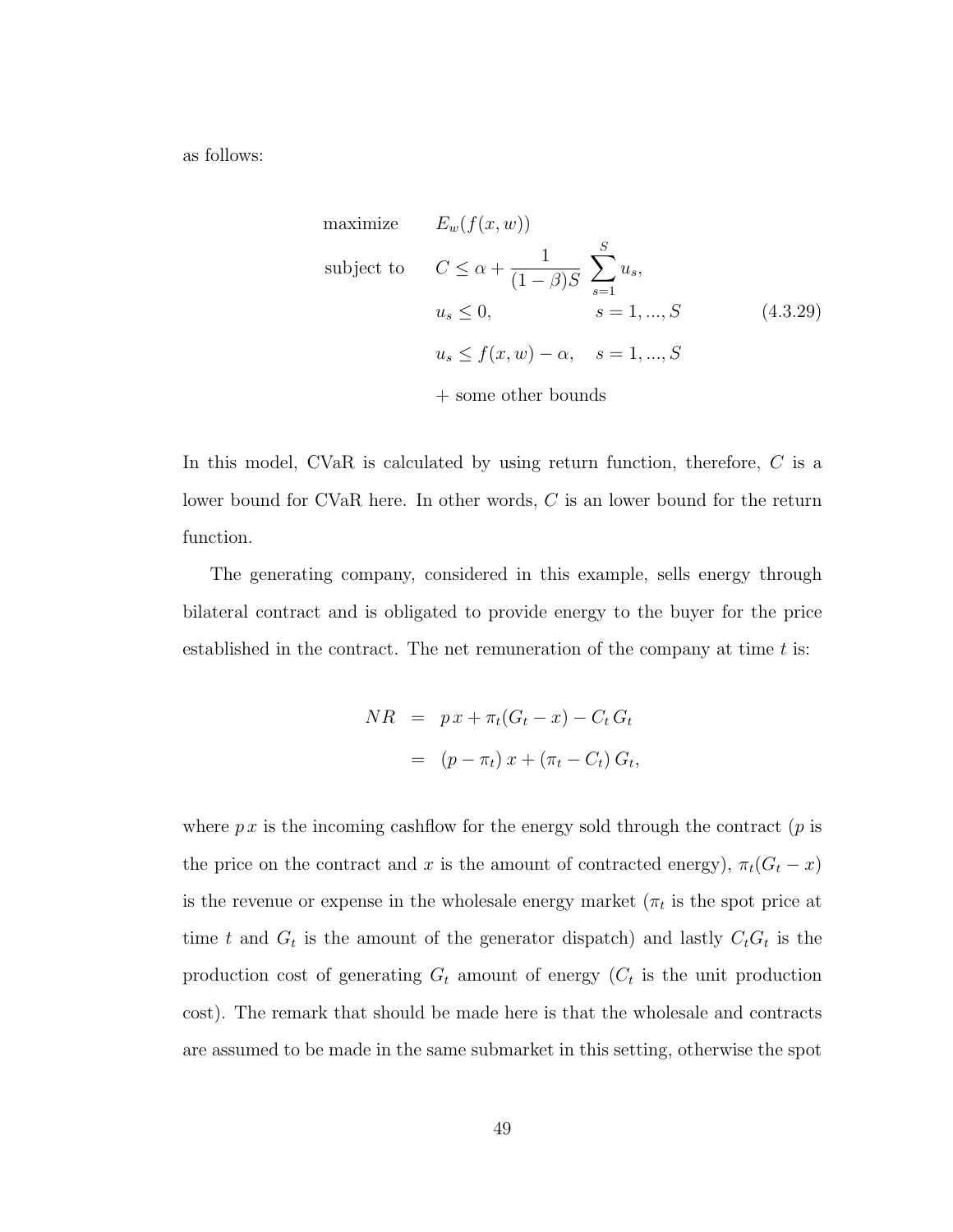as follows:

$$
\begin{aligned}
\text{maximize} \quad & E_w(f(x,w)) \\
\text{subject to} \quad & C \leq \alpha + \frac{1}{(1-\beta)S} \sum_{s=1}^{S} u_s, \\
& u_s \leq 0, \qquad\qquad\quad s = 1, ..., S \\
& u_s \leq f(x,w) - \alpha, \quad s = 1, ..., S \\
& + \text{ some other bounds}
\end{aligned}
\tag{4.3.29}
$$

In this model, CVaR is calculated by using return function, therefore, $C$ is a lower bound for CVaR here. In other words, $C$ is an lower bound for the return function.

The generating company, considered in this example, sells energy through bilateral contract and is obligated to provide energy to the buyer for the price established in the contract. The net remuneration of the company at time $t$ is:

$$
\begin{aligned}
NR &= p\,x + \pi_t(G_t - x) - C_t\,G_t \\
&= (p - \pi_t)\,x + (\pi_t - C_t)\,G_t,
\end{aligned}
$$

where $p\,x$ is the incoming cashflow for the energy sold through the contract ($p$ is the price on the contract and $x$ is the amount of contracted energy), $\pi_t(G_t - x)$ is the revenue or expense in the wholesale energy market ($\pi_t$ is the spot price at time $t$ and $G_t$ is the amount of the generator dispatch) and lastly $C_tG_t$ is the production cost of generating $G_t$ amount of energy ($C_t$ is the unit production cost). The remark that should be made here is that the wholesale and contracts are assumed to be made in the same submarket in this setting, otherwise the spot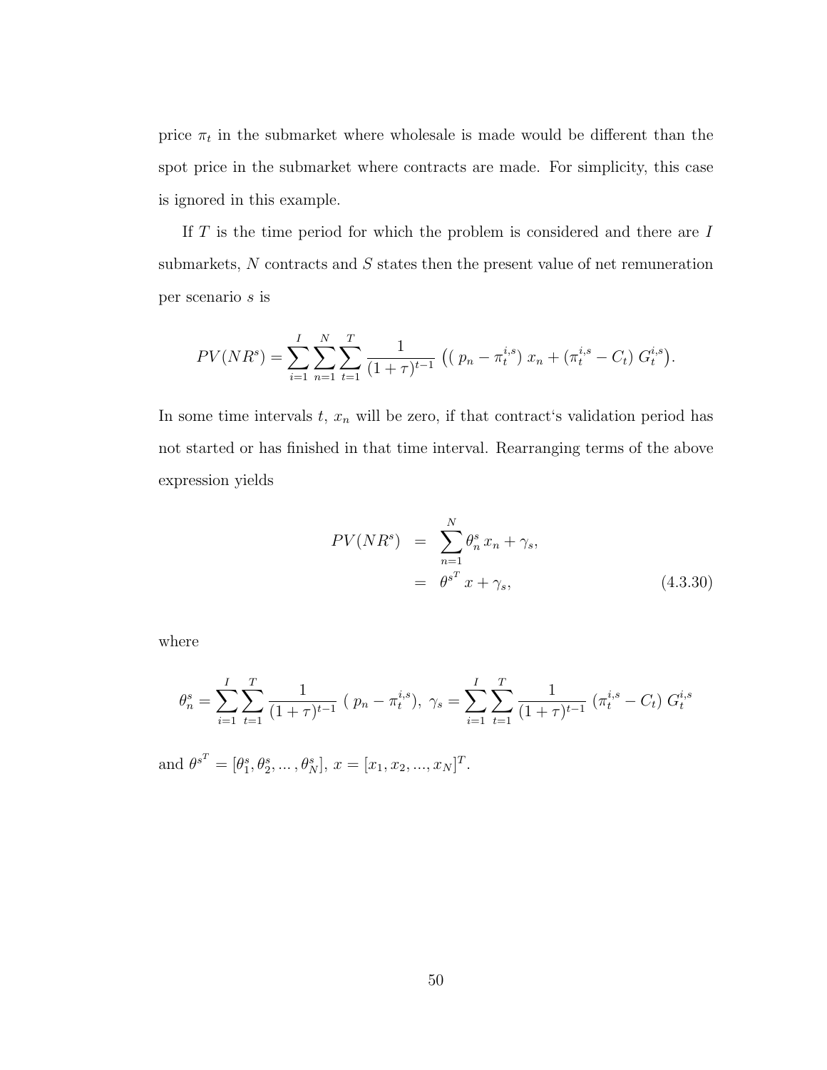price $\pi_t$ in the submarket where wholesale is made would be different than the spot price in the submarket where contracts are made. For simplicity, this case is ignored in this example.

If $T$ is the time period for which the problem is considered and there are $I$ submarkets, $N$ contracts and $S$ states then the present value of net remuneration per scenario $s$ is

$$PV(NR^s) = \sum_{i=1}^{I}\sum_{n=1}^{N}\sum_{t=1}^{T} \frac{1}{(1+\tau)^{t-1}} \left( ( p_n - \pi_t^{i,s})\, x_n + (\pi_t^{i,s} - C_t)\, G_t^{i,s} \right).$$

In some time intervals $t$, $x_n$ will be zero, if that contract's validation period has not started or has finished in that time interval. Rearranging terms of the above expression yields

$$\begin{aligned} PV(NR^s) &= \sum_{n=1}^{N} \theta_n^s\, x_n + \gamma_s, \\ &= \theta^{s^T}\, x + \gamma_s, \end{aligned} \tag{4.3.30}$$

where

$$\theta_n^s = \sum_{i=1}^{I}\sum_{t=1}^{T} \frac{1}{(1+\tau)^{t-1}} \; ( p_n - \pi_t^{i,s}), \;\; \gamma_s = \sum_{i=1}^{I}\sum_{t=1}^{T} \frac{1}{(1+\tau)^{t-1}} \; (\pi_t^{i,s} - C_t)\; G_t^{i,s}$$

and $\theta^{s^T} = [\theta_1^s, \theta_2^s, \ldots, \theta_N^s]$, $x = [x_1, x_2, ..., x_N]^T$.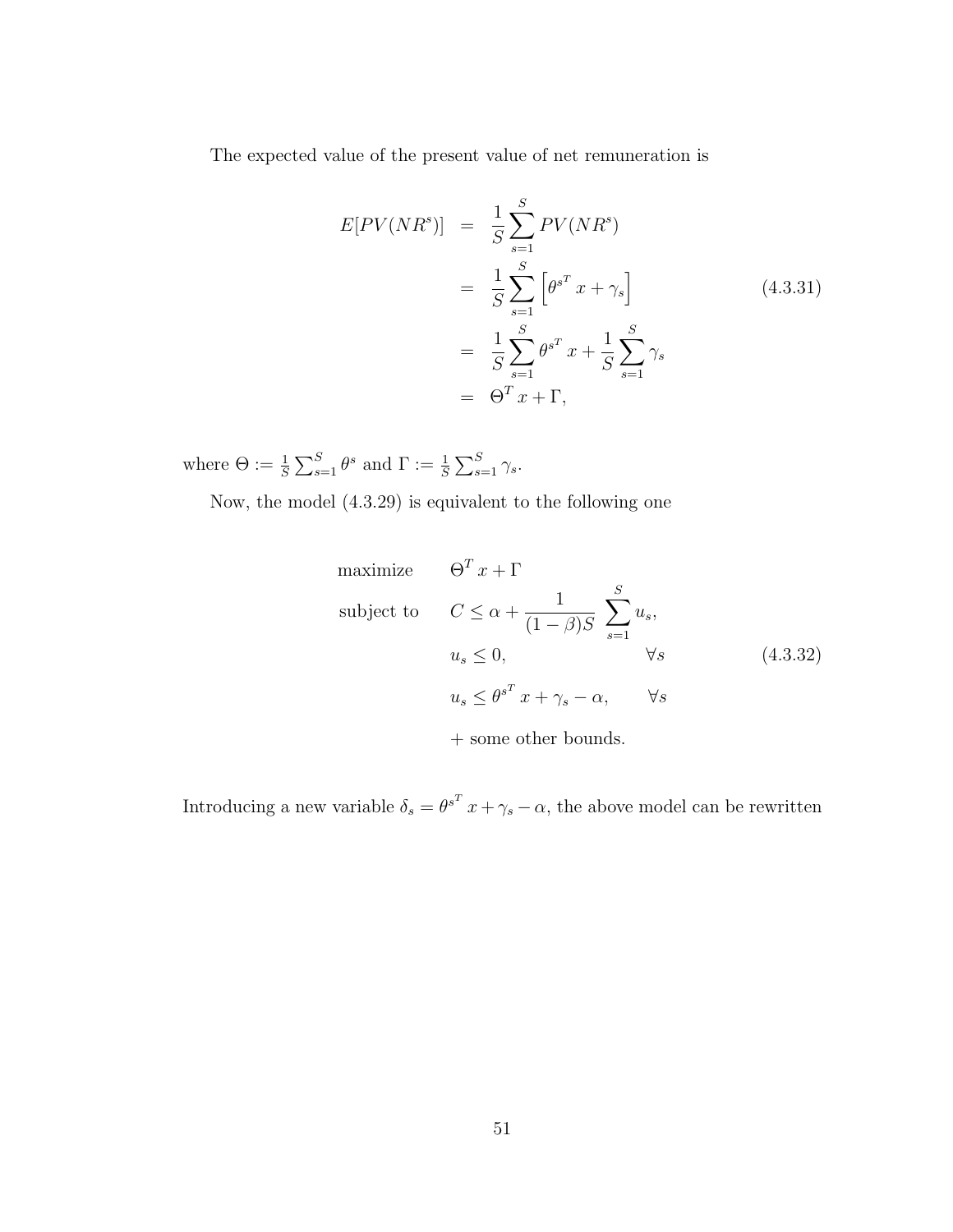The expected value of the present value of net remuneration is

$$
\begin{aligned}
E[PV(NR^s)] &= \frac{1}{S}\sum_{s=1}^{S} PV(NR^s) \\
&= \frac{1}{S}\sum_{s=1}^{S} \left[\theta^{s^T} x + \gamma_s\right] \\
&= \frac{1}{S}\sum_{s=1}^{S} \theta^{s^T} x + \frac{1}{S}\sum_{s=1}^{S} \gamma_s \\
&= \Theta^T x + \Gamma,
\end{aligned} \tag{4.3.31}
$$

where $\Theta := \frac{1}{S}\sum_{s=1}^{S} \theta^s$ and $\Gamma := \frac{1}{S}\sum_{s=1}^{S} \gamma_s$.

Now, the model (4.3.29) is equivalent to the following one

$$
\begin{aligned}
\text{maximize} \quad & \Theta^T x + \Gamma \\
\text{subject to} \quad & C \leq \alpha + \frac{1}{(1-\beta)S} \sum_{s=1}^{S} u_s, \\
& u_s \leq 0, \qquad \forall s \\
& u_s \leq \theta^{s^T} x + \gamma_s - \alpha, \qquad \forall s \\
& + \text{ some other bounds.}
\end{aligned} \tag{4.3.32}
$$

Introducing a new variable $\delta_s = \theta^{s^T} x + \gamma_s - \alpha$, the above model can be rewritten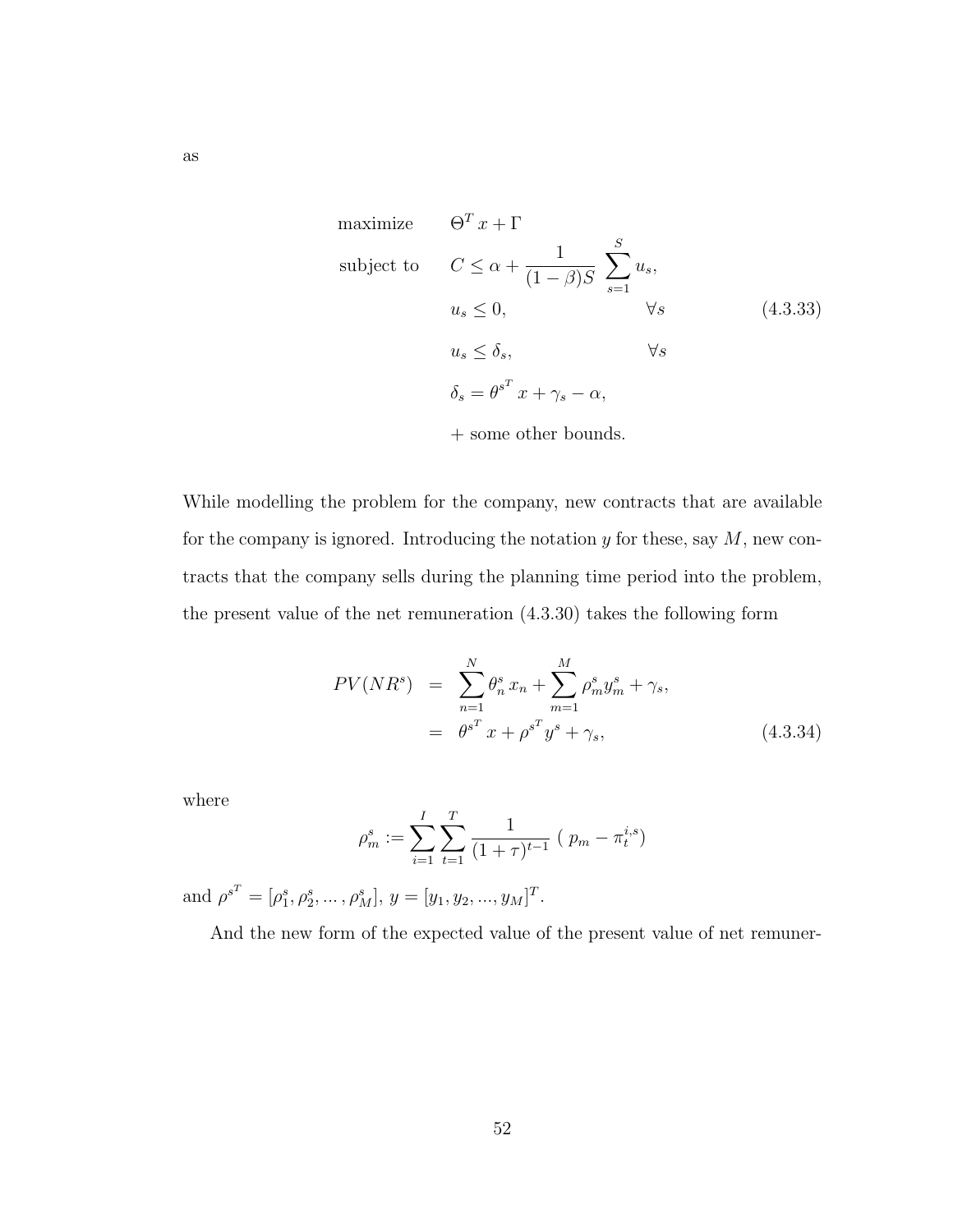as

$$
\begin{array}{lll}
\text{maximize} & \Theta^T x + \Gamma & \\
\text{subject to} & C \leq \alpha + \dfrac{1}{(1-\beta)S} \displaystyle\sum_{s=1}^{S} u_s, & \\
 & u_s \leq 0, \qquad\qquad \forall s & \qquad (4.3.33) \\
 & u_s \leq \delta_s, \qquad\qquad \forall s & \\
 & \delta_s = \theta^{s^T} x + \gamma_s - \alpha, & \\
 & + \text{ some other bounds.} &
\end{array}
$$

While modelling the problem for the company, new contracts that are available for the company is ignored. Introducing the notation $y$ for these, say $M$, new contracts that the company sells during the planning time period into the problem, the present value of the net remuneration (4.3.30) takes the following form

$$
\begin{aligned}
PV(NR^s) &= \sum_{n=1}^{N} \theta_n^s x_n + \sum_{m=1}^{M} \rho_m^s y_m^s + \gamma_s, \\
&= \theta^{s^T} x + \rho^{s^T} y^s + \gamma_s,
\end{aligned} \qquad (4.3.34)
$$

where

$$
\rho_m^s := \sum_{i=1}^{I} \sum_{t=1}^{T} \frac{1}{(1+\tau)^{t-1}} \left( p_m - \pi_t^{i,s} \right)
$$

and $\rho^{s^T} = [\rho_1^s, \rho_2^s, \ldots, \rho_M^s]$, $y = [y_1, y_2, ..., y_M]^T$.

And the new form of the expected value of the present value of net remuner-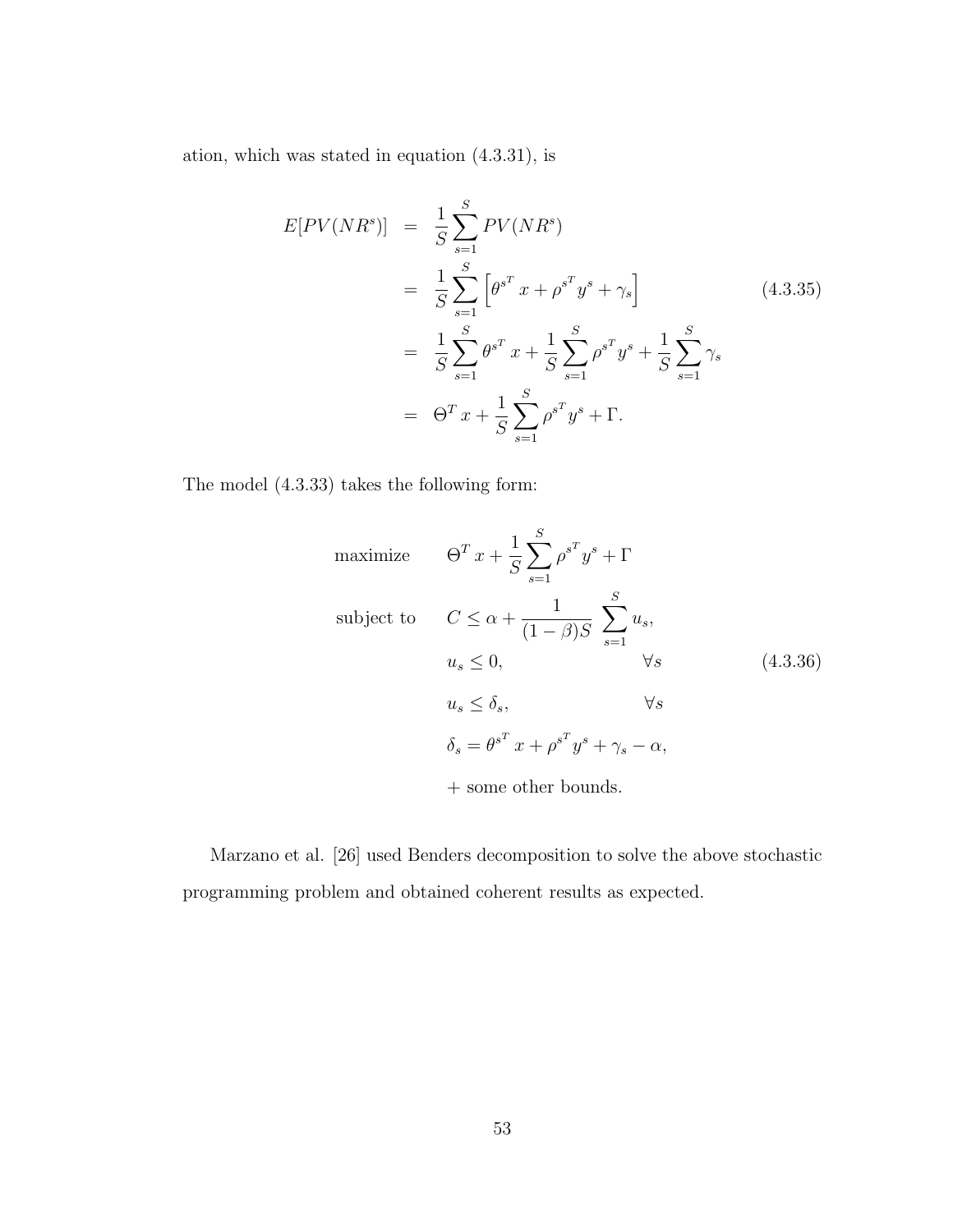ation, which was stated in equation (4.3.31), is

$$
\begin{aligned}
E[PV(NR^s)] &= \frac{1}{S}\sum_{s=1}^{S} PV(NR^s) \\
&= \frac{1}{S}\sum_{s=1}^{S}\left[\theta^{s^T} x + \rho^{s^T} y^s + \gamma_s\right] \\
&= \frac{1}{S}\sum_{s=1}^{S}\theta^{s^T} x + \frac{1}{S}\sum_{s=1}^{S}\rho^{s^T} y^s + \frac{1}{S}\sum_{s=1}^{S}\gamma_s \\
&= \Theta^T x + \frac{1}{S}\sum_{s=1}^{S}\rho^{s^T} y^s + \Gamma.
\end{aligned}
\tag{4.3.35}
$$

The model (4.3.33) takes the following form:

$$
\begin{aligned}
\text{maximize} \quad & \Theta^T x + \frac{1}{S}\sum_{s=1}^{S}\rho^{s^T} y^s + \Gamma \\
\text{subject to} \quad & C \leq \alpha + \frac{1}{(1-\beta)S}\ \sum_{s=1}^{S} u_s, \\
& u_s \leq 0, \qquad\qquad\qquad \forall s \\
& u_s \leq \delta_s, \qquad\qquad\qquad \forall s \\
& \delta_s = \theta^{s^T} x + \rho^{s^T} y^s + \gamma_s - \alpha, \\
& + \text{ some other bounds.}
\end{aligned}
\tag{4.3.36}
$$

Marzano et al. [26] used Benders decomposition to solve the above stochastic programming problem and obtained coherent results as expected.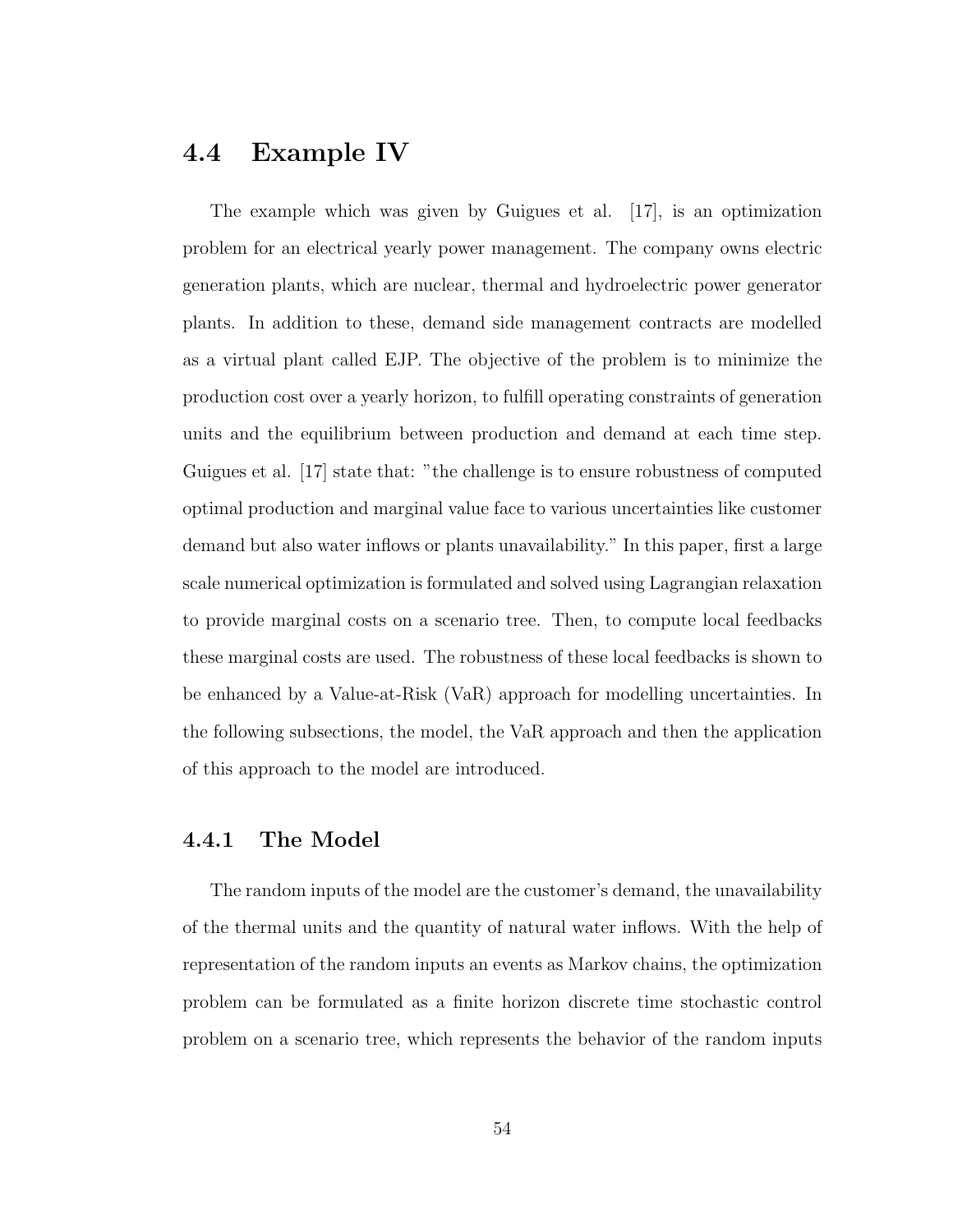## 4.4 Example IV

The example which was given by Guigues et al. [17], is an optimization problem for an electrical yearly power management. The company owns electric generation plants, which are nuclear, thermal and hydroelectric power generator plants. In addition to these, demand side management contracts are modelled as a virtual plant called EJP. The objective of the problem is to minimize the production cost over a yearly horizon, to fulfill operating constraints of generation units and the equilibrium between production and demand at each time step. Guigues et al. [17] state that: "the challenge is to ensure robustness of computed optimal production and marginal value face to various uncertainties like customer demand but also water inflows or plants unavailability." In this paper, first a large scale numerical optimization is formulated and solved using Lagrangian relaxation to provide marginal costs on a scenario tree. Then, to compute local feedbacks these marginal costs are used. The robustness of these local feedbacks is shown to be enhanced by a Value-at-Risk (VaR) approach for modelling uncertainties. In the following subsections, the model, the VaR approach and then the application of this approach to the model are introduced.

### 4.4.1 The Model

The random inputs of the model are the customer's demand, the unavailability of the thermal units and the quantity of natural water inflows. With the help of representation of the random inputs an events as Markov chains, the optimization problem can be formulated as a finite horizon discrete time stochastic control problem on a scenario tree, which represents the behavior of the random inputs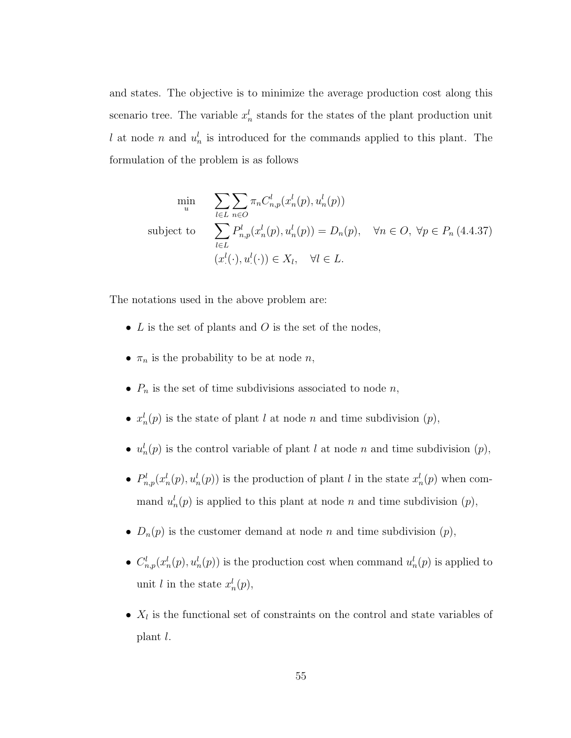and states. The objective is to minimize the average production cost along this scenario tree. The variable $x_n^l$ stands for the states of the plant production unit $l$ at node $n$ and $u_n^l$ is introduced for the commands applied to this plant. The formulation of the problem is as follows

$$
\begin{aligned}
\min_{u} \quad & \sum_{l \in L} \sum_{n \in O} \pi_n C_{n,p}^l(x_n^l(p), u_n^l(p)) \\
\text{subject to} \quad & \sum_{l \in L} P_{n,p}^l(x_n^l(p), u_n^l(p)) = D_n(p), \quad \forall n \in O, \ \forall p \in P_n \\
& (x_\cdot^l(\cdot), u_\cdot^l(\cdot)) \in X_l, \quad \forall l \in L.
\end{aligned}
\tag{4.4.37}
$$

The notations used in the above problem are:

- $L$ is the set of plants and $O$ is the set of the nodes,
- $\pi_n$ is the probability to be at node $n$,
- $P_n$ is the set of time subdivisions associated to node $n$,
- $x_n^l(p)$ is the state of plant $l$ at node $n$ and time subdivision $(p)$,
- $u_n^l(p)$ is the control variable of plant $l$ at node $n$ and time subdivision $(p)$,
- $P_{n,p}^l(x_n^l(p), u_n^l(p))$ is the production of plant $l$ in the state $x_n^l(p)$ when command $u_n^l(p)$ is applied to this plant at node $n$ and time subdivision $(p)$,
- $D_n(p)$ is the customer demand at node $n$ and time subdivision $(p)$,
- $C_{n,p}^l(x_n^l(p), u_n^l(p))$ is the production cost when command $u_n^l(p)$ is applied to unit $l$ in the state $x_n^l(p)$,
- $X_l$ is the functional set of constraints on the control and state variables of plant $l$.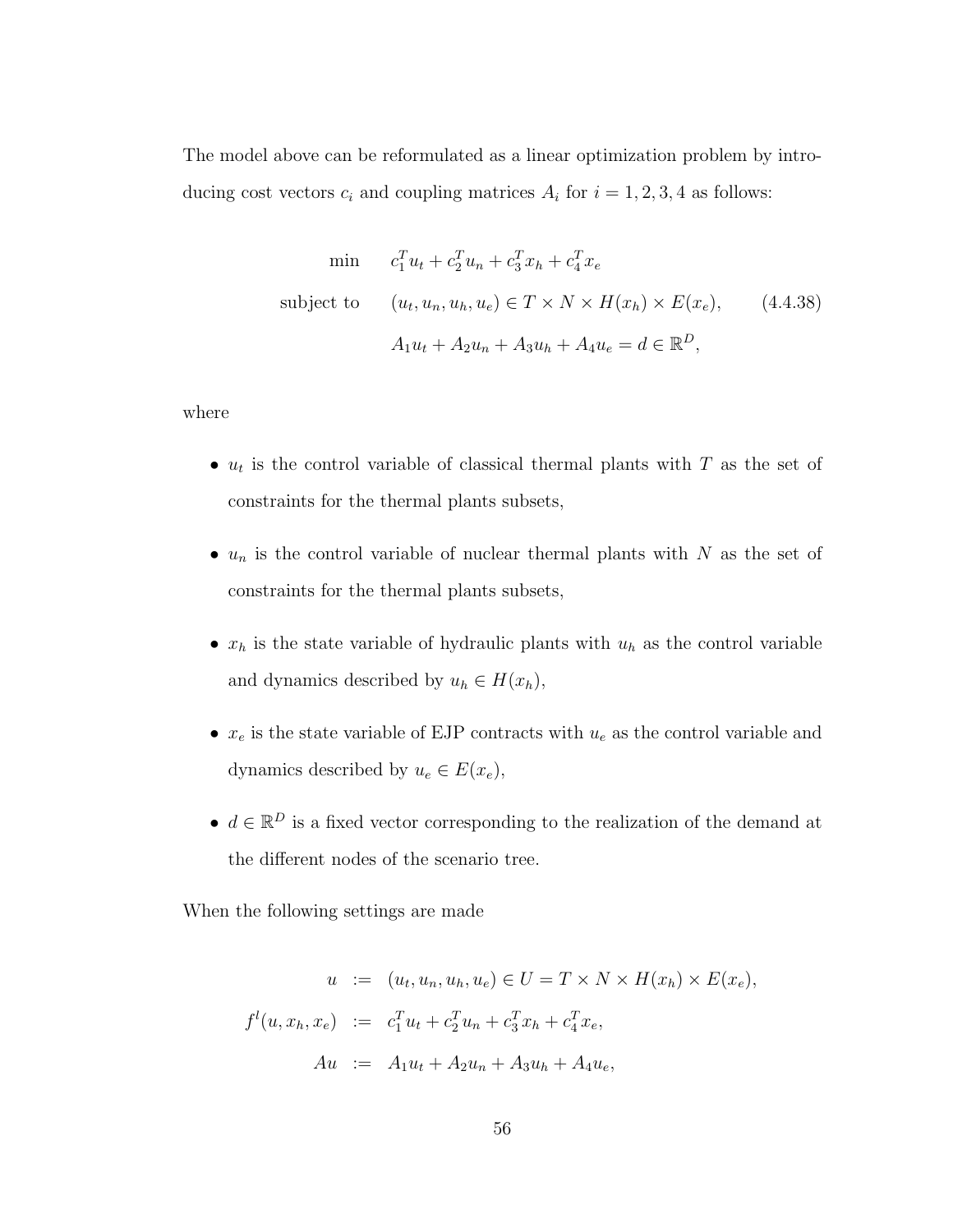The model above can be reformulated as a linear optimization problem by introducing cost vectors $c_i$ and coupling matrices $A_i$ for $i = 1, 2, 3, 4$ as follows:

$$
\begin{aligned}
\min \quad & c_1^T u_t + c_2^T u_n + c_3^T x_h + c_4^T x_e \\
\text{subject to} \quad & (u_t, u_n, u_h, u_e) \in T \times N \times H(x_h) \times E(x_e), \\
& A_1 u_t + A_2 u_n + A_3 u_h + A_4 u_e = d \in \mathbb{R}^D,
\end{aligned}
\tag{4.4.38}
$$

where

- $u_t$ is the control variable of classical thermal plants with $T$ as the set of constraints for the thermal plants subsets,
- $u_n$ is the control variable of nuclear thermal plants with $N$ as the set of constraints for the thermal plants subsets,
- $x_h$ is the state variable of hydraulic plants with $u_h$ as the control variable and dynamics described by $u_h \in H(x_h)$,
- $x_e$ is the state variable of EJP contracts with $u_e$ as the control variable and dynamics described by $u_e \in E(x_e)$,
- $d \in \mathbb{R}^D$ is a fixed vector corresponding to the realization of the demand at the different nodes of the scenario tree.

When the following settings are made

$$
\begin{aligned}
u \quad &:= \quad (u_t, u_n, u_h, u_e) \in U = T \times N \times H(x_h) \times E(x_e), \\
f^l(u, x_h, x_e) \quad &:= \quad c_1^T u_t + c_2^T u_n + c_3^T x_h + c_4^T x_e, \\
Au \quad &:= \quad A_1 u_t + A_2 u_n + A_3 u_h + A_4 u_e,
\end{aligned}
$$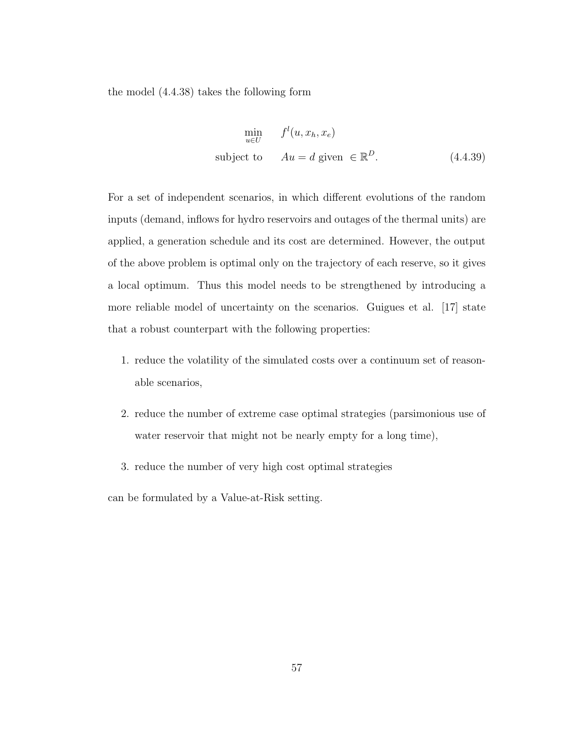the model (4.4.38) takes the following form

$$
\begin{aligned}
\min_{u \in U} \quad & f^l(u, x_h, x_e) \\
\text{subject to} \quad & Au = d \text{ given } \in \mathbb{R}^D.
\end{aligned}
\tag{4.4.39}
$$

For a set of independent scenarios, in which different evolutions of the random inputs (demand, inflows for hydro reservoirs and outages of the thermal units) are applied, a generation schedule and its cost are determined. However, the output of the above problem is optimal only on the trajectory of each reserve, so it gives a local optimum. Thus this model needs to be strengthened by introducing a more reliable model of uncertainty on the scenarios. Guigues et al. [17] state that a robust counterpart with the following properties:

1. reduce the volatility of the simulated costs over a continuum set of reasonable scenarios,
2. reduce the number of extreme case optimal strategies (parsimonious use of water reservoir that might not be nearly empty for a long time),
3. reduce the number of very high cost optimal strategies

can be formulated by a Value-at-Risk setting.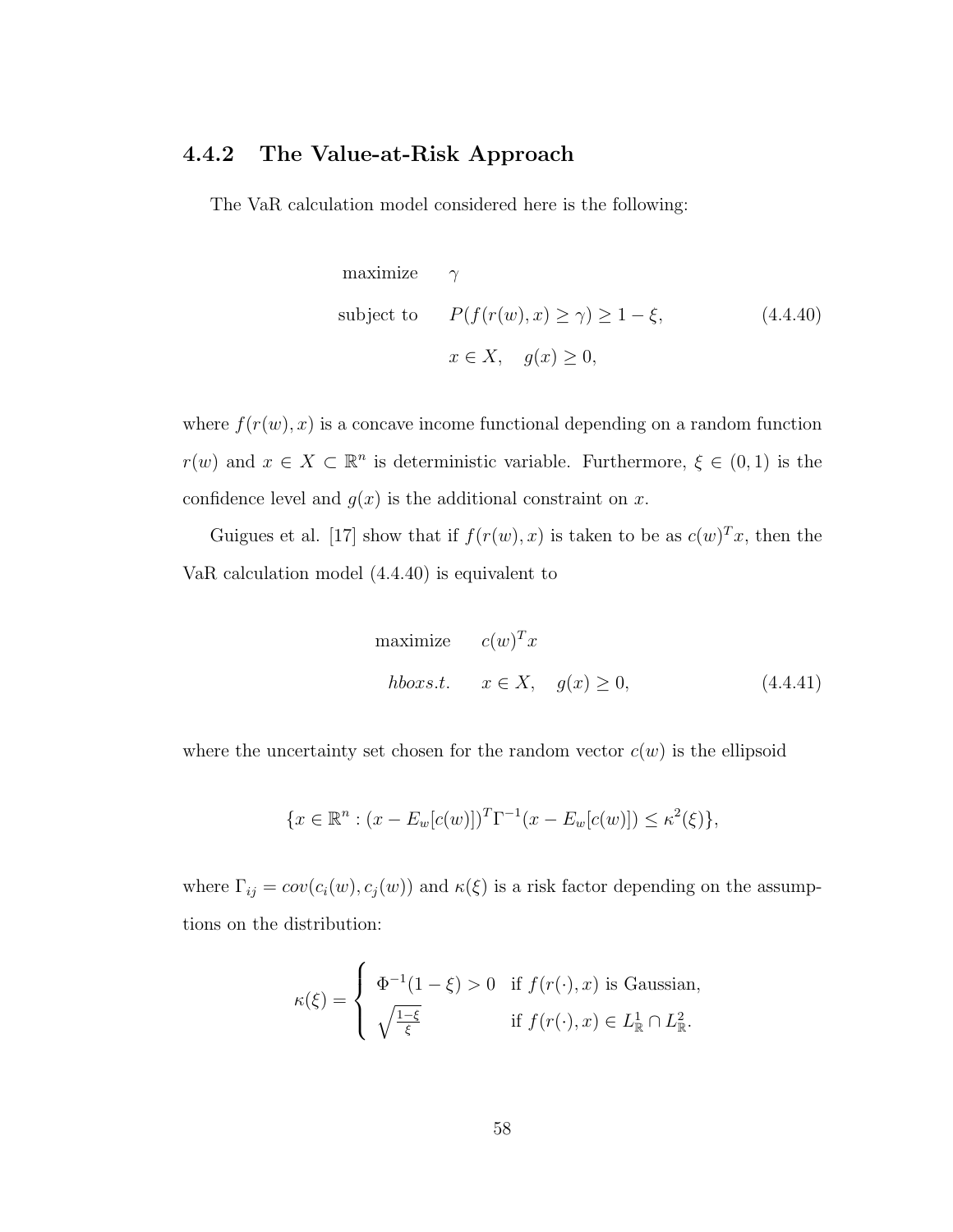### 4.4.2 The Value-at-Risk Approach

The VaR calculation model considered here is the following:

$$
\begin{aligned}
\text{maximize} \quad & \gamma \\
\text{subject to} \quad & P(f(r(w), x) \geq \gamma) \geq 1 - \xi, \\
& x \in X, \quad g(x) \geq 0,
\end{aligned}
\tag{4.4.40}
$$

where $f(r(w), x)$ is a concave income functional depending on a random function $r(w)$ and $x \in X \subset \mathbb{R}^n$ is deterministic variable. Furthermore, $\xi \in (0, 1)$ is the confidence level and $g(x)$ is the additional constraint on $x$.

Guigues et al. [17] show that if $f(r(w), x)$ is taken to be as $c(w)^T x$, then the VaR calculation model (4.4.40) is equivalent to

$$
\begin{aligned}
\text{maximize} \quad & c(w)^T x \\
hboxs.t. \quad & x \in X, \quad g(x) \geq 0,
\end{aligned}
\tag{4.4.41}
$$

where the uncertainty set chosen for the random vector $c(w)$ is the ellipsoid

$$
\{x \in \mathbb{R}^n : (x - E_w[c(w)])^T \Gamma^{-1} (x - E_w[c(w)]) \leq \kappa^2(\xi)\},
$$

where $\Gamma_{ij} = cov(c_i(w), c_j(w))$ and $\kappa(\xi)$ is a risk factor depending on the assumptions on the distribution:

$$
\kappa(\xi) = \begin{cases} \Phi^{-1}(1 - \xi) > 0 & \text{if } f(r(\cdot), x) \text{ is Gaussian,} \\ \sqrt{\frac{1-\xi}{\xi}} & \text{if } f(r(\cdot), x) \in L^1_{\mathbb{R}} \cap L^2_{\mathbb{R}}. \end{cases}
$$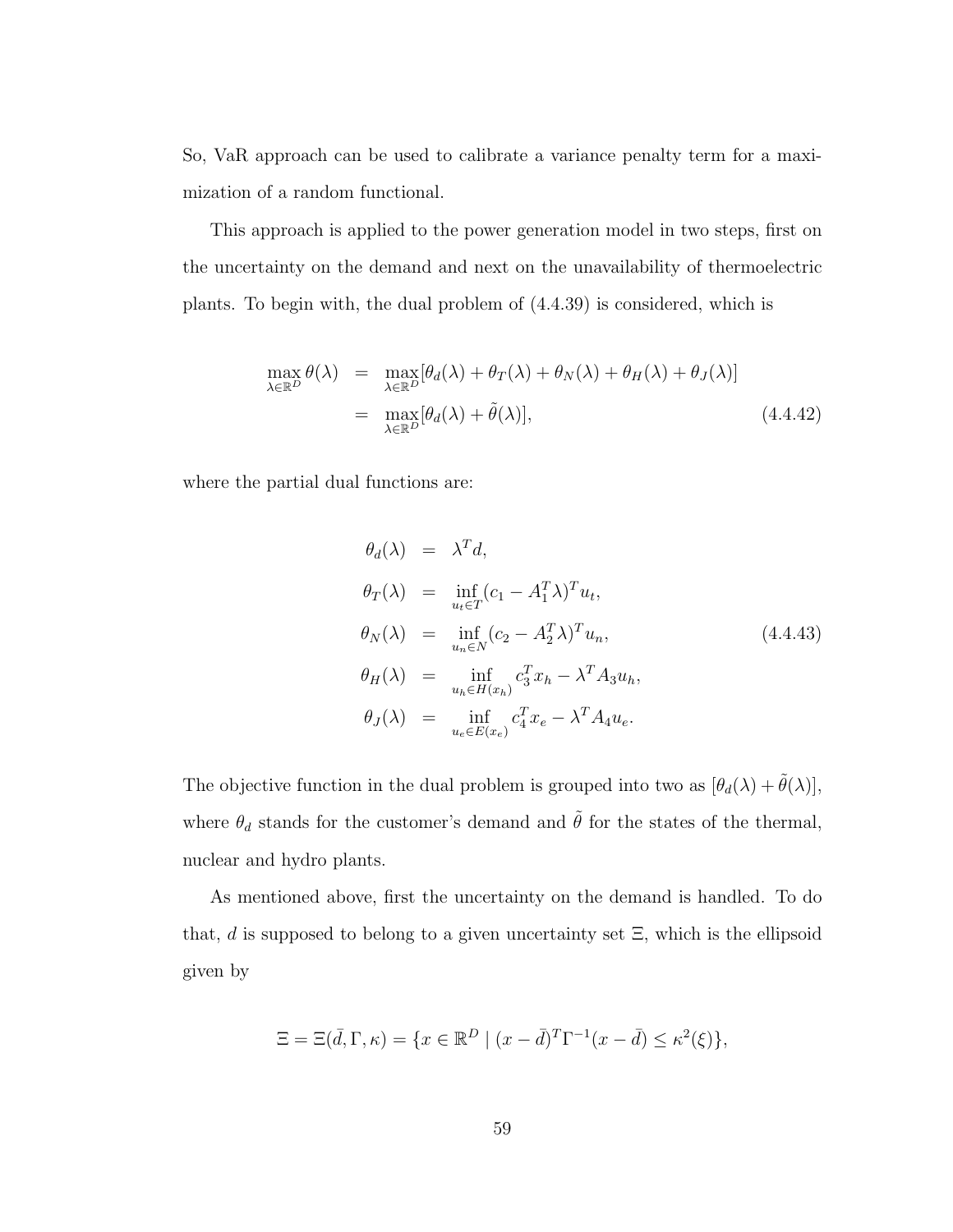So, VaR approach can be used to calibrate a variance penalty term for a maximization of a random functional.

This approach is applied to the power generation model in two steps, first on the uncertainty on the demand and next on the unavailability of thermoelectric plants. To begin with, the dual problem of (4.4.39) is considered, which is

$$
\begin{aligned}
\max_{\lambda \in \mathbb{R}^D} \theta(\lambda) &= \max_{\lambda \in \mathbb{R}^D} [\theta_d(\lambda) + \theta_T(\lambda) + \theta_N(\lambda) + \theta_H(\lambda) + \theta_J(\lambda)] \\
&= \max_{\lambda \in \mathbb{R}^D} [\theta_d(\lambda) + \tilde{\theta}(\lambda)], \qquad (4.4.42)
\end{aligned}
$$

where the partial dual functions are:

$$
\begin{aligned}
\theta_d(\lambda) &= \lambda^T d, \\
\theta_T(\lambda) &= \inf_{u_t \in T} (c_1 - A_1^T \lambda)^T u_t, \\
\theta_N(\lambda) &= \inf_{u_n \in N} (c_2 - A_2^T \lambda)^T u_n, \qquad (4.4.43) \\
\theta_H(\lambda) &= \inf_{u_h \in H(x_h)} c_3^T x_h - \lambda^T A_3 u_h, \\
\theta_J(\lambda) &= \inf_{u_e \in E(x_e)} c_4^T x_e - \lambda^T A_4 u_e.
\end{aligned}
$$

The objective function in the dual problem is grouped into two as $[\theta_d(\lambda) + \tilde{\theta}(\lambda)]$, where $\theta_d$ stands for the customer's demand and $\tilde{\theta}$ for the states of the thermal, nuclear and hydro plants.

As mentioned above, first the uncertainty on the demand is handled. To do that, $d$ is supposed to belong to a given uncertainty set $\Xi$, which is the ellipsoid given by

$$
\Xi = \Xi(\bar{d}, \Gamma, \kappa) = \{x \in \mathbb{R}^D \mid (x - \bar{d})^T \Gamma^{-1} (x - \bar{d}) \leq \kappa^2(\xi)\},
$$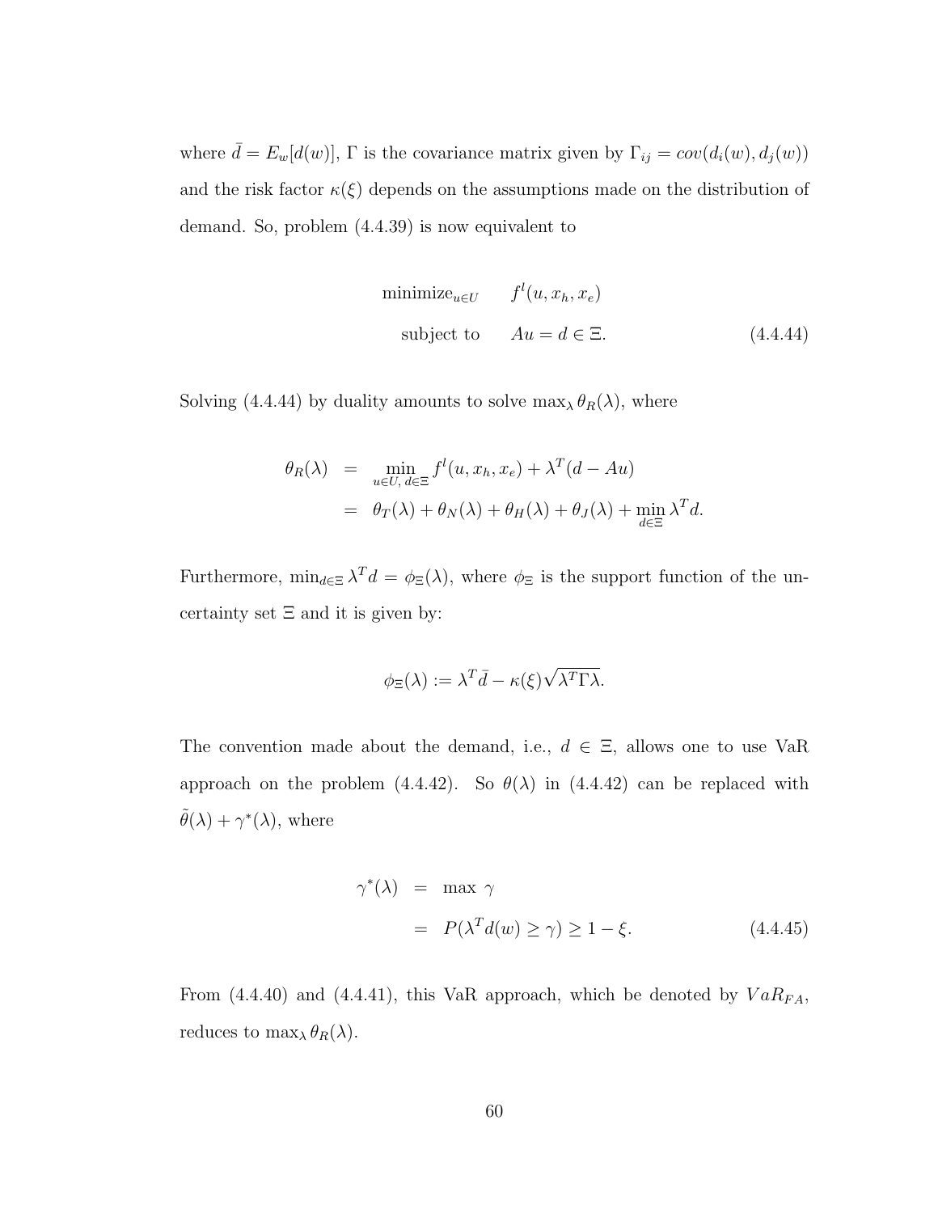where $\bar{d} = E_w[d(w)]$, $\Gamma$ is the covariance matrix given by $\Gamma_{ij} = cov(d_i(w), d_j(w))$ and the risk factor $\kappa(\xi)$ depends on the assumptions made on the distribution of demand. So, problem (4.4.39) is now equivalent to

$$\begin{aligned} \text{minimize}_{u \in U} \quad & f^l(u, x_h, x_e) \\ \text{subject to} \quad & Au = d \in \Xi. \end{aligned} \tag{4.4.44}$$

Solving (4.4.44) by duality amounts to solve $\max_\lambda \theta_R(\lambda)$, where

$$\begin{aligned} \theta_R(\lambda) &= \min_{u \in U,\, d \in \Xi} f^l(u, x_h, x_e) + \lambda^T(d - Au) \\ &= \theta_T(\lambda) + \theta_N(\lambda) + \theta_H(\lambda) + \theta_J(\lambda) + \min_{d \in \Xi} \lambda^T d. \end{aligned}$$

Furthermore, $\min_{d \in \Xi} \lambda^T d = \phi_\Xi(\lambda)$, where $\phi_\Xi$ is the support function of the uncertainty set $\Xi$ and it is given by:

$$\phi_\Xi(\lambda) := \lambda^T \bar{d} - \kappa(\xi)\sqrt{\lambda^T \Gamma \lambda}.$$

The convention made about the demand, i.e., $d \in \Xi$, allows one to use VaR approach on the problem (4.4.42). So $\theta(\lambda)$ in (4.4.42) can be replaced with $\tilde{\theta}(\lambda) + \gamma^*(\lambda)$, where

$$\begin{aligned} \gamma^*(\lambda) &= \max \gamma \\ &= P(\lambda^T d(w) \geq \gamma) \geq 1 - \xi. \end{aligned} \tag{4.4.45}$$

From (4.4.40) and (4.4.41), this VaR approach, which be denoted by $VaR_{FA}$, reduces to $\max_\lambda \theta_R(\lambda)$.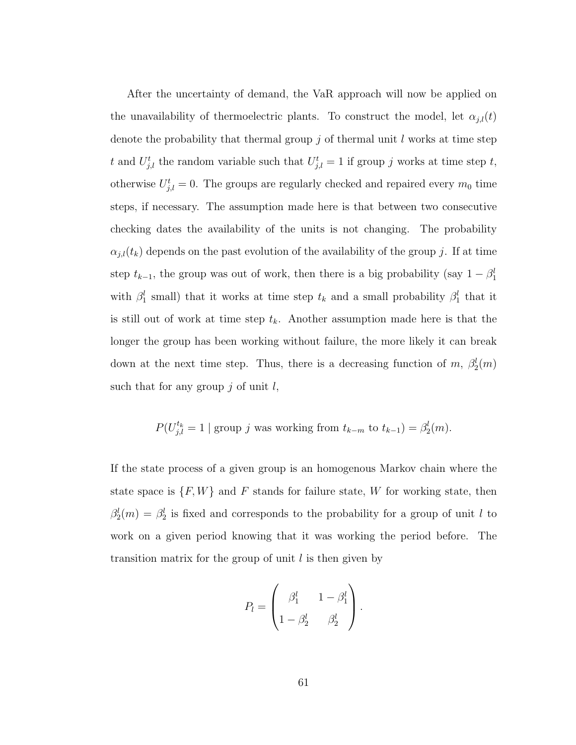After the uncertainty of demand, the VaR approach will now be applied on the unavailability of thermoelectric plants. To construct the model, let $\alpha_{j,l}(t)$ denote the probability that thermal group $j$ of thermal unit $l$ works at time step $t$ and $U_{j,l}^{t}$ the random variable such that $U_{j,l}^{t} = 1$ if group $j$ works at time step $t$, otherwise $U_{j,l}^{t} = 0$. The groups are regularly checked and repaired every $m_0$ time steps, if necessary. The assumption made here is that between two consecutive checking dates the availability of the units is not changing. The probability $\alpha_{j,l}(t_k)$ depends on the past evolution of the availability of the group $j$. If at time step $t_{k-1}$, the group was out of work, then there is a big probability (say $1 - \beta_1^l$ with $\beta_1^l$ small) that it works at time step $t_k$ and a small probability $\beta_1^l$ that it is still out of work at time step $t_k$. Another assumption made here is that the longer the group has been working without failure, the more likely it can break down at the next time step. Thus, there is a decreasing function of $m$, $\beta_2^l(m)$ such that for any group $j$ of unit $l$,

$$P(U_{j,l}^{t_k} = 1 \mid \text{group } j \text{ was working from } t_{k-m} \text{ to } t_{k-1}) = \beta_2^l(m).$$

If the state process of a given group is an homogenous Markov chain where the state space is $\{F, W\}$ and $F$ stands for failure state, $W$ for working state, then $\beta_2^l(m) = \beta_2^l$ is fixed and corresponds to the probability for a group of unit $l$ to work on a given period knowing that it was working the period before. The transition matrix for the group of unit $l$ is then given by

$$P_l = \begin{pmatrix} \beta_1^l & 1 - \beta_1^l \\ 1 - \beta_2^l & \beta_2^l \end{pmatrix}.$$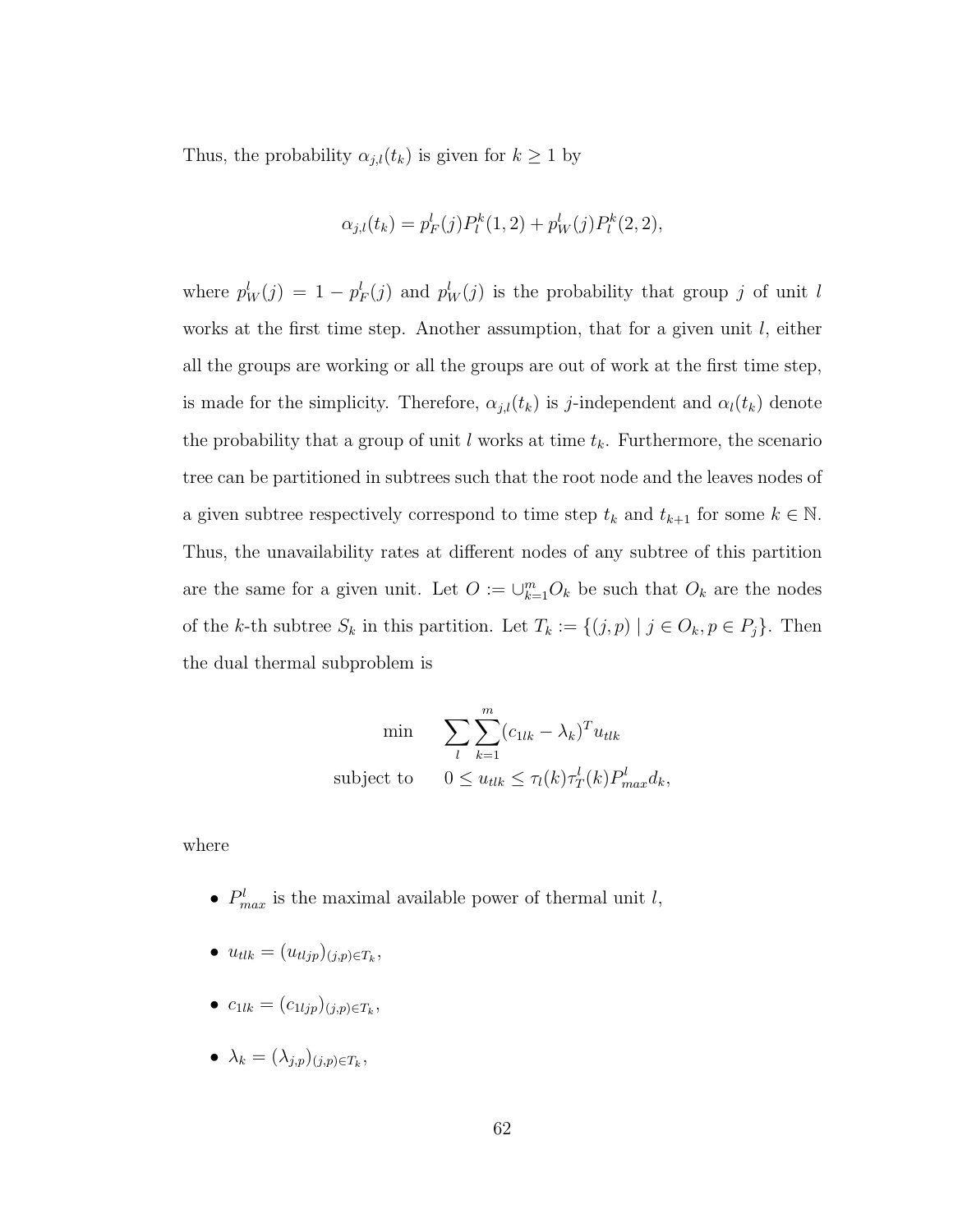Thus, the probability $\alpha_{j,l}(t_k)$ is given for $k \geq 1$ by

$$\alpha_{j,l}(t_k) = p_F^l(j) P_l^k(1,2) + p_W^l(j) P_l^k(2,2),$$

where $p_W^l(j) = 1 - p_F^l(j)$ and $p_W^l(j)$ is the probability that group $j$ of unit $l$ works at the first time step. Another assumption, that for a given unit $l$, either all the groups are working or all the groups are out of work at the first time step, is made for the simplicity. Therefore, $\alpha_{j,l}(t_k)$ is $j$-independent and $\alpha_l(t_k)$ denote the probability that a group of unit $l$ works at time $t_k$. Furthermore, the scenario tree can be partitioned in subtrees such that the root node and the leaves nodes of a given subtree respectively correspond to time step $t_k$ and $t_{k+1}$ for some $k \in \mathbb{N}$. Thus, the unavailability rates at different nodes of any subtree of this partition are the same for a given unit. Let $O := \cup_{k=1}^m O_k$ be such that $O_k$ are the nodes of the $k$-th subtree $S_k$ in this partition. Let $T_k := \{(j,p) \mid j \in O_k, p \in P_j\}$. Then the dual thermal subproblem is

$$\begin{aligned} \min \quad & \sum_l \sum_{k=1}^m (c_{1lk} - \lambda_k)^T u_{tlk} \\ \text{subject to} \quad & 0 \leq u_{tlk} \leq \tau_l(k) \tau_T^l(k) P_{max}^l d_k, \end{aligned}$$

where

- $P_{max}^l$ is the maximal available power of thermal unit $l$,
- $u_{tlk} = (u_{tljp})_{(j,p) \in T_k}$,
- $c_{1lk} = (c_{1ljp})_{(j,p) \in T_k}$,
- $\lambda_k = (\lambda_{j,p})_{(j,p) \in T_k}$,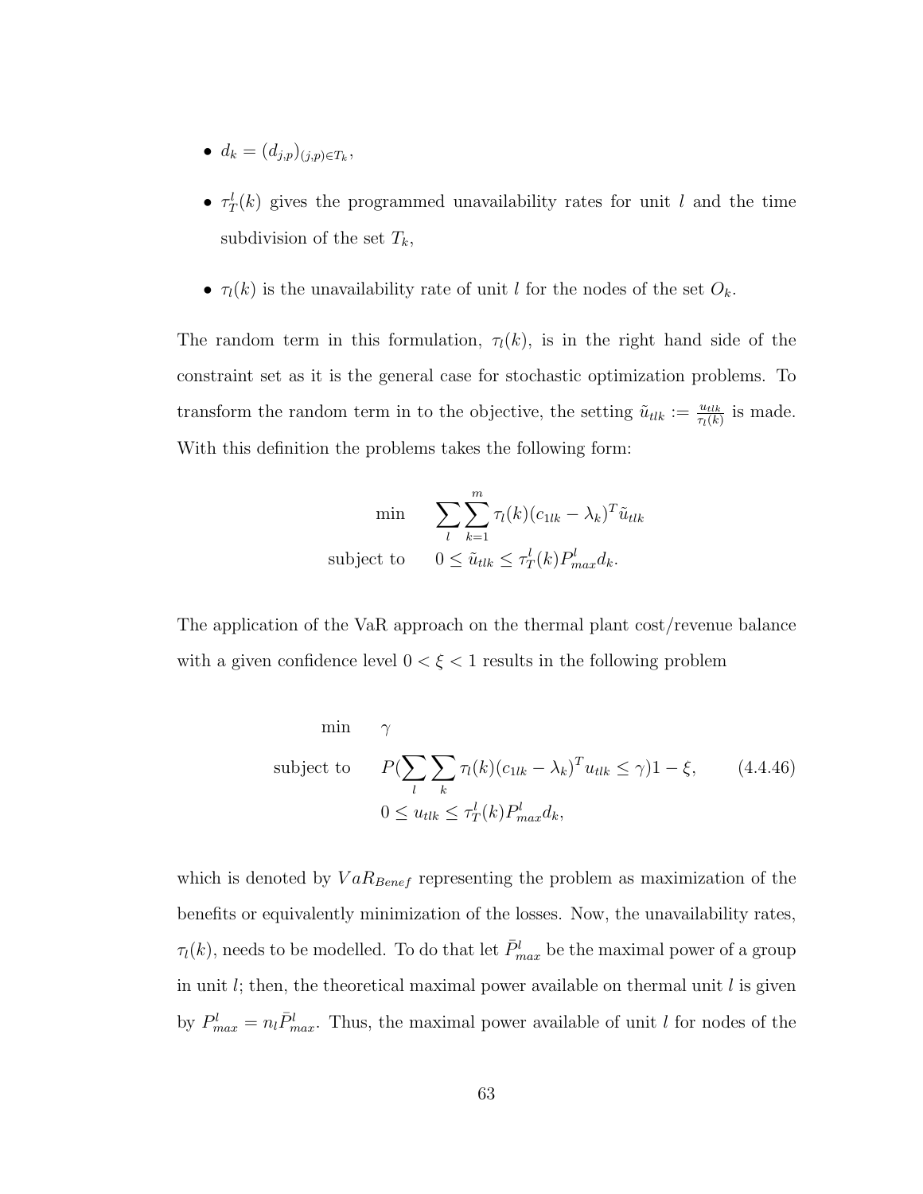- $d_k = (d_{j,p})_{(j,p)\in T_k}$,
- $\tau_T^l(k)$ gives the programmed unavailability rates for unit $l$ and the time subdivision of the set $T_k$,
- $\tau_l(k)$ is the unavailability rate of unit $l$ for the nodes of the set $O_k$.

The random term in this formulation, $\tau_l(k)$, is in the right hand side of the constraint set as it is the general case for stochastic optimization problems. To transform the random term in to the objective, the setting $\tilde{u}_{tlk} := \frac{u_{tlk}}{\tau_l(k)}$ is made. With this definition the problems takes the following form:

$$
\begin{aligned}
\min \quad & \sum_l \sum_{k=1}^{m} \tau_l(k)(c_{1lk} - \lambda_k)^T \tilde{u}_{tlk} \\
\text{subject to} \quad & 0 \leq \tilde{u}_{tlk} \leq \tau_T^l(k) P_{max}^l d_k.
\end{aligned}
$$

The application of the VaR approach on the thermal plant cost/revenue balance with a given confidence level $0 < \xi < 1$ results in the following problem

$$
\begin{aligned}
\min \quad & \gamma \\
\text{subject to} \quad & P(\sum_l \sum_k \tau_l(k)(c_{1lk} - \lambda_k)^T u_{tlk} \leq \gamma) 1 - \xi, \qquad (4.4.46) \\
& 0 \leq u_{tlk} \leq \tau_T^l(k) P_{max}^l d_k,
\end{aligned}
$$

which is denoted by $VaR_{Benef}$ representing the problem as maximization of the benefits or equivalently minimization of the losses. Now, the unavailability rates, $\tau_l(k)$, needs to be modelled. To do that let $\bar{P}_{max}^l$ be the maximal power of a group in unit $l$; then, the theoretical maximal power available on thermal unit $l$ is given by $P_{max}^l = n_l \bar{P}_{max}^l$. Thus, the maximal power available of unit $l$ for nodes of the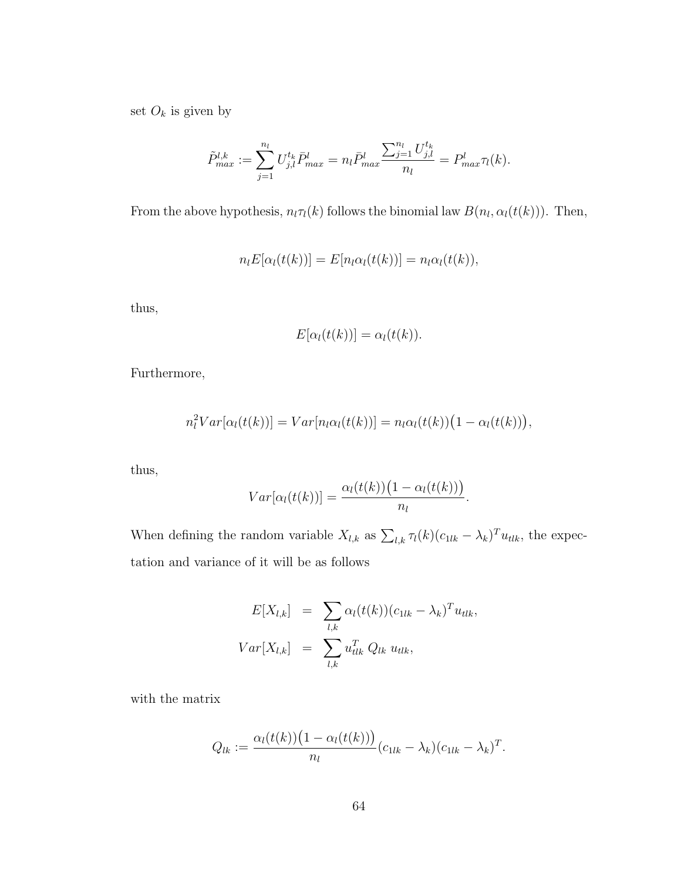set $O_k$ is given by

$$\tilde{P}_{max}^{l,k} := \sum_{j=1}^{n_l} U_{j,l}^{t_k} \bar{P}_{max}^{l} = n_l \bar{P}_{max}^{l} \frac{\sum_{j=1}^{n_l} U_{j,l}^{t_k}}{n_l} = P_{max}^{l} \tau_l(k).$$

From the above hypothesis, $n_l \tau_l(k)$ follows the binomial law $B(n_l, \alpha_l(t(k)))$. Then,

$$n_l E[\alpha_l(t(k))] = E[n_l \alpha_l(t(k))] = n_l \alpha_l(t(k)),$$

thus,

$$E[\alpha_l(t(k))] = \alpha_l(t(k)).$$

Furthermore,

$$n_l^2 Var[\alpha_l(t(k))] = Var[n_l \alpha_l(t(k))] = n_l \alpha_l(t(k))\big(1 - \alpha_l(t(k))\big),$$

thus,

$$Var[\alpha_l(t(k))] = \frac{\alpha_l(t(k))\big(1 - \alpha_l(t(k))\big)}{n_l}.$$

When defining the random variable $X_{l,k}$ as $\sum_{l,k} \tau_l(k)(c_{1lk} - \lambda_k)^T u_{tlk}$, the expectation and variance of it will be as follows

$$\begin{aligned} E[X_{l,k}] &= \sum_{l,k} \alpha_l(t(k))(c_{1lk} - \lambda_k)^T u_{tlk}, \\ Var[X_{l,k}] &= \sum_{l,k} u_{tlk}^T \, Q_{lk} \, u_{tlk}, \end{aligned}$$

with the matrix

$$Q_{lk} := \frac{\alpha_l(t(k))\big(1 - \alpha_l(t(k))\big)}{n_l}(c_{1lk} - \lambda_k)(c_{1lk} - \lambda_k)^T.$$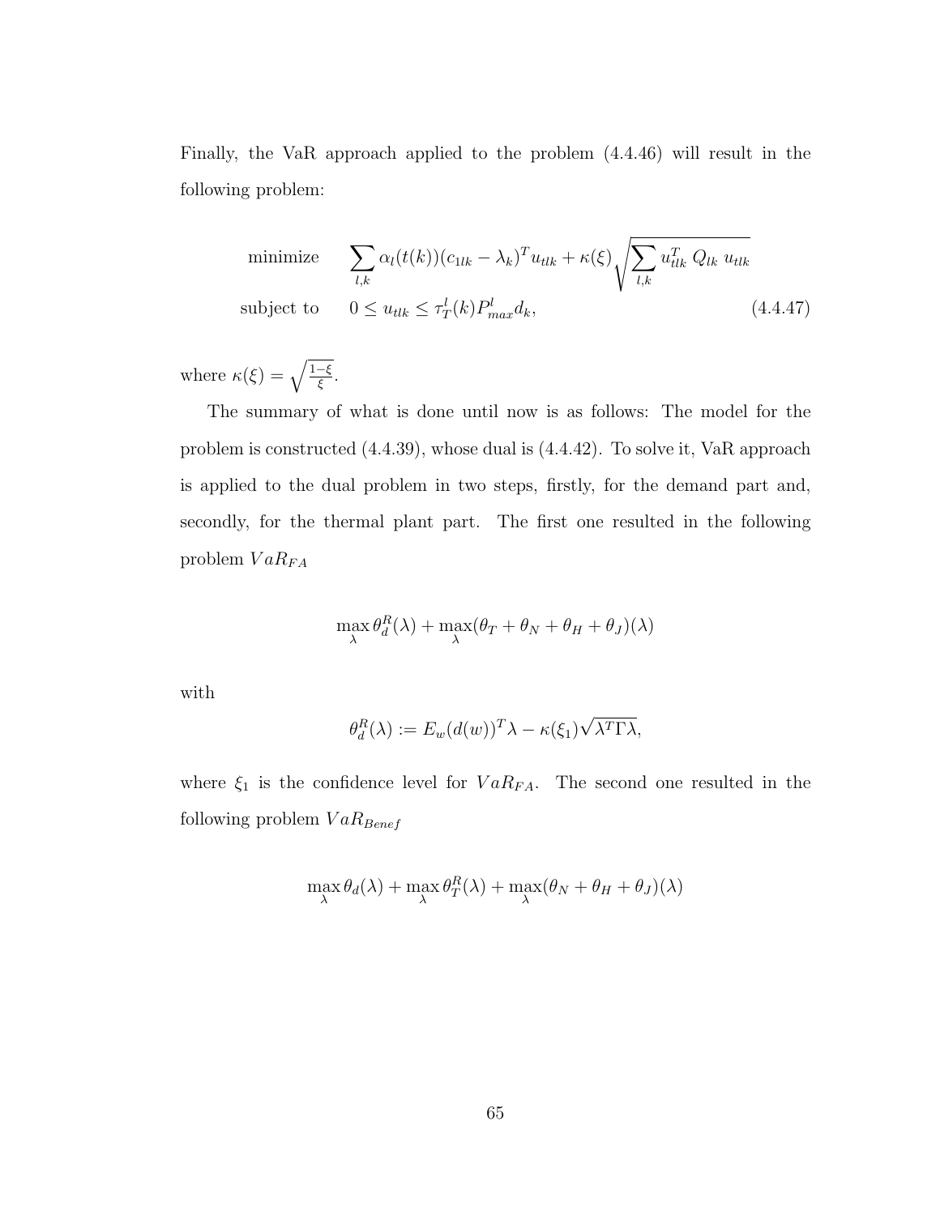Finally, the VaR approach applied to the problem (4.4.46) will result in the following problem:

$$
\begin{aligned}
\text{minimize} \quad & \sum_{l,k} \alpha_l(t(k))(c_{1lk} - \lambda_k)^T u_{tlk} + \kappa(\xi) \sqrt{\sum_{l,k} u_{tlk}^T \, Q_{lk} \, u_{tlk}} \\
\text{subject to} \quad & 0 \leq u_{tlk} \leq \tau_T^l(k) P_{max}^l d_k,
\end{aligned} \tag{4.4.47}
$$

where $\kappa(\xi) = \sqrt{\frac{1-\xi}{\xi}}$.

The summary of what is done until now is as follows: The model for the problem is constructed (4.4.39), whose dual is (4.4.42). To solve it, VaR approach is applied to the dual problem in two steps, firstly, for the demand part and, secondly, for the thermal plant part. The first one resulted in the following problem $VaR_{FA}$

$$
\max_{\lambda} \theta_d^R(\lambda) + \max_{\lambda} (\theta_T + \theta_N + \theta_H + \theta_J)(\lambda)
$$

with

$$
\theta_d^R(\lambda) := E_w(d(w))^T \lambda - \kappa(\xi_1) \sqrt{\lambda^T \Gamma \lambda},
$$

where $\xi_1$ is the confidence level for $VaR_{FA}$. The second one resulted in the following problem $VaR_{Benef}$

$$
\max_{\lambda} \theta_d(\lambda) + \max_{\lambda} \theta_T^R(\lambda) + \max_{\lambda} (\theta_N + \theta_H + \theta_J)(\lambda)
$$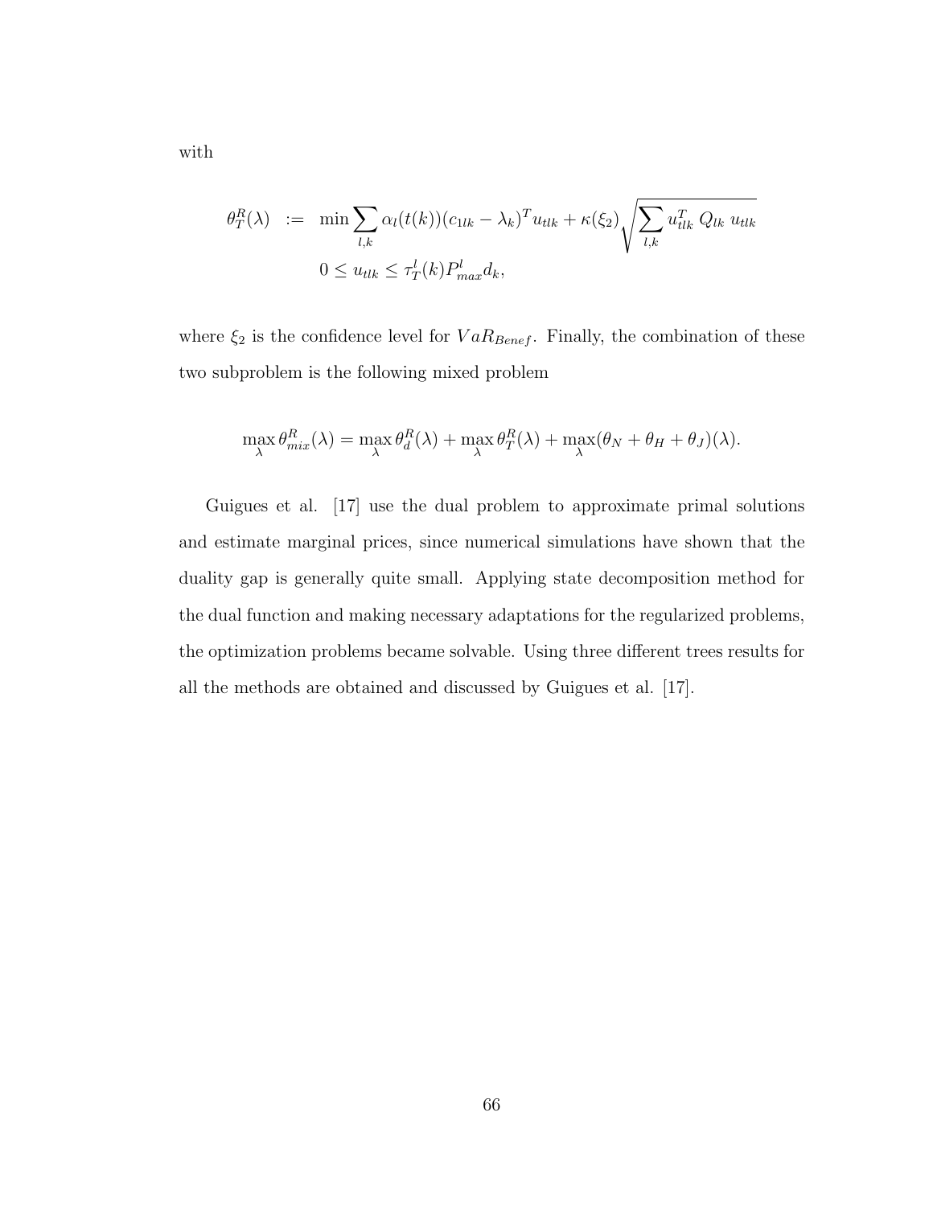with

$$
\begin{aligned}
\theta_T^R(\lambda) \;\; &:= \;\; \min \sum_{l,k} \alpha_l(t(k))(c_{1lk} - \lambda_k)^T u_{tlk} + \kappa(\xi_2) \sqrt{\sum_{l,k} u_{tlk}^T \, Q_{lk} \, u_{tlk}} \\
& \qquad\;\; 0 \leq u_{tlk} \leq \tau_T^l(k) P_{max}^l d_k,
\end{aligned}
$$

where $\xi_2$ is the confidence level for $VaR_{Benef}$. Finally, the combination of these two subproblem is the following mixed problem

$$
\max_{\lambda} \theta_{mix}^R(\lambda) = \max_{\lambda} \theta_d^R(\lambda) + \max_{\lambda} \theta_T^R(\lambda) + \max_{\lambda}(\theta_N + \theta_H + \theta_J)(\lambda).
$$

Guigues et al. [17] use the dual problem to approximate primal solutions and estimate marginal prices, since numerical simulations have shown that the duality gap is generally quite small. Applying state decomposition method for the dual function and making necessary adaptations for the regularized problems, the optimization problems became solvable. Using three different trees results for all the methods are obtained and discussed by Guigues et al. [17].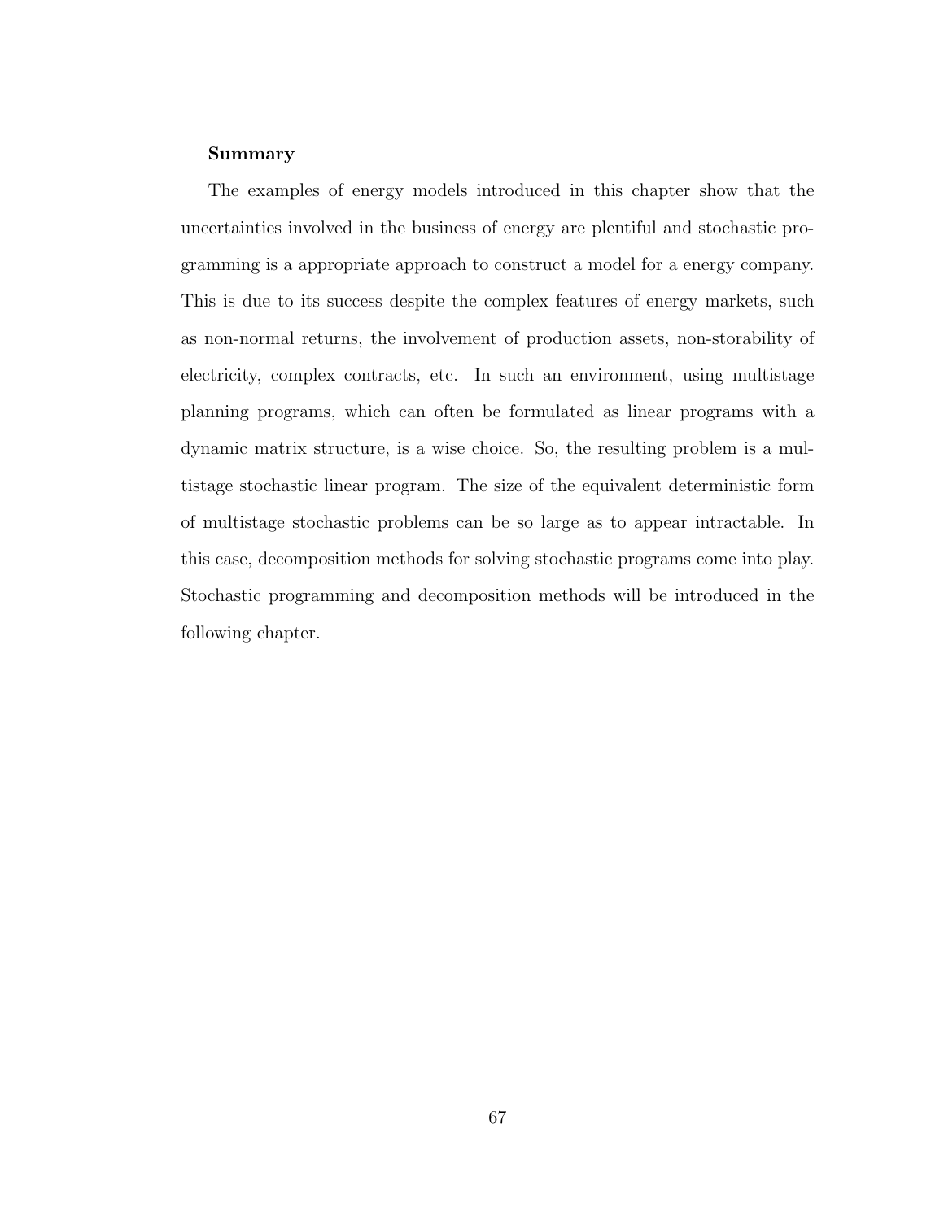**Summary**

The examples of energy models introduced in this chapter show that the uncertainties involved in the business of energy are plentiful and stochastic programming is a appropriate approach to construct a model for a energy company. This is due to its success despite the complex features of energy markets, such as non-normal returns, the involvement of production assets, non-storability of electricity, complex contracts, etc. In such an environment, using multistage planning programs, which can often be formulated as linear programs with a dynamic matrix structure, is a wise choice. So, the resulting problem is a multistage stochastic linear program. The size of the equivalent deterministic form of multistage stochastic problems can be so large as to appear intractable. In this case, decomposition methods for solving stochastic programs come into play. Stochastic programming and decomposition methods will be introduced in the following chapter.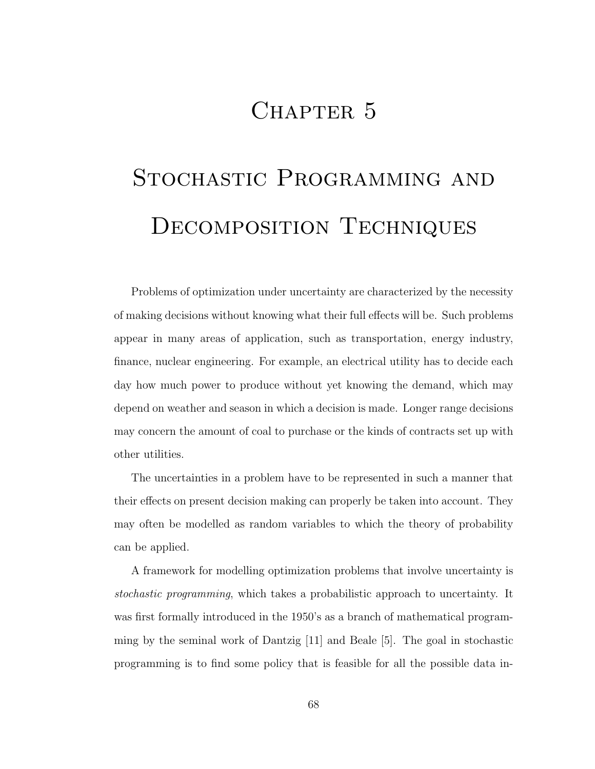# Chapter 5

# Stochastic Programming and Decomposition Techniques

Problems of optimization under uncertainty are characterized by the necessity of making decisions without knowing what their full effects will be. Such problems appear in many areas of application, such as transportation, energy industry, finance, nuclear engineering. For example, an electrical utility has to decide each day how much power to produce without yet knowing the demand, which may depend on weather and season in which a decision is made. Longer range decisions may concern the amount of coal to purchase or the kinds of contracts set up with other utilities.

The uncertainties in a problem have to be represented in such a manner that their effects on present decision making can properly be taken into account. They may often be modelled as random variables to which the theory of probability can be applied.

A framework for modelling optimization problems that involve uncertainty is *stochastic programming*, which takes a probabilistic approach to uncertainty. It was first formally introduced in the 1950's as a branch of mathematical programming by the seminal work of Dantzig [11] and Beale [5]. The goal in stochastic programming is to find some policy that is feasible for all the possible data in-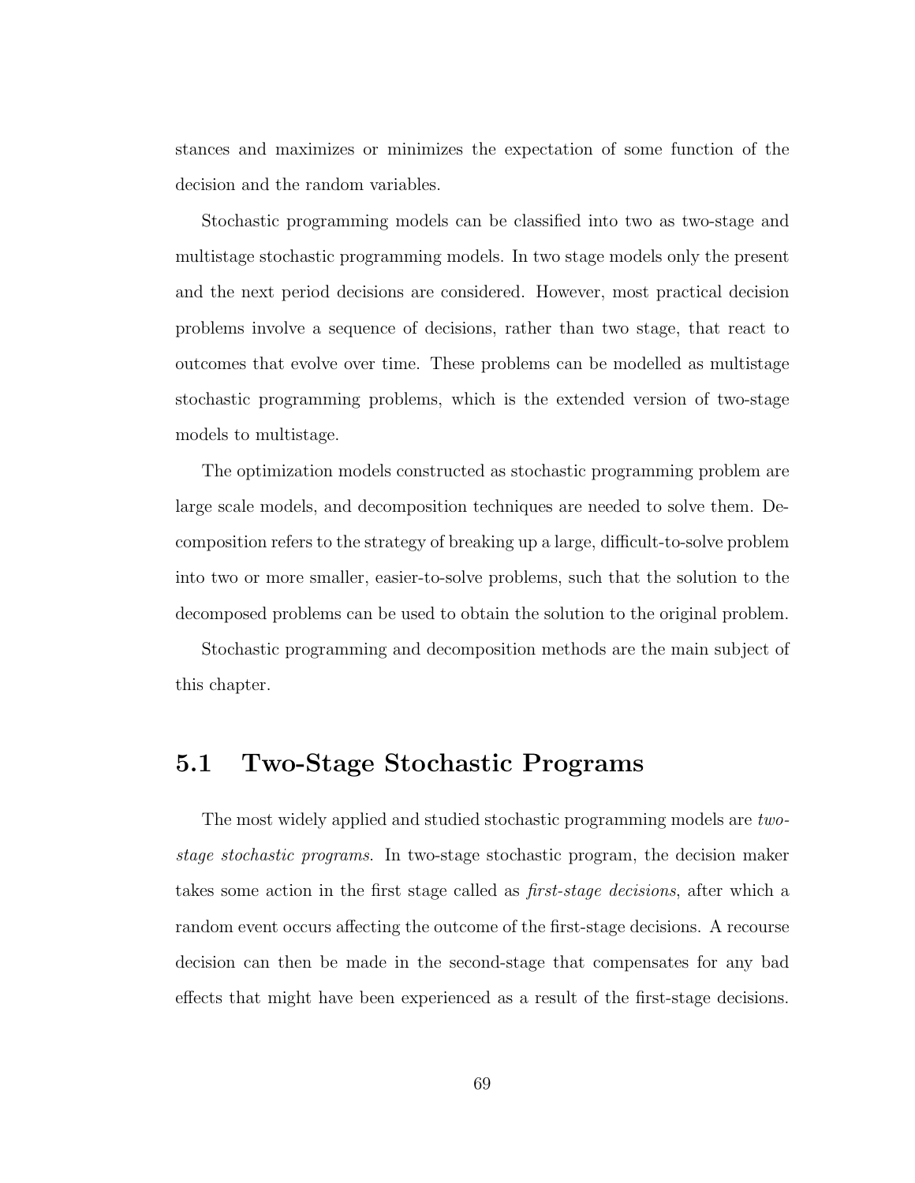stances and maximizes or minimizes the expectation of some function of the decision and the random variables.

Stochastic programming models can be classified into two as two-stage and multistage stochastic programming models. In two stage models only the present and the next period decisions are considered. However, most practical decision problems involve a sequence of decisions, rather than two stage, that react to outcomes that evolve over time. These problems can be modelled as multistage stochastic programming problems, which is the extended version of two-stage models to multistage.

The optimization models constructed as stochastic programming problem are large scale models, and decomposition techniques are needed to solve them. Decomposition refers to the strategy of breaking up a large, difficult-to-solve problem into two or more smaller, easier-to-solve problems, such that the solution to the decomposed problems can be used to obtain the solution to the original problem.

Stochastic programming and decomposition methods are the main subject of this chapter.

## 5.1 Two-Stage Stochastic Programs

The most widely applied and studied stochastic programming models are *two-stage stochastic programs*. In two-stage stochastic program, the decision maker takes some action in the first stage called as *first-stage decisions*, after which a random event occurs affecting the outcome of the first-stage decisions. A recourse decision can then be made in the second-stage that compensates for any bad effects that might have been experienced as a result of the first-stage decisions.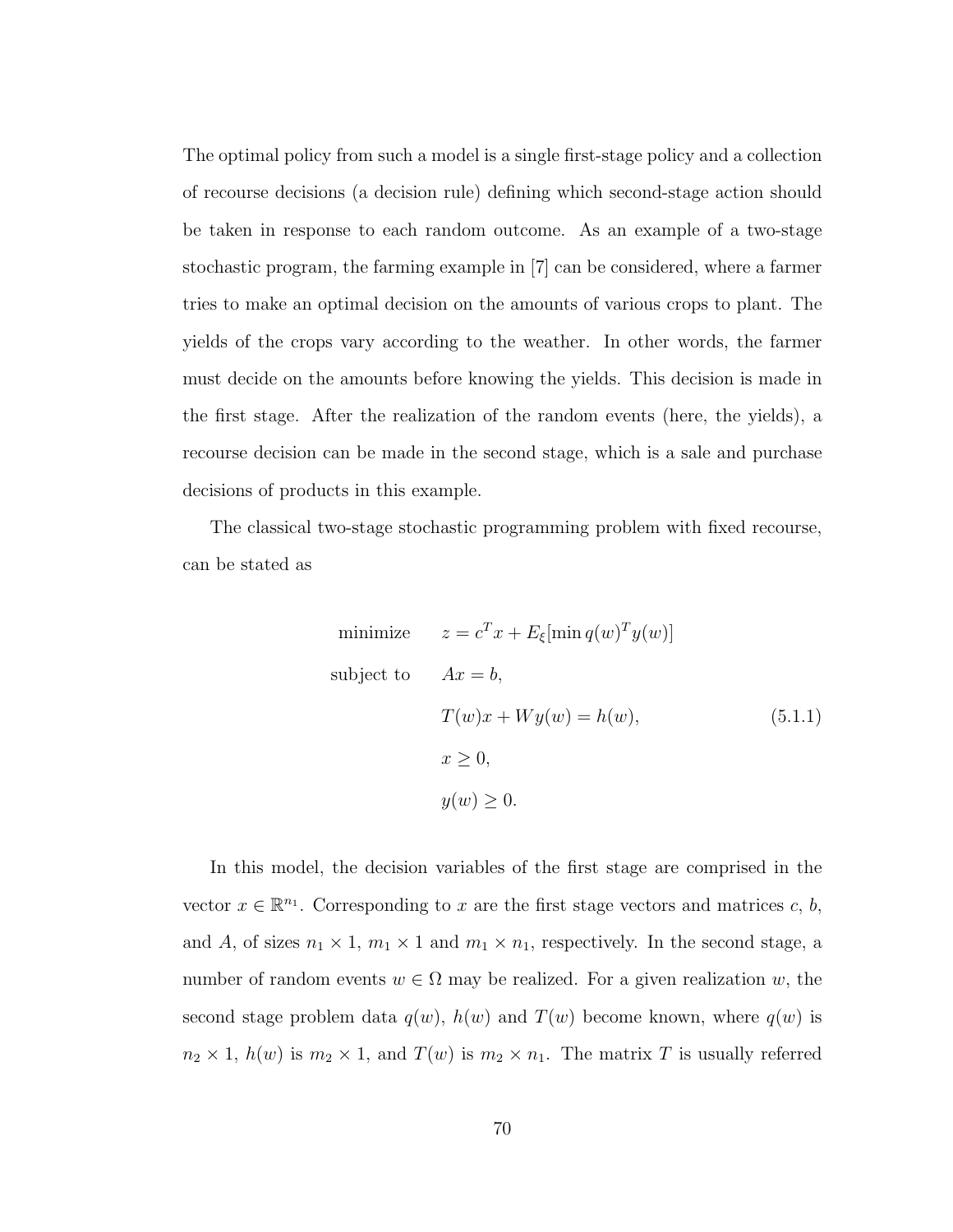The optimal policy from such a model is a single first-stage policy and a collection of recourse decisions (a decision rule) defining which second-stage action should be taken in response to each random outcome. As an example of a two-stage stochastic program, the farming example in [7] can be considered, where a farmer tries to make an optimal decision on the amounts of various crops to plant. The yields of the crops vary according to the weather. In other words, the farmer must decide on the amounts before knowing the yields. This decision is made in the first stage. After the realization of the random events (here, the yields), a recourse decision can be made in the second stage, which is a sale and purchase decisions of products in this example.

The classical two-stage stochastic programming problem with fixed recourse, can be stated as

$$
\begin{aligned}
\text{minimize} \quad & z = c^T x + E_\xi[\min q(w)^T y(w)] \\
\text{subject to} \quad & Ax = b, \\
& T(w)x + Wy(w) = h(w), \\
& x \geq 0, \\
& y(w) \geq 0.
\end{aligned}
\tag{5.1.1}
$$

In this model, the decision variables of the first stage are comprised in the vector $x \in \mathbb{R}^{n_1}$. Corresponding to $x$ are the first stage vectors and matrices $c$, $b$, and $A$, of sizes $n_1 \times 1$, $m_1 \times 1$ and $m_1 \times n_1$, respectively. In the second stage, a number of random events $w \in \Omega$ may be realized. For a given realization $w$, the second stage problem data $q(w)$, $h(w)$ and $T(w)$ become known, where $q(w)$ is $n_2 \times 1$, $h(w)$ is $m_2 \times 1$, and $T(w)$ is $m_2 \times n_1$. The matrix $T$ is usually referred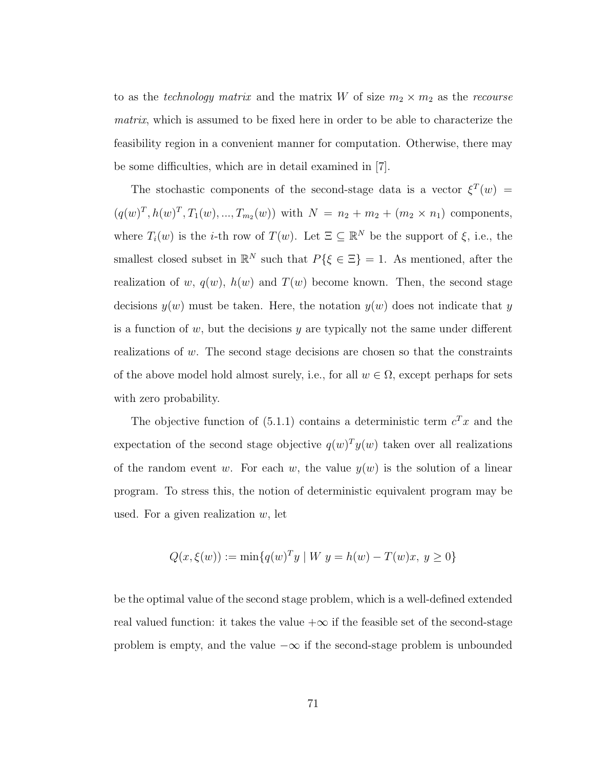to as the *technology matrix* and the matrix $W$ of size $m_2 \times m_2$ as the *recourse matrix*, which is assumed to be fixed here in order to be able to characterize the feasibility region in a convenient manner for computation. Otherwise, there may be some difficulties, which are in detail examined in [7].

The stochastic components of the second-stage data is a vector $\xi^T(w) = (q(w)^T, h(w)^T, T_1(w), ..., T_{m_2}(w))$ with $N = n_2 + m_2 + (m_2 \times n_1)$ components, where $T_i(w)$ is the $i$-th row of $T(w)$. Let $\Xi \subseteq \mathbb{R}^N$ be the support of $\xi$, i.e., the smallest closed subset in $\mathbb{R}^N$ such that $P\{\xi \in \Xi\} = 1$. As mentioned, after the realization of $w$, $q(w)$, $h(w)$ and $T(w)$ become known. Then, the second stage decisions $y(w)$ must be taken. Here, the notation $y(w)$ does not indicate that $y$ is a function of $w$, but the decisions $y$ are typically not the same under different realizations of $w$. The second stage decisions are chosen so that the constraints of the above model hold almost surely, i.e., for all $w \in \Omega$, except perhaps for sets with zero probability.

The objective function of (5.1.1) contains a deterministic term $c^T x$ and the expectation of the second stage objective $q(w)^T y(w)$ taken over all realizations of the random event $w$. For each $w$, the value $y(w)$ is the solution of a linear program. To stress this, the notion of deterministic equivalent program may be used. For a given realization $w$, let

$$Q(x, \xi(w)) := \min\{q(w)^T y \mid W\ y = h(w) - T(w)x,\ y \geq 0\}$$

be the optimal value of the second stage problem, which is a well-defined extended real valued function: it takes the value $+\infty$ if the feasible set of the second-stage problem is empty, and the value $-\infty$ if the second-stage problem is unbounded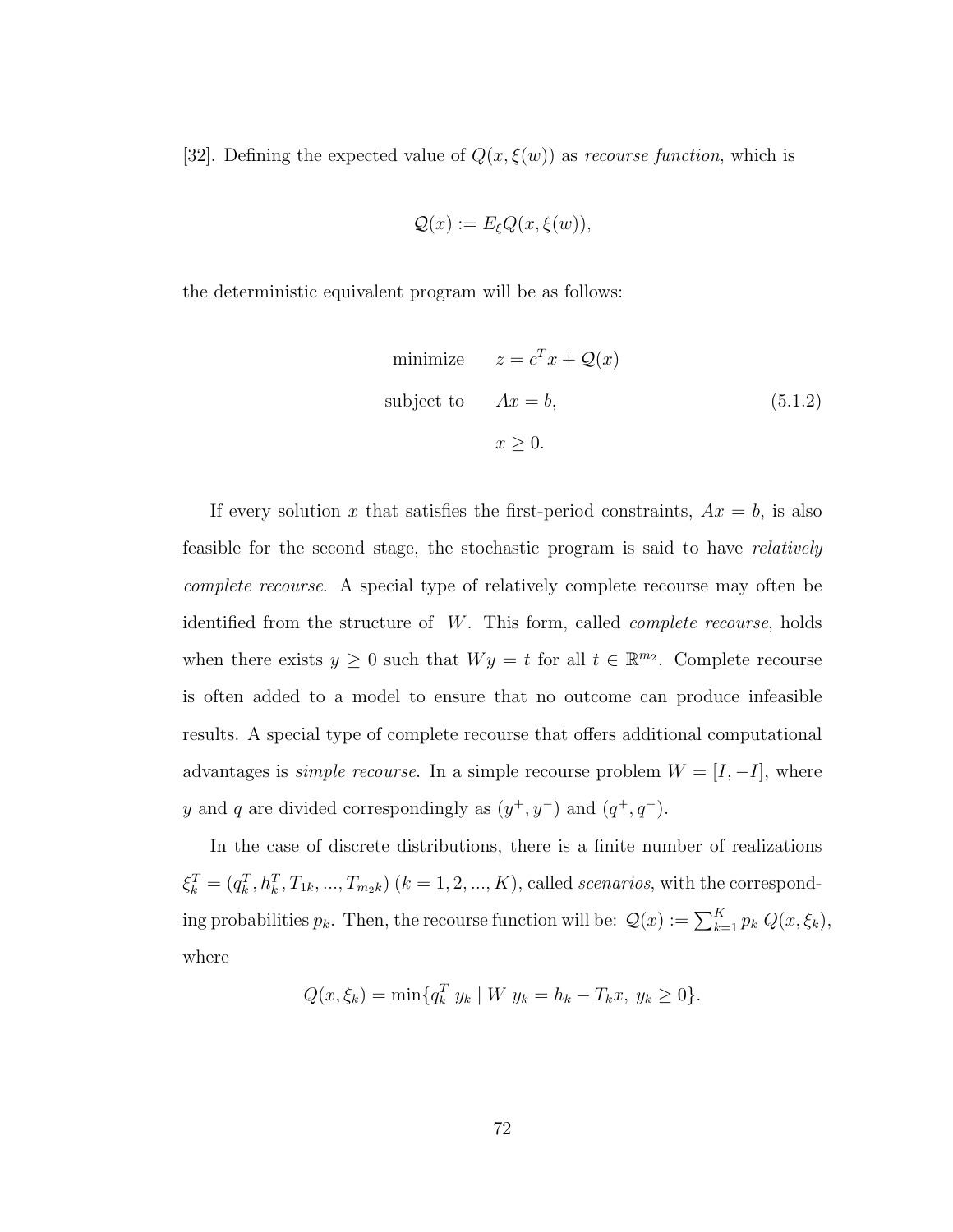[32]. Defining the expected value of $Q(x, \xi(w))$ as *recourse function*, which is

$$\mathcal{Q}(x) := E_\xi Q(x, \xi(w)),$$

the deterministic equivalent program will be as follows:

$$\begin{aligned} \text{minimize} \quad & z = c^T x + \mathcal{Q}(x) \\ \text{subject to} \quad & Ax = b, \\ & x \geq 0. \end{aligned} \tag{5.1.2}$$

If every solution $x$ that satisfies the first-period constraints, $Ax = b$, is also feasible for the second stage, the stochastic program is said to have *relatively complete recourse*. A special type of relatively complete recourse may often be identified from the structure of $W$. This form, called *complete recourse*, holds when there exists $y \geq 0$ such that $Wy = t$ for all $t \in \mathbb{R}^{m_2}$. Complete recourse is often added to a model to ensure that no outcome can produce infeasible results. A special type of complete recourse that offers additional computational advantages is *simple recourse*. In a simple recourse problem $W = [I, -I]$, where $y$ and $q$ are divided correspondingly as $(y^+, y^-)$ and $(q^+, q^-)$.

In the case of discrete distributions, there is a finite number of realizations $\xi_k^T = (q_k^T, h_k^T, T_{1k}, ..., T_{m_2 k})$ $(k = 1, 2, ..., K)$, called *scenarios*, with the corresponding probabilities $p_k$. Then, the recourse function will be: $\mathcal{Q}(x) := \sum_{k=1}^{K} p_k \; Q(x, \xi_k)$, where

$$Q(x, \xi_k) = \min\{q_k^T \; y_k \mid W \; y_k = h_k - T_k x, \; y_k \geq 0\}.$$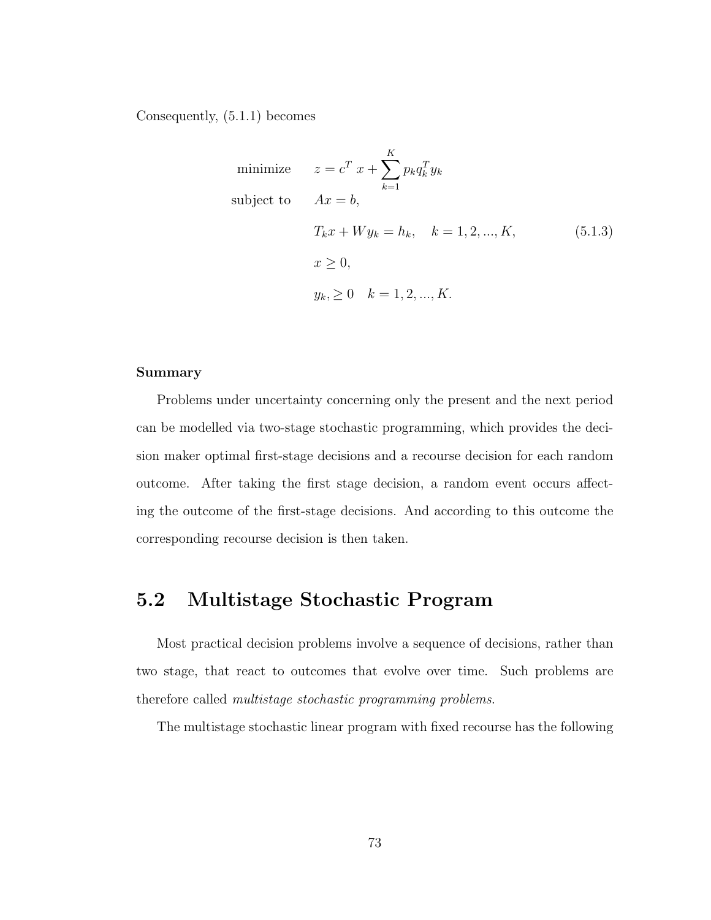Consequently, (5.1.1) becomes

$$
\begin{aligned}
\text{minimize} \quad & z = c^T\, x + \sum_{k=1}^{K} p_k q_k^T y_k \\
\text{subject to} \quad & Ax = b, \\
& T_k x + W y_k = h_k, \quad k = 1, 2, ..., K, \\
& x \geq 0, \\
& y_k, \geq 0 \quad k = 1, 2, ..., K.
\end{aligned}
\tag{5.1.3}
$$

**Summary**

Problems under uncertainty concerning only the present and the next period can be modelled via two-stage stochastic programming, which provides the decision maker optimal first-stage decisions and a recourse decision for each random outcome. After taking the first stage decision, a random event occurs affecting the outcome of the first-stage decisions. And according to this outcome the corresponding recourse decision is then taken.

## 5.2 Multistage Stochastic Program

Most practical decision problems involve a sequence of decisions, rather than two stage, that react to outcomes that evolve over time. Such problems are therefore called *multistage stochastic programming problems*.

The multistage stochastic linear program with fixed recourse has the following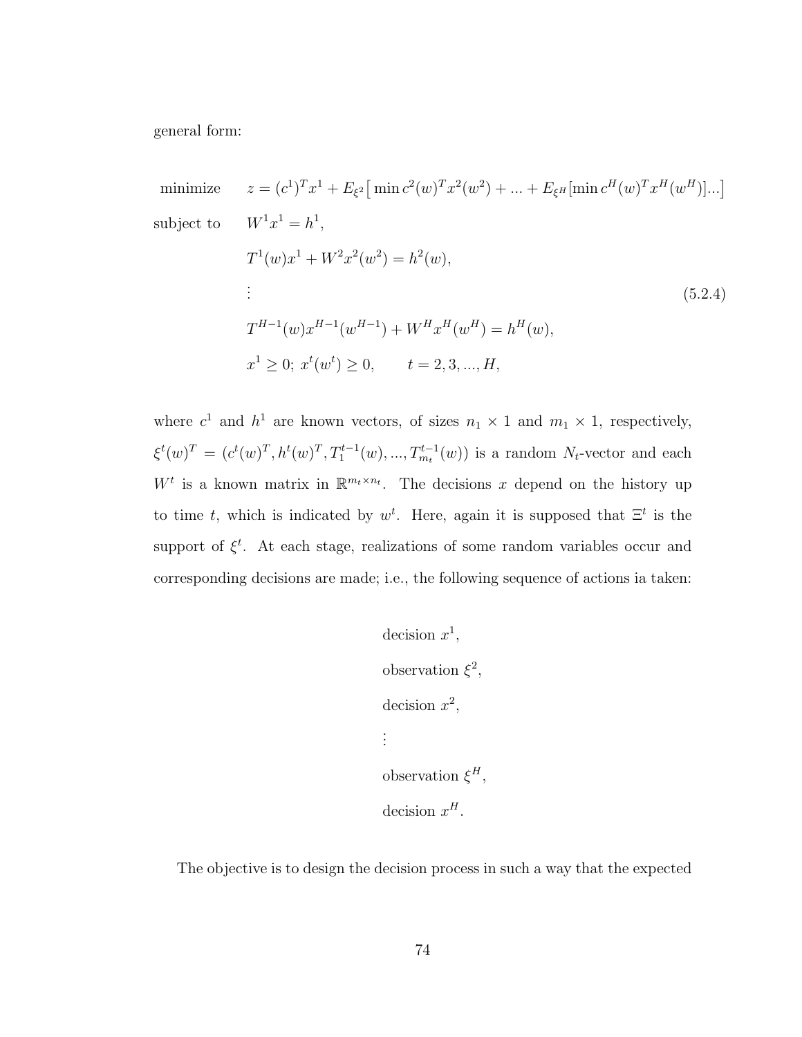general form:

$$
\begin{aligned}
\text{minimize} \quad & z = (c^1)^T x^1 + E_{\xi^2}\big[\min c^2(w)^T x^2(w^2) + ... + E_{\xi^H}[\min c^H(w)^T x^H(w^H)]...\big] \\
\text{subject to} \quad & W^1 x^1 = h^1, \\
& T^1(w) x^1 + W^2 x^2(w^2) = h^2(w), \\
& \vdots \\
& T^{H-1}(w) x^{H-1}(w^{H-1}) + W^H x^H(w^H) = h^H(w), \\
& x^1 \geq 0;\; x^t(w^t) \geq 0, \qquad t = 2, 3, ..., H,
\end{aligned}
\tag{5.2.4}
$$

where $c^1$ and $h^1$ are known vectors, of sizes $n_1 \times 1$ and $m_1 \times 1$, respectively, $\xi^t(w)^T = (c^t(w)^T, h^t(w)^T, T_1^{t-1}(w), ..., T_{m_t}^{t-1}(w))$ is a random $N_t$-vector and each $W^t$ is a known matrix in $\mathbb{R}^{m_t \times n_t}$. The decisions $x$ depend on the history up to time $t$, which is indicated by $w^t$. Here, again it is supposed that $\Xi^t$ is the support of $\xi^t$. At each stage, realizations of some random variables occur and corresponding decisions are made; i.e., the following sequence of actions ia taken:

decision $x^1$,

observation $\xi^2$,

decision $x^2$,

$\vdots$

observation $\xi^H$,

decision $x^H$.

The objective is to design the decision process in such a way that the expected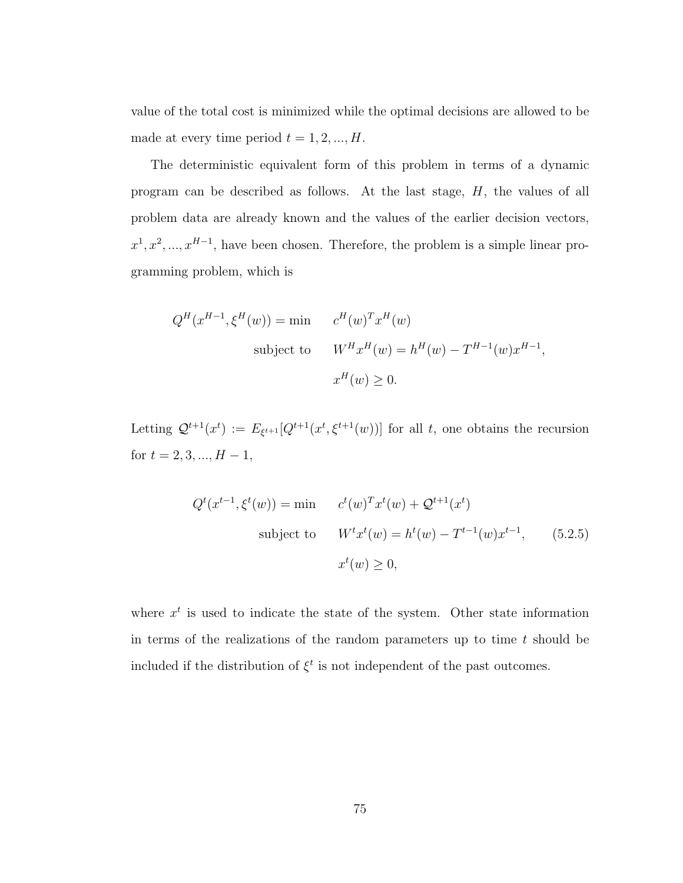value of the total cost is minimized while the optimal decisions are allowed to be made at every time period $t = 1, 2, ..., H$.

The deterministic equivalent form of this problem in terms of a dynamic program can be described as follows. At the last stage, $H$, the values of all problem data are already known and the values of the earlier decision vectors, $x^1, x^2, ..., x^{H-1}$, have been chosen. Therefore, the problem is a simple linear programming problem, which is

$$
\begin{aligned}
Q^H(x^{H-1}, \xi^H(w)) = \min \quad & c^H(w)^T x^H(w) \\
\text{subject to} \quad & W^H x^H(w) = h^H(w) - T^{H-1}(w) x^{H-1}, \\
& x^H(w) \geq 0.
\end{aligned}
$$

Letting $\mathcal{Q}^{t+1}(x^t) := E_{\xi^{t+1}}[Q^{t+1}(x^t, \xi^{t+1}(w))]$ for all $t$, one obtains the recursion for $t = 2, 3, ..., H-1$,

$$
\begin{aligned}
Q^t(x^{t-1}, \xi^t(w)) = \min \quad & c^t(w)^T x^t(w) + \mathcal{Q}^{t+1}(x^t) \\
\text{subject to} \quad & W^t x^t(w) = h^t(w) - T^{t-1}(w) x^{t-1}, \qquad (5.2.5) \\
& x^t(w) \geq 0,
\end{aligned}
$$

where $x^t$ is used to indicate the state of the system. Other state information in terms of the realizations of the random parameters up to time $t$ should be included if the distribution of $\xi^t$ is not independent of the past outcomes.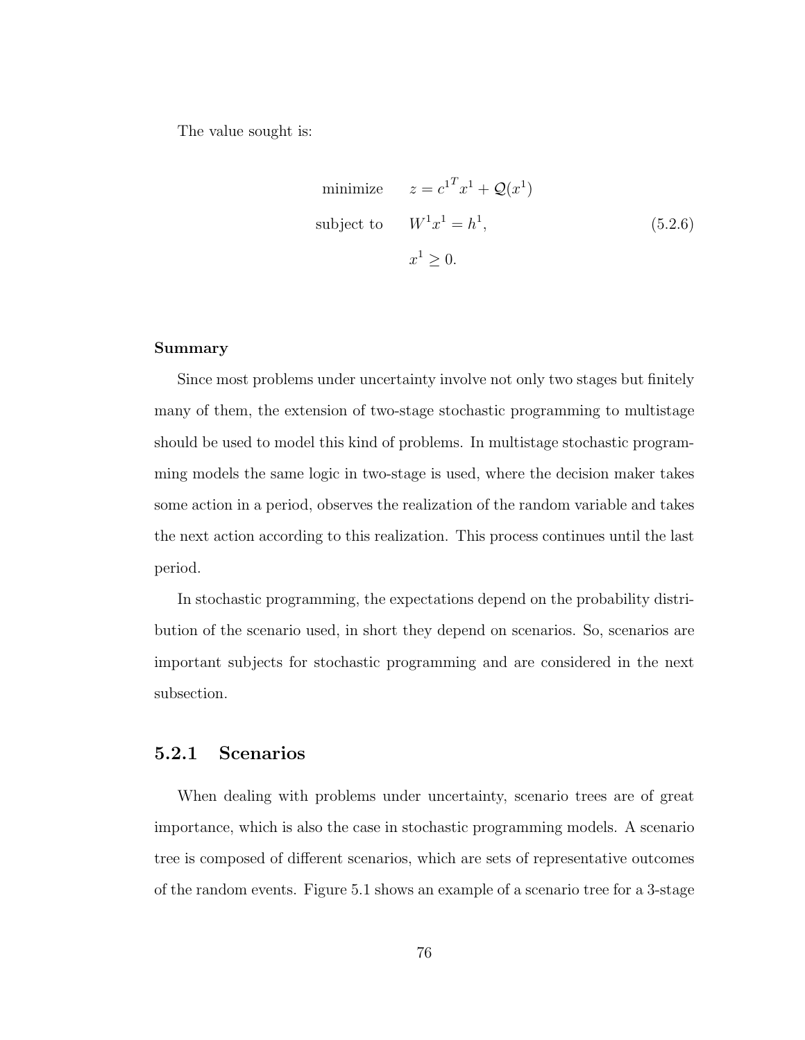The value sought is:

$$
\begin{aligned}
\text{minimize} \quad & z = {c^1}^T x^1 + \mathcal{Q}(x^1) \\
\text{subject to} \quad & W^1 x^1 = h^1, \\
& x^1 \geq 0.
\end{aligned}
\tag{5.2.6}
$$

**Summary**

Since most problems under uncertainty involve not only two stages but finitely many of them, the extension of two-stage stochastic programming to multistage should be used to model this kind of problems. In multistage stochastic programming models the same logic in two-stage is used, where the decision maker takes some action in a period, observes the realization of the random variable and takes the next action according to this realization. This process continues until the last period.

In stochastic programming, the expectations depend on the probability distribution of the scenario used, in short they depend on scenarios. So, scenarios are important subjects for stochastic programming and are considered in the next subsection.

### 5.2.1 Scenarios

When dealing with problems under uncertainty, scenario trees are of great importance, which is also the case in stochastic programming models. A scenario tree is composed of different scenarios, which are sets of representative outcomes of the random events. Figure 5.1 shows an example of a scenario tree for a 3-stage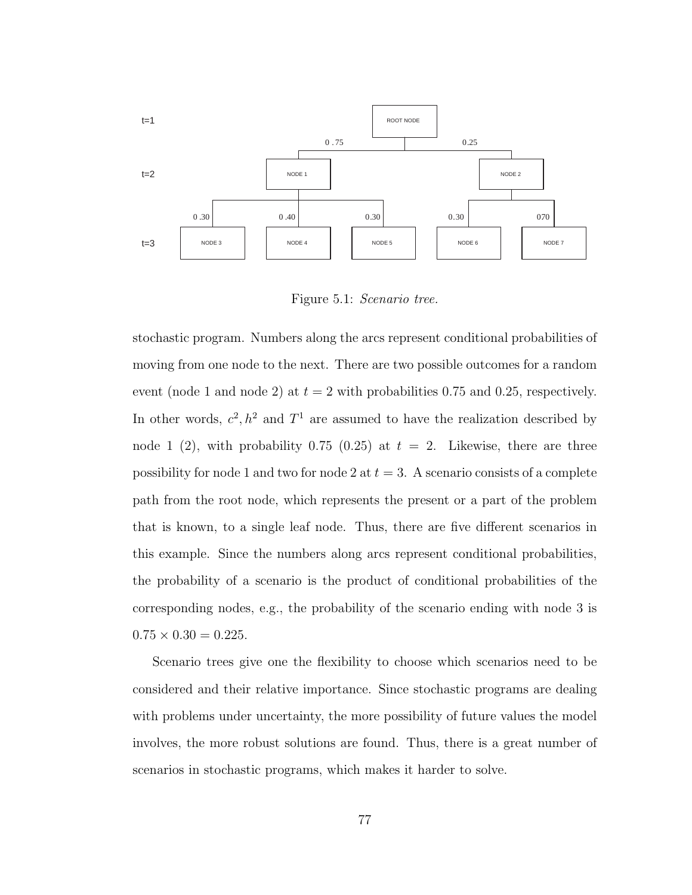Figure 5.1: *Scenario tree.*

stochastic program. Numbers along the arcs represent conditional probabilities of moving from one node to the next. There are two possible outcomes for a random event (node 1 and node 2) at $t = 2$ with probabilities 0.75 and 0.25, respectively. In other words, $c^2, h^2$ and $T^1$ are assumed to have the realization described by node 1 (2), with probability 0.75 (0.25) at $t = 2$. Likewise, there are three possibility for node 1 and two for node 2 at $t = 3$. A scenario consists of a complete path from the root node, which represents the present or a part of the problem that is known, to a single leaf node. Thus, there are five different scenarios in this example. Since the numbers along arcs represent conditional probabilities, the probability of a scenario is the product of conditional probabilities of the corresponding nodes, e.g., the probability of the scenario ending with node 3 is $0.75 \times 0.30 = 0.225$.

Scenario trees give one the flexibility to choose which scenarios need to be considered and their relative importance. Since stochastic programs are dealing with problems under uncertainty, the more possibility of future values the model involves, the more robust solutions are found. Thus, there is a great number of scenarios in stochastic programs, which makes it harder to solve.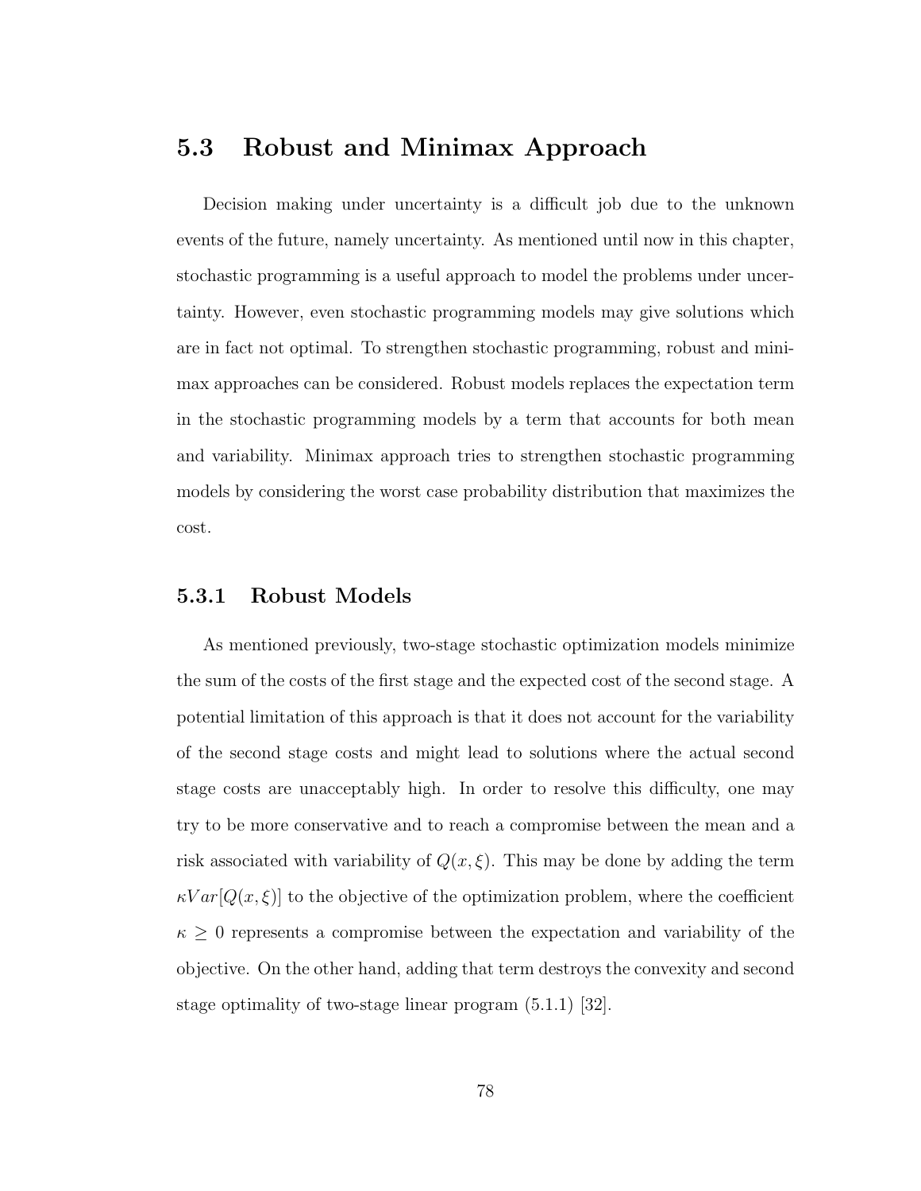## 5.3 Robust and Minimax Approach

Decision making under uncertainty is a difficult job due to the unknown events of the future, namely uncertainty. As mentioned until now in this chapter, stochastic programming is a useful approach to model the problems under uncertainty. However, even stochastic programming models may give solutions which are in fact not optimal. To strengthen stochastic programming, robust and minimax approaches can be considered. Robust models replaces the expectation term in the stochastic programming models by a term that accounts for both mean and variability. Minimax approach tries to strengthen stochastic programming models by considering the worst case probability distribution that maximizes the cost.

### 5.3.1 Robust Models

As mentioned previously, two-stage stochastic optimization models minimize the sum of the costs of the first stage and the expected cost of the second stage. A potential limitation of this approach is that it does not account for the variability of the second stage costs and might lead to solutions where the actual second stage costs are unacceptably high. In order to resolve this difficulty, one may try to be more conservative and to reach a compromise between the mean and a risk associated with variability of $Q(x, \xi)$. This may be done by adding the term $\kappa Var[Q(x, \xi)]$ to the objective of the optimization problem, where the coefficient $\kappa \geq 0$ represents a compromise between the expectation and variability of the objective. On the other hand, adding that term destroys the convexity and second stage optimality of two-stage linear program (5.1.1) [32].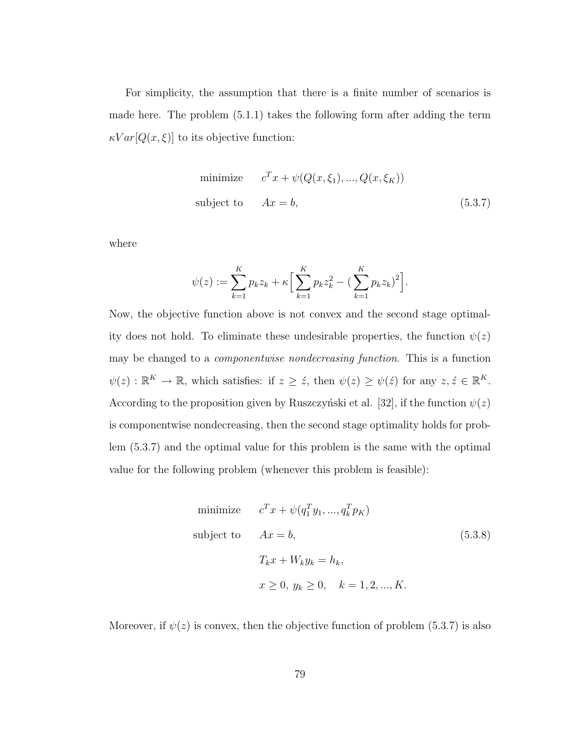For simplicity, the assumption that there is a finite number of scenarios is made here. The problem (5.1.1) takes the following form after adding the term $\kappa Var[Q(x, \xi)]$ to its objective function:

$$
\begin{aligned}
\text{minimize} \quad & c^T x + \psi(Q(x, \xi_1), ..., Q(x, \xi_K)) \\
\text{subject to} \quad & Ax = b,
\end{aligned}
\tag{5.3.7}
$$

where

$$
\psi(z) := \sum_{k=1}^{K} p_k z_k + \kappa \Big[ \sum_{k=1}^{K} p_k z_k^2 - (\sum_{k=1}^{K} p_k z_k)^2 \Big].
$$

Now, the objective function above is not convex and the second stage optimality does not hold. To eliminate these undesirable properties, the function $\psi(z)$ may be changed to a *componentwise nondecreasing function*. This is a function $\psi(z) : \mathbb{R}^K \rightarrow \mathbb{R}$, which satisfies: if $z \geq \acute{z}$, then $\psi(z) \geq \psi(\acute{z})$ for any $z, \acute{z} \in \mathbb{R}^K$. According to the proposition given by Ruszczyński et al. [32], if the function $\psi(z)$ is componentwise nondecreasing, then the second stage optimality holds for problem (5.3.7) and the optimal value for this problem is the same with the optimal value for the following problem (whenever this problem is feasible):

$$
\begin{aligned}
\text{minimize} \quad & c^T x + \psi(q_1^T y_1, ..., q_k^T p_K) \\
\text{subject to} \quad & Ax = b, \\
& T_k x + W_k y_k = h_k, \\
& x \geq 0, \; y_k \geq 0, \quad k = 1, 2, ..., K.
\end{aligned}
\tag{5.3.8}
$$

Moreover, if $\psi(z)$ is convex, then the objective function of problem (5.3.7) is also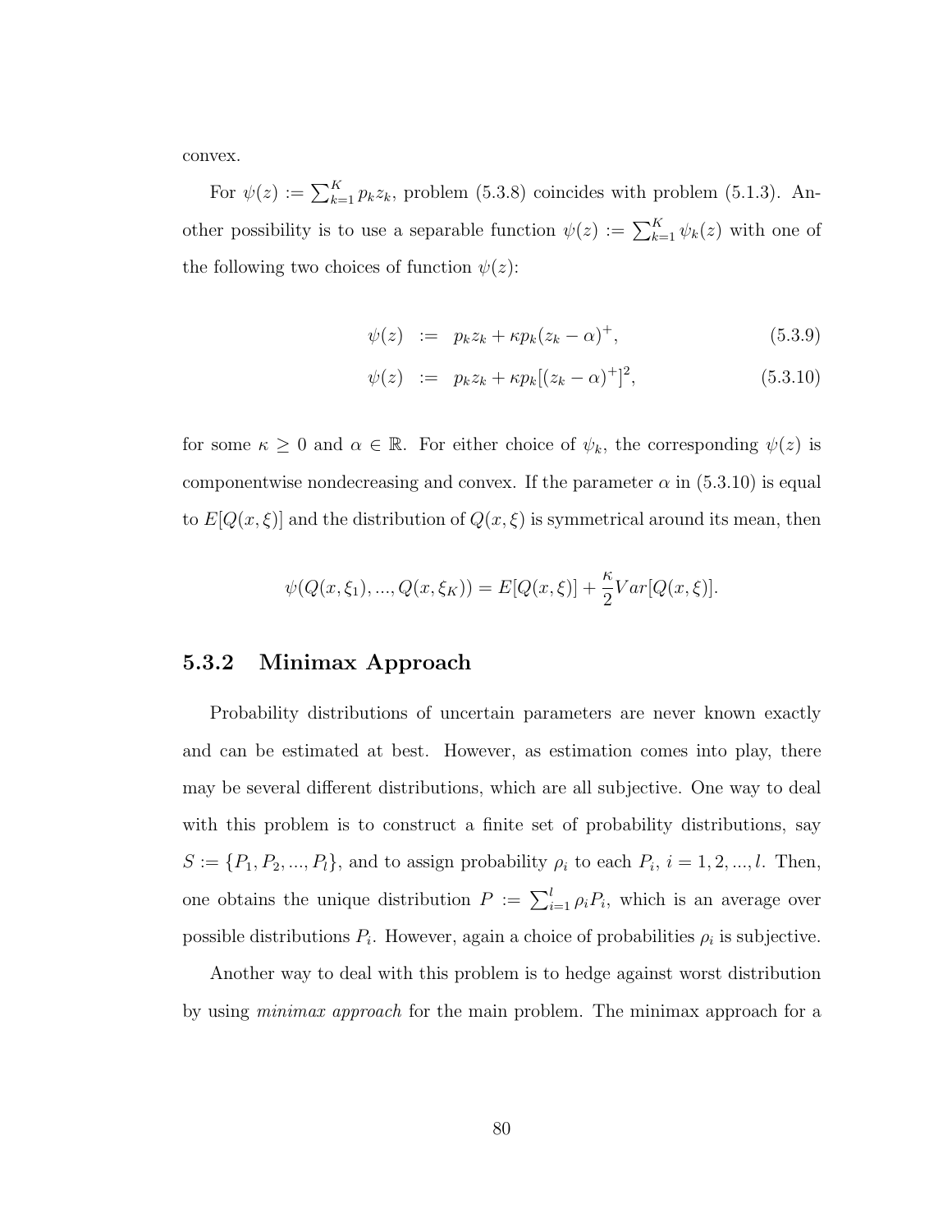convex.

For $\psi(z) := \sum_{k=1}^{K} p_k z_k$, problem (5.3.8) coincides with problem (5.1.3). Another possibility is to use a separable function $\psi(z) := \sum_{k=1}^{K} \psi_k(z)$ with one of the following two choices of function $\psi(z)$:

$$\psi(z) \;:=\; p_k z_k + \kappa p_k (z_k - \alpha)^+, \tag{5.3.9}$$

$$\psi(z) \;:=\; p_k z_k + \kappa p_k [(z_k - \alpha)^+]^2, \tag{5.3.10}$$

for some $\kappa \geq 0$ and $\alpha \in \mathbb{R}$. For either choice of $\psi_k$, the corresponding $\psi(z)$ is componentwise nondecreasing and convex. If the parameter $\alpha$ in (5.3.10) is equal to $E[Q(x, \xi)]$ and the distribution of $Q(x, \xi)$ is symmetrical around its mean, then

$$\psi(Q(x, \xi_1), ..., Q(x, \xi_K)) = E[Q(x, \xi)] + \frac{\kappa}{2} Var[Q(x, \xi)].$$

### 5.3.2 Minimax Approach

Probability distributions of uncertain parameters are never known exactly and can be estimated at best. However, as estimation comes into play, there may be several different distributions, which are all subjective. One way to deal with this problem is to construct a finite set of probability distributions, say $S := \{P_1, P_2, ..., P_l\}$, and to assign probability $\rho_i$ to each $P_i$, $i = 1, 2, ..., l$. Then, one obtains the unique distribution $P := \sum_{i=1}^{l} \rho_i P_i$, which is an average over possible distributions $P_i$. However, again a choice of probabilities $\rho_i$ is subjective.

Another way to deal with this problem is to hedge against worst distribution by using *minimax approach* for the main problem. The minimax approach for a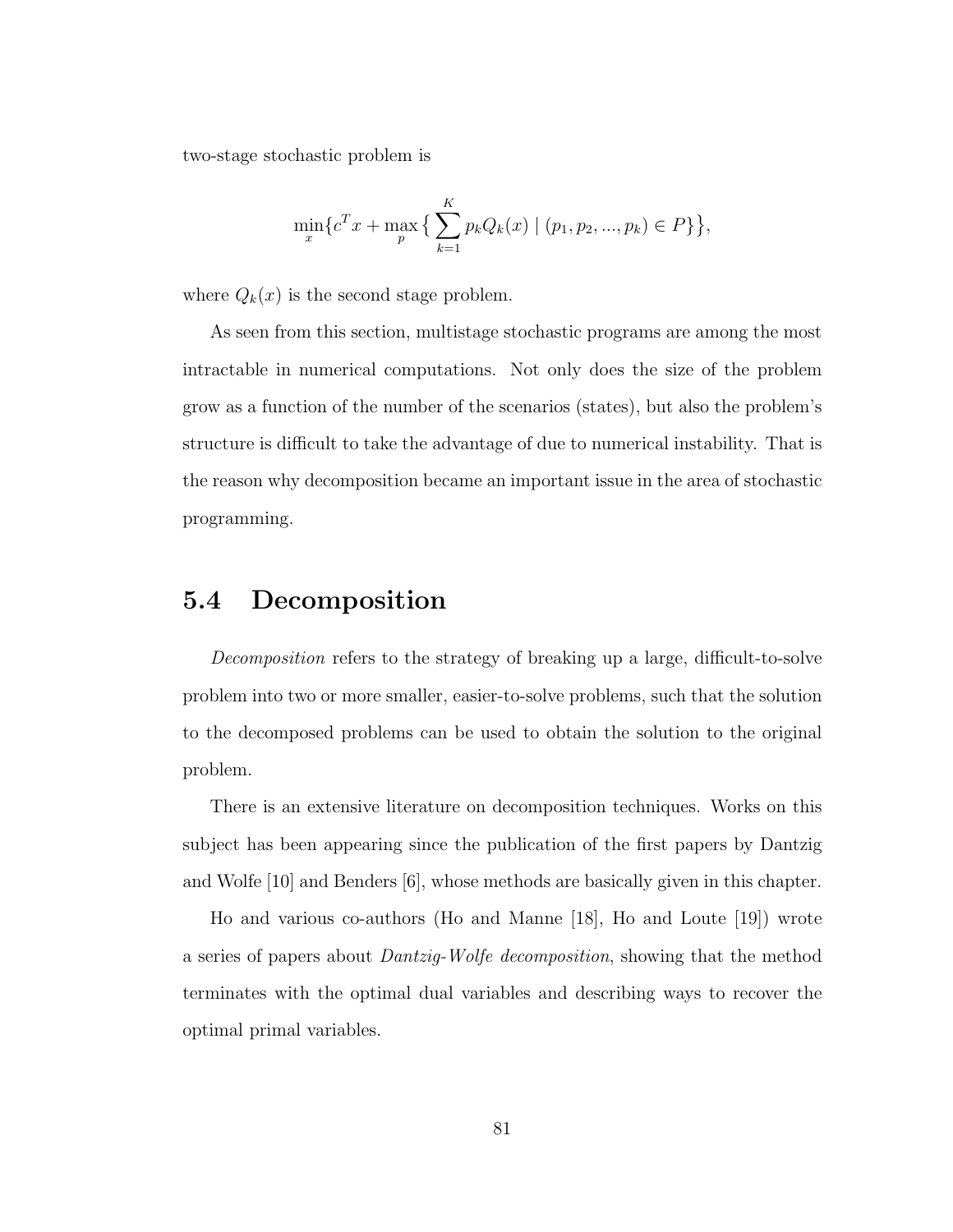two-stage stochastic problem is

$$\min_x \{c^T x + \max_p \big\{ \sum_{k=1}^{K} p_k Q_k(x) \mid (p_1, p_2, ..., p_k) \in P \big\} \},$$

where $Q_k(x)$ is the second stage problem.

As seen from this section, multistage stochastic programs are among the most intractable in numerical computations. Not only does the size of the problem grow as a function of the number of the scenarios (states), but also the problem's structure is difficult to take the advantage of due to numerical instability. That is the reason why decomposition became an important issue in the area of stochastic programming.

## 5.4 Decomposition

*Decomposition* refers to the strategy of breaking up a large, difficult-to-solve problem into two or more smaller, easier-to-solve problems, such that the solution to the decomposed problems can be used to obtain the solution to the original problem.

There is an extensive literature on decomposition techniques. Works on this subject has been appearing since the publication of the first papers by Dantzig and Wolfe [10] and Benders [6], whose methods are basically given in this chapter.

Ho and various co-authors (Ho and Manne [18], Ho and Loute [19]) wrote a series of papers about *Dantzig-Wolfe decomposition*, showing that the method terminates with the optimal dual variables and describing ways to recover the optimal primal variables.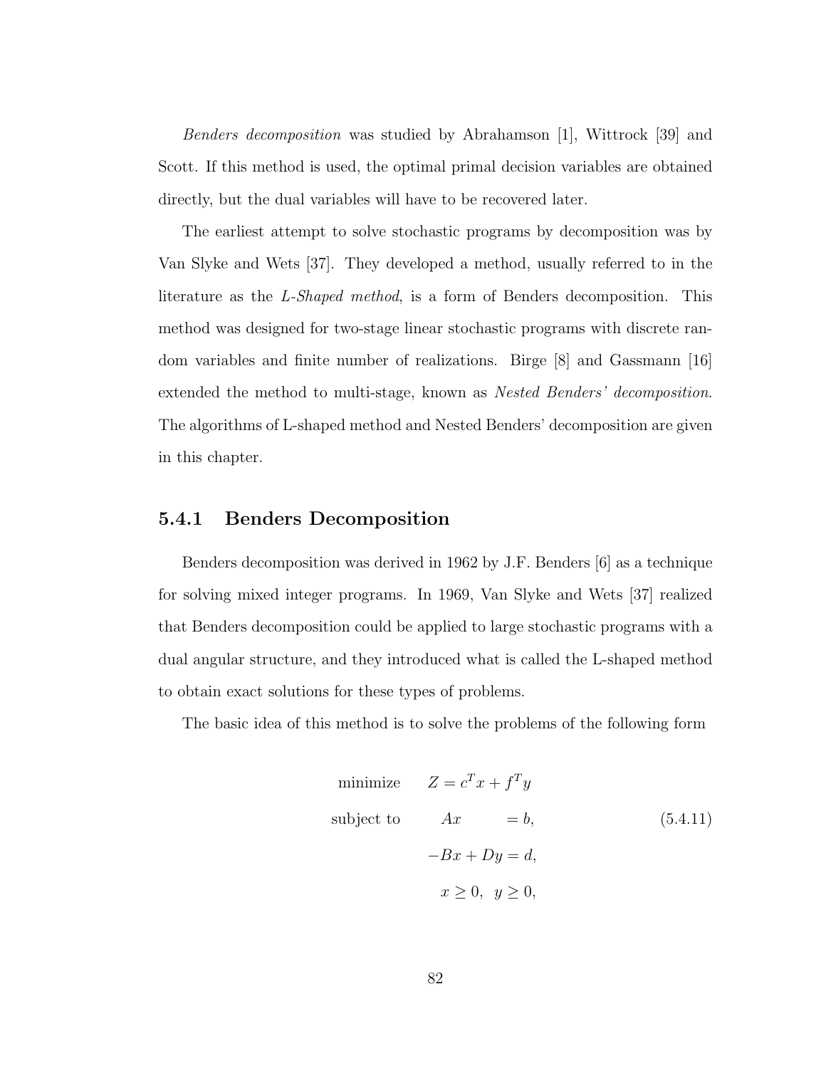*Benders decomposition* was studied by Abrahamson [1], Wittrock [39] and Scott. If this method is used, the optimal primal decision variables are obtained directly, but the dual variables will have to be recovered later.

The earliest attempt to solve stochastic programs by decomposition was by Van Slyke and Wets [37]. They developed a method, usually referred to in the literature as the *L-Shaped method*, is a form of Benders decomposition. This method was designed for two-stage linear stochastic programs with discrete random variables and finite number of realizations. Birge [8] and Gassmann [16] extended the method to multi-stage, known as *Nested Benders' decomposition*. The algorithms of L-shaped method and Nested Benders' decomposition are given in this chapter.

### 5.4.1 Benders Decomposition

Benders decomposition was derived in 1962 by J.F. Benders [6] as a technique for solving mixed integer programs. In 1969, Van Slyke and Wets [37] realized that Benders decomposition could be applied to large stochastic programs with a dual angular structure, and they introduced what is called the L-shaped method to obtain exact solutions for these types of problems.

The basic idea of this method is to solve the problems of the following form

$$
\begin{aligned}
\text{minimize} \quad & Z = c^T x + f^T y \\
\text{subject to} \quad & Ax = b, \\
& -Bx + Dy = d, \\
& x \geq 0, \;\; y \geq 0,
\end{aligned}
\tag{5.4.11}
$$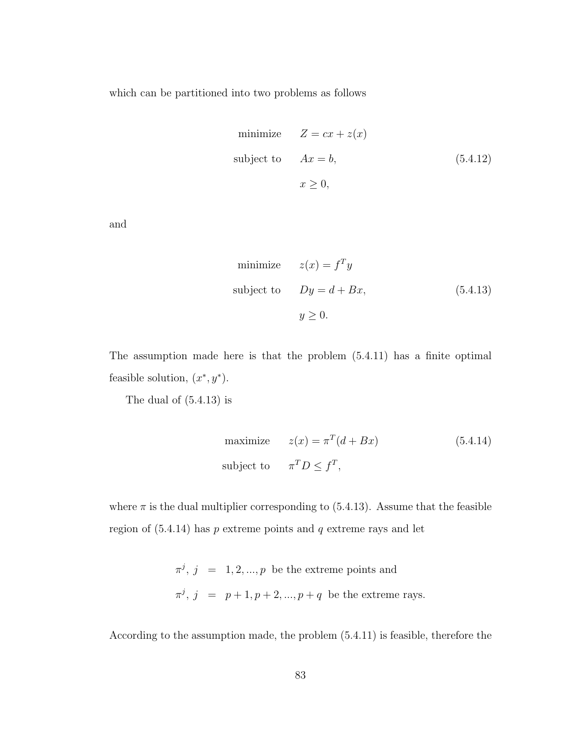which can be partitioned into two problems as follows

$$
\begin{aligned}
\text{minimize} \quad & Z = cx + z(x) \\
\text{subject to} \quad & Ax = b, \\
& x \geq 0,
\end{aligned}
\tag{5.4.12}
$$

and

$$
\begin{aligned}
\text{minimize} \quad & z(x) = f^T y \\
\text{subject to} \quad & Dy = d + Bx, \\
& y \geq 0.
\end{aligned}
\tag{5.4.13}
$$

The assumption made here is that the problem (5.4.11) has a finite optimal feasible solution, $(x^*, y^*)$.

The dual of (5.4.13) is

$$
\begin{aligned}
\text{maximize} \quad & z(x) = \pi^T (d + Bx) \\
\text{subject to} \quad & \pi^T D \leq f^T,
\end{aligned}
\tag{5.4.14}
$$

where $\pi$ is the dual multiplier corresponding to (5.4.13). Assume that the feasible region of (5.4.14) has $p$ extreme points and $q$ extreme rays and let

$$
\begin{aligned}
\pi^j,\ j &= 1, 2, ..., p \ \text{ be the extreme points and} \\
\pi^j,\ j &= p+1, p+2, ..., p+q \ \text{ be the extreme rays.}
\end{aligned}
$$

According to the assumption made, the problem (5.4.11) is feasible, therefore the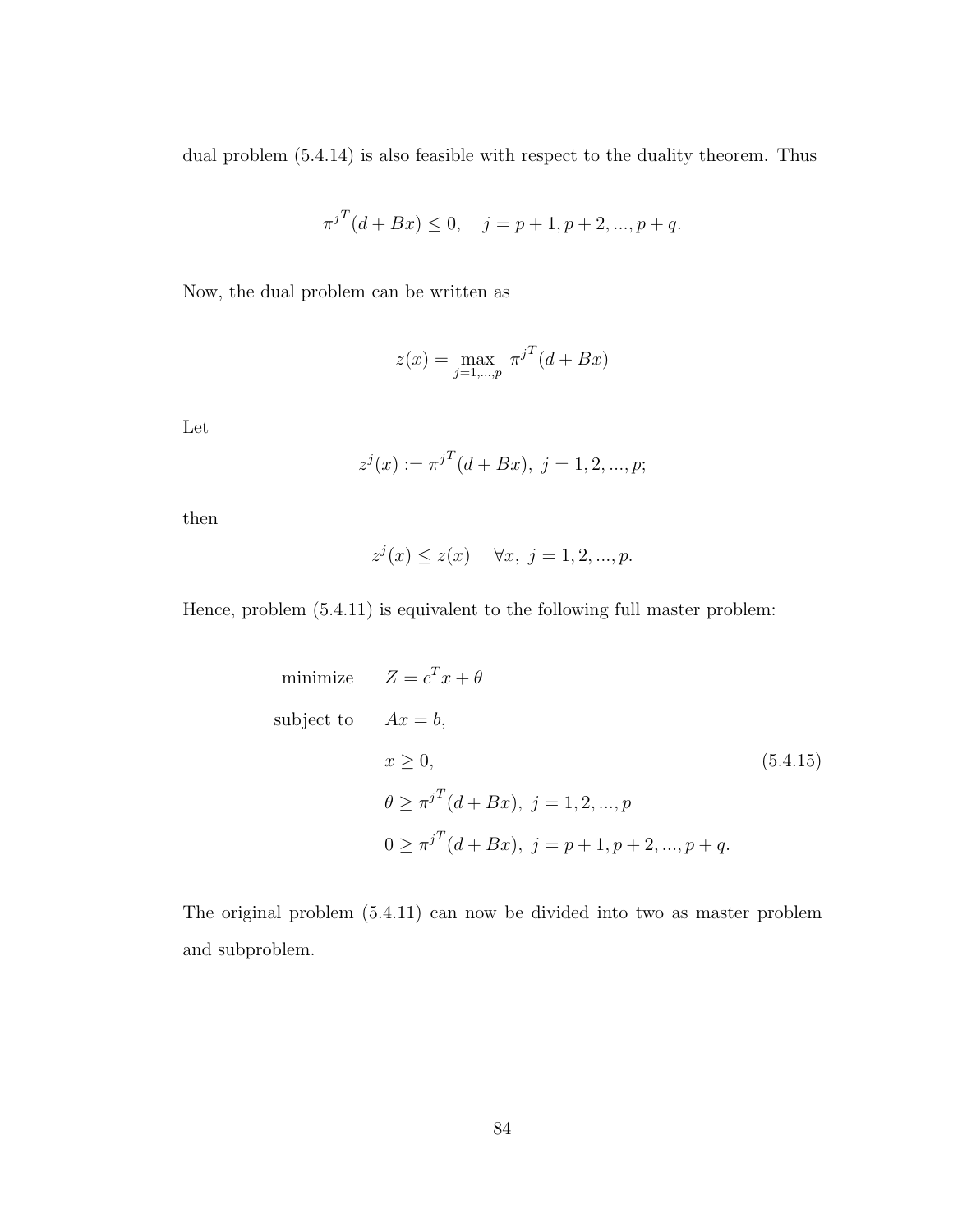dual problem (5.4.14) is also feasible with respect to the duality theorem. Thus

$$\pi^{j^T}(d + Bx) \leq 0, \quad j = p+1, p+2, ..., p+q.$$

Now, the dual problem can be written as

$$z(x) = \max_{j=1,...,p} \pi^{j^T}(d + Bx)$$

Let

$$z^j(x) := \pi^{j^T}(d + Bx), \; j = 1, 2, ..., p;$$

then

$$z^j(x) \leq z(x) \quad \forall x, \; j = 1, 2, ..., p.$$

Hence, problem (5.4.11) is equivalent to the following full master problem:

$$\begin{aligned}
\text{minimize} \quad & Z = c^T x + \theta \\
\text{subject to} \quad & Ax = b, \\
& x \geq 0, \\
& \theta \geq \pi^{j^T}(d + Bx), \; j = 1, 2, ..., p \\
& 0 \geq \pi^{j^T}(d + Bx), \; j = p+1, p+2, ..., p+q.
\end{aligned} \tag{5.4.15}$$

The original problem (5.4.11) can now be divided into two as master problem and subproblem.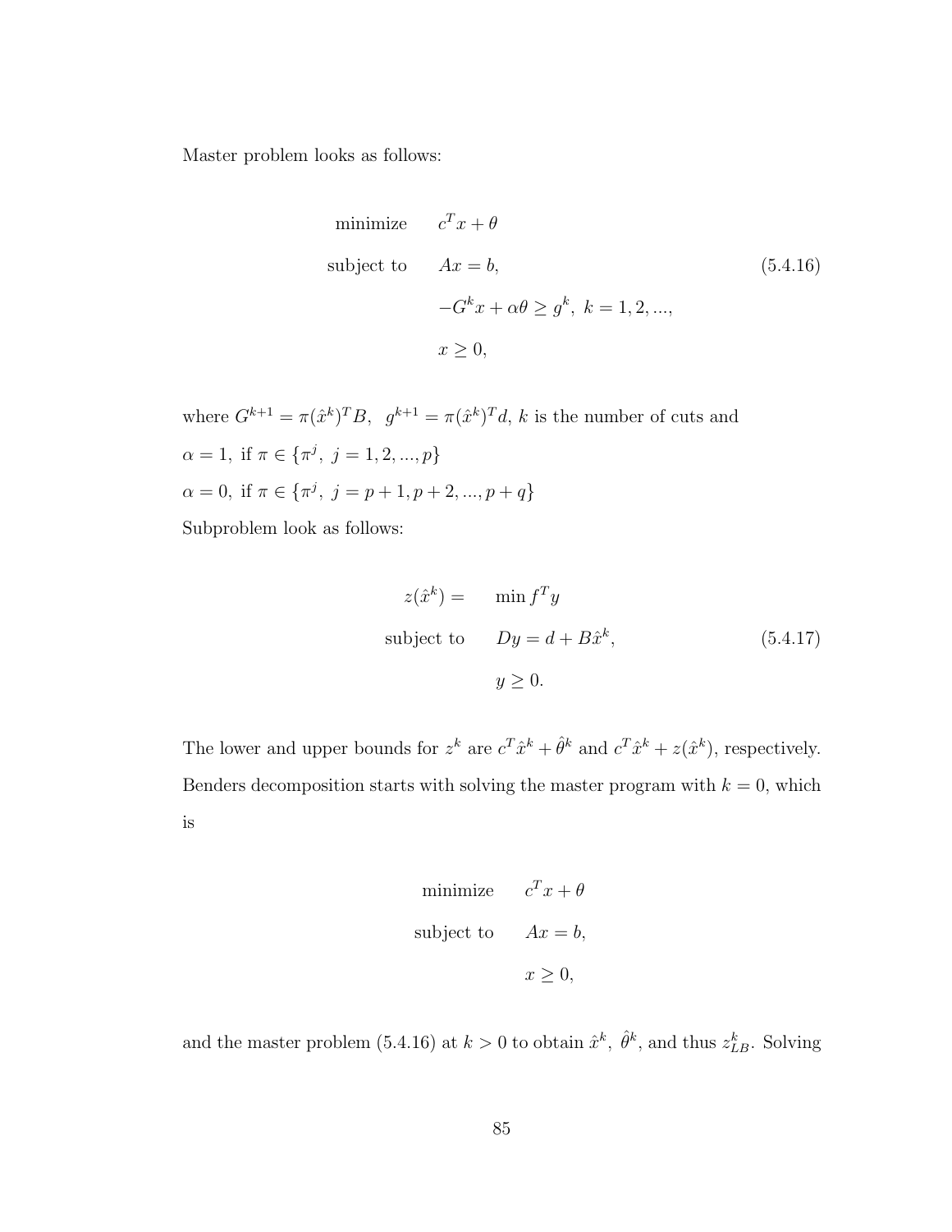Master problem looks as follows:

$$
\begin{aligned}
\text{minimize} \quad & c^T x + \theta \\
\text{subject to} \quad & Ax = b, \\
& -G^k x + \alpha\theta \geq g^k, \ k = 1, 2, ..., \\
& x \geq 0,
\end{aligned}
\tag{5.4.16}
$$

where $G^{k+1} = \pi(\hat{x}^k)^T B, \ \ g^{k+1} = \pi(\hat{x}^k)^T d$, $k$ is the number of cuts and

$\alpha = 1, \text{ if } \pi \in \{\pi^j, \ j = 1, 2, ..., p\}$

$\alpha = 0, \text{ if } \pi \in \{\pi^j, \ j = p+1, p+2, ..., p+q\}$

Subproblem look as follows:

$$
\begin{aligned}
z(\hat{x}^k) = \quad & \min f^T y \\
\text{subject to} \quad & Dy = d + B\hat{x}^k, \\
& y \geq 0.
\end{aligned}
\tag{5.4.17}
$$

The lower and upper bounds for $z^k$ are $c^T\hat{x}^k + \hat{\theta}^k$ and $c^T\hat{x}^k + z(\hat{x}^k)$, respectively. Benders decomposition starts with solving the master program with $k = 0$, which is

$$
\begin{aligned}
\text{minimize} \quad & c^T x + \theta \\
\text{subject to} \quad & Ax = b, \\
& x \geq 0,
\end{aligned}
$$

and the master problem (5.4.16) at $k > 0$ to obtain $\hat{x}^k, \ \hat{\theta}^k$, and thus $z^k_{LB}$. Solving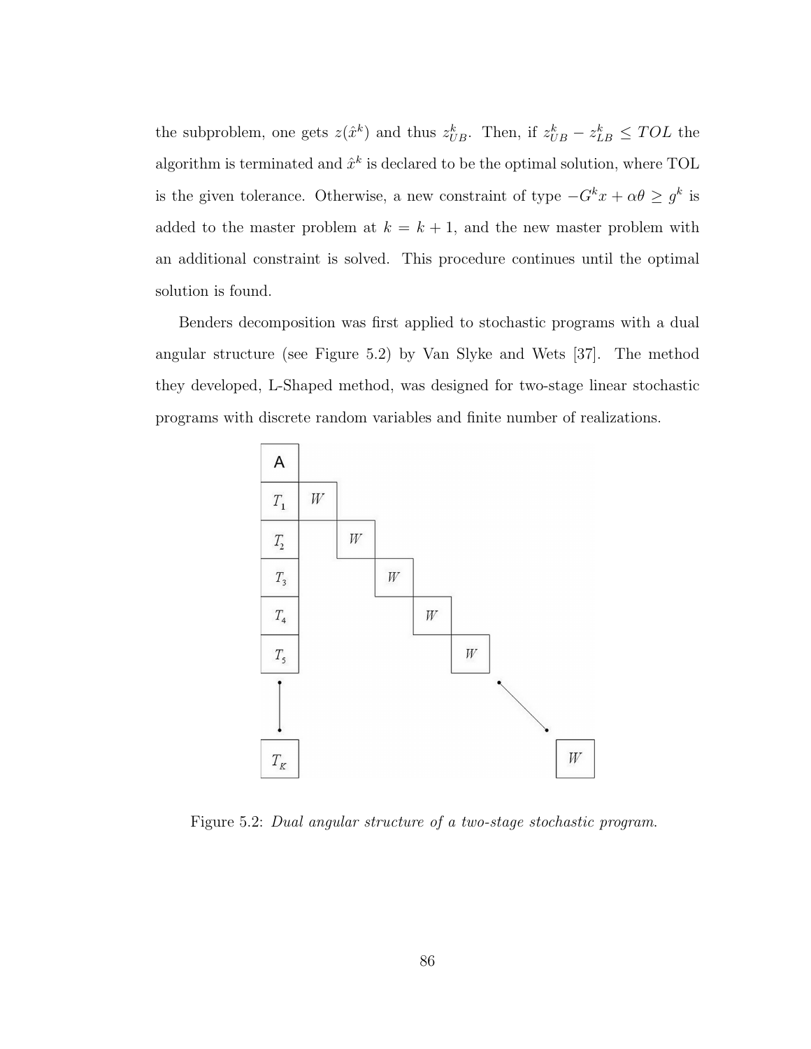the subproblem, one gets $z(\hat{x}^k)$ and thus $z^k_{UB}$. Then, if $z^k_{UB} - z^k_{LB} \leq TOL$ the algorithm is terminated and $\hat{x}^k$ is declared to be the optimal solution, where TOL is the given tolerance. Otherwise, a new constraint of type $-G^k x + \alpha\theta \geq g^k$ is added to the master problem at $k = k + 1$, and the new master problem with an additional constraint is solved. This procedure continues until the optimal solution is found.

Benders decomposition was first applied to stochastic programs with a dual angular structure (see Figure 5.2) by Van Slyke and Wets [37]. The method they developed, L-Shaped method, was designed for two-stage linear stochastic programs with discrete random variables and finite number of realizations.

Figure 5.2: *Dual angular structure of a two-stage stochastic program.*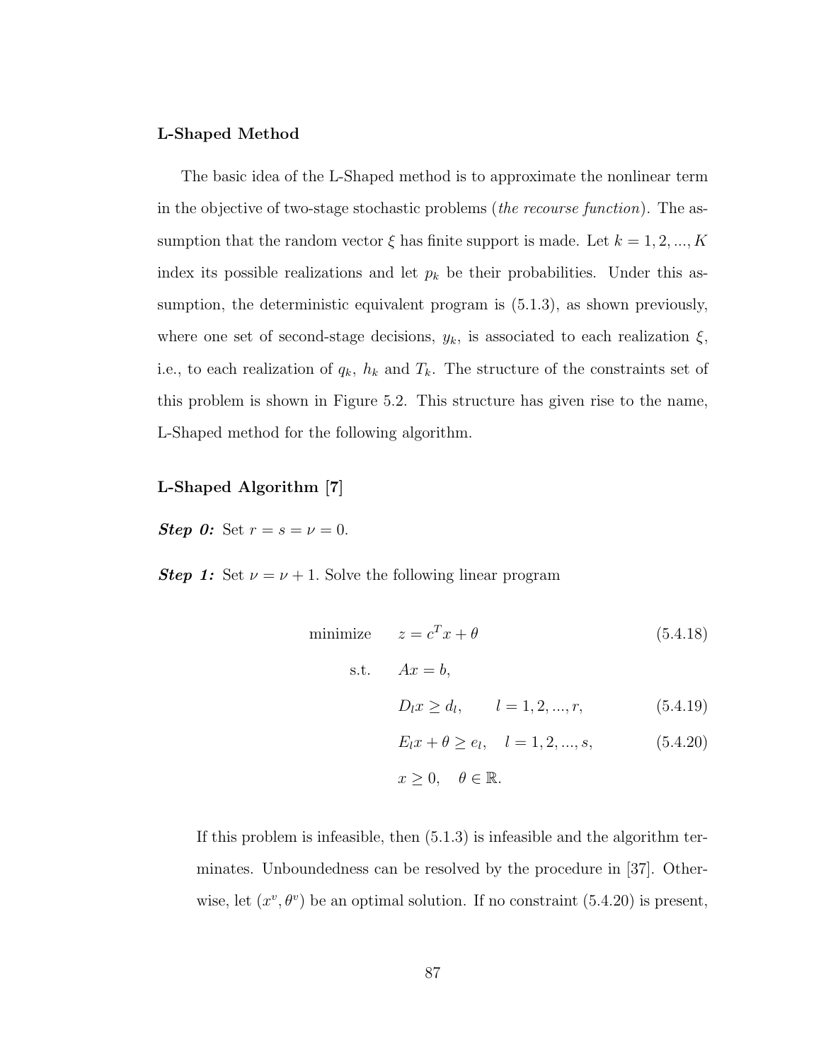**L-Shaped Method**

The basic idea of the L-Shaped method is to approximate the nonlinear term in the objective of two-stage stochastic problems (*the recourse function*). The assumption that the random vector $\xi$ has finite support is made. Let $k = 1, 2, ..., K$ index its possible realizations and let $p_k$ be their probabilities. Under this assumption, the deterministic equivalent program is (5.1.3), as shown previously, where one set of second-stage decisions, $y_k$, is associated to each realization $\xi$, i.e., to each realization of $q_k$, $h_k$ and $T_k$. The structure of the constraints set of this problem is shown in Figure 5.2. This structure has given rise to the name, L-Shaped method for the following algorithm.

**L-Shaped Algorithm [7]**

***Step 0:*** Set $r = s = \nu = 0$.

***Step 1:*** Set $\nu = \nu + 1$. Solve the following linear program

$$
\begin{aligned}
\text{minimize} \quad & z = c^T x + \theta && (5.4.18) \\
\text{s.t.} \quad & Ax = b, && \\
& D_l x \geq d_l, \qquad l = 1, 2, ..., r, && (5.4.19) \\
& E_l x + \theta \geq e_l, \quad l = 1, 2, ..., s, && (5.4.20) \\
& x \geq 0, \quad \theta \in \mathbb{R}. &&
\end{aligned}
$$

If this problem is infeasible, then (5.1.3) is infeasible and the algorithm terminates. Unboundedness can be resolved by the procedure in [37]. Otherwise, let $(x^v, \theta^v)$ be an optimal solution. If no constraint (5.4.20) is present,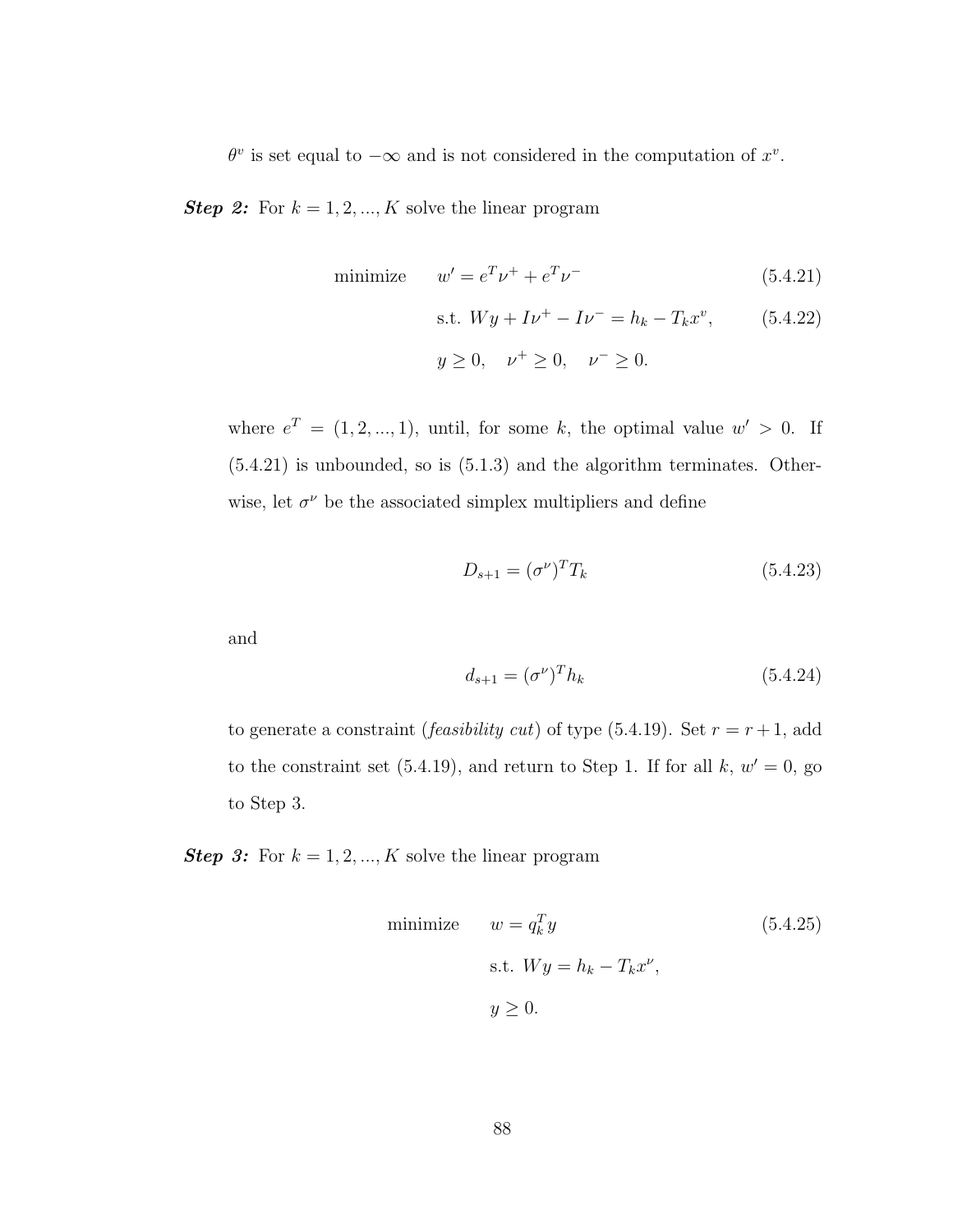$\theta^v$ is set equal to $-\infty$ and is not considered in the computation of $x^v$.

***Step 2:*** For $k = 1, 2, ..., K$ solve the linear program

$$\text{minimize} \qquad w' = e^T\nu^+ + e^T\nu^- \tag{5.4.21}$$

$$\text{s.t. } Wy + I\nu^+ - I\nu^- = h_k - T_k x^v, \tag{5.4.22}$$

$$y \geq 0, \quad \nu^+ \geq 0, \quad \nu^- \geq 0.$$

where $e^T = (1, 2, ..., 1)$, until, for some $k$, the optimal value $w' > 0$. If (5.4.21) is unbounded, so is (5.1.3) and the algorithm terminates. Otherwise, let $\sigma^\nu$ be the associated simplex multipliers and define

$$D_{s+1} = (\sigma^\nu)^T T_k \tag{5.4.23}$$

and

$$d_{s+1} = (\sigma^\nu)^T h_k \tag{5.4.24}$$

to generate a constraint (*feasibility cut*) of type (5.4.19). Set $r = r + 1$, add to the constraint set (5.4.19), and return to Step 1. If for all $k$, $w' = 0$, go to Step 3.

***Step 3:*** For $k = 1, 2, ..., K$ solve the linear program

$$\text{minimize} \qquad w = q_k^T y \tag{5.4.25}$$

$$\text{s.t. } Wy = h_k - T_k x^\nu,$$

$$y \geq 0.$$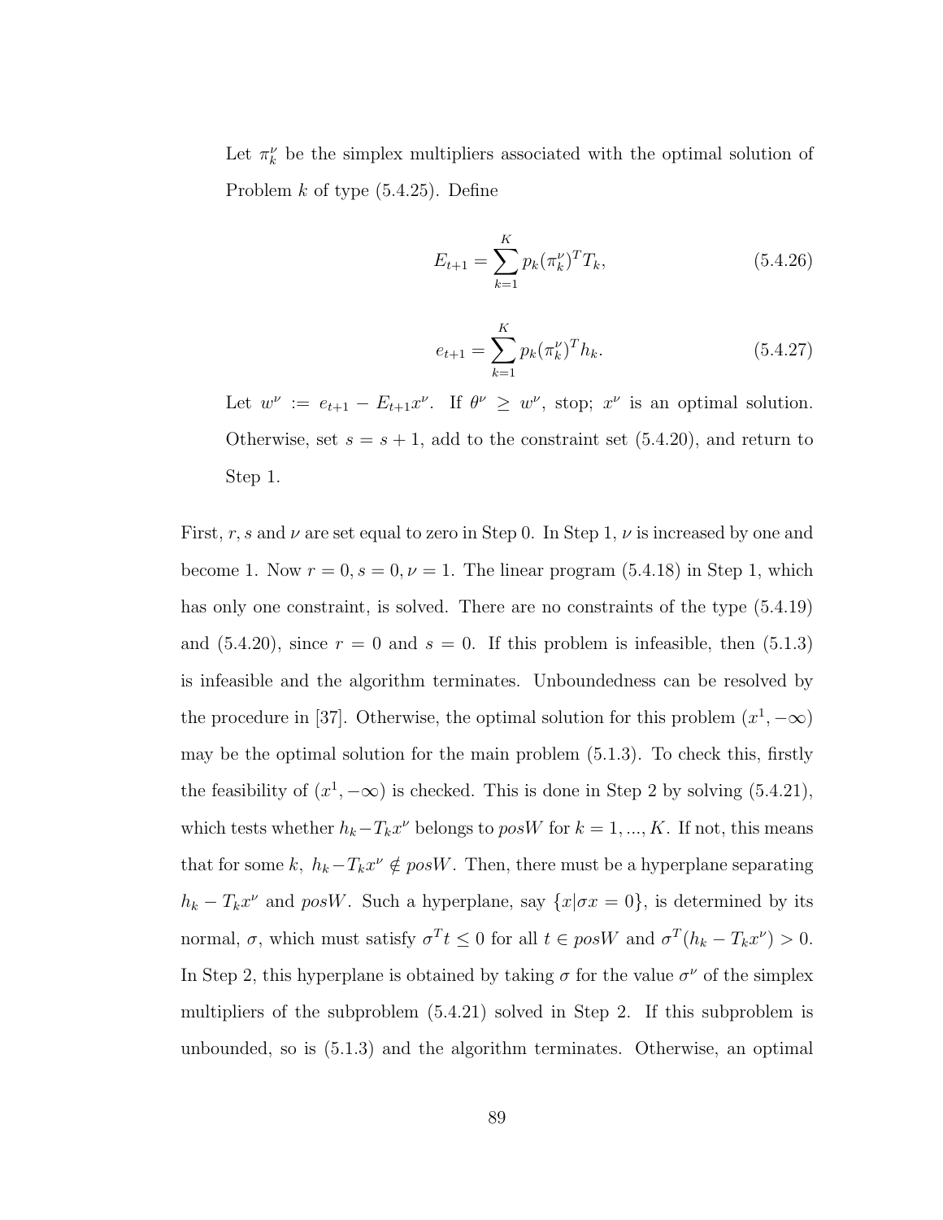Let $\pi_k^\nu$ be the simplex multipliers associated with the optimal solution of Problem $k$ of type (5.4.25). Define

$$E_{t+1} = \sum_{k=1}^{K} p_k (\pi_k^\nu)^T T_k, \tag{5.4.26}$$

$$e_{t+1} = \sum_{k=1}^{K} p_k (\pi_k^\nu)^T h_k. \tag{5.4.27}$$

Let $w^\nu := e_{t+1} - E_{t+1} x^\nu$. If $\theta^\nu \geq w^\nu$, stop; $x^\nu$ is an optimal solution. Otherwise, set $s = s + 1$, add to the constraint set (5.4.20), and return to Step 1.

First, $r, s$ and $\nu$ are set equal to zero in Step 0. In Step 1, $\nu$ is increased by one and become 1. Now $r = 0, s = 0, \nu = 1$. The linear program (5.4.18) in Step 1, which has only one constraint, is solved. There are no constraints of the type (5.4.19) and (5.4.20), since $r = 0$ and $s = 0$. If this problem is infeasible, then (5.1.3) is infeasible and the algorithm terminates. Unboundedness can be resolved by the procedure in [37]. Otherwise, the optimal solution for this problem $(x^1, -\infty)$ may be the optimal solution for the main problem (5.1.3). To check this, firstly the feasibility of $(x^1, -\infty)$ is checked. This is done in Step 2 by solving (5.4.21), which tests whether $h_k - T_k x^\nu$ belongs to $posW$ for $k = 1, ..., K$. If not, this means that for some $k$, $h_k - T_k x^\nu \notin posW$. Then, there must be a hyperplane separating $h_k - T_k x^\nu$ and $posW$. Such a hyperplane, say $\{x | \sigma x = 0\}$, is determined by its normal, $\sigma$, which must satisfy $\sigma^T t \leq 0$ for all $t \in posW$ and $\sigma^T (h_k - T_k x^\nu) > 0$. In Step 2, this hyperplane is obtained by taking $\sigma$ for the value $\sigma^\nu$ of the simplex multipliers of the subproblem (5.4.21) solved in Step 2. If this subproblem is unbounded, so is (5.1.3) and the algorithm terminates. Otherwise, an optimal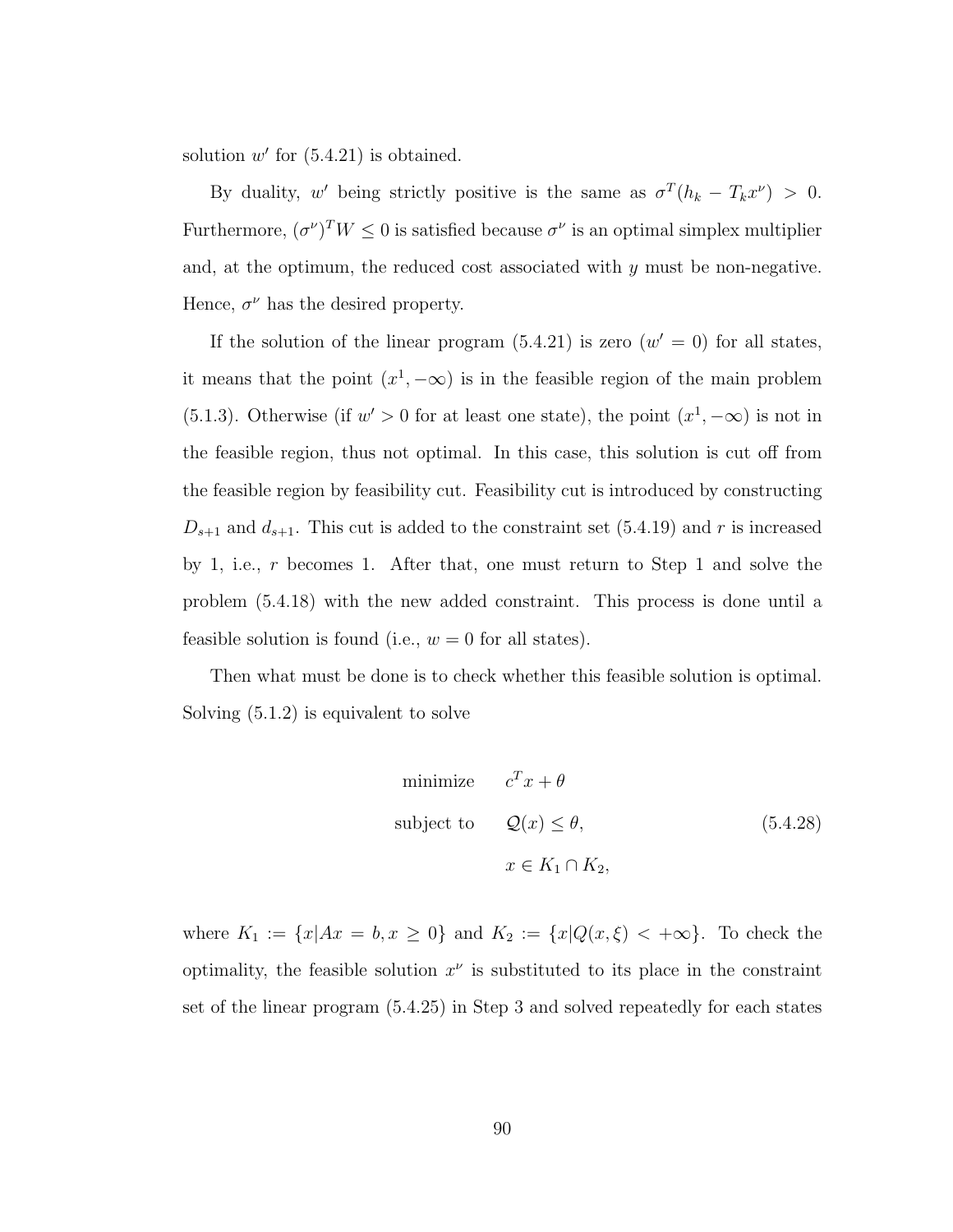solution $w'$ for (5.4.21) is obtained.

By duality, $w'$ being strictly positive is the same as $\sigma^T(h_k - T_k x^\nu) > 0$. Furthermore, $(\sigma^\nu)^T W \leq 0$ is satisfied because $\sigma^\nu$ is an optimal simplex multiplier and, at the optimum, the reduced cost associated with $y$ must be non-negative. Hence, $\sigma^\nu$ has the desired property.

If the solution of the linear program (5.4.21) is zero ($w' = 0$) for all states, it means that the point $(x^1, -\infty)$ is in the feasible region of the main problem (5.1.3). Otherwise (if $w' > 0$ for at least one state), the point $(x^1, -\infty)$ is not in the feasible region, thus not optimal. In this case, this solution is cut off from the feasible region by feasibility cut. Feasibility cut is introduced by constructing $D_{s+1}$ and $d_{s+1}$. This cut is added to the constraint set (5.4.19) and $r$ is increased by 1, i.e., $r$ becomes 1. After that, one must return to Step 1 and solve the problem (5.4.18) with the new added constraint. This process is done until a feasible solution is found (i.e., $w = 0$ for all states).

Then what must be done is to check whether this feasible solution is optimal. Solving (5.1.2) is equivalent to solve

$$
\begin{aligned}
\text{minimize} \quad & c^T x + \theta \\
\text{subject to} \quad & \mathcal{Q}(x) \leq \theta, \\
& x \in K_1 \cap K_2,
\end{aligned}
\tag{5.4.28}
$$

where $K_1 := \{x | Ax = b, x \geq 0\}$ and $K_2 := \{x | Q(x, \xi) < +\infty\}$. To check the optimality, the feasible solution $x^\nu$ is substituted to its place in the constraint set of the linear program (5.4.25) in Step 3 and solved repeatedly for each states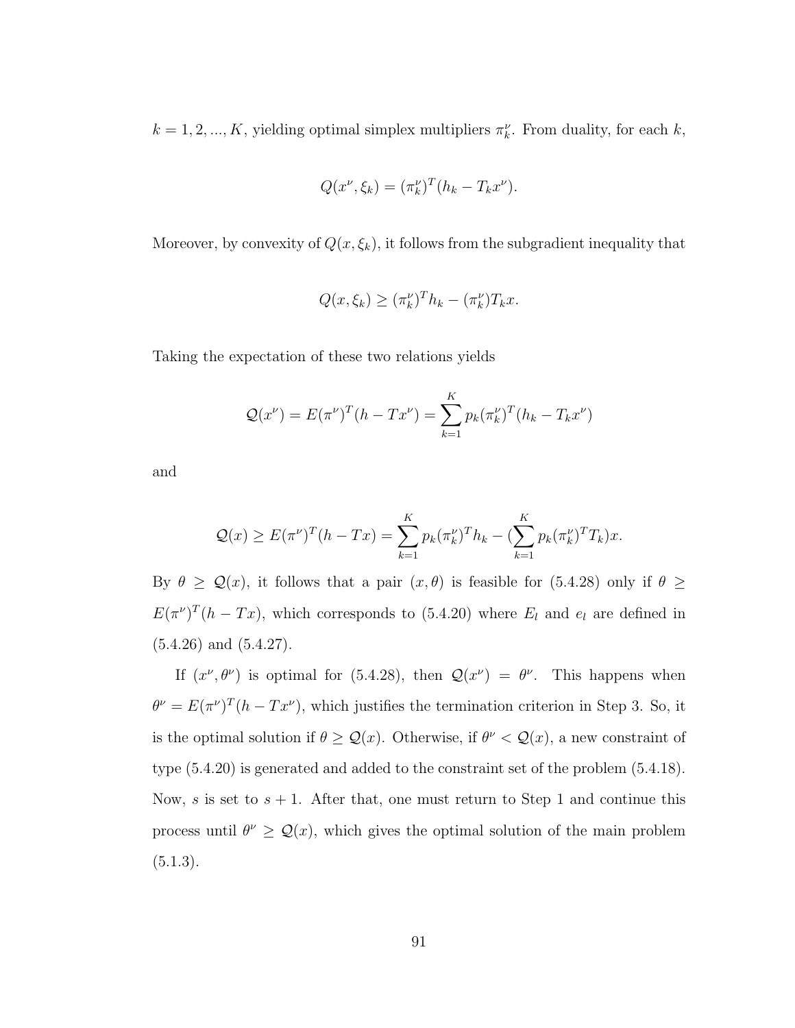$k = 1, 2, ..., K$, yielding optimal simplex multipliers $\pi_k^\nu$. From duality, for each $k$,

$$Q(x^\nu, \xi_k) = (\pi_k^\nu)^T (h_k - T_k x^\nu).$$

Moreover, by convexity of $Q(x, \xi_k)$, it follows from the subgradient inequality that

$$Q(x, \xi_k) \geq (\pi_k^\nu)^T h_k - (\pi_k^\nu) T_k x.$$

Taking the expectation of these two relations yields

$$\mathcal{Q}(x^\nu) = E(\pi^\nu)^T (h - T x^\nu) = \sum_{k=1}^{K} p_k (\pi_k^\nu)^T (h_k - T_k x^\nu)$$

and

$$\mathcal{Q}(x) \geq E(\pi^\nu)^T (h - Tx) = \sum_{k=1}^{K} p_k (\pi_k^\nu)^T h_k - (\sum_{k=1}^{K} p_k (\pi_k^\nu)^T T_k) x.$$

By $\theta \geq \mathcal{Q}(x)$, it follows that a pair $(x, \theta)$ is feasible for (5.4.28) only if $\theta \geq E(\pi^\nu)^T (h - Tx)$, which corresponds to (5.4.20) where $E_l$ and $e_l$ are defined in (5.4.26) and (5.4.27).

If $(x^\nu, \theta^\nu)$ is optimal for (5.4.28), then $\mathcal{Q}(x^\nu) = \theta^\nu$. This happens when $\theta^\nu = E(\pi^\nu)^T (h - T x^\nu)$, which justifies the termination criterion in Step 3. So, it is the optimal solution if $\theta \geq \mathcal{Q}(x)$. Otherwise, if $\theta^\nu < \mathcal{Q}(x)$, a new constraint of type (5.4.20) is generated and added to the constraint set of the problem (5.4.18). Now, $s$ is set to $s + 1$. After that, one must return to Step 1 and continue this process until $\theta^\nu \geq \mathcal{Q}(x)$, which gives the optimal solution of the main problem (5.1.3).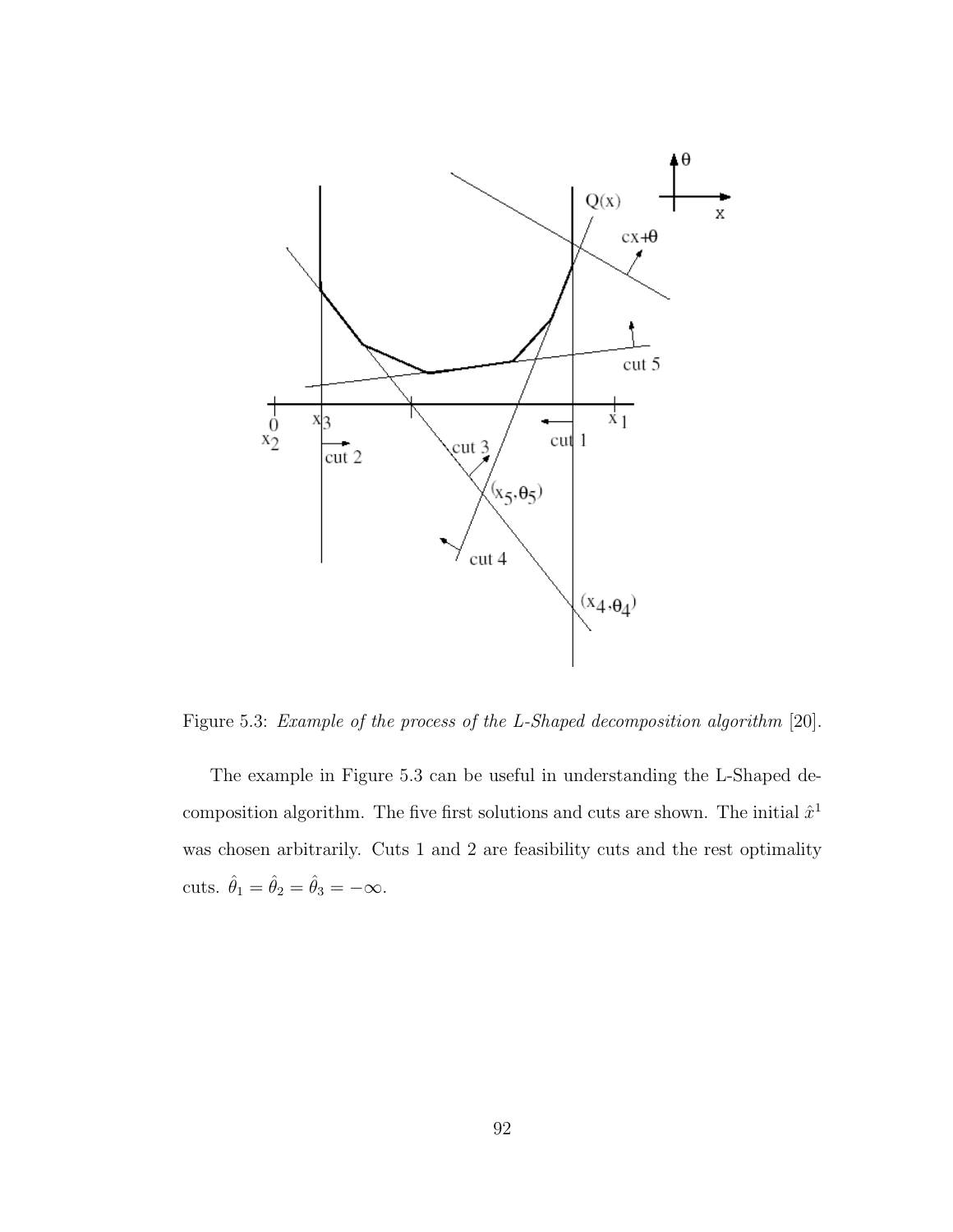Figure 5.3: *Example of the process of the L-Shaped decomposition algorithm* [20].

The example in Figure 5.3 can be useful in understanding the L-Shaped decomposition algorithm. The five first solutions and cuts are shown. The initial $\hat{x}^1$ was chosen arbitrarily. Cuts 1 and 2 are feasibility cuts and the rest optimality cuts. $\hat{\theta}_1 = \hat{\theta}_2 = \hat{\theta}_3 = -\infty$.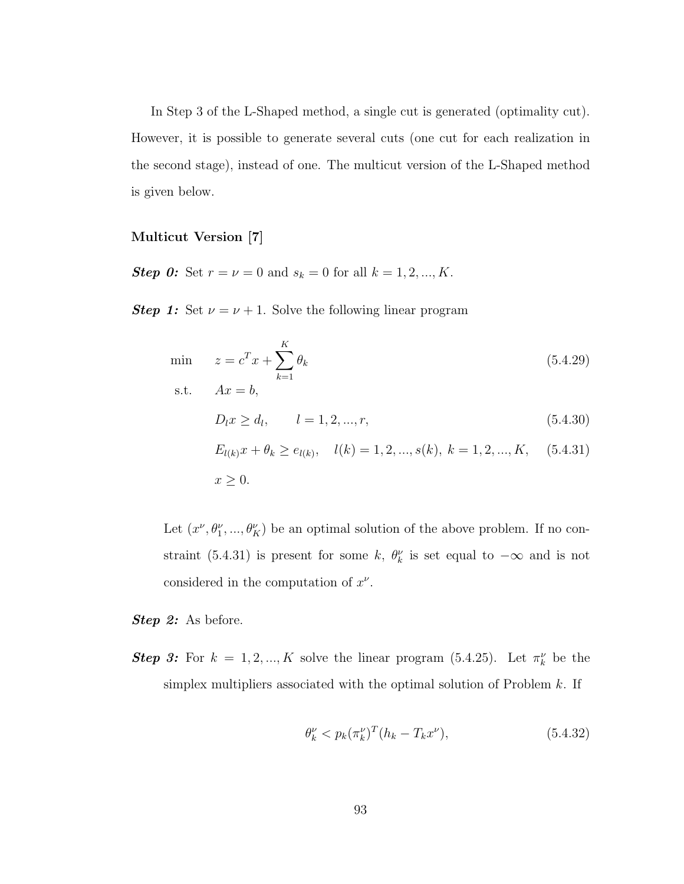In Step 3 of the L-Shaped method, a single cut is generated (optimality cut). However, it is possible to generate several cuts (one cut for each realization in the second stage), instead of one. The multicut version of the L-Shaped method is given below.

**Multicut Version [7]**

***Step 0:*** Set $r = \nu = 0$ and $s_k = 0$ for all $k = 1, 2, ..., K$.

***Step 1:*** Set $\nu = \nu + 1$. Solve the following linear program

$$
\begin{aligned}
\min \quad & z = c^T x + \sum_{k=1}^{K} \theta_k && (5.4.29)\\
\text{s.t.} \quad & Ax = b, \\
& D_l x \geq d_l, \qquad l = 1, 2, ..., r, && (5.4.30)\\
& E_{l(k)} x + \theta_k \geq e_{l(k)}, \quad l(k) = 1, 2, ..., s(k),\ k = 1, 2, ..., K, && (5.4.31)\\
& x \geq 0.
\end{aligned}
$$

Let $(x^\nu, \theta_1^\nu, ..., \theta_K^\nu)$ be an optimal solution of the above problem. If no constraint (5.4.31) is present for some $k$, $\theta_k^\nu$ is set equal to $-\infty$ and is not considered in the computation of $x^\nu$.

***Step 2:*** As before.

***Step 3:*** For $k = 1, 2, ..., K$ solve the linear program (5.4.25). Let $\pi_k^\nu$ be the simplex multipliers associated with the optimal solution of Problem $k$. If

$$
\theta_k^\nu < p_k (\pi_k^\nu)^T (h_k - T_k x^\nu), \tag{5.4.32}
$$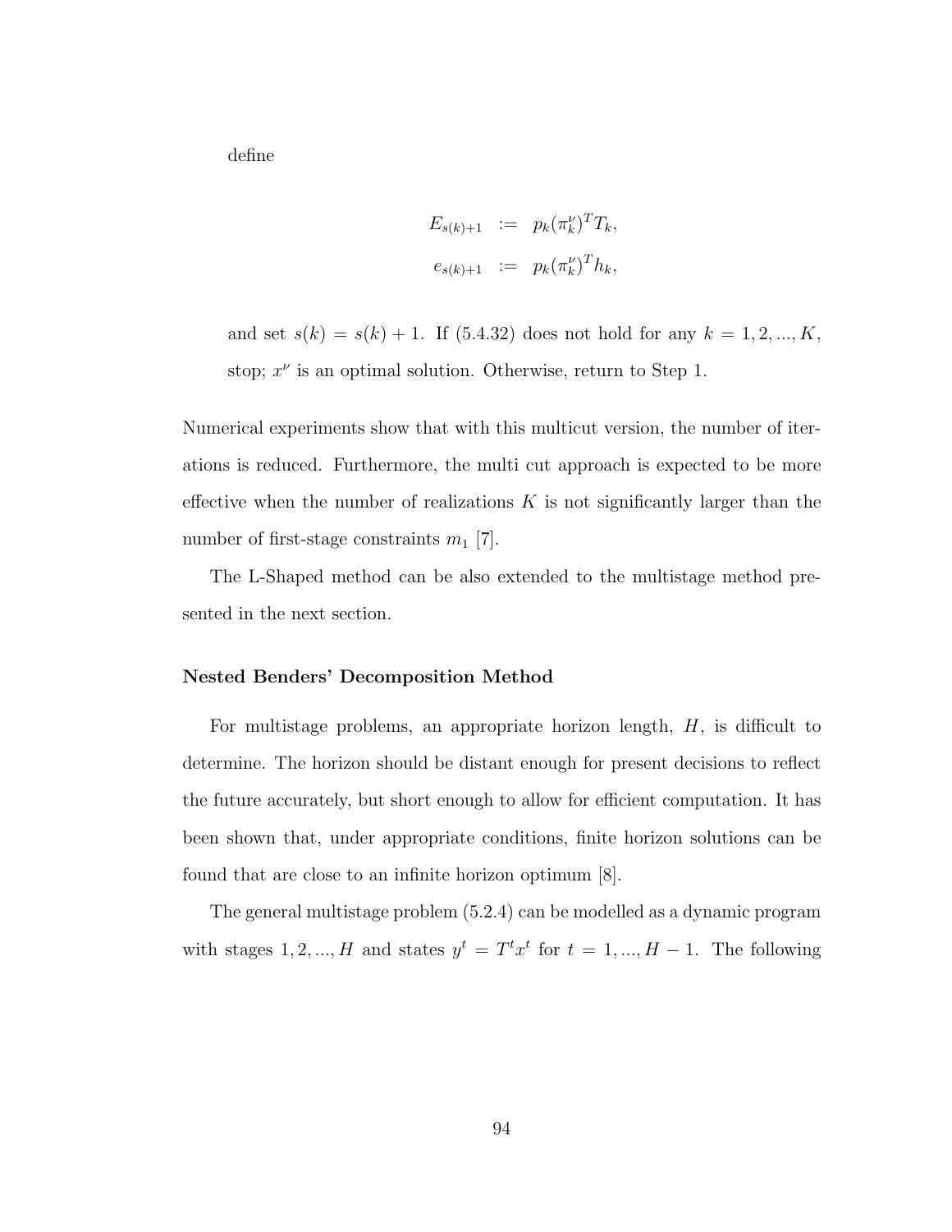define

$$
\begin{aligned}
E_{s(k)+1} &:= p_k(\pi_k^\nu)^T T_k, \\
e_{s(k)+1} &:= p_k(\pi_k^\nu)^T h_k,
\end{aligned}
$$

and set $s(k) = s(k) + 1$. If (5.4.32) does not hold for any $k = 1, 2, ..., K$, stop; $x^\nu$ is an optimal solution. Otherwise, return to Step 1.

Numerical experiments show that with this multicut version, the number of iterations is reduced. Furthermore, the multi cut approach is expected to be more effective when the number of realizations $K$ is not significantly larger than the number of first-stage constraints $m_1$ [7].

The L-Shaped method can be also extended to the multistage method presented in the next section.

**Nested Benders' Decomposition Method**

For multistage problems, an appropriate horizon length, $H$, is difficult to determine. The horizon should be distant enough for present decisions to reflect the future accurately, but short enough to allow for efficient computation. It has been shown that, under appropriate conditions, finite horizon solutions can be found that are close to an infinite horizon optimum [8].

The general multistage problem (5.2.4) can be modelled as a dynamic program with stages $1, 2, ..., H$ and states $y^t = T^t x^t$ for $t = 1, ..., H-1$. The following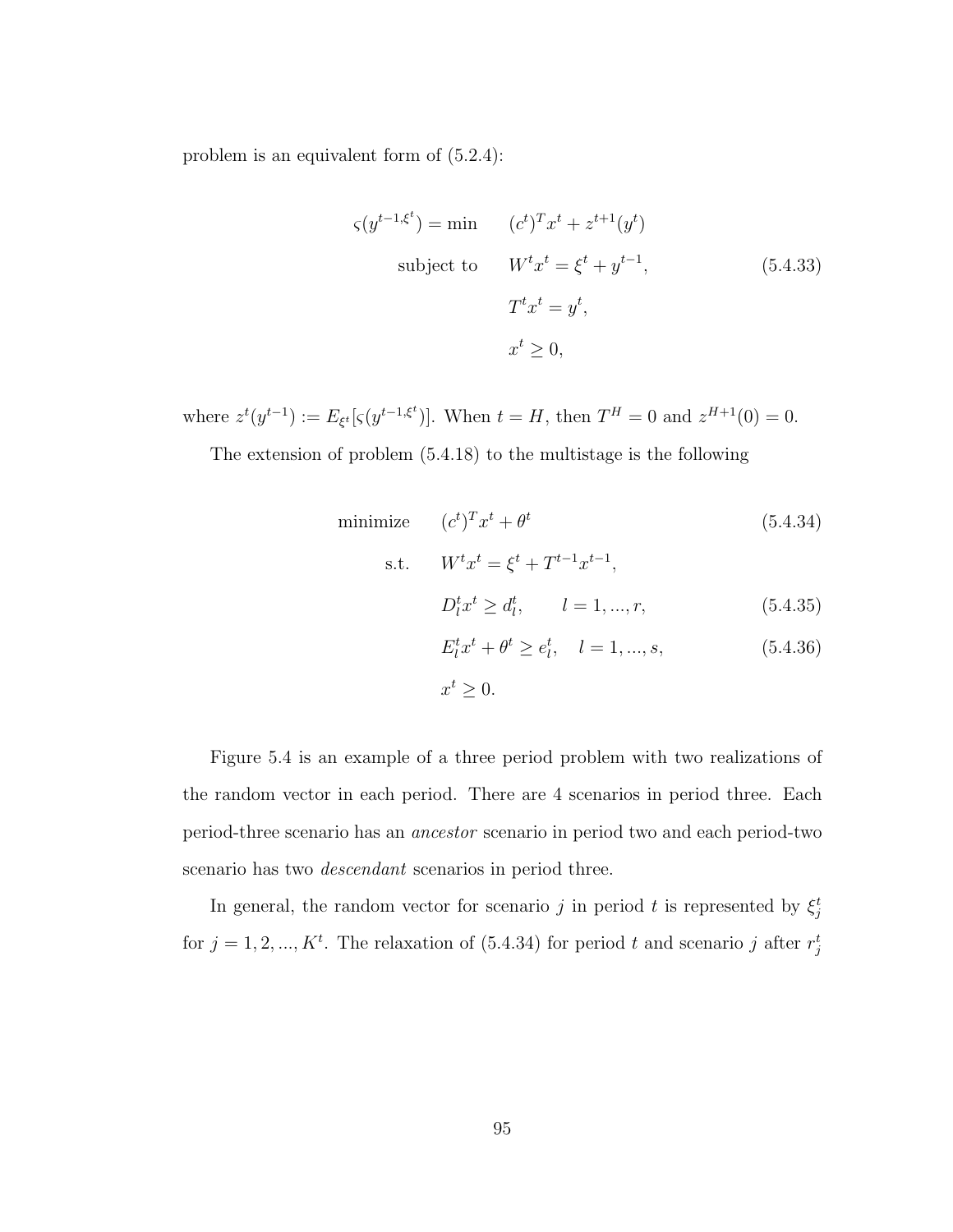problem is an equivalent form of (5.2.4):

$$
\begin{aligned}
\varsigma(y^{t-1,\xi^t}) = \min \quad & (c^t)^T x^t + z^{t+1}(y^t) \\
\text{subject to} \quad & W^t x^t = \xi^t + y^{t-1}, \qquad\qquad (5.4.33) \\
& T^t x^t = y^t, \\
& x^t \geq 0,
\end{aligned}
$$

where $z^t(y^{t-1}) := E_{\xi^t}[\varsigma(y^{t-1,\xi^t})]$. When $t = H$, then $T^H = 0$ and $z^{H+1}(0) = 0$.

The extension of problem (5.4.18) to the multistage is the following

$$
\begin{aligned}
\text{minimize} \quad & (c^t)^T x^t + \theta^t \qquad\qquad (5.4.34) \\
\text{s.t.} \quad & W^t x^t = \xi^t + T^{t-1} x^{t-1}, \\
& D_l^t x^t \geq d_l^t, \qquad l = 1, ..., r, \qquad\qquad (5.4.35) \\
& E_l^t x^t + \theta^t \geq e_l^t, \quad l = 1, ..., s, \qquad\qquad (5.4.36) \\
& x^t \geq 0.
\end{aligned}
$$

Figure 5.4 is an example of a three period problem with two realizations of the random vector in each period. There are 4 scenarios in period three. Each period-three scenario has an *ancestor* scenario in period two and each period-two scenario has two *descendant* scenarios in period three.

In general, the random vector for scenario $j$ in period $t$ is represented by $\xi_j^t$ for $j = 1, 2, ..., K^t$. The relaxation of (5.4.34) for period $t$ and scenario $j$ after $r_j^t$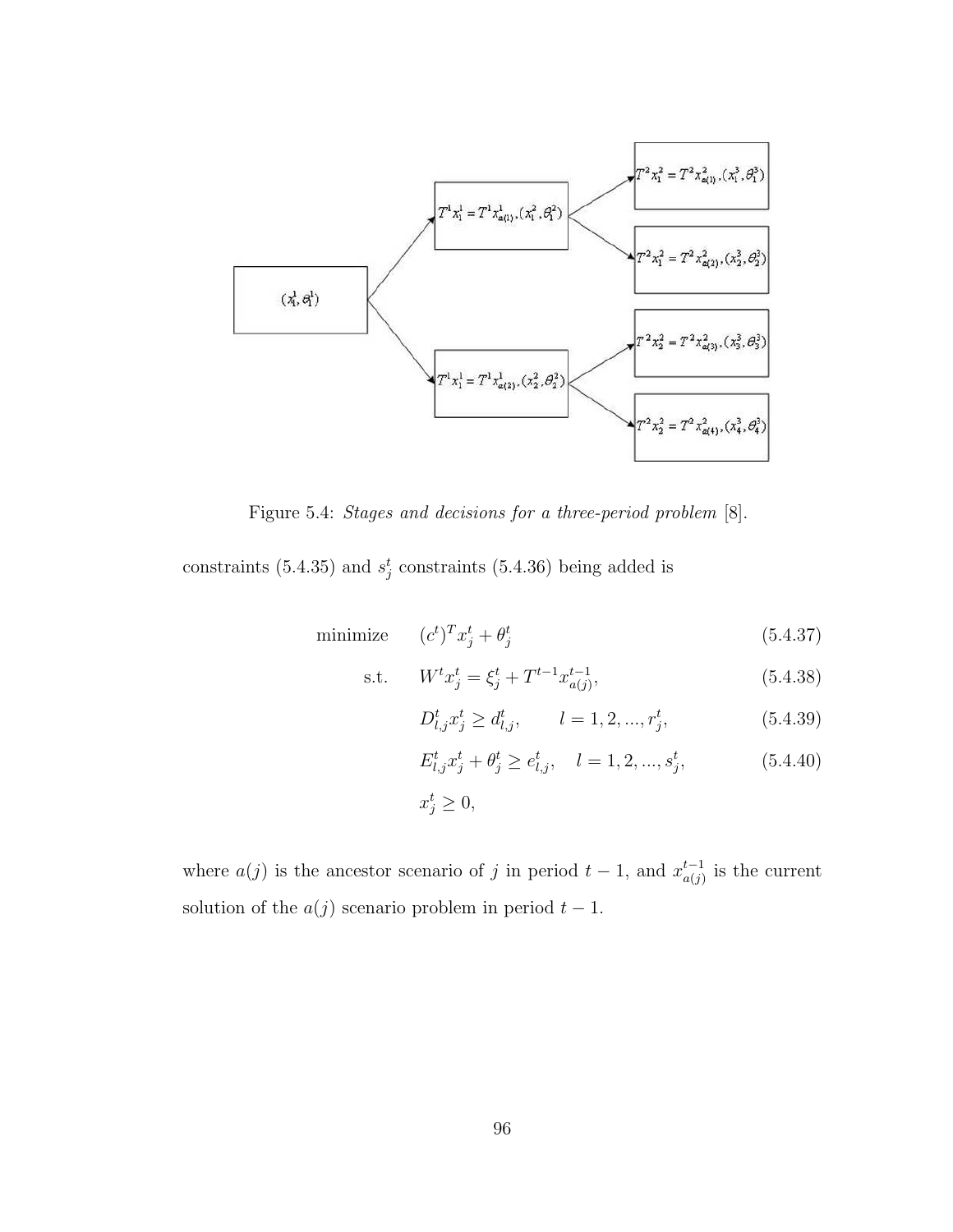Figure 5.4: *Stages and decisions for a three-period problem* [8].

constraints (5.4.35) and $s_j^t$ constraints (5.4.36) being added is

$$\text{minimize} \quad (c^t)^T x_j^t + \theta_j^t \tag{5.4.37}$$

$$\text{s.t.} \quad W^t x_j^t = \xi_j^t + T^{t-1} x_{a(j)}^{t-1}, \tag{5.4.38}$$

$$D_{l,j}^t x_j^t \geq d_{l,j}^t, \qquad l = 1, 2, ..., r_j^t, \tag{5.4.39}$$

$$E_{l,j}^t x_j^t + \theta_j^t \geq e_{l,j}^t, \quad l = 1, 2, ..., s_j^t, \tag{5.4.40}$$

$$x_j^t \geq 0,$$

where $a(j)$ is the ancestor scenario of $j$ in period $t-1$, and $x_{a(j)}^{t-1}$ is the current solution of the $a(j)$ scenario problem in period $t-1$.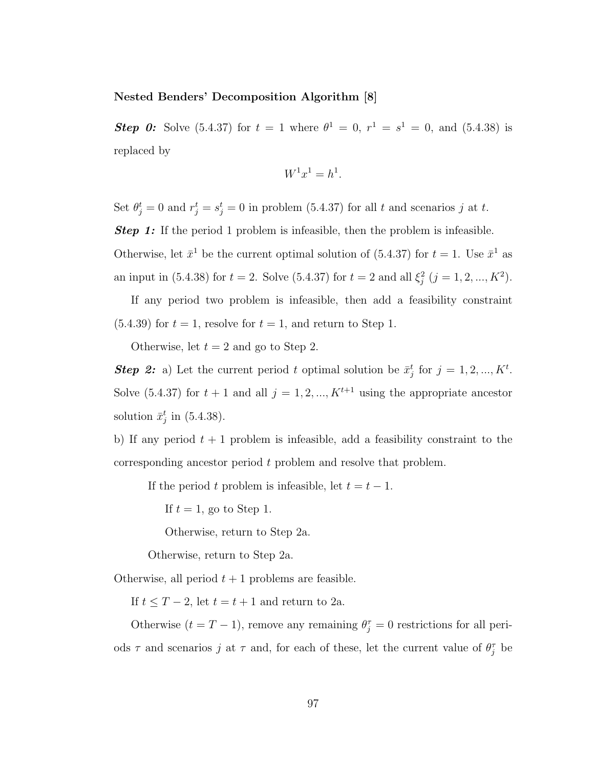**Nested Benders' Decomposition Algorithm [8]**

***Step 0:*** Solve (5.4.37) for $t = 1$ where $\theta^1 = 0$, $r^1 = s^1 = 0$, and (5.4.38) is replaced by

$$W^1 x^1 = h^1.$$

Set $\theta_j^t = 0$ and $r_j^t = s_j^t = 0$ in problem (5.4.37) for all $t$ and scenarios $j$ at $t$.

***Step 1:*** If the period 1 problem is infeasible, then the problem is infeasible. Otherwise, let $\bar{x}^1$ be the current optimal solution of (5.4.37) for $t = 1$. Use $\bar{x}^1$ as an input in (5.4.38) for $t = 2$. Solve (5.4.37) for $t = 2$ and all $\xi_j^2$ $(j = 1, 2, ..., K^2)$.

If any period two problem is infeasible, then add a feasibility constraint (5.4.39) for $t = 1$, resolve for $t = 1$, and return to Step 1.

Otherwise, let $t = 2$ and go to Step 2.

***Step 2:*** a) Let the current period $t$ optimal solution be $\bar{x}_j^t$ for $j = 1, 2, ..., K^t$. Solve (5.4.37) for $t + 1$ and all $j = 1, 2, ..., K^{t+1}$ using the appropriate ancestor solution $\bar{x}_j^t$ in (5.4.38).

b) If any period $t + 1$ problem is infeasible, add a feasibility constraint to the corresponding ancestor period $t$ problem and resolve that problem.

If the period $t$ problem is infeasible, let $t = t - 1$.

If $t = 1$, go to Step 1.

Otherwise, return to Step 2a.

Otherwise, return to Step 2a.

Otherwise, all period $t + 1$ problems are feasible.

If $t \leq T - 2$, let $t = t + 1$ and return to 2a.

Otherwise ($t = T - 1$), remove any remaining $\theta_j^\tau = 0$ restrictions for all periods $\tau$ and scenarios $j$ at $\tau$ and, for each of these, let the current value of $\theta_j^\tau$ be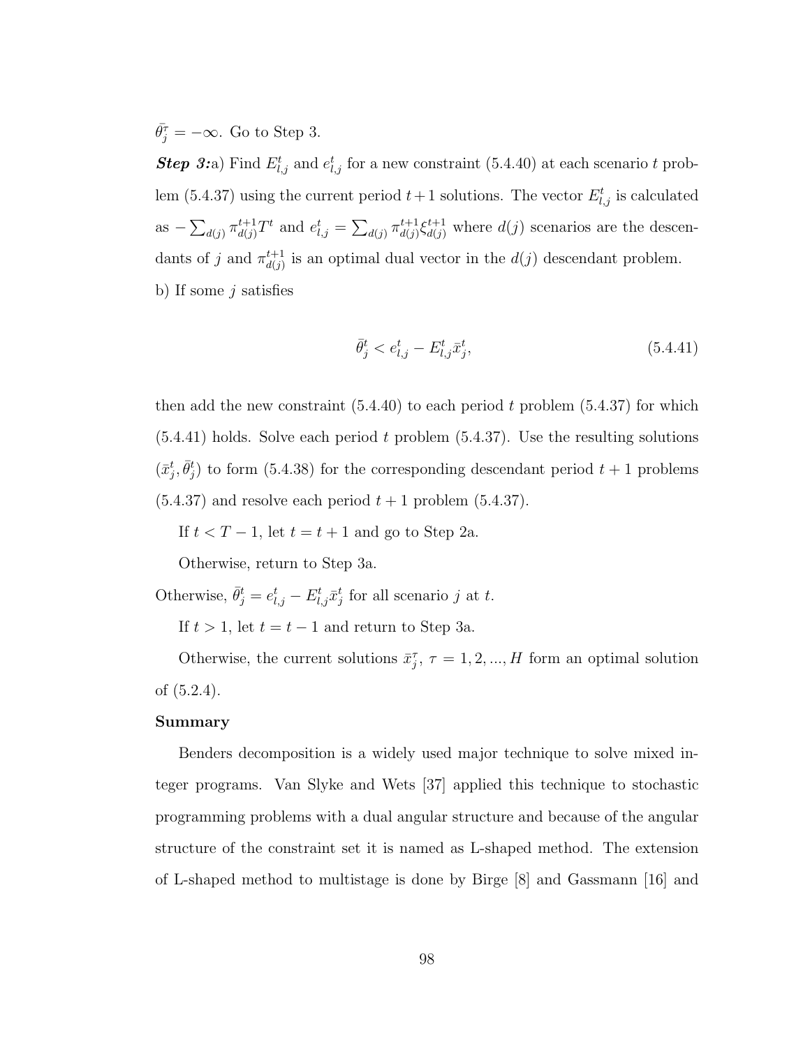$\bar{\theta}_j^{\tau} = -\infty$. Go to Step 3.

***Step 3:*** a) Find $E_{l,j}^t$ and $e_{l,j}^t$ for a new constraint (5.4.40) at each scenario $t$ problem (5.4.37) using the current period $t+1$ solutions. The vector $E_{l,j}^t$ is calculated as $-\sum_{d(j)} \pi_{d(j)}^{t+1} T^t$ and $e_{l,j}^t = \sum_{d(j)} \pi_{d(j)}^{t+1} \xi_{d(j)}^{t+1}$ where $d(j)$ scenarios are the descendants of $j$ and $\pi_{d(j)}^{t+1}$ is an optimal dual vector in the $d(j)$ descendant problem.

b) If some $j$ satisfies

$$\bar{\theta}_j^t < e_{l,j}^t - E_{l,j}^t \bar{x}_j^t, \tag{5.4.41}$$

then add the new constraint (5.4.40) to each period $t$ problem (5.4.37) for which (5.4.41) holds. Solve each period $t$ problem (5.4.37). Use the resulting solutions $(\bar{x}_j^t, \bar{\theta}_j^t)$ to form (5.4.38) for the corresponding descendant period $t+1$ problems (5.4.37) and resolve each period $t+1$ problem (5.4.37).

If $t < T-1$, let $t = t+1$ and go to Step 2a.

Otherwise, return to Step 3a.

Otherwise, $\bar{\theta}_j^t = e_{l,j}^t - E_{l,j}^t \bar{x}_j^t$ for all scenario $j$ at $t$.

If $t > 1$, let $t = t-1$ and return to Step 3a.

Otherwise, the current solutions $\bar{x}_j^{\tau}$, $\tau = 1, 2, ..., H$ form an optimal solution of (5.2.4).

**Summary**

Benders decomposition is a widely used major technique to solve mixed integer programs. Van Slyke and Wets [37] applied this technique to stochastic programming problems with a dual angular structure and because of the angular structure of the constraint set it is named as L-shaped method. The extension of L-shaped method to multistage is done by Birge [8] and Gassmann [16] and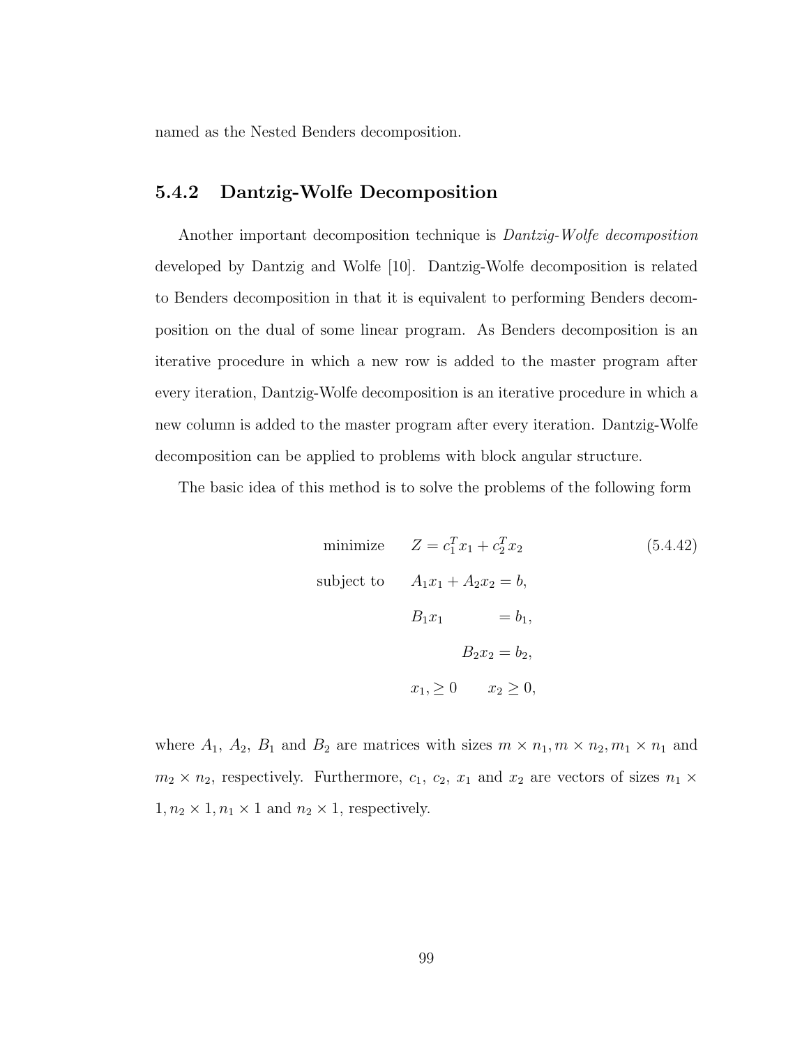named as the Nested Benders decomposition.

### 5.4.2 Dantzig-Wolfe Decomposition

Another important decomposition technique is *Dantzig-Wolfe decomposition* developed by Dantzig and Wolfe [10]. Dantzig-Wolfe decomposition is related to Benders decomposition in that it is equivalent to performing Benders decomposition on the dual of some linear program. As Benders decomposition is an iterative procedure in which a new row is added to the master program after every iteration, Dantzig-Wolfe decomposition is an iterative procedure in which a new column is added to the master program after every iteration. Dantzig-Wolfe decomposition can be applied to problems with block angular structure.

The basic idea of this method is to solve the problems of the following form

$$
\begin{aligned}
\text{minimize} \quad & Z = c_1^T x_1 + c_2^T x_2 \\
\text{subject to} \quad & A_1 x_1 + A_2 x_2 = b, \\
& B_1 x_1 \qquad\quad = b_1, \\
& \qquad\quad B_2 x_2 = b_2, \\
& x_1, \geq 0 \qquad x_2 \geq 0,
\end{aligned}
\tag{5.4.42}
$$

where $A_1$, $A_2$, $B_1$ and $B_2$ are matrices with sizes $m \times n_1, m \times n_2, m_1 \times n_1$ and $m_2 \times n_2$, respectively. Furthermore, $c_1$, $c_2$, $x_1$ and $x_2$ are vectors of sizes $n_1 \times 1, n_2 \times 1, n_1 \times 1$ and $n_2 \times 1$, respectively.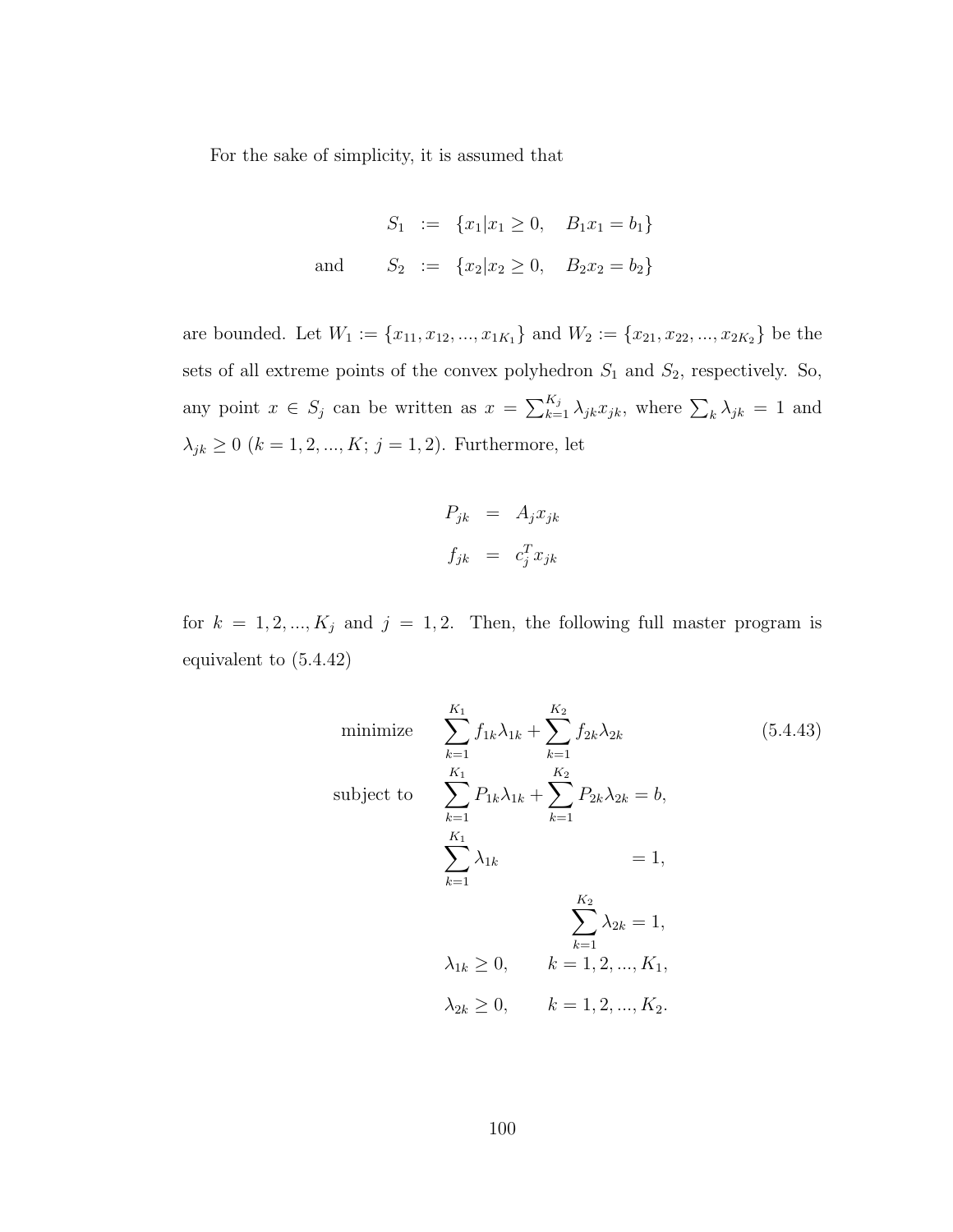For the sake of simplicity, it is assumed that

$$
\begin{aligned}
S_1 &:= \{x_1 | x_1 \geq 0, \quad B_1 x_1 = b_1\} \\
\text{and} \qquad S_2 &:= \{x_2 | x_2 \geq 0, \quad B_2 x_2 = b_2\}
\end{aligned}
$$

are bounded. Let $W_1 := \{x_{11}, x_{12}, ..., x_{1K_1}\}$ and $W_2 := \{x_{21}, x_{22}, ..., x_{2K_2}\}$ be the sets of all extreme points of the convex polyhedron $S_1$ and $S_2$, respectively. So, any point $x \in S_j$ can be written as $x = \sum_{k=1}^{K_j} \lambda_{jk} x_{jk}$, where $\sum_k \lambda_{jk} = 1$ and $\lambda_{jk} \geq 0$ ($k = 1, 2, ..., K$; $j = 1, 2$). Furthermore, let

$$
\begin{aligned}
P_{jk} &= A_j x_{jk} \\
f_{jk} &= c_j^T x_{jk}
\end{aligned}
$$

for $k = 1, 2, ..., K_j$ and $j = 1, 2$. Then, the following full master program is equivalent to (5.4.42)

$$
\begin{aligned}
\text{minimize} \quad & \sum_{k=1}^{K_1} f_{1k} \lambda_{1k} + \sum_{k=1}^{K_2} f_{2k} \lambda_{2k} \qquad\qquad (5.4.43) \\
\text{subject to} \quad & \sum_{k=1}^{K_1} P_{1k} \lambda_{1k} + \sum_{k=1}^{K_2} P_{2k} \lambda_{2k} = b, \\
& \sum_{k=1}^{K_1} \lambda_{1k} = 1, \\
& \sum_{k=1}^{K_2} \lambda_{2k} = 1, \\
& \lambda_{1k} \geq 0, \qquad k = 1, 2, ..., K_1, \\
& \lambda_{2k} \geq 0, \qquad k = 1, 2, ..., K_2.
\end{aligned}
$$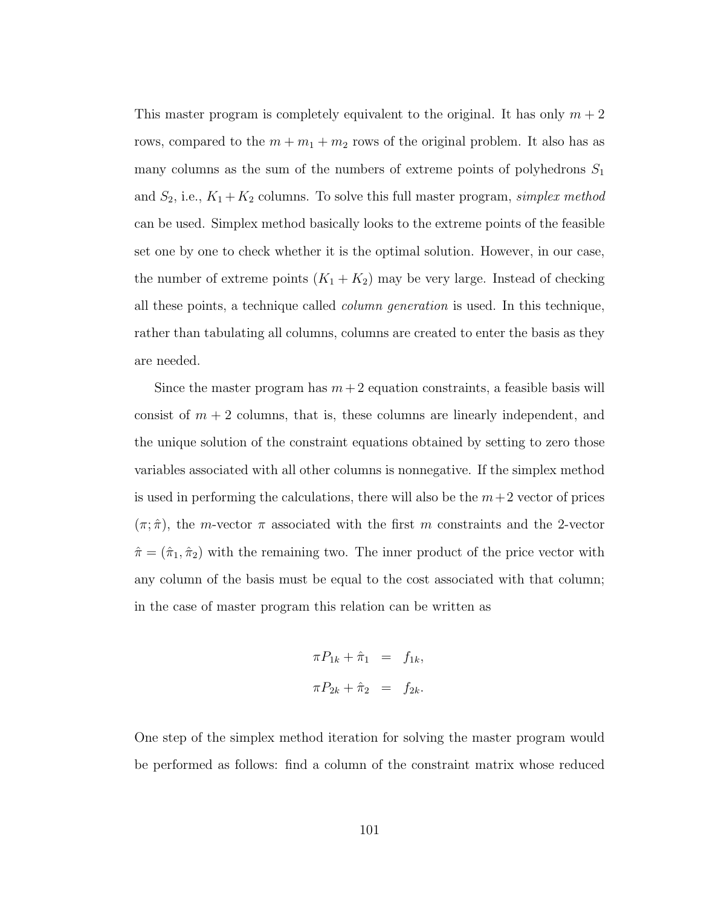This master program is completely equivalent to the original. It has only $m+2$ rows, compared to the $m + m_1 + m_2$ rows of the original problem. It also has as many columns as the sum of the numbers of extreme points of polyhedrons $S_1$ and $S_2$, i.e., $K_1 + K_2$ columns. To solve this full master program, *simplex method* can be used. Simplex method basically looks to the extreme points of the feasible set one by one to check whether it is the optimal solution. However, in our case, the number of extreme points $(K_1 + K_2)$ may be very large. Instead of checking all these points, a technique called *column generation* is used. In this technique, rather than tabulating all columns, columns are created to enter the basis as they are needed.

Since the master program has $m+2$ equation constraints, a feasible basis will consist of $m+2$ columns, that is, these columns are linearly independent, and the unique solution of the constraint equations obtained by setting to zero those variables associated with all other columns is nonnegative. If the simplex method is used in performing the calculations, there will also be the $m+2$ vector of prices $(\pi; \hat{\pi})$, the $m$-vector $\pi$ associated with the first $m$ constraints and the 2-vector $\hat{\pi} = (\hat{\pi}_1, \hat{\pi}_2)$ with the remaining two. The inner product of the price vector with any column of the basis must be equal to the cost associated with that column; in the case of master program this relation can be written as

$$
\begin{aligned}
\pi P_{1k} + \hat{\pi}_1 &= f_{1k}, \\
\pi P_{2k} + \hat{\pi}_2 &= f_{2k}.
\end{aligned}
$$

One step of the simplex method iteration for solving the master program would be performed as follows: find a column of the constraint matrix whose reduced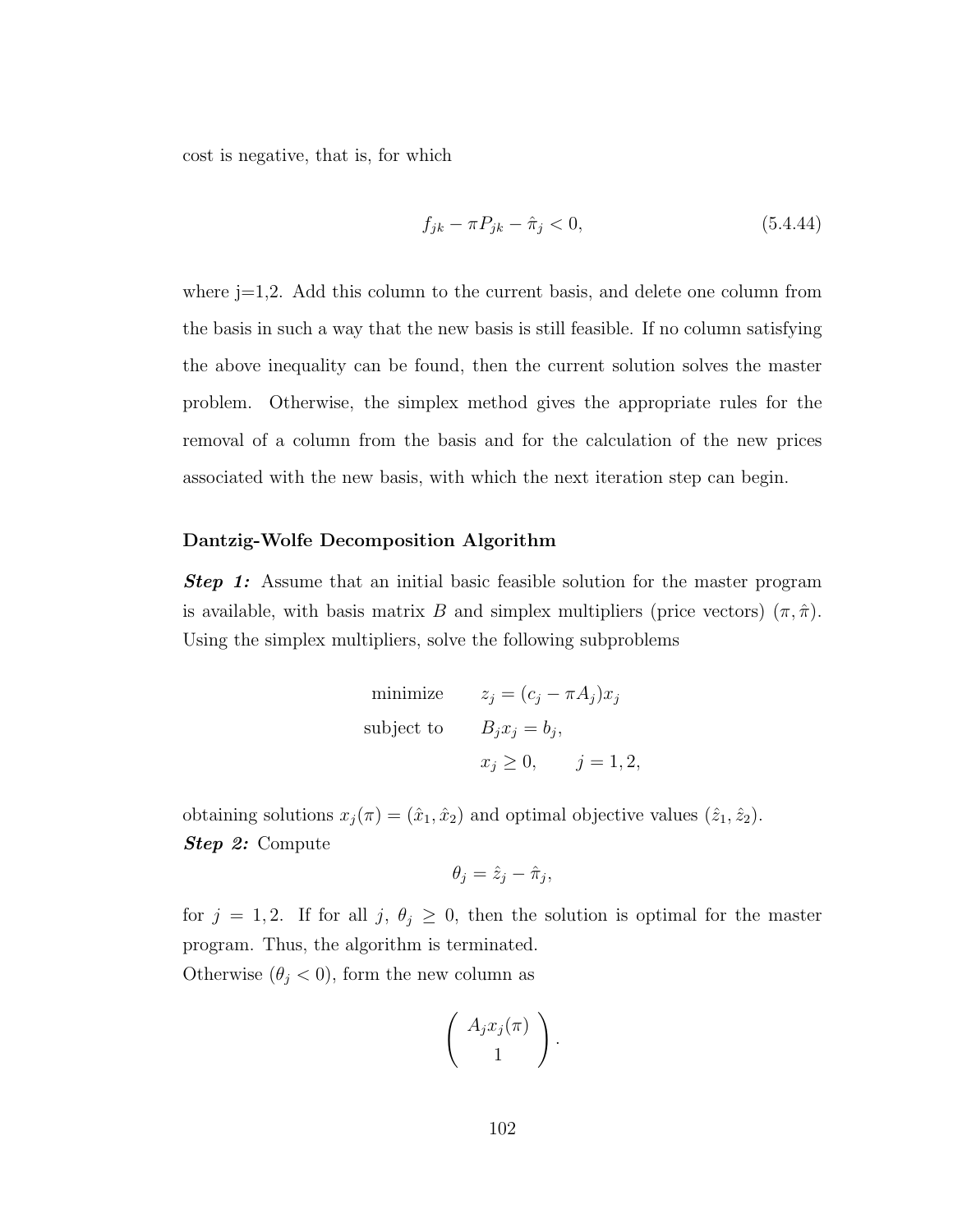cost is negative, that is, for which

$$f_{jk} - \pi P_{jk} - \hat{\pi}_j < 0, \tag{5.4.44}$$

where j=1,2. Add this column to the current basis, and delete one column from the basis in such a way that the new basis is still feasible. If no column satisfying the above inequality can be found, then the current solution solves the master problem. Otherwise, the simplex method gives the appropriate rules for the removal of a column from the basis and for the calculation of the new prices associated with the new basis, with which the next iteration step can begin.

**Dantzig-Wolfe Decomposition Algorithm**

***Step 1:*** Assume that an initial basic feasible solution for the master program is available, with basis matrix $B$ and simplex multipliers (price vectors) $(\pi, \hat{\pi})$. Using the simplex multipliers, solve the following subproblems

$$\begin{aligned}
\text{minimize} \quad & z_j = (c_j - \pi A_j)x_j \\
\text{subject to} \quad & B_j x_j = b_j, \\
& x_j \geq 0, \qquad j = 1, 2,
\end{aligned}$$

obtaining solutions $x_j(\pi) = (\hat{x}_1, \hat{x}_2)$ and optimal objective values $(\hat{z}_1, \hat{z}_2)$.

***Step 2:*** Compute

$$\theta_j = \hat{z}_j - \hat{\pi}_j,$$

for $j = 1, 2$. If for all $j$, $\theta_j \geq 0$, then the solution is optimal for the master program. Thus, the algorithm is terminated.

Otherwise ($\theta_j < 0$), form the new column as

$$\begin{pmatrix} A_j x_j(\pi) \\ 1 \end{pmatrix}.$$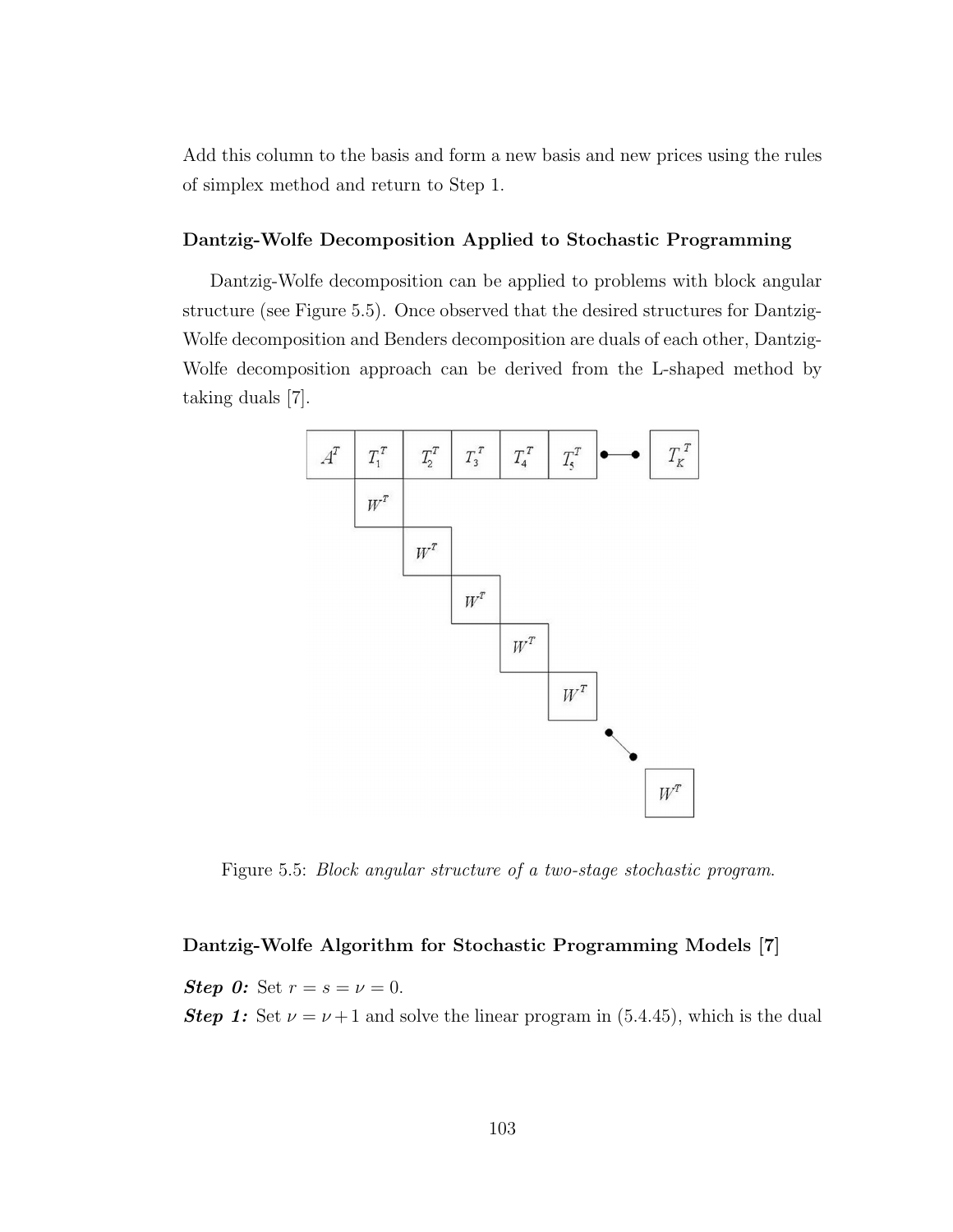Add this column to the basis and form a new basis and new prices using the rules of simplex method and return to Step 1.

### Dantzig-Wolfe Decomposition Applied to Stochastic Programming

Dantzig-Wolfe decomposition can be applied to problems with block angular structure (see Figure 5.5). Once observed that the desired structures for Dantzig-Wolfe decomposition and Benders decomposition are duals of each other, Dantzig-Wolfe decomposition approach can be derived from the L-shaped method by taking duals [7].

Figure 5.5: *Block angular structure of a two-stage stochastic program.*

### Dantzig-Wolfe Algorithm for Stochastic Programming Models [7]

***Step 0:*** Set $r = s = \nu = 0$.

***Step 1:*** Set $\nu = \nu + 1$ and solve the linear program in (5.4.45), which is the dual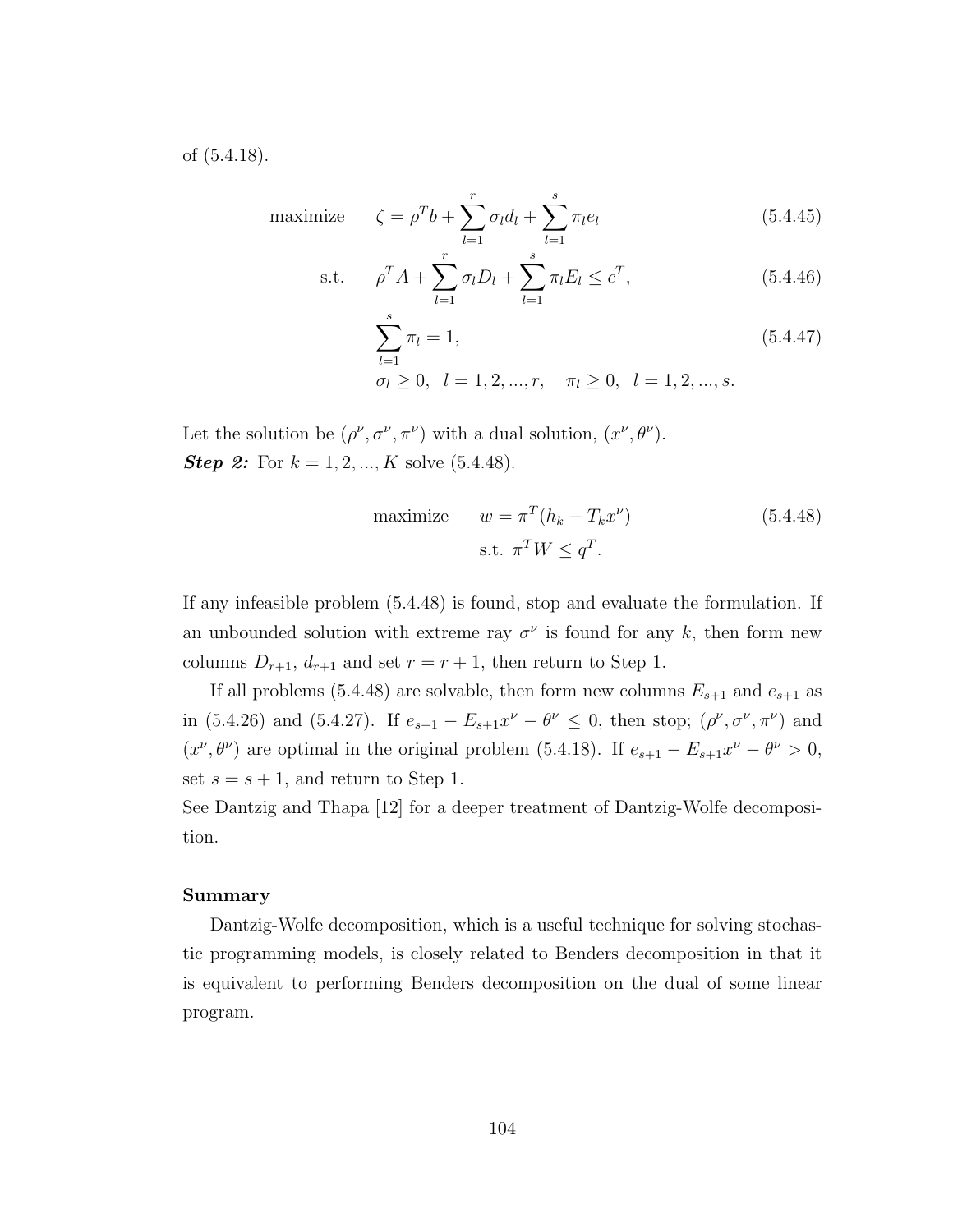of (5.4.18).

$$
\begin{aligned}
\text{maximize} \quad & \zeta = \rho^T b + \sum_{l=1}^{r} \sigma_l d_l + \sum_{l=1}^{s} \pi_l e_l && (5.4.45)\\
\text{s.t.} \quad & \rho^T A + \sum_{l=1}^{r} \sigma_l D_l + \sum_{l=1}^{s} \pi_l E_l \leq c^T, && (5.4.46)\\
& \sum_{l=1}^{s} \pi_l = 1, && (5.4.47)\\
& \sigma_l \geq 0, \;\; l = 1, 2, ..., r, \quad \pi_l \geq 0, \;\; l = 1, 2, ..., s.
\end{aligned}
$$

Let the solution be $(\rho^\nu, \sigma^\nu, \pi^\nu)$ with a dual solution, $(x^\nu, \theta^\nu)$.

***Step 2:*** For $k = 1, 2, ..., K$ solve (5.4.48).

$$
\begin{aligned}
\text{maximize} \quad & w = \pi^T (h_k - T_k x^\nu) && (5.4.48)\\
& \text{s.t. } \pi^T W \leq q^T.
\end{aligned}
$$

If any infeasible problem (5.4.48) is found, stop and evaluate the formulation. If an unbounded solution with extreme ray $\sigma^\nu$ is found for any $k$, then form new columns $D_{r+1}$, $d_{r+1}$ and set $r = r + 1$, then return to Step 1.

If all problems (5.4.48) are solvable, then form new columns $E_{s+1}$ and $e_{s+1}$ as in (5.4.26) and (5.4.27). If $e_{s+1} - E_{s+1} x^\nu - \theta^\nu \leq 0$, then stop; $(\rho^\nu, \sigma^\nu, \pi^\nu)$ and $(x^\nu, \theta^\nu)$ are optimal in the original problem (5.4.18). If $e_{s+1} - E_{s+1} x^\nu - \theta^\nu > 0$, set $s = s + 1$, and return to Step 1.

See Dantzig and Thapa [12] for a deeper treatment of Dantzig-Wolfe decomposition.

**Summary**

Dantzig-Wolfe decomposition, which is a useful technique for solving stochastic programming models, is closely related to Benders decomposition in that it is equivalent to performing Benders decomposition on the dual of some linear program.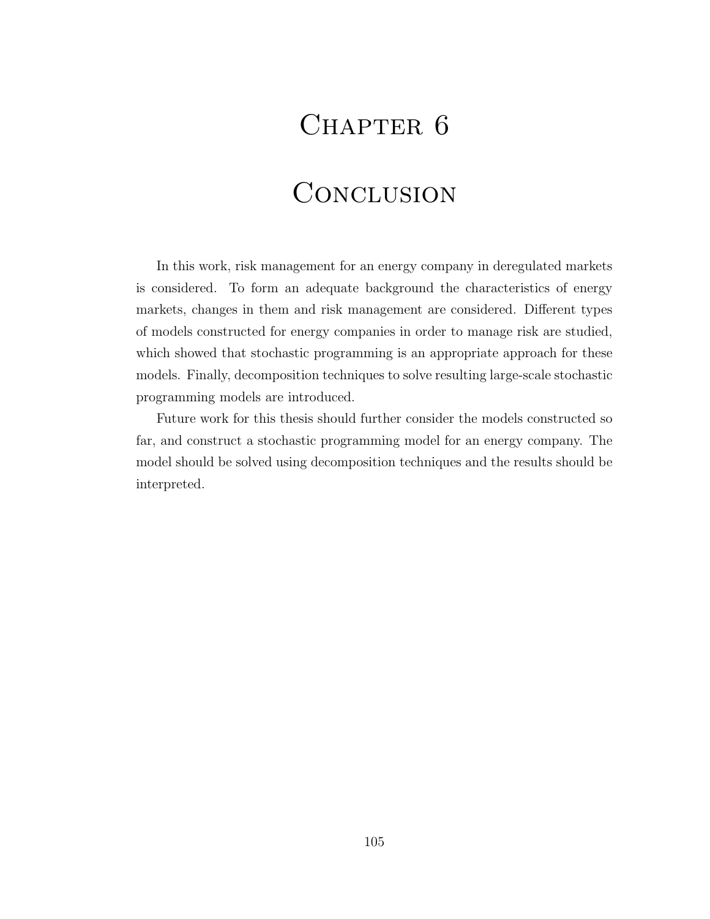# Chapter 6

# Conclusion

In this work, risk management for an energy company in deregulated markets is considered. To form an adequate background the characteristics of energy markets, changes in them and risk management are considered. Different types of models constructed for energy companies in order to manage risk are studied, which showed that stochastic programming is an appropriate approach for these models. Finally, decomposition techniques to solve resulting large-scale stochastic programming models are introduced.

Future work for this thesis should further consider the models constructed so far, and construct a stochastic programming model for an energy company. The model should be solved using decomposition techniques and the results should be interpreted.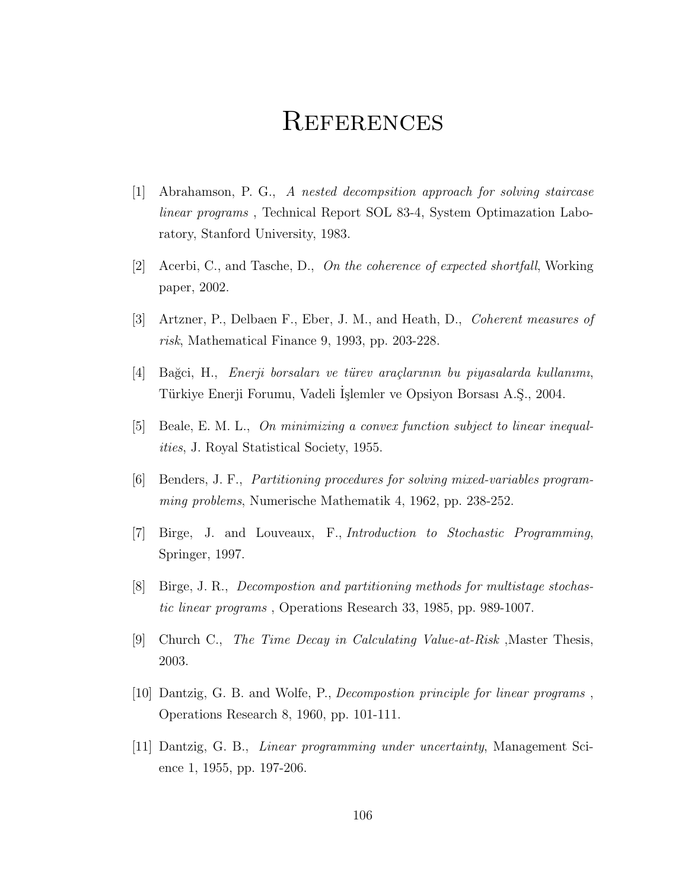# References

[1] Abrahamson, P. G., *A nested decompsition approach for solving staircase linear programs* , Technical Report SOL 83-4, System Optimazation Laboratory, Stanford University, 1983.

[2] Acerbi, C., and Tasche, D., *On the coherence of expected shortfall*, Working paper, 2002.

[3] Artzner, P., Delbaen F., Eber, J. M., and Heath, D., *Coherent measures of risk*, Mathematical Finance 9, 1993, pp. 203-228.

[4] Bağci, H., *Enerji borsaları ve türev araçlarının bu piyasalarda kullanımı*, Türkiye Enerji Forumu, Vadeli İşlemler ve Opsiyon Borsası A.Ş., 2004.

[5] Beale, E. M. L., *On minimizing a convex function subject to linear inequalities*, J. Royal Statistical Society, 1955.

[6] Benders, J. F., *Partitioning procedures for solving mixed-variables programming problems*, Numerische Mathematik 4, 1962, pp. 238-252.

[7] Birge, J. and Louveaux, F., *Introduction to Stochastic Programming*, Springer, 1997.

[8] Birge, J. R., *Decompostion and partitioning methods for multistage stochastic linear programs* , Operations Research 33, 1985, pp. 989-1007.

[9] Church C., *The Time Decay in Calculating Value-at-Risk* ,Master Thesis, 2003.

[10] Dantzig, G. B. and Wolfe, P., *Decompostion principle for linear programs* , Operations Research 8, 1960, pp. 101-111.

[11] Dantzig, G. B., *Linear programming under uncertainty*, Management Science 1, 1955, pp. 197-206.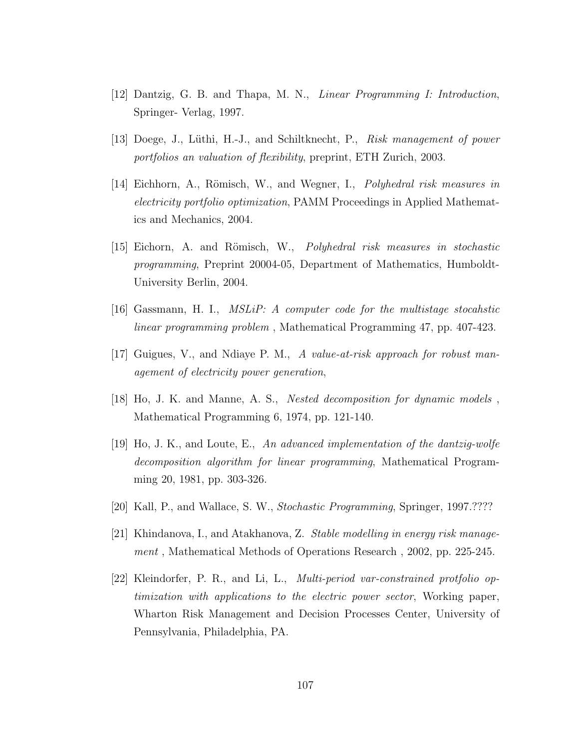[12] Dantzig, G. B. and Thapa, M. N., *Linear Programming I: Introduction*, Springer- Verlag, 1997.

[13] Doege, J., Lüthi, H.-J., and Schiltknecht, P., *Risk management of power portfolios an valuation of flexibility*, preprint, ETH Zurich, 2003.

[14] Eichhorn, A., Römisch, W., and Wegner, I., *Polyhedral risk measures in electricity portfolio optimization*, PAMM Proceedings in Applied Mathematics and Mechanics, 2004.

[15] Eichorn, A. and Römisch, W., *Polyhedral risk measures in stochastic programming*, Preprint 20004-05, Department of Mathematics, Humboldt-University Berlin, 2004.

[16] Gassmann, H. I., *MSLiP: A computer code for the multistage stocahstic linear programming problem* , Mathematical Programming 47, pp. 407-423.

[17] Guigues, V., and Ndiaye P. M., *A value-at-risk approach for robust management of electricity power generation*,

[18] Ho, J. K. and Manne, A. S., *Nested decomposition for dynamic models* , Mathematical Programming 6, 1974, pp. 121-140.

[19] Ho, J. K., and Loute, E., *An advanced implementation of the dantzig-wolfe decomposition algorithm for linear programming*, Mathematical Programming 20, 1981, pp. 303-326.

[20] Kall, P., and Wallace, S. W., *Stochastic Programming*, Springer, 1997.????

[21] Khindanova, I., and Atakhanova, Z. *Stable modelling in energy risk management* , Mathematical Methods of Operations Research , 2002, pp. 225-245.

[22] Kleindorfer, P. R., and Li, L., *Multi-period var-constrained protfolio optimization with applications to the electric power sector*, Working paper, Wharton Risk Management and Decision Processes Center, University of Pennsylvania, Philadelphia, PA.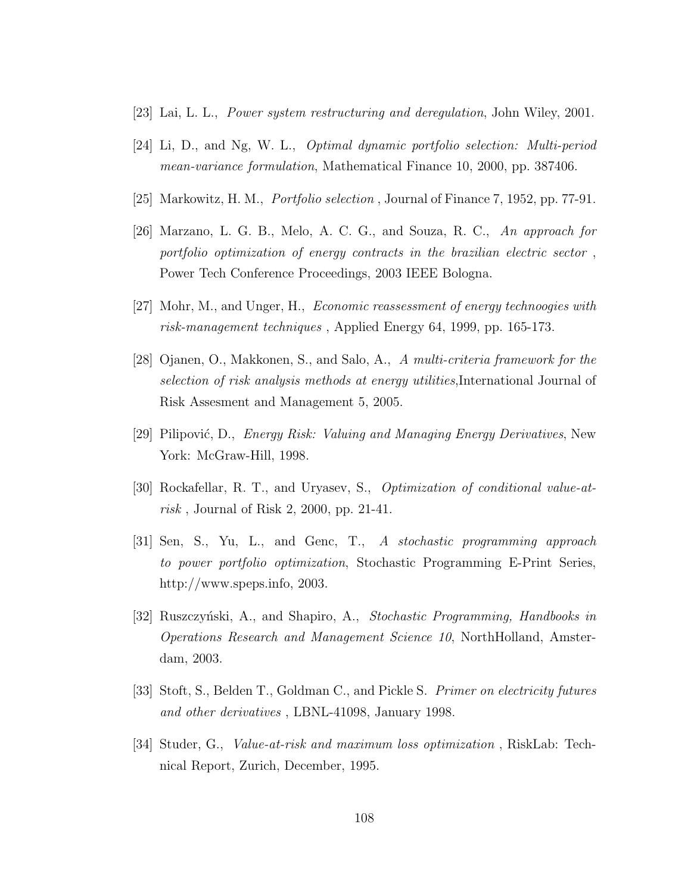[23] Lai, L. L., *Power system restructuring and deregulation*, John Wiley, 2001.

[24] Li, D., and Ng, W. L., *Optimal dynamic portfolio selection: Multi-period mean-variance formulation*, Mathematical Finance 10, 2000, pp. 387406.

[25] Markowitz, H. M., *Portfolio selection* , Journal of Finance 7, 1952, pp. 77-91.

[26] Marzano, L. G. B., Melo, A. C. G., and Souza, R. C., *An approach for portfolio optimization of energy contracts in the brazilian electric sector* , Power Tech Conference Proceedings, 2003 IEEE Bologna.

[27] Mohr, M., and Unger, H., *Economic reassessment of energy technoogies with risk-management techniques* , Applied Energy 64, 1999, pp. 165-173.

[28] Ojanen, O., Makkonen, S., and Salo, A., *A multi-criteria framework for the selection of risk analysis methods at energy utilities*,International Journal of Risk Assesment and Management 5, 2005.

[29] Pilipović, D., *Energy Risk: Valuing and Managing Energy Derivatives*, New York: McGraw-Hill, 1998.

[30] Rockafellar, R. T., and Uryasev, S., *Optimization of conditional value-at-risk* , Journal of Risk 2, 2000, pp. 21-41.

[31] Sen, S., Yu, L., and Genc, T., *A stochastic programming approach to power portfolio optimization*, Stochastic Programming E-Print Series, http://www.speps.info, 2003.

[32] Ruszczyński, A., and Shapiro, A., *Stochastic Programming, Handbooks in Operations Research and Management Science 10*, NorthHolland, Amsterdam, 2003.

[33] Stoft, S., Belden T., Goldman C., and Pickle S. *Primer on electricity futures and other derivatives* , LBNL-41098, January 1998.

[34] Studer, G., *Value-at-risk and maximum loss optimization* , RiskLab: Technical Report, Zurich, December, 1995.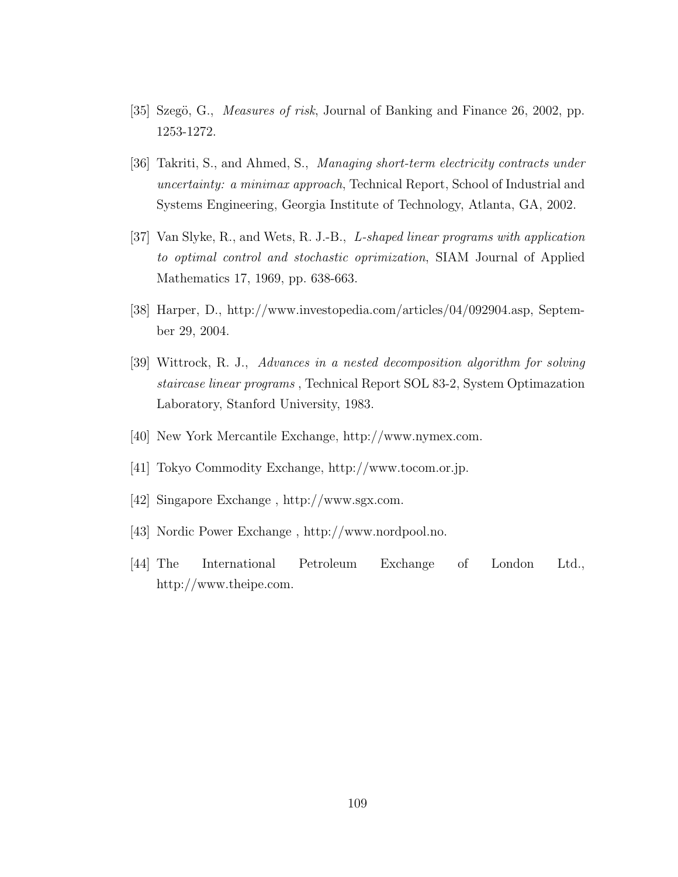[35] Szegö, G., *Measures of risk*, Journal of Banking and Finance 26, 2002, pp. 1253-1272.

[36] Takriti, S., and Ahmed, S., *Managing short-term electricity contracts under uncertainty: a minimax approach*, Technical Report, School of Industrial and Systems Engineering, Georgia Institute of Technology, Atlanta, GA, 2002.

[37] Van Slyke, R., and Wets, R. J.-B., *L-shaped linear programs with application to optimal control and stochastic oprimization*, SIAM Journal of Applied Mathematics 17, 1969, pp. 638-663.

[38] Harper, D., http://www.investopedia.com/articles/04/092904.asp, September 29, 2004.

[39] Wittrock, R. J., *Advances in a nested decomposition algorithm for solving staircase linear programs* , Technical Report SOL 83-2, System Optimazation Laboratory, Stanford University, 1983.

[40] New York Mercantile Exchange, http://www.nymex.com.

[41] Tokyo Commodity Exchange, http://www.tocom.or.jp.

[42] Singapore Exchange , http://www.sgx.com.

[43] Nordic Power Exchange , http://www.nordpool.no.

[44] The International Petroleum Exchange of London Ltd., http://www.theipe.com.